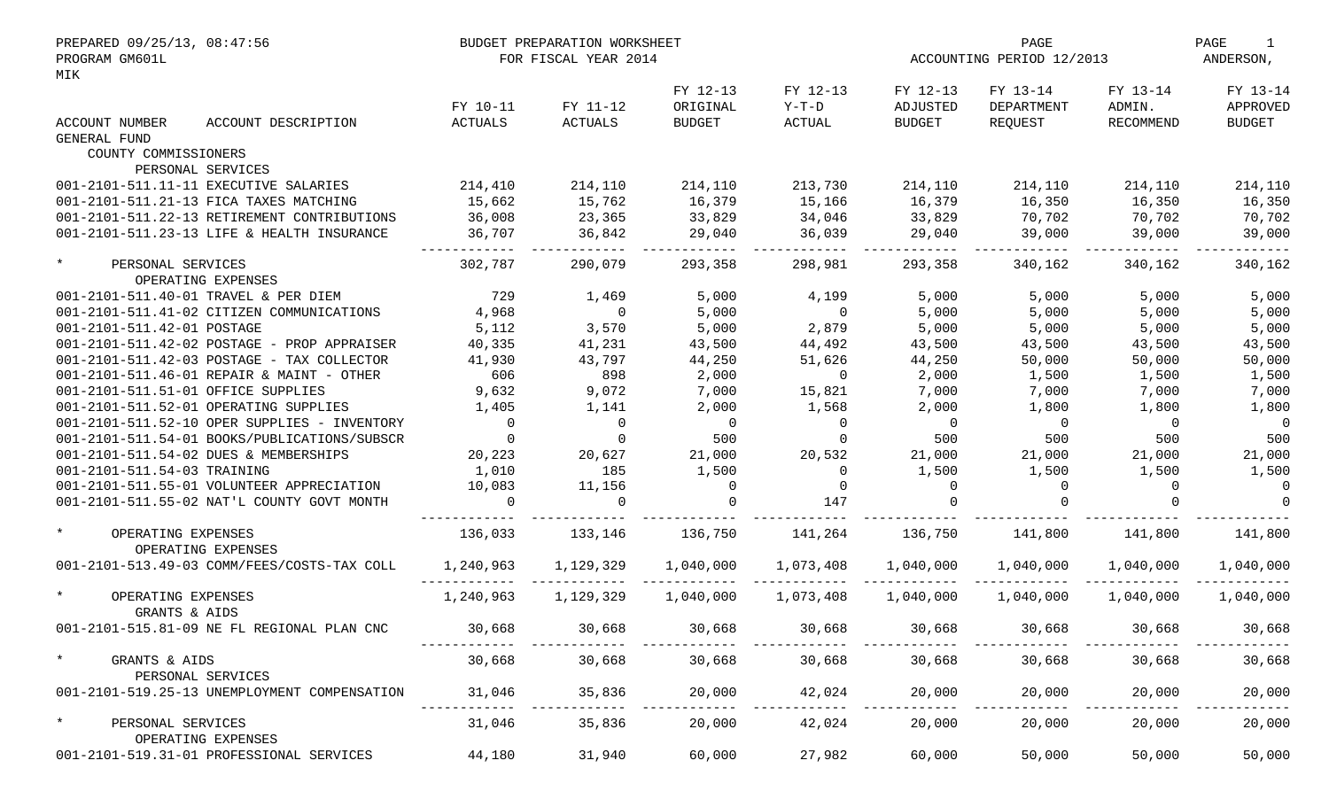PREPARED 09/25/13, 08:47:56 BUDGET PREPARATION WORKSHEET PAGE
PROGRAM GM601L FOR FISCAL YEAR 2014 ACCOUNTING PERIOD 12/2013 ANDERSON,
MIK

| ACCOUNT NUMBER ACCOUNT DESCRIPTION | FY 10-11 ACTUALS | FY 11-12 ACTUALS | FY 12-13 ORIGINAL BUDGET | FY 12-13 Y-T-D ACTUAL | FY 12-13 ADJUSTED BUDGET | FY 13-14 DEPARTMENT REQUEST | FY 13-14 ADMIN. RECOMMEND | FY 13-14 APPROVED BUDGET |
|---|---|---|---|---|---|---|---|---|
| GENERAL FUND | | | | | | | | |
| COUNTY COMMISSIONERS | | | | | | | | |
| PERSONAL SERVICES | | | | | | | | |
| 001-2101-511.11-11 EXECUTIVE SALARIES | 214,410 | 214,110 | 214,110 | 213,730 | 214,110 | 214,110 | 214,110 | 214,110 |
| 001-2101-511.21-13 FICA TAXES MATCHING | 15,662 | 15,762 | 16,379 | 15,166 | 16,379 | 16,350 | 16,350 | 16,350 |
| 001-2101-511.22-13 RETIREMENT CONTRIBUTIONS | 36,008 | 23,365 | 33,829 | 34,046 | 33,829 | 70,702 | 70,702 | 70,702 |
| 001-2101-511.23-13 LIFE & HEALTH INSURANCE | 36,707 | 36,842 | 29,040 | 36,039 | 29,040 | 39,000 | 39,000 | 39,000 |
| * PERSONAL SERVICES | 302,787 | 290,079 | 293,358 | 298,981 | 293,358 | 340,162 | 340,162 | 340,162 |
| OPERATING EXPENSES | | | | | | | | |
| 001-2101-511.40-01 TRAVEL & PER DIEM | 729 | 1,469 | 5,000 | 4,199 | 5,000 | 5,000 | 5,000 | 5,000 |
| 001-2101-511.41-02 CITIZEN COMMUNICATIONS | 4,968 | 0 | 5,000 | 0 | 5,000 | 5,000 | 5,000 | 5,000 |
| 001-2101-511.42-01 POSTAGE | 5,112 | 3,570 | 5,000 | 2,879 | 5,000 | 5,000 | 5,000 | 5,000 |
| 001-2101-511.42-02 POSTAGE - PROP APPRAISER | 40,335 | 41,231 | 43,500 | 44,492 | 43,500 | 43,500 | 43,500 | 43,500 |
| 001-2101-511.42-03 POSTAGE - TAX COLLECTOR | 41,930 | 43,797 | 44,250 | 51,626 | 44,250 | 50,000 | 50,000 | 50,000 |
| 001-2101-511.46-01 REPAIR & MAINT - OTHER | 606 | 898 | 2,000 | 0 | 2,000 | 1,500 | 1,500 | 1,500 |
| 001-2101-511.51-01 OFFICE SUPPLIES | 9,632 | 9,072 | 7,000 | 15,821 | 7,000 | 7,000 | 7,000 | 7,000 |
| 001-2101-511.52-01 OPERATING SUPPLIES | 1,405 | 1,141 | 2,000 | 1,568 | 2,000 | 1,800 | 1,800 | 1,800 |
| 001-2101-511.52-10 OPER SUPPLIES - INVENTORY | 0 | 0 | 0 | 0 | 0 | 0 | 0 | 0 |
| 001-2101-511.54-01 BOOKS/PUBLICATIONS/SUBSCR | 0 | 0 | 500 | 0 | 500 | 500 | 500 | 500 |
| 001-2101-511.54-02 DUES & MEMBERSHIPS | 20,223 | 20,627 | 21,000 | 20,532 | 21,000 | 21,000 | 21,000 | 21,000 |
| 001-2101-511.54-03 TRAINING | 1,010 | 185 | 1,500 | 0 | 1,500 | 1,500 | 1,500 | 1,500 |
| 001-2101-511.55-01 VOLUNTEER APPRECIATION | 10,083 | 11,156 | 0 | 0 | 0 | 0 | 0 | 0 |
| 001-2101-511.55-02 NAT'L COUNTY GOVT MONTH | 0 | 0 | 0 | 147 | 0 | 0 | 0 | 0 |
| * OPERATING EXPENSES | 136,033 | 133,146 | 136,750 | 141,264 | 136,750 | 141,800 | 141,800 | 141,800 |
| OPERATING EXPENSES | | | | | | | | |
| 001-2101-513.49-03 COMM/FEES/COSTS-TAX COLL | 1,240,963 | 1,129,329 | 1,040,000 | 1,073,408 | 1,040,000 | 1,040,000 | 1,040,000 | 1,040,000 |
| * OPERATING EXPENSES | 1,240,963 | 1,129,329 | 1,040,000 | 1,073,408 | 1,040,000 | 1,040,000 | 1,040,000 | 1,040,000 |
| GRANTS & AIDS | | | | | | | | |
| 001-2101-515.81-09 NE FL REGIONAL PLAN CNC | 30,668 | 30,668 | 30,668 | 30,668 | 30,668 | 30,668 | 30,668 | 30,668 |
| * GRANTS & AIDS | 30,668 | 30,668 | 30,668 | 30,668 | 30,668 | 30,668 | 30,668 | 30,668 |
| PERSONAL SERVICES | | | | | | | | |
| 001-2101-519.25-13 UNEMPLOYMENT COMPENSATION | 31,046 | 35,836 | 20,000 | 42,024 | 20,000 | 20,000 | 20,000 | 20,000 |
| * PERSONAL SERVICES | 31,046 | 35,836 | 20,000 | 42,024 | 20,000 | 20,000 | 20,000 | 20,000 |
| OPERATING EXPENSES | | | | | | | | |
| 001-2101-519.31-01 PROFESSIONAL SERVICES | 44,180 | 31,940 | 60,000 | 27,982 | 60,000 | 50,000 | 50,000 | 50,000 |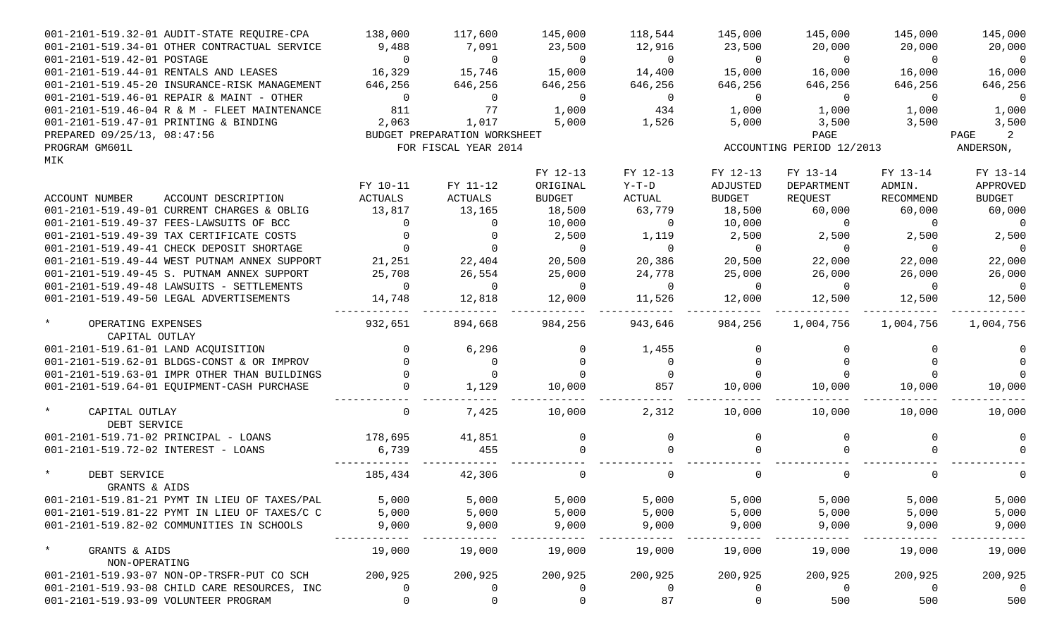| ACCOUNT NUMBER / ACCOUNT DESCRIPTION | FY 10-11 ACTUALS | FY 11-12 ACTUALS | FY 12-13 ORIGINAL BUDGET | FY 12-13 Y-T-D ACTUAL | FY 12-13 ADJUSTED BUDGET | FY 13-14 DEPARTMENT REQUEST | FY 13-14 ADMIN. RECOMMEND | FY 13-14 APPROVED BUDGET |
|---|---|---|---|---|---|---|---|---|
| 001-2101-519.32-01 AUDIT-STATE REQUIRE-CPA | 138,000 | 117,600 | 145,000 | 118,544 | 145,000 | 145,000 | 145,000 | 145,000 |
| 001-2101-519.34-01 OTHER CONTRACTUAL SERVICE | 9,488 | 7,091 | 23,500 | 12,916 | 23,500 | 20,000 | 20,000 | 20,000 |
| 001-2101-519.42-01 POSTAGE | 0 | 0 | 0 | 0 | 0 | 0 | 0 | 0 |
| 001-2101-519.44-01 RENTALS AND LEASES | 16,329 | 15,746 | 15,000 | 14,400 | 15,000 | 16,000 | 16,000 | 16,000 |
| 001-2101-519.45-20 INSURANCE-RISK MANAGEMENT | 646,256 | 646,256 | 646,256 | 646,256 | 646,256 | 646,256 | 646,256 | 646,256 |
| 001-2101-519.46-01 REPAIR & MAINT - OTHER | 0 | 0 | 0 | 0 | 0 | 0 | 0 | 0 |
| 001-2101-519.46-04 R & M - FLEET MAINTENANCE | 811 | 77 | 1,000 | 434 | 1,000 | 1,000 | 1,000 | 1,000 |
| 001-2101-519.47-01 PRINTING & BINDING | 2,063 | 1,017 | 5,000 | 1,526 | 5,000 | 3,500 | 3,500 | 3,500 |

PREPARED 09/25/13, 08:47:56 — BUDGET PREPARATION WORKSHEET — PAGE 2
PROGRAM GM601L — FOR FISCAL YEAR 2014 — ACCOUNTING PERIOD 12/2013 — ANDERSON, MIK

| ACCOUNT NUMBER / ACCOUNT DESCRIPTION | FY 10-11 ACTUALS | FY 11-12 ACTUALS | FY 12-13 ORIGINAL BUDGET | FY 12-13 Y-T-D ACTUAL | FY 12-13 ADJUSTED BUDGET | FY 13-14 DEPARTMENT REQUEST | FY 13-14 ADMIN. RECOMMEND | FY 13-14 APPROVED BUDGET |
|---|---|---|---|---|---|---|---|---|
| 001-2101-519.49-01 CURRENT CHARGES & OBLIG | 13,817 | 13,165 | 18,500 | 63,779 | 18,500 | 60,000 | 60,000 | 60,000 |
| 001-2101-519.49-37 FEES-LAWSUITS OF BCC | 0 | 0 | 10,000 | 0 | 10,000 | 0 | 0 | 0 |
| 001-2101-519.49-39 TAX CERTIFICATE COSTS | 0 | 0 | 2,500 | 1,119 | 2,500 | 2,500 | 2,500 | 2,500 |
| 001-2101-519.49-41 CHECK DEPOSIT SHORTAGE | 0 | 0 | 0 | 0 | 0 | 0 | 0 | 0 |
| 001-2101-519.49-44 WEST PUTNAM ANNEX SUPPORT | 21,251 | 22,404 | 20,500 | 20,386 | 20,500 | 22,000 | 22,000 | 22,000 |
| 001-2101-519.49-45 S. PUTNAM ANNEX SUPPORT | 25,708 | 26,554 | 25,000 | 24,778 | 25,000 | 26,000 | 26,000 | 26,000 |
| 001-2101-519.49-48 LAWSUITS - SETTLEMENTS | 0 | 0 | 0 | 0 | 0 | 0 | 0 | 0 |
| 001-2101-519.49-50 LEGAL ADVERTISEMENTS | 14,748 | 12,818 | 12,000 | 11,526 | 12,000 | 12,500 | 12,500 | 12,500 |
| * OPERATING EXPENSES | 932,651 | 894,668 | 984,256 | 943,646 | 984,256 | 1,004,756 | 1,004,756 | 1,004,756 |
| CAPITAL OUTLAY | | | | | | | | |
| 001-2101-519.61-01 LAND ACQUISITION | 0 | 6,296 | 0 | 1,455 | 0 | 0 | 0 | 0 |
| 001-2101-519.62-01 BLDGS-CONST & OR IMPROV | 0 | 0 | 0 | 0 | 0 | 0 | 0 | 0 |
| 001-2101-519.63-01 IMPR OTHER THAN BUILDINGS | 0 | 0 | 0 | 0 | 0 | 0 | 0 | 0 |
| 001-2101-519.64-01 EQUIPMENT-CASH PURCHASE | 0 | 1,129 | 10,000 | 857 | 10,000 | 10,000 | 10,000 | 10,000 |
| * CAPITAL OUTLAY | 0 | 7,425 | 10,000 | 2,312 | 10,000 | 10,000 | 10,000 | 10,000 |
| DEBT SERVICE | | | | | | | | |
| 001-2101-519.71-02 PRINCIPAL - LOANS | 178,695 | 41,851 | 0 | 0 | 0 | 0 | 0 | 0 |
| 001-2101-519.72-02 INTEREST - LOANS | 6,739 | 455 | 0 | 0 | 0 | 0 | 0 | 0 |
| * DEBT SERVICE | 185,434 | 42,306 | 0 | 0 | 0 | 0 | 0 | 0 |
| GRANTS & AIDS | | | | | | | | |
| 001-2101-519.81-21 PYMT IN LIEU OF TAXES/PAL | 5,000 | 5,000 | 5,000 | 5,000 | 5,000 | 5,000 | 5,000 | 5,000 |
| 001-2101-519.81-22 PYMT IN LIEU OF TAXES/C C | 5,000 | 5,000 | 5,000 | 5,000 | 5,000 | 5,000 | 5,000 | 5,000 |
| 001-2101-519.82-02 COMMUNITIES IN SCHOOLS | 9,000 | 9,000 | 9,000 | 9,000 | 9,000 | 9,000 | 9,000 | 9,000 |
| * GRANTS & AIDS | 19,000 | 19,000 | 19,000 | 19,000 | 19,000 | 19,000 | 19,000 | 19,000 |
| NON-OPERATING | | | | | | | | |
| 001-2101-519.93-07 NON-OP-TRSFR-PUT CO SCH | 200,925 | 200,925 | 200,925 | 200,925 | 200,925 | 200,925 | 200,925 | 200,925 |
| 001-2101-519.93-08 CHILD CARE RESOURCES, INC | 0 | 0 | 0 | 0 | 0 | 0 | 0 | 0 |
| 001-2101-519.93-09 VOLUNTEER PROGRAM | 0 | 0 | 0 | 87 | 0 | 500 | 500 | 500 |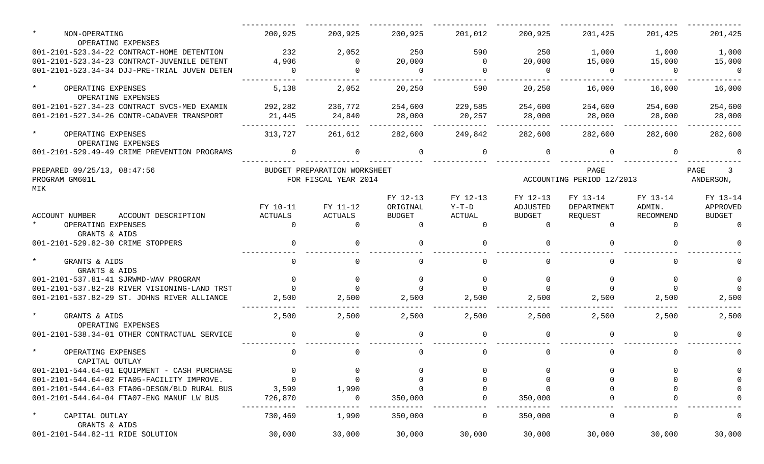| ACCOUNT NUMBER ACCOUNT DESCRIPTION | FY 10-11 ACTUALS | FY 11-12 ACTUALS | FY 12-13 ORIGINAL BUDGET | FY 12-13 Y-T-D ACTUAL | FY 12-13 ADJUSTED BUDGET | FY 13-14 DEPARTMENT REQUEST | FY 13-14 ADMIN. RECOMMEND | FY 13-14 APPROVED BUDGET |
|---|---|---|---|---|---|---|---|---|
| * NON-OPERATING | 200,925 | 200,925 | 200,925 | 201,012 | 200,925 | 201,425 | 201,425 | 201,425 |
| OPERATING EXPENSES | | | | | | | | |
| 001-2101-523.34-22 CONTRACT-HOME DETENTION | 232 | 2,052 | 250 | 590 | 250 | 1,000 | 1,000 | 1,000 |
| 001-2101-523.34-23 CONTRACT-JUVENILE DETENT | 4,906 | 0 | 20,000 | 0 | 20,000 | 15,000 | 15,000 | 15,000 |
| 001-2101-523.34-34 DJJ-PRE-TRIAL JUVEN DETEN | 0 | 0 | 0 | 0 | 0 | 0 | 0 | 0 |
| * OPERATING EXPENSES | 5,138 | 2,052 | 20,250 | 590 | 20,250 | 16,000 | 16,000 | 16,000 |
| OPERATING EXPENSES | | | | | | | | |
| 001-2101-527.34-23 CONTRACT SVCS-MED EXAMIN | 292,282 | 236,772 | 254,600 | 229,585 | 254,600 | 254,600 | 254,600 | 254,600 |
| 001-2101-527.34-26 CONTR-CADAVER TRANSPORT | 21,445 | 24,840 | 28,000 | 20,257 | 28,000 | 28,000 | 28,000 | 28,000 |
| * OPERATING EXPENSES | 313,727 | 261,612 | 282,600 | 249,842 | 282,600 | 282,600 | 282,600 | 282,600 |
| OPERATING EXPENSES | | | | | | | | |
| 001-2101-529.49-49 CRIME PREVENTION PROGRAMS | 0 | 0 | 0 | 0 | 0 | 0 | 0 | 0 |

PREPARED 09/25/13, 08:47:56 BUDGET PREPARATION WORKSHEET PAGE 3
PROGRAM GM601L FOR FISCAL YEAR 2014 ACCOUNTING PERIOD 12/2013 ANDERSON, MIK

| ACCOUNT NUMBER ACCOUNT DESCRIPTION | FY 10-11 ACTUALS | FY 11-12 ACTUALS | FY 12-13 ORIGINAL BUDGET | FY 12-13 Y-T-D ACTUAL | FY 12-13 ADJUSTED BUDGET | FY 13-14 DEPARTMENT REQUEST | FY 13-14 ADMIN. RECOMMEND | FY 13-14 APPROVED BUDGET |
|---|---|---|---|---|---|---|---|---|
| * OPERATING EXPENSES | 0 | 0 | 0 | 0 | 0 | 0 | 0 | 0 |
| GRANTS & AIDS | | | | | | | | |
| 001-2101-529.82-30 CRIME STOPPERS | 0 | 0 | 0 | 0 | 0 | 0 | 0 | 0 |
| * GRANTS & AIDS | 0 | 0 | 0 | 0 | 0 | 0 | 0 | 0 |
| GRANTS & AIDS | | | | | | | | |
| 001-2101-537.81-41 SJRWMD-WAV PROGRAM | 0 | 0 | 0 | 0 | 0 | 0 | 0 | 0 |
| 001-2101-537.82-28 RIVER VISIONING-LAND TRST | 0 | 0 | 0 | 0 | 0 | 0 | 0 | 0 |
| 001-2101-537.82-29 ST. JOHNS RIVER ALLIANCE | 2,500 | 2,500 | 2,500 | 2,500 | 2,500 | 2,500 | 2,500 | 2,500 |
| * GRANTS & AIDS | 2,500 | 2,500 | 2,500 | 2,500 | 2,500 | 2,500 | 2,500 | 2,500 |
| OPERATING EXPENSES | | | | | | | | |
| 001-2101-538.34-01 OTHER CONTRACTUAL SERVICE | 0 | 0 | 0 | 0 | 0 | 0 | 0 | 0 |
| * OPERATING EXPENSES | 0 | 0 | 0 | 0 | 0 | 0 | 0 | 0 |
| CAPITAL OUTLAY | | | | | | | | |
| 001-2101-544.64-01 EQUIPMENT - CASH PURCHASE | 0 | 0 | 0 | 0 | 0 | 0 | 0 | 0 |
| 001-2101-544.64-02 FTA05-FACILITY IMPROVE. | 0 | 0 | 0 | 0 | 0 | 0 | 0 | 0 |
| 001-2101-544.64-03 FTA06-DESGN/BLD RURAL BUS | 3,599 | 1,990 | 0 | 0 | 0 | 0 | 0 | 0 |
| 001-2101-544.64-04 FTA07-ENG MANUF LW BUS | 726,870 | 0 | 350,000 | 0 | 350,000 | 0 | 0 | 0 |
| * CAPITAL OUTLAY | 730,469 | 1,990 | 350,000 | 0 | 350,000 | 0 | 0 | 0 |
| GRANTS & AIDS | | | | | | | | |
| 001-2101-544.82-11 RIDE SOLUTION | 30,000 | 30,000 | 30,000 | 30,000 | 30,000 | 30,000 | 30,000 | 30,000 |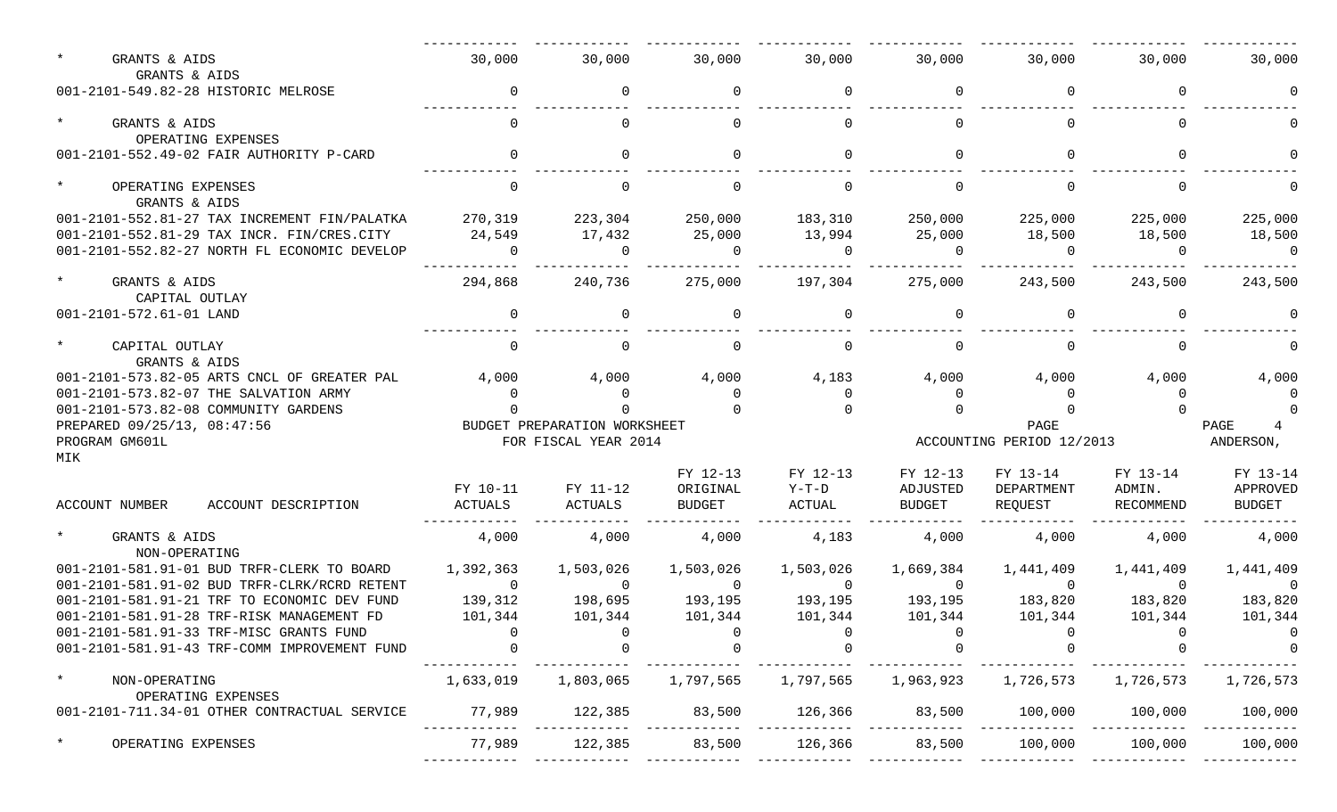| ACCOUNT NUMBER ACCOUNT DESCRIPTION | FY 10-11 ACTUALS | FY 11-12 ACTUALS | FY 12-13 ORIGINAL BUDGET | FY 12-13 Y-T-D ACTUAL | FY 12-13 ADJUSTED BUDGET | FY 13-14 DEPARTMENT REQUEST | FY 13-14 ADMIN. RECOMMEND | FY 13-14 APPROVED BUDGET |
|---|---|---|---|---|---|---|---|---|
| * GRANTS & AIDS | 30,000 | 30,000 | 30,000 | 30,000 | 30,000 | 30,000 | 30,000 | 30,000 |
| GRANTS & AIDS | | | | | | | | |
| 001-2101-549.82-28 HISTORIC MELROSE | 0 | 0 | 0 | 0 | 0 | 0 | 0 | 0 |
| * GRANTS & AIDS | 0 | 0 | 0 | 0 | 0 | 0 | 0 | 0 |
| OPERATING EXPENSES | | | | | | | | |
| 001-2101-552.49-02 FAIR AUTHORITY P-CARD | 0 | 0 | 0 | 0 | 0 | 0 | 0 | 0 |
| * OPERATING EXPENSES | 0 | 0 | 0 | 0 | 0 | 0 | 0 | 0 |
| GRANTS & AIDS | | | | | | | | |
| 001-2101-552.81-27 TAX INCREMENT FIN/PALATKA | 270,319 | 223,304 | 250,000 | 183,310 | 250,000 | 225,000 | 225,000 | 225,000 |
| 001-2101-552.81-29 TAX INCR. FIN/CRES.CITY | 24,549 | 17,432 | 25,000 | 13,994 | 25,000 | 18,500 | 18,500 | 18,500 |
| 001-2101-552.82-27 NORTH FL ECONOMIC DEVELOP | 0 | 0 | 0 | 0 | 0 | 0 | 0 | 0 |
| * GRANTS & AIDS | 294,868 | 240,736 | 275,000 | 197,304 | 275,000 | 243,500 | 243,500 | 243,500 |
| CAPITAL OUTLAY | | | | | | | | |
| 001-2101-572.61-01 LAND | 0 | 0 | 0 | 0 | 0 | 0 | 0 | 0 |
| * CAPITAL OUTLAY | 0 | 0 | 0 | 0 | 0 | 0 | 0 | 0 |
| GRANTS & AIDS | | | | | | | | |
| 001-2101-573.82-05 ARTS CNCL OF GREATER PAL | 4,000 | 4,000 | 4,000 | 4,183 | 4,000 | 4,000 | 4,000 | 4,000 |
| 001-2101-573.82-07 THE SALVATION ARMY | 0 | 0 | 0 | 0 | 0 | 0 | 0 | 0 |
| 001-2101-573.82-08 COMMUNITY GARDENS | 0 | 0 | 0 | 0 | 0 | 0 | 0 | 0 |

PREPARED 09/25/13, 08:47:56 BUDGET PREPARATION WORKSHEET PAGE 4
PROGRAM GM601L FOR FISCAL YEAR 2014 ACCOUNTING PERIOD 12/2013 ANDERSON, MIK

| ACCOUNT NUMBER ACCOUNT DESCRIPTION | FY 10-11 ACTUALS | FY 11-12 ACTUALS | FY 12-13 ORIGINAL BUDGET | FY 12-13 Y-T-D ACTUAL | FY 12-13 ADJUSTED BUDGET | FY 13-14 DEPARTMENT REQUEST | FY 13-14 ADMIN. RECOMMEND | FY 13-14 APPROVED BUDGET |
|---|---|---|---|---|---|---|---|---|
| * GRANTS & AIDS | 4,000 | 4,000 | 4,000 | 4,183 | 4,000 | 4,000 | 4,000 | 4,000 |
| NON-OPERATING | | | | | | | | |
| 001-2101-581.91-01 BUD TRFR-CLERK TO BOARD | 1,392,363 | 1,503,026 | 1,503,026 | 1,503,026 | 1,669,384 | 1,441,409 | 1,441,409 | 1,441,409 |
| 001-2101-581.91-02 BUD TRFR-CLRK/RCRD RETENT | 0 | 0 | 0 | 0 | 0 | 0 | 0 | 0 |
| 001-2101-581.91-21 TRF TO ECONOMIC DEV FUND | 139,312 | 198,695 | 193,195 | 193,195 | 193,195 | 183,820 | 183,820 | 183,820 |
| 001-2101-581.91-28 TRF-RISK MANAGEMENT FD | 101,344 | 101,344 | 101,344 | 101,344 | 101,344 | 101,344 | 101,344 | 101,344 |
| 001-2101-581.91-33 TRF-MISC GRANTS FUND | 0 | 0 | 0 | 0 | 0 | 0 | 0 | 0 |
| 001-2101-581.91-43 TRF-COMM IMPROVEMENT FUND | 0 | 0 | 0 | 0 | 0 | 0 | 0 | 0 |
| * NON-OPERATING | 1,633,019 | 1,803,065 | 1,797,565 | 1,797,565 | 1,963,923 | 1,726,573 | 1,726,573 | 1,726,573 |
| OPERATING EXPENSES | | | | | | | | |
| 001-2101-711.34-01 OTHER CONTRACTUAL SERVICE | 77,989 | 122,385 | 83,500 | 126,366 | 83,500 | 100,000 | 100,000 | 100,000 |
| * OPERATING EXPENSES | 77,989 | 122,385 | 83,500 | 126,366 | 83,500 | 100,000 | 100,000 | 100,000 |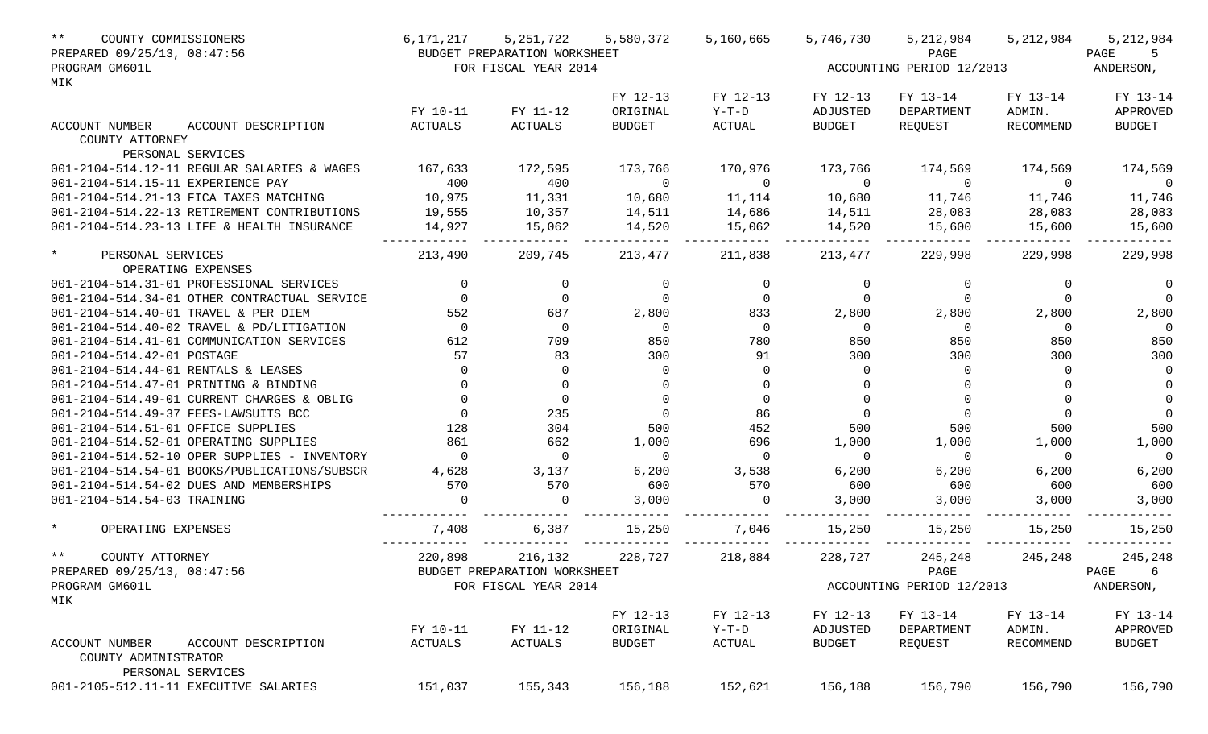| ** COUNTY COMMISSIONERS | 6,171,217 | 5,251,722 | 5,580,372 | 5,160,665 | 5,746,730 | 5,212,984 | 5,212,984 | 5,212,984 |
|---|---|---|---|---|---|---|---|---|

PREPARED 09/25/13, 08:47:56 — BUDGET PREPARATION WORKSHEET — PAGE 5
PROGRAM GM601L — FOR FISCAL YEAR 2014 — ACCOUNTING PERIOD 12/2013 — ANDERSON,
MIK

| ACCOUNT NUMBER ACCOUNT DESCRIPTION | FY 10-11 ACTUALS | FY 11-12 ACTUALS | FY 12-13 ORIGINAL BUDGET | FY 12-13 Y-T-D ACTUAL | FY 12-13 ADJUSTED BUDGET | FY 13-14 DEPARTMENT REQUEST | FY 13-14 ADMIN. RECOMMEND | FY 13-14 APPROVED BUDGET |
|---|---|---|---|---|---|---|---|---|
| COUNTY ATTORNEY | | | | | | | | |
| PERSONAL SERVICES | | | | | | | | |
| 001-2104-514.12-11 REGULAR SALARIES & WAGES | 167,633 | 172,595 | 173,766 | 170,976 | 173,766 | 174,569 | 174,569 | 174,569 |
| 001-2104-514.15-11 EXPERIENCE PAY | 400 | 400 | 0 | 0 | 0 | 0 | 0 | 0 |
| 001-2104-514.21-13 FICA TAXES MATCHING | 10,975 | 11,331 | 10,680 | 11,114 | 10,680 | 11,746 | 11,746 | 11,746 |
| 001-2104-514.22-13 RETIREMENT CONTRIBUTIONS | 19,555 | 10,357 | 14,511 | 14,686 | 14,511 | 28,083 | 28,083 | 28,083 |
| 001-2104-514.23-13 LIFE & HEALTH INSURANCE | 14,927 | 15,062 | 14,520 | 15,062 | 14,520 | 15,600 | 15,600 | 15,600 |
| * PERSONAL SERVICES | 213,490 | 209,745 | 213,477 | 211,838 | 213,477 | 229,998 | 229,998 | 229,998 |
| OPERATING EXPENSES | | | | | | | | |
| 001-2104-514.31-01 PROFESSIONAL SERVICES | 0 | 0 | 0 | 0 | 0 | 0 | 0 | 0 |
| 001-2104-514.34-01 OTHER CONTRACTUAL SERVICE | 0 | 0 | 0 | 0 | 0 | 0 | 0 | 0 |
| 001-2104-514.40-01 TRAVEL & PER DIEM | 552 | 687 | 2,800 | 833 | 2,800 | 2,800 | 2,800 | 2,800 |
| 001-2104-514.40-02 TRAVEL & PD/LITIGATION | 0 | 0 | 0 | 0 | 0 | 0 | 0 | 0 |
| 001-2104-514.41-01 COMMUNICATION SERVICES | 612 | 709 | 850 | 780 | 850 | 850 | 850 | 850 |
| 001-2104-514.42-01 POSTAGE | 57 | 83 | 300 | 91 | 300 | 300 | 300 | 300 |
| 001-2104-514.44-01 RENTALS & LEASES | 0 | 0 | 0 | 0 | 0 | 0 | 0 | 0 |
| 001-2104-514.47-01 PRINTING & BINDING | 0 | 0 | 0 | 0 | 0 | 0 | 0 | 0 |
| 001-2104-514.49-01 CURRENT CHARGES & OBLIG | 0 | 0 | 0 | 0 | 0 | 0 | 0 | 0 |
| 001-2104-514.49-37 FEES-LAWSUITS BCC | 0 | 235 | 0 | 86 | 0 | 0 | 0 | 0 |
| 001-2104-514.51-01 OFFICE SUPPLIES | 128 | 304 | 500 | 452 | 500 | 500 | 500 | 500 |
| 001-2104-514.52-01 OPERATING SUPPLIES | 861 | 662 | 1,000 | 696 | 1,000 | 1,000 | 1,000 | 1,000 |
| 001-2104-514.52-10 OPER SUPPLIES - INVENTORY | 0 | 0 | 0 | 0 | 0 | 0 | 0 | 0 |
| 001-2104-514.54-01 BOOKS/PUBLICATIONS/SUBSCR | 4,628 | 3,137 | 6,200 | 3,538 | 6,200 | 6,200 | 6,200 | 6,200 |
| 001-2104-514.54-02 DUES AND MEMBERSHIPS | 570 | 570 | 600 | 570 | 600 | 600 | 600 | 600 |
| 001-2104-514.54-03 TRAINING | 0 | 0 | 3,000 | 0 | 3,000 | 3,000 | 3,000 | 3,000 |
| * OPERATING EXPENSES | 7,408 | 6,387 | 15,250 | 7,046 | 15,250 | 15,250 | 15,250 | 15,250 |
| ** COUNTY ATTORNEY | 220,898 | 216,132 | 228,727 | 218,884 | 228,727 | 245,248 | 245,248 | 245,248 |

PREPARED 09/25/13, 08:47:56 — BUDGET PREPARATION WORKSHEET — PAGE 6
PROGRAM GM601L — FOR FISCAL YEAR 2014 — ACCOUNTING PERIOD 12/2013 — ANDERSON,
MIK

| ACCOUNT NUMBER ACCOUNT DESCRIPTION | FY 10-11 ACTUALS | FY 11-12 ACTUALS | FY 12-13 ORIGINAL BUDGET | FY 12-13 Y-T-D ACTUAL | FY 12-13 ADJUSTED BUDGET | FY 13-14 DEPARTMENT REQUEST | FY 13-14 ADMIN. RECOMMEND | FY 13-14 APPROVED BUDGET |
|---|---|---|---|---|---|---|---|---|
| COUNTY ADMINISTRATOR | | | | | | | | |
| PERSONAL SERVICES | | | | | | | | |
| 001-2105-512.11-11 EXECUTIVE SALARIES | 151,037 | 155,343 | 156,188 | 152,621 | 156,188 | 156,790 | 156,790 | 156,790 |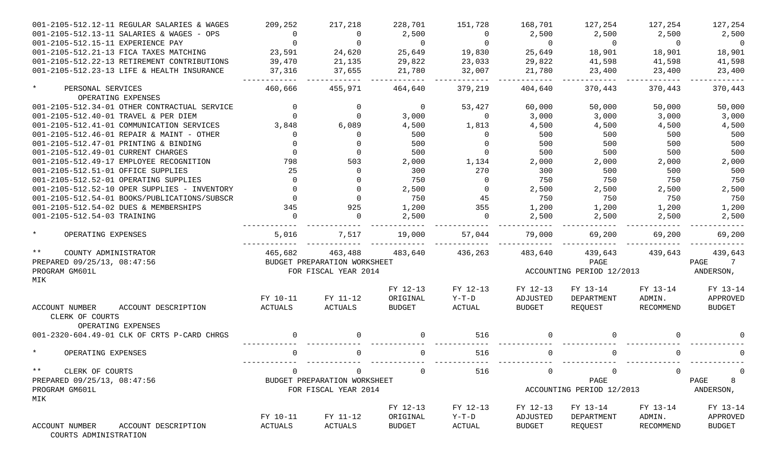| ACCOUNT NUMBER / ACCOUNT DESCRIPTION | FY 10-11 ACTUALS | FY 11-12 ACTUALS | FY 12-13 ORIGINAL BUDGET | FY 12-13 Y-T-D ACTUAL | FY 12-13 ADJUSTED BUDGET | FY 13-14 DEPARTMENT REQUEST | FY 13-14 ADMIN. RECOMMEND | FY 13-14 APPROVED BUDGET |
|---|---|---|---|---|---|---|---|---|
| 001-2105-512.12-11 REGULAR SALARIES & WAGES | 209,252 | 217,218 | 228,701 | 151,728 | 168,701 | 127,254 | 127,254 | 127,254 |
| 001-2105-512.13-11 SALARIES & WAGES - OPS | 0 | 0 | 2,500 | 0 | 2,500 | 2,500 | 2,500 | 2,500 |
| 001-2105-512.15-11 EXPERIENCE PAY | 0 | 0 | 0 | 0 | 0 | 0 | 0 | 0 |
| 001-2105-512.21-13 FICA TAXES MATCHING | 23,591 | 24,620 | 25,649 | 19,830 | 25,649 | 18,901 | 18,901 | 18,901 |
| 001-2105-512.22-13 RETIREMENT CONTRIBUTIONS | 39,470 | 21,135 | 29,822 | 23,033 | 29,822 | 41,598 | 41,598 | 41,598 |
| 001-2105-512.23-13 LIFE & HEALTH INSURANCE | 37,316 | 37,655 | 21,780 | 32,007 | 21,780 | 23,400 | 23,400 | 23,400 |
| * PERSONAL SERVICES | 460,666 | 455,971 | 464,640 | 379,219 | 404,640 | 370,443 | 370,443 | 370,443 |
| OPERATING EXPENSES | | | | | | | | |
| 001-2105-512.34-01 OTHER CONTRACTUAL SERVICE | 0 | 0 | 0 | 53,427 | 60,000 | 50,000 | 50,000 | 50,000 |
| 001-2105-512.40-01 TRAVEL & PER DIEM | 0 | 0 | 3,000 | 0 | 3,000 | 3,000 | 3,000 | 3,000 |
| 001-2105-512.41-01 COMMUNICATION SERVICES | 3,848 | 6,089 | 4,500 | 1,813 | 4,500 | 4,500 | 4,500 | 4,500 |
| 001-2105-512.46-01 REPAIR & MAINT - OTHER | 0 | 0 | 500 | 0 | 500 | 500 | 500 | 500 |
| 001-2105-512.47-01 PRINTING & BINDING | 0 | 0 | 500 | 0 | 500 | 500 | 500 | 500 |
| 001-2105-512.49-01 CURRENT CHARGES | 0 | 0 | 500 | 0 | 500 | 500 | 500 | 500 |
| 001-2105-512.49-17 EMPLOYEE RECOGNITION | 798 | 503 | 2,000 | 1,134 | 2,000 | 2,000 | 2,000 | 2,000 |
| 001-2105-512.51-01 OFFICE SUPPLIES | 25 | 0 | 300 | 270 | 300 | 500 | 500 | 500 |
| 001-2105-512.52-01 OPERATING SUPPLIES | 0 | 0 | 750 | 0 | 750 | 750 | 750 | 750 |
| 001-2105-512.52-10 OPER SUPPLIES - INVENTORY | 0 | 0 | 2,500 | 0 | 2,500 | 2,500 | 2,500 | 2,500 |
| 001-2105-512.54-01 BOOKS/PUBLICATIONS/SUBSCR | 0 | 0 | 750 | 45 | 750 | 750 | 750 | 750 |
| 001-2105-512.54-02 DUES & MEMBERSHIPS | 345 | 925 | 1,200 | 355 | 1,200 | 1,200 | 1,200 | 1,200 |
| 001-2105-512.54-03 TRAINING | 0 | 0 | 2,500 | 0 | 2,500 | 2,500 | 2,500 | 2,500 |
| * OPERATING EXPENSES | 5,016 | 7,517 | 19,000 | 57,044 | 79,000 | 69,200 | 69,200 | 69,200 |
| ** COUNTY ADMINISTRATOR | 465,682 | 463,488 | 483,640 | 436,263 | 483,640 | 439,643 | 439,643 | 439,643 |

PREPARED 09/25/13, 08:47:56 BUDGET PREPARATION WORKSHEET PAGE 7
PROGRAM GM601L FOR FISCAL YEAR 2014 ACCOUNTING PERIOD 12/2013 ANDERSON, MIK

| ACCOUNT NUMBER / ACCOUNT DESCRIPTION | FY 10-11 ACTUALS | FY 11-12 ACTUALS | FY 12-13 ORIGINAL BUDGET | FY 12-13 Y-T-D ACTUAL | FY 12-13 ADJUSTED BUDGET | FY 13-14 DEPARTMENT REQUEST | FY 13-14 ADMIN. RECOMMEND | FY 13-14 APPROVED BUDGET |
|---|---|---|---|---|---|---|---|---|
| CLERK OF COURTS | | | | | | | | |
| OPERATING EXPENSES | | | | | | | | |
| 001-2320-604.49-01 CLK OF CRTS P-CARD CHRGS | 0 | 0 | 0 | 516 | 0 | 0 | 0 | 0 |
| * OPERATING EXPENSES | 0 | 0 | 0 | 516 | 0 | 0 | 0 | 0 |
| ** CLERK OF COURTS | 0 | 0 | 0 | 516 | 0 | 0 | 0 | 0 |

PREPARED 09/25/13, 08:47:56 BUDGET PREPARATION WORKSHEET PAGE 8
PROGRAM GM601L FOR FISCAL YEAR 2014 ACCOUNTING PERIOD 12/2013 ANDERSON, MIK

| ACCOUNT NUMBER / ACCOUNT DESCRIPTION | FY 10-11 ACTUALS | FY 11-12 ACTUALS | FY 12-13 ORIGINAL BUDGET | FY 12-13 Y-T-D ACTUAL | FY 12-13 ADJUSTED BUDGET | FY 13-14 DEPARTMENT REQUEST | FY 13-14 ADMIN. RECOMMEND | FY 13-14 APPROVED BUDGET |
|---|---|---|---|---|---|---|---|---|
| COURTS ADMINISTRATION | | | | | | | | |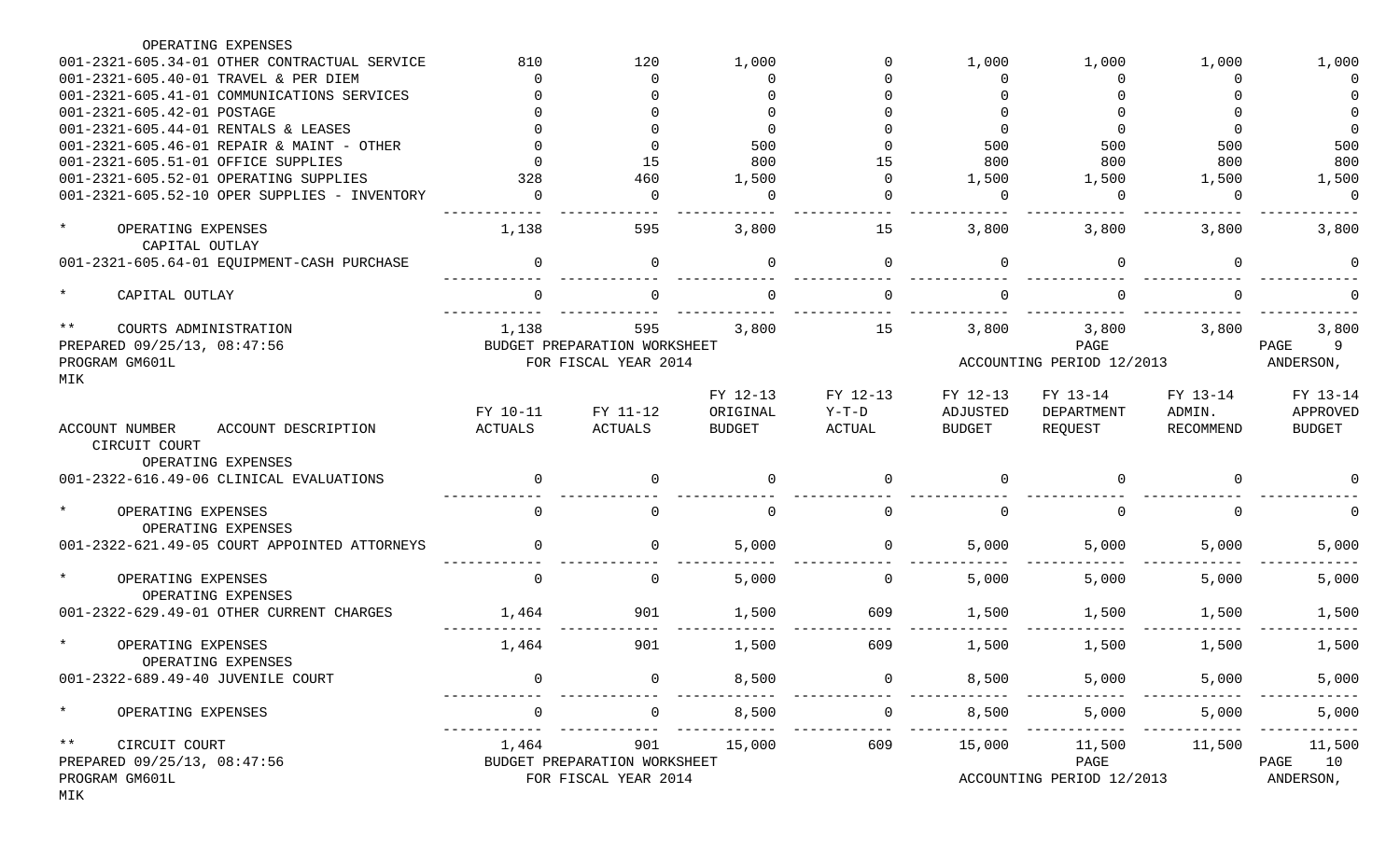| ACCOUNT NUMBER ACCOUNT DESCRIPTION | FY 10-11 ACTUALS | FY 11-12 ACTUALS | FY 12-13 ORIGINAL BUDGET | FY 12-13 Y-T-D ACTUAL | FY 12-13 ADJUSTED BUDGET | FY 13-14 DEPARTMENT REQUEST | FY 13-14 ADMIN. RECOMMEND | FY 13-14 APPROVED BUDGET |
|---|---|---|---|---|---|---|---|---|
| OPERATING EXPENSES | | | | | | | | |
| 001-2321-605.34-01 OTHER CONTRACTUAL SERVICE | 810 | 120 | 1,000 | 0 | 1,000 | 1,000 | 1,000 | 1,000 |
| 001-2321-605.40-01 TRAVEL & PER DIEM | 0 | 0 | 0 | 0 | 0 | 0 | 0 | 0 |
| 001-2321-605.41-01 COMMUNICATIONS SERVICES | 0 | 0 | 0 | 0 | 0 | 0 | 0 | 0 |
| 001-2321-605.42-01 POSTAGE | 0 | 0 | 0 | 0 | 0 | 0 | 0 | 0 |
| 001-2321-605.44-01 RENTALS & LEASES | 0 | 0 | 0 | 0 | 0 | 0 | 0 | 0 |
| 001-2321-605.46-01 REPAIR & MAINT - OTHER | 0 | 0 | 500 | 0 | 500 | 500 | 500 | 500 |
| 001-2321-605.51-01 OFFICE SUPPLIES | 0 | 15 | 800 | 15 | 800 | 800 | 800 | 800 |
| 001-2321-605.52-01 OPERATING SUPPLIES | 328 | 460 | 1,500 | 0 | 1,500 | 1,500 | 1,500 | 1,500 |
| 001-2321-605.52-10 OPER SUPPLIES - INVENTORY | 0 | 0 | 0 | 0 | 0 | 0 | 0 | 0 |
| * OPERATING EXPENSES | 1,138 | 595 | 3,800 | 15 | 3,800 | 3,800 | 3,800 | 3,800 |
| CAPITAL OUTLAY | | | | | | | | |
| 001-2321-605.64-01 EQUIPMENT-CASH PURCHASE | 0 | 0 | 0 | 0 | 0 | 0 | 0 | 0 |
| * CAPITAL OUTLAY | 0 | 0 | 0 | 0 | 0 | 0 | 0 | 0 |
| ** COURTS ADMINISTRATION | 1,138 | 595 | 3,800 | 15 | 3,800 | 3,800 | 3,800 | 3,800 |

PREPARED 09/25/13, 08:47:56 BUDGET PREPARATION WORKSHEET PAGE 9
PROGRAM GM601L FOR FISCAL YEAR 2014 ACCOUNTING PERIOD 12/2013 ANDERSON, MIK

| ACCOUNT NUMBER ACCOUNT DESCRIPTION | FY 10-11 ACTUALS | FY 11-12 ACTUALS | FY 12-13 ORIGINAL BUDGET | FY 12-13 Y-T-D ACTUAL | FY 12-13 ADJUSTED BUDGET | FY 13-14 DEPARTMENT REQUEST | FY 13-14 ADMIN. RECOMMEND | FY 13-14 APPROVED BUDGET |
|---|---|---|---|---|---|---|---|---|
| CIRCUIT COURT | | | | | | | | |
| OPERATING EXPENSES | | | | | | | | |
| 001-2322-616.49-06 CLINICAL EVALUATIONS | 0 | 0 | 0 | 0 | 0 | 0 | 0 | 0 |
| * OPERATING EXPENSES | 0 | 0 | 0 | 0 | 0 | 0 | 0 | 0 |
| OPERATING EXPENSES | | | | | | | | |
| 001-2322-621.49-05 COURT APPOINTED ATTORNEYS | 0 | 0 | 5,000 | 0 | 5,000 | 5,000 | 5,000 | 5,000 |
| * OPERATING EXPENSES | 0 | 0 | 5,000 | 0 | 5,000 | 5,000 | 5,000 | 5,000 |
| OPERATING EXPENSES | | | | | | | | |
| 001-2322-629.49-01 OTHER CURRENT CHARGES | 1,464 | 901 | 1,500 | 609 | 1,500 | 1,500 | 1,500 | 1,500 |
| * OPERATING EXPENSES | 1,464 | 901 | 1,500 | 609 | 1,500 | 1,500 | 1,500 | 1,500 |
| OPERATING EXPENSES | | | | | | | | |
| 001-2322-689.49-40 JUVENILE COURT | 0 | 0 | 8,500 | 0 | 8,500 | 5,000 | 5,000 | 5,000 |
| * OPERATING EXPENSES | 0 | 0 | 8,500 | 0 | 8,500 | 5,000 | 5,000 | 5,000 |
| ** CIRCUIT COURT | 1,464 | 901 | 15,000 | 609 | 15,000 | 11,500 | 11,500 | 11,500 |

PREPARED 09/25/13, 08:47:56 BUDGET PREPARATION WORKSHEET PAGE 10
PROGRAM GM601L FOR FISCAL YEAR 2014 ACCOUNTING PERIOD 12/2013 ANDERSON, MIK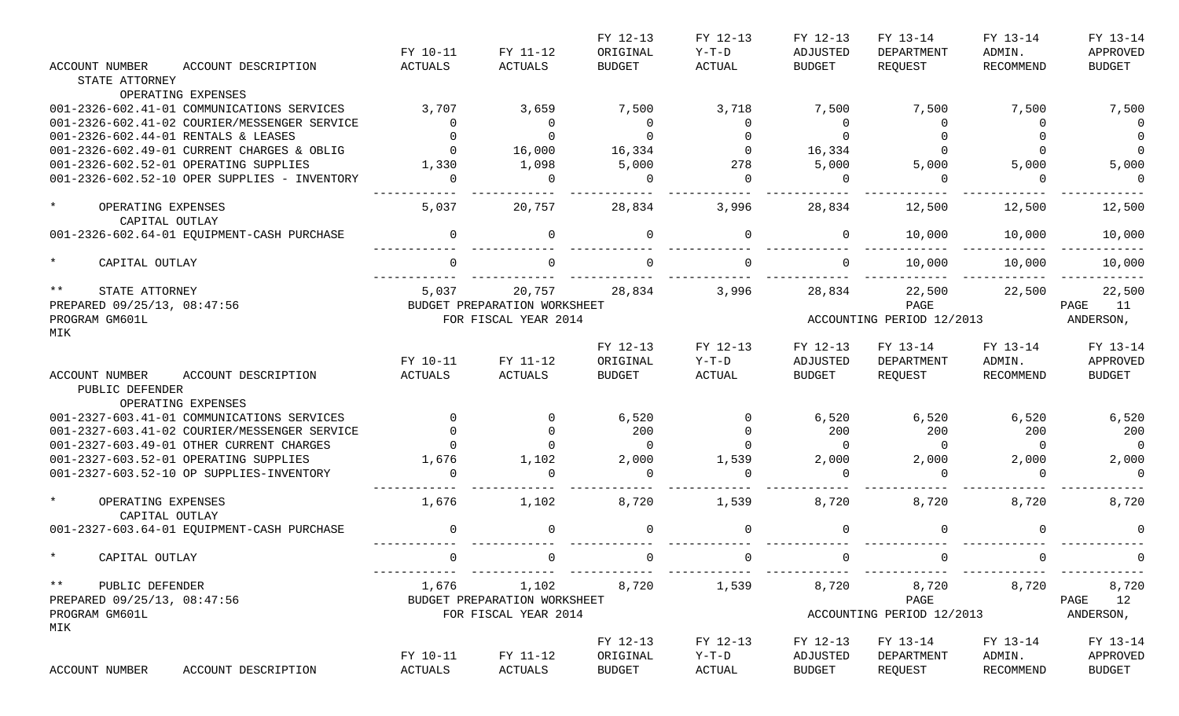| ACCOUNT NUMBER ACCOUNT DESCRIPTION | FY 10-11 ACTUALS | FY 11-12 ACTUALS | FY 12-13 ORIGINAL BUDGET | FY 12-13 Y-T-D ACTUAL | FY 12-13 ADJUSTED BUDGET | FY 13-14 DEPARTMENT REQUEST | FY 13-14 ADMIN. RECOMMEND | FY 13-14 APPROVED BUDGET |
|---|---|---|---|---|---|---|---|---|
| STATE ATTORNEY | | | | | | | | |
| OPERATING EXPENSES | | | | | | | | |
| 001-2326-602.41-01 COMMUNICATIONS SERVICES | 3,707 | 3,659 | 7,500 | 3,718 | 7,500 | 7,500 | 7,500 | 7,500 |
| 001-2326-602.41-02 COURIER/MESSENGER SERVICE | 0 | 0 | 0 | 0 | 0 | 0 | 0 | 0 |
| 001-2326-602.44-01 RENTALS & LEASES | 0 | 0 | 0 | 0 | 0 | 0 | 0 | 0 |
| 001-2326-602.49-01 CURRENT CHARGES & OBLIG | 0 | 16,000 | 16,334 | 0 | 16,334 | 0 | 0 | 0 |
| 001-2326-602.52-01 OPERATING SUPPLIES | 1,330 | 1,098 | 5,000 | 278 | 5,000 | 5,000 | 5,000 | 5,000 |
| 001-2326-602.52-10 OPER SUPPLIES - INVENTORY | 0 | 0 | 0 | 0 | 0 | 0 | 0 | 0 |
| * OPERATING EXPENSES | 5,037 | 20,757 | 28,834 | 3,996 | 28,834 | 12,500 | 12,500 | 12,500 |
| CAPITAL OUTLAY | | | | | | | | |
| 001-2326-602.64-01 EQUIPMENT-CASH PURCHASE | 0 | 0 | 0 | 0 | 0 | 10,000 | 10,000 | 10,000 |
| * CAPITAL OUTLAY | 0 | 0 | 0 | 0 | 0 | 10,000 | 10,000 | 10,000 |
| ** STATE ATTORNEY | 5,037 | 20,757 | 28,834 | 3,996 | 28,834 | 22,500 | 22,500 | 22,500 |

PREPARED 09/25/13, 08:47:56 BUDGET PREPARATION WORKSHEET PAGE 11
PROGRAM GM601L FOR FISCAL YEAR 2014 ACCOUNTING PERIOD 12/2013 ANDERSON, MIK

| ACCOUNT NUMBER ACCOUNT DESCRIPTION | FY 10-11 ACTUALS | FY 11-12 ACTUALS | FY 12-13 ORIGINAL BUDGET | FY 12-13 Y-T-D ACTUAL | FY 12-13 ADJUSTED BUDGET | FY 13-14 DEPARTMENT REQUEST | FY 13-14 ADMIN. RECOMMEND | FY 13-14 APPROVED BUDGET |
|---|---|---|---|---|---|---|---|---|
| PUBLIC DEFENDER | | | | | | | | |
| OPERATING EXPENSES | | | | | | | | |
| 001-2327-603.41-01 COMMUNICATIONS SERVICES | 0 | 0 | 6,520 | 0 | 6,520 | 6,520 | 6,520 | 6,520 |
| 001-2327-603.41-02 COURIER/MESSENGER SERVICE | 0 | 0 | 200 | 0 | 200 | 200 | 200 | 200 |
| 001-2327-603.49-01 OTHER CURRENT CHARGES | 0 | 0 | 0 | 0 | 0 | 0 | 0 | 0 |
| 001-2327-603.52-01 OPERATING SUPPLIES | 1,676 | 1,102 | 2,000 | 1,539 | 2,000 | 2,000 | 2,000 | 2,000 |
| 001-2327-603.52-10 OP SUPPLIES-INVENTORY | 0 | 0 | 0 | 0 | 0 | 0 | 0 | 0 |
| * OPERATING EXPENSES | 1,676 | 1,102 | 8,720 | 1,539 | 8,720 | 8,720 | 8,720 | 8,720 |
| CAPITAL OUTLAY | | | | | | | | |
| 001-2327-603.64-01 EQUIPMENT-CASH PURCHASE | 0 | 0 | 0 | 0 | 0 | 0 | 0 | 0 |
| * CAPITAL OUTLAY | 0 | 0 | 0 | 0 | 0 | 0 | 0 | 0 |
| ** PUBLIC DEFENDER | 1,676 | 1,102 | 8,720 | 1,539 | 8,720 | 8,720 | 8,720 | 8,720 |

PREPARED 09/25/13, 08:47:56 BUDGET PREPARATION WORKSHEET PAGE 12
PROGRAM GM601L FOR FISCAL YEAR 2014 ACCOUNTING PERIOD 12/2013 ANDERSON, MIK

| ACCOUNT NUMBER ACCOUNT DESCRIPTION | FY 10-11 ACTUALS | FY 11-12 ACTUALS | FY 12-13 ORIGINAL BUDGET | FY 12-13 Y-T-D ACTUAL | FY 12-13 ADJUSTED BUDGET | FY 13-14 DEPARTMENT REQUEST | FY 13-14 ADMIN. RECOMMEND | FY 13-14 APPROVED BUDGET |
|---|---|---|---|---|---|---|---|---|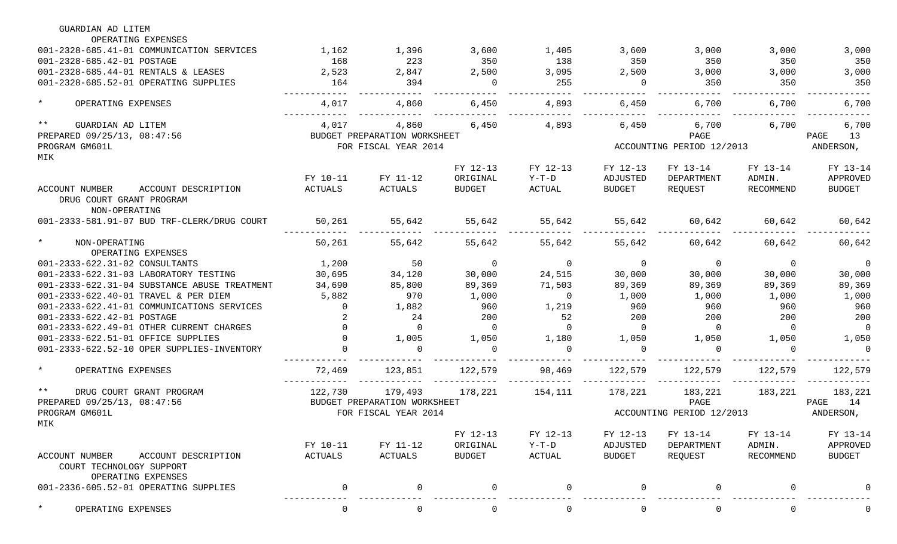GUARDIAN AD LITEM

OPERATING EXPENSES

| ACCOUNT NUMBER / ACCOUNT DESCRIPTION | FY 10-11 ACTUALS | FY 11-12 ACTUALS | FY 12-13 ORIGINAL BUDGET | FY 12-13 Y-T-D ACTUAL | FY 12-13 ADJUSTED BUDGET | FY 13-14 DEPARTMENT REQUEST | FY 13-14 ADMIN. RECOMMEND | FY 13-14 APPROVED BUDGET |
|---|---|---|---|---|---|---|---|---|
| 001-2328-685.41-01 COMMUNICATION SERVICES | 1,162 | 1,396 | 3,600 | 1,405 | 3,600 | 3,000 | 3,000 | 3,000 |
| 001-2328-685.42-01 POSTAGE | 168 | 223 | 350 | 138 | 350 | 350 | 350 | 350 |
| 001-2328-685.44-01 RENTALS & LEASES | 2,523 | 2,847 | 2,500 | 3,095 | 2,500 | 3,000 | 3,000 | 3,000 |
| 001-2328-685.52-01 OPERATING SUPPLIES | 164 | 394 | 0 | 255 | 0 | 350 | 350 | 350 |
| * OPERATING EXPENSES | 4,017 | 4,860 | 6,450 | 4,893 | 6,450 | 6,700 | 6,700 | 6,700 |
| ** GUARDIAN AD LITEM | 4,017 | 4,860 | 6,450 | 4,893 | 6,450 | 6,700 | 6,700 | 6,700 |

PREPARED 09/25/13, 08:47:56 BUDGET PREPARATION WORKSHEET PAGE 13
PROGRAM GM601L FOR FISCAL YEAR 2014 ACCOUNTING PERIOD 12/2013 ANDERSON, MIK

DRUG COURT GRANT PROGRAM

| ACCOUNT NUMBER / ACCOUNT DESCRIPTION | FY 10-11 ACTUALS | FY 11-12 ACTUALS | FY 12-13 ORIGINAL BUDGET | FY 12-13 Y-T-D ACTUAL | FY 12-13 ADJUSTED BUDGET | FY 13-14 DEPARTMENT REQUEST | FY 13-14 ADMIN. RECOMMEND | FY 13-14 APPROVED BUDGET |
|---|---|---|---|---|---|---|---|---|
| NON-OPERATING | | | | | | | | |
| 001-2333-581.91-07 BUD TRF-CLERK/DRUG COURT | 50,261 | 55,642 | 55,642 | 55,642 | 55,642 | 60,642 | 60,642 | 60,642 |
| * NON-OPERATING | 50,261 | 55,642 | 55,642 | 55,642 | 55,642 | 60,642 | 60,642 | 60,642 |
| OPERATING EXPENSES | | | | | | | | |
| 001-2333-622.31-02 CONSULTANTS | 1,200 | 50 | 0 | 0 | 0 | 0 | 0 | 0 |
| 001-2333-622.31-03 LABORATORY TESTING | 30,695 | 34,120 | 30,000 | 24,515 | 30,000 | 30,000 | 30,000 | 30,000 |
| 001-2333-622.31-04 SUBSTANCE ABUSE TREATMENT | 34,690 | 85,800 | 89,369 | 71,503 | 89,369 | 89,369 | 89,369 | 89,369 |
| 001-2333-622.40-01 TRAVEL & PER DIEM | 5,882 | 970 | 1,000 | 0 | 1,000 | 1,000 | 1,000 | 1,000 |
| 001-2333-622.41-01 COMMUNICATIONS SERVICES | 0 | 1,882 | 960 | 1,219 | 960 | 960 | 960 | 960 |
| 001-2333-622.42-01 POSTAGE | 2 | 24 | 200 | 52 | 200 | 200 | 200 | 200 |
| 001-2333-622.49-01 OTHER CURRENT CHARGES | 0 | 0 | 0 | 0 | 0 | 0 | 0 | 0 |
| 001-2333-622.51-01 OFFICE SUPPLIES | 0 | 1,005 | 1,050 | 1,180 | 1,050 | 1,050 | 1,050 | 1,050 |
| 001-2333-622.52-10 OPER SUPPLIES-INVENTORY | 0 | 0 | 0 | 0 | 0 | 0 | 0 | 0 |
| * OPERATING EXPENSES | 72,469 | 123,851 | 122,579 | 98,469 | 122,579 | 122,579 | 122,579 | 122,579 |
| ** DRUG COURT GRANT PROGRAM | 122,730 | 179,493 | 178,221 | 154,111 | 178,221 | 183,221 | 183,221 | 183,221 |

PREPARED 09/25/13, 08:47:56 BUDGET PREPARATION WORKSHEET PAGE 14
PROGRAM GM601L FOR FISCAL YEAR 2014 ACCOUNTING PERIOD 12/2013 ANDERSON, MIK

COURT TECHNOLOGY SUPPORT

| ACCOUNT NUMBER / ACCOUNT DESCRIPTION | FY 10-11 ACTUALS | FY 11-12 ACTUALS | FY 12-13 ORIGINAL BUDGET | FY 12-13 Y-T-D ACTUAL | FY 12-13 ADJUSTED BUDGET | FY 13-14 DEPARTMENT REQUEST | FY 13-14 ADMIN. RECOMMEND | FY 13-14 APPROVED BUDGET |
|---|---|---|---|---|---|---|---|---|
| OPERATING EXPENSES | | | | | | | | |
| 001-2336-605.52-01 OPERATING SUPPLIES | 0 | 0 | 0 | 0 | 0 | 0 | 0 | 0 |
| * OPERATING EXPENSES | 0 | 0 | 0 | 0 | 0 | 0 | 0 | 0 |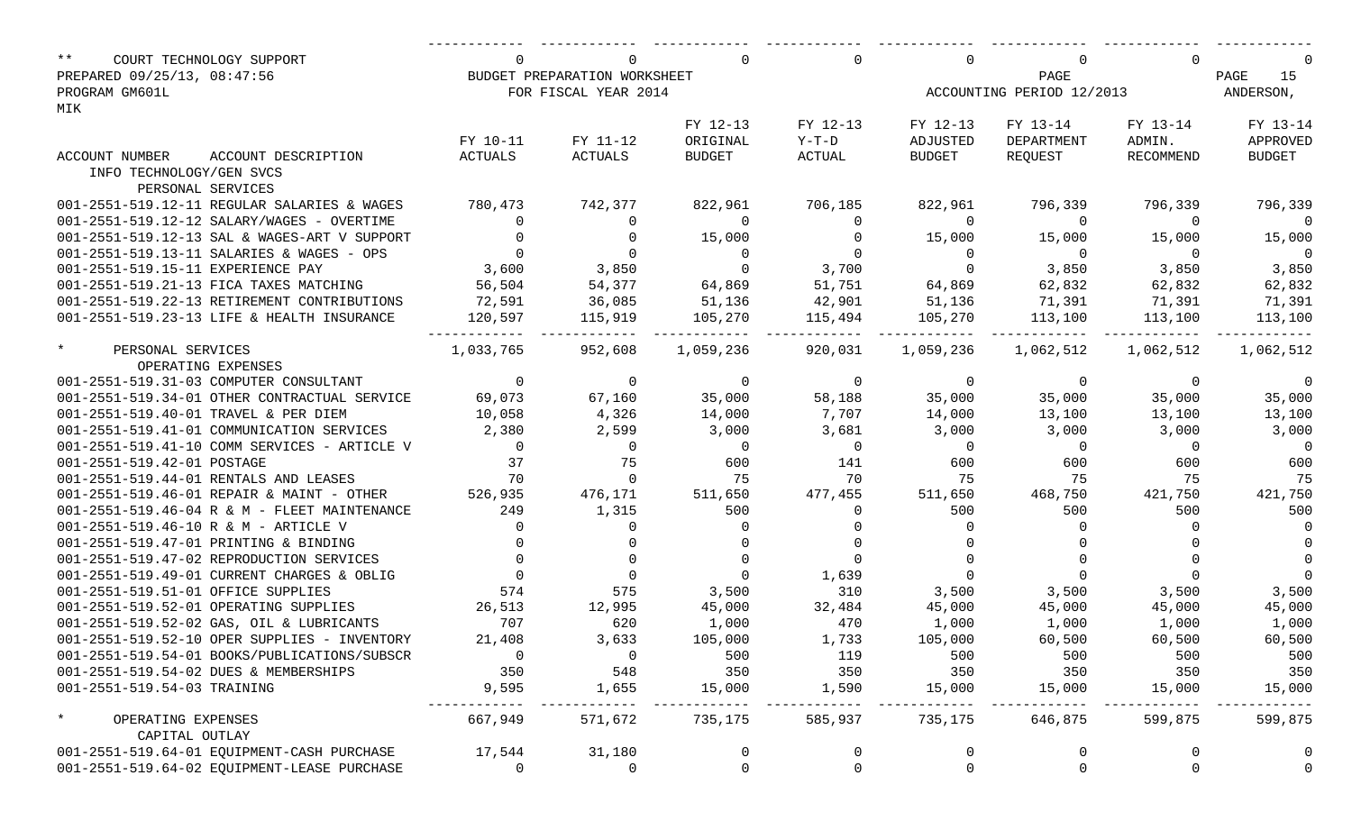| ** COURT TECHNOLOGY SUPPORT | 0 | 0 | 0 | 0 | 0 | 0 | 0 | 0 |
|---|---|---|---|---|---|---|---|---|
| PREPARED 09/25/13, 08:47:56 | BUDGET PREPARATION WORKSHEET | | | | | PAGE | | PAGE 15 |
| PROGRAM GM601L | FOR FISCAL YEAR 2014 | | | | | ACCOUNTING PERIOD 12/2013 | | ANDERSON, |
| MIK | | | | | | | | |
| ACCOUNT NUMBER ACCOUNT DESCRIPTION | FY 10-11 ACTUALS | FY 11-12 ACTUALS | FY 12-13 ORIGINAL BUDGET | FY 12-13 Y-T-D ACTUAL | FY 12-13 ADJUSTED BUDGET | FY 13-14 DEPARTMENT REQUEST | FY 13-14 ADMIN. RECOMMEND | FY 13-14 APPROVED BUDGET |
| INFO TECHNOLOGY/GEN SVCS | | | | | | | | |
| PERSONAL SERVICES | | | | | | | | |
| 001-2551-519.12-11 REGULAR SALARIES & WAGES | 780,473 | 742,377 | 822,961 | 706,185 | 822,961 | 796,339 | 796,339 | 796,339 |
| 001-2551-519.12-12 SALARY/WAGES - OVERTIME | 0 | 0 | 0 | 0 | 0 | 0 | 0 | 0 |
| 001-2551-519.12-13 SAL & WAGES-ART V SUPPORT | 0 | 0 | 15,000 | 0 | 15,000 | 15,000 | 15,000 | 15,000 |
| 001-2551-519.13-11 SALARIES & WAGES - OPS | 0 | 0 | 0 | 0 | 0 | 0 | 0 | 0 |
| 001-2551-519.15-11 EXPERIENCE PAY | 3,600 | 3,850 | 0 | 3,700 | 0 | 3,850 | 3,850 | 3,850 |
| 001-2551-519.21-13 FICA TAXES MATCHING | 56,504 | 54,377 | 64,869 | 51,751 | 64,869 | 62,832 | 62,832 | 62,832 |
| 001-2551-519.22-13 RETIREMENT CONTRIBUTIONS | 72,591 | 36,085 | 51,136 | 42,901 | 51,136 | 71,391 | 71,391 | 71,391 |
| 001-2551-519.23-13 LIFE & HEALTH INSURANCE | 120,597 | 115,919 | 105,270 | 115,494 | 105,270 | 113,100 | 113,100 | 113,100 |
| * PERSONAL SERVICES | 1,033,765 | 952,608 | 1,059,236 | 920,031 | 1,059,236 | 1,062,512 | 1,062,512 | 1,062,512 |
| OPERATING EXPENSES | | | | | | | | |
| 001-2551-519.31-03 COMPUTER CONSULTANT | 0 | 0 | 0 | 0 | 0 | 0 | 0 | 0 |
| 001-2551-519.34-01 OTHER CONTRACTUAL SERVICE | 69,073 | 67,160 | 35,000 | 58,188 | 35,000 | 35,000 | 35,000 | 35,000 |
| 001-2551-519.40-01 TRAVEL & PER DIEM | 10,058 | 4,326 | 14,000 | 7,707 | 14,000 | 13,100 | 13,100 | 13,100 |
| 001-2551-519.41-01 COMMUNICATION SERVICES | 2,380 | 2,599 | 3,000 | 3,681 | 3,000 | 3,000 | 3,000 | 3,000 |
| 001-2551-519.41-10 COMM SERVICES - ARTICLE V | 0 | 0 | 0 | 0 | 0 | 0 | 0 | 0 |
| 001-2551-519.42-01 POSTAGE | 37 | 75 | 600 | 141 | 600 | 600 | 600 | 600 |
| 001-2551-519.44-01 RENTALS AND LEASES | 70 | 0 | 75 | 70 | 75 | 75 | 75 | 75 |
| 001-2551-519.46-01 REPAIR & MAINT - OTHER | 526,935 | 476,171 | 511,650 | 477,455 | 511,650 | 468,750 | 421,750 | 421,750 |
| 001-2551-519.46-04 R & M - FLEET MAINTENANCE | 249 | 1,315 | 500 | 0 | 500 | 500 | 500 | 500 |
| 001-2551-519.46-10 R & M - ARTICLE V | 0 | 0 | 0 | 0 | 0 | 0 | 0 | 0 |
| 001-2551-519.47-01 PRINTING & BINDING | 0 | 0 | 0 | 0 | 0 | 0 | 0 | 0 |
| 001-2551-519.47-02 REPRODUCTION SERVICES | 0 | 0 | 0 | 0 | 0 | 0 | 0 | 0 |
| 001-2551-519.49-01 CURRENT CHARGES & OBLIG | 0 | 0 | 0 | 1,639 | 0 | 0 | 0 | 0 |
| 001-2551-519.51-01 OFFICE SUPPLIES | 574 | 575 | 3,500 | 310 | 3,500 | 3,500 | 3,500 | 3,500 |
| 001-2551-519.52-01 OPERATING SUPPLIES | 26,513 | 12,995 | 45,000 | 32,484 | 45,000 | 45,000 | 45,000 | 45,000 |
| 001-2551-519.52-02 GAS, OIL & LUBRICANTS | 707 | 620 | 1,000 | 470 | 1,000 | 1,000 | 1,000 | 1,000 |
| 001-2551-519.52-10 OPER SUPPLIES - INVENTORY | 21,408 | 3,633 | 105,000 | 1,733 | 105,000 | 60,500 | 60,500 | 60,500 |
| 001-2551-519.54-01 BOOKS/PUBLICATIONS/SUBSCR | 0 | 0 | 500 | 119 | 500 | 500 | 500 | 500 |
| 001-2551-519.54-02 DUES & MEMBERSHIPS | 350 | 548 | 350 | 350 | 350 | 350 | 350 | 350 |
| 001-2551-519.54-03 TRAINING | 9,595 | 1,655 | 15,000 | 1,590 | 15,000 | 15,000 | 15,000 | 15,000 |
| * OPERATING EXPENSES | 667,949 | 571,672 | 735,175 | 585,937 | 735,175 | 646,875 | 599,875 | 599,875 |
| CAPITAL OUTLAY | | | | | | | | |
| 001-2551-519.64-01 EQUIPMENT-CASH PURCHASE | 17,544 | 31,180 | 0 | 0 | 0 | 0 | 0 | 0 |
| 001-2551-519.64-02 EQUIPMENT-LEASE PURCHASE | 0 | 0 | 0 | 0 | 0 | 0 | 0 | 0 |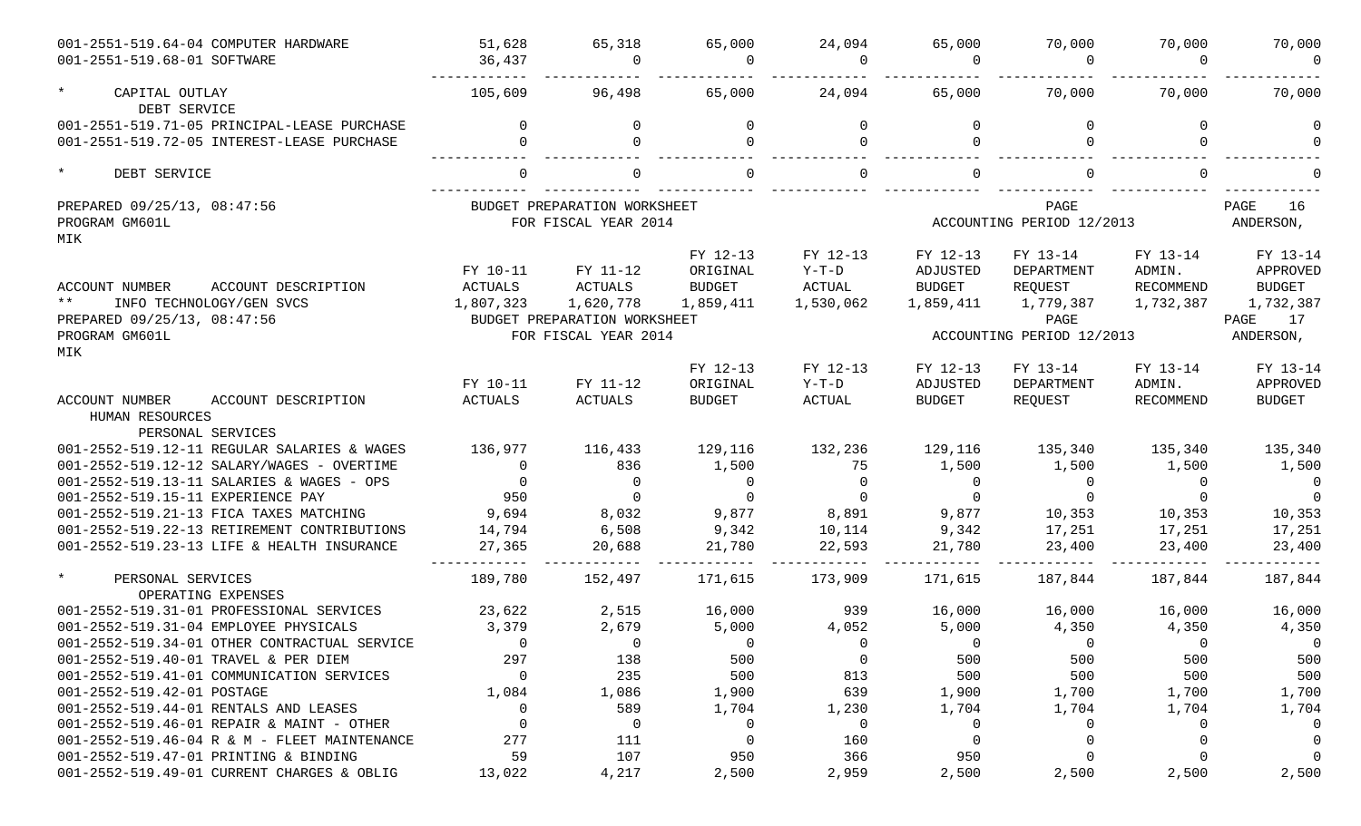| ACCOUNT NUMBER ACCOUNT DESCRIPTION | FY 10-11 ACTUALS | FY 11-12 ACTUALS | FY 12-13 ORIGINAL BUDGET | FY 12-13 Y-T-D ACTUAL | FY 12-13 ADJUSTED BUDGET | FY 13-14 DEPARTMENT REQUEST | FY 13-14 ADMIN. RECOMMEND | FY 13-14 APPROVED BUDGET |
|---|---|---|---|---|---|---|---|---|
| 001-2551-519.64-04 COMPUTER HARDWARE | 51,628 | 65,318 | 65,000 | 24,094 | 65,000 | 70,000 | 70,000 | 70,000 |
| 001-2551-519.68-01 SOFTWARE | 36,437 | 0 | 0 | 0 | 0 | 0 | 0 | 0 |
| * CAPITAL OUTLAY | 105,609 | 96,498 | 65,000 | 24,094 | 65,000 | 70,000 | 70,000 | 70,000 |
| DEBT SERVICE | | | | | | | | |
| 001-2551-519.71-05 PRINCIPAL-LEASE PURCHASE | 0 | 0 | 0 | 0 | 0 | 0 | 0 | 0 |
| 001-2551-519.72-05 INTEREST-LEASE PURCHASE | 0 | 0 | 0 | 0 | 0 | 0 | 0 | 0 |
| * DEBT SERVICE | 0 | 0 | 0 | 0 | 0 | 0 | 0 | 0 |

PREPARED 09/25/13, 08:47:56 — BUDGET PREPARATION WORKSHEET — PAGE 16
PROGRAM GM601L — FOR FISCAL YEAR 2014 — ACCOUNTING PERIOD 12/2013 — ANDERSON, MIK

| ACCOUNT NUMBER ACCOUNT DESCRIPTION | FY 10-11 ACTUALS | FY 11-12 ACTUALS | FY 12-13 ORIGINAL BUDGET | FY 12-13 Y-T-D ACTUAL | FY 12-13 ADJUSTED BUDGET | FY 13-14 DEPARTMENT REQUEST | FY 13-14 ADMIN. RECOMMEND | FY 13-14 APPROVED BUDGET |
|---|---|---|---|---|---|---|---|---|
| ** INFO TECHNOLOGY/GEN SVCS | 1,807,323 | 1,620,778 | 1,859,411 | 1,530,062 | 1,859,411 | 1,779,387 | 1,732,387 | 1,732,387 |

PREPARED 09/25/13, 08:47:56 — BUDGET PREPARATION WORKSHEET — PAGE 17
PROGRAM GM601L — FOR FISCAL YEAR 2014 — ACCOUNTING PERIOD 12/2013 — ANDERSON, MIK

| ACCOUNT NUMBER ACCOUNT DESCRIPTION | FY 10-11 ACTUALS | FY 11-12 ACTUALS | FY 12-13 ORIGINAL BUDGET | FY 12-13 Y-T-D ACTUAL | FY 12-13 ADJUSTED BUDGET | FY 13-14 DEPARTMENT REQUEST | FY 13-14 ADMIN. RECOMMEND | FY 13-14 APPROVED BUDGET |
|---|---|---|---|---|---|---|---|---|
| HUMAN RESOURCES | | | | | | | | |
| PERSONAL SERVICES | | | | | | | | |
| 001-2552-519.12-11 REGULAR SALARIES & WAGES | 136,977 | 116,433 | 129,116 | 132,236 | 129,116 | 135,340 | 135,340 | 135,340 |
| 001-2552-519.12-12 SALARY/WAGES - OVERTIME | 0 | 836 | 1,500 | 75 | 1,500 | 1,500 | 1,500 | 1,500 |
| 001-2552-519.13-11 SALARIES & WAGES - OPS | 0 | 0 | 0 | 0 | 0 | 0 | 0 | 0 |
| 001-2552-519.15-11 EXPERIENCE PAY | 950 | 0 | 0 | 0 | 0 | 0 | 0 | 0 |
| 001-2552-519.21-13 FICA TAXES MATCHING | 9,694 | 8,032 | 9,877 | 8,891 | 9,877 | 10,353 | 10,353 | 10,353 |
| 001-2552-519.22-13 RETIREMENT CONTRIBUTIONS | 14,794 | 6,508 | 9,342 | 10,114 | 9,342 | 17,251 | 17,251 | 17,251 |
| 001-2552-519.23-13 LIFE & HEALTH INSURANCE | 27,365 | 20,688 | 21,780 | 22,593 | 21,780 | 23,400 | 23,400 | 23,400 |
| * PERSONAL SERVICES | 189,780 | 152,497 | 171,615 | 173,909 | 171,615 | 187,844 | 187,844 | 187,844 |
| OPERATING EXPENSES | | | | | | | | |
| 001-2552-519.31-01 PROFESSIONAL SERVICES | 23,622 | 2,515 | 16,000 | 939 | 16,000 | 16,000 | 16,000 | 16,000 |
| 001-2552-519.31-04 EMPLOYEE PHYSICALS | 3,379 | 2,679 | 5,000 | 4,052 | 5,000 | 4,350 | 4,350 | 4,350 |
| 001-2552-519.34-01 OTHER CONTRACTUAL SERVICE | 0 | 0 | 0 | 0 | 0 | 0 | 0 | 0 |
| 001-2552-519.40-01 TRAVEL & PER DIEM | 297 | 138 | 500 | 0 | 500 | 500 | 500 | 500 |
| 001-2552-519.41-01 COMMUNICATION SERVICES | 0 | 235 | 500 | 813 | 500 | 500 | 500 | 500 |
| 001-2552-519.42-01 POSTAGE | 1,084 | 1,086 | 1,900 | 639 | 1,900 | 1,700 | 1,700 | 1,700 |
| 001-2552-519.44-01 RENTALS AND LEASES | 0 | 589 | 1,704 | 1,230 | 1,704 | 1,704 | 1,704 | 1,704 |
| 001-2552-519.46-01 REPAIR & MAINT - OTHER | 0 | 0 | 0 | 0 | 0 | 0 | 0 | 0 |
| 001-2552-519.46-04 R & M - FLEET MAINTENANCE | 277 | 111 | 0 | 160 | 0 | 0 | 0 | 0 |
| 001-2552-519.47-01 PRINTING & BINDING | 59 | 107 | 950 | 366 | 950 | 0 | 0 | 0 |
| 001-2552-519.49-01 CURRENT CHARGES & OBLIG | 13,022 | 4,217 | 2,500 | 2,959 | 2,500 | 2,500 | 2,500 | 2,500 |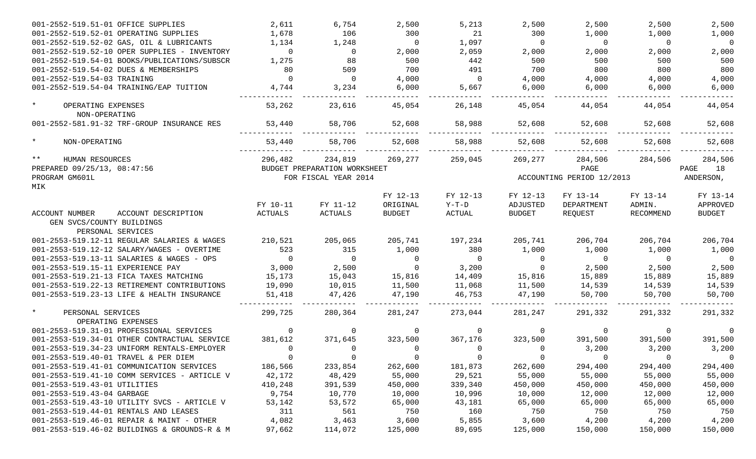| | | | | | | | | |
|---|---|---|---|---|---|---|---|---|
| 001-2552-519.51-01 OFFICE SUPPLIES | 2,611 | 6,754 | 2,500 | 5,213 | 2,500 | 2,500 | 2,500 | 2,500 |
| 001-2552-519.52-01 OPERATING SUPPLIES | 1,678 | 106 | 300 | 21 | 300 | 1,000 | 1,000 | 1,000 |
| 001-2552-519.52-02 GAS, OIL & LUBRICANTS | 1,134 | 1,248 | 0 | 1,097 | 0 | 0 | 0 | 0 |
| 001-2552-519.52-10 OPER SUPPLIES - INVENTORY | 0 | 0 | 2,000 | 2,059 | 2,000 | 2,000 | 2,000 | 2,000 |
| 001-2552-519.54-01 BOOKS/PUBLICATIONS/SUBSCR | 1,275 | 88 | 500 | 442 | 500 | 500 | 500 | 500 |
| 001-2552-519.54-02 DUES & MEMBERSHIPS | 80 | 509 | 700 | 491 | 700 | 800 | 800 | 800 |
| 001-2552-519.54-03 TRAINING | 0 | 0 | 4,000 | 0 | 4,000 | 4,000 | 4,000 | 4,000 |
| 001-2552-519.54-04 TRAINING/EAP TUITION | 4,744 | 3,234 | 6,000 | 5,667 | 6,000 | 6,000 | 6,000 | 6,000 |
| * OPERATING EXPENSES | 53,262 | 23,616 | 45,054 | 26,148 | 45,054 | 44,054 | 44,054 | 44,054 |
| NON-OPERATING | | | | | | | | |
| 001-2552-581.91-32 TRF-GROUP INSURANCE RES | 53,440 | 58,706 | 52,608 | 58,988 | 52,608 | 52,608 | 52,608 | 52,608 |
| * NON-OPERATING | 53,440 | 58,706 | 52,608 | 58,988 | 52,608 | 52,608 | 52,608 | 52,608 |
| ** HUMAN RESOURCES | 296,482 | 234,819 | 269,277 | 259,045 | 269,277 | 284,506 | 284,506 | 284,506 |

PREPARED 09/25/13, 08:47:56 BUDGET PREPARATION WORKSHEET PAGE 18
PROGRAM GM601L FOR FISCAL YEAR 2014 ACCOUNTING PERIOD 12/2013 ANDERSON, MIK

| ACCOUNT NUMBER ACCOUNT DESCRIPTION | FY 10-11 ACTUALS | FY 11-12 ACTUALS | FY 12-13 ORIGINAL BUDGET | FY 12-13 Y-T-D ACTUAL | FY 12-13 ADJUSTED BUDGET | FY 13-14 DEPARTMENT REQUEST | FY 13-14 ADMIN. RECOMMEND | FY 13-14 APPROVED BUDGET |
|---|---|---|---|---|---|---|---|---|
| GEN SVCS/COUNTY BUILDINGS | | | | | | | | |
| PERSONAL SERVICES | | | | | | | | |
| 001-2553-519.12-11 REGULAR SALARIES & WAGES | 210,521 | 205,065 | 205,741 | 197,234 | 205,741 | 206,704 | 206,704 | 206,704 |
| 001-2553-519.12-12 SALARY/WAGES - OVERTIME | 523 | 315 | 1,000 | 380 | 1,000 | 1,000 | 1,000 | 1,000 |
| 001-2553-519.13-11 SALARIES & WAGES - OPS | 0 | 0 | 0 | 0 | 0 | 0 | 0 | 0 |
| 001-2553-519.15-11 EXPERIENCE PAY | 3,000 | 2,500 | 0 | 3,200 | 0 | 2,500 | 2,500 | 2,500 |
| 001-2553-519.21-13 FICA TAXES MATCHING | 15,173 | 15,043 | 15,816 | 14,409 | 15,816 | 15,889 | 15,889 | 15,889 |
| 001-2553-519.22-13 RETIREMENT CONTRIBUTIONS | 19,090 | 10,015 | 11,500 | 11,068 | 11,500 | 14,539 | 14,539 | 14,539 |
| 001-2553-519.23-13 LIFE & HEALTH INSURANCE | 51,418 | 47,426 | 47,190 | 46,753 | 47,190 | 50,700 | 50,700 | 50,700 |
| * PERSONAL SERVICES | 299,725 | 280,364 | 281,247 | 273,044 | 281,247 | 291,332 | 291,332 | 291,332 |
| OPERATING EXPENSES | | | | | | | | |
| 001-2553-519.31-01 PROFESSIONAL SERVICES | 0 | 0 | 0 | 0 | 0 | 0 | 0 | 0 |
| 001-2553-519.34-01 OTHER CONTRACTUAL SERVICE | 381,612 | 371,645 | 323,500 | 367,176 | 323,500 | 391,500 | 391,500 | 391,500 |
| 001-2553-519.34-23 UNIFORM RENTALS-EMPLOYER | 0 | 0 | 0 | 0 | 0 | 3,200 | 3,200 | 3,200 |
| 001-2553-519.40-01 TRAVEL & PER DIEM | 0 | 0 | 0 | 0 | 0 | 0 | 0 | 0 |
| 001-2553-519.41-01 COMMUNICATION SERVICES | 186,566 | 233,854 | 262,600 | 181,873 | 262,600 | 294,400 | 294,400 | 294,400 |
| 001-2553-519.41-10 COMM SERVICES - ARTICLE V | 42,172 | 48,429 | 55,000 | 29,521 | 55,000 | 55,000 | 55,000 | 55,000 |
| 001-2553-519.43-01 UTILITIES | 410,248 | 391,539 | 450,000 | 339,340 | 450,000 | 450,000 | 450,000 | 450,000 |
| 001-2553-519.43-04 GARBAGE | 9,754 | 10,770 | 10,000 | 10,996 | 10,000 | 12,000 | 12,000 | 12,000 |
| 001-2553-519.43-10 UTILITY SVCS - ARTICLE V | 53,142 | 53,572 | 65,000 | 43,181 | 65,000 | 65,000 | 65,000 | 65,000 |
| 001-2553-519.44-01 RENTALS AND LEASES | 311 | 561 | 750 | 160 | 750 | 750 | 750 | 750 |
| 001-2553-519.46-01 REPAIR & MAINT - OTHER | 4,082 | 3,463 | 3,600 | 5,855 | 3,600 | 4,200 | 4,200 | 4,200 |
| 001-2553-519.46-02 BUILDINGS & GROUNDS-R & M | 97,662 | 114,072 | 125,000 | 89,695 | 125,000 | 150,000 | 150,000 | 150,000 |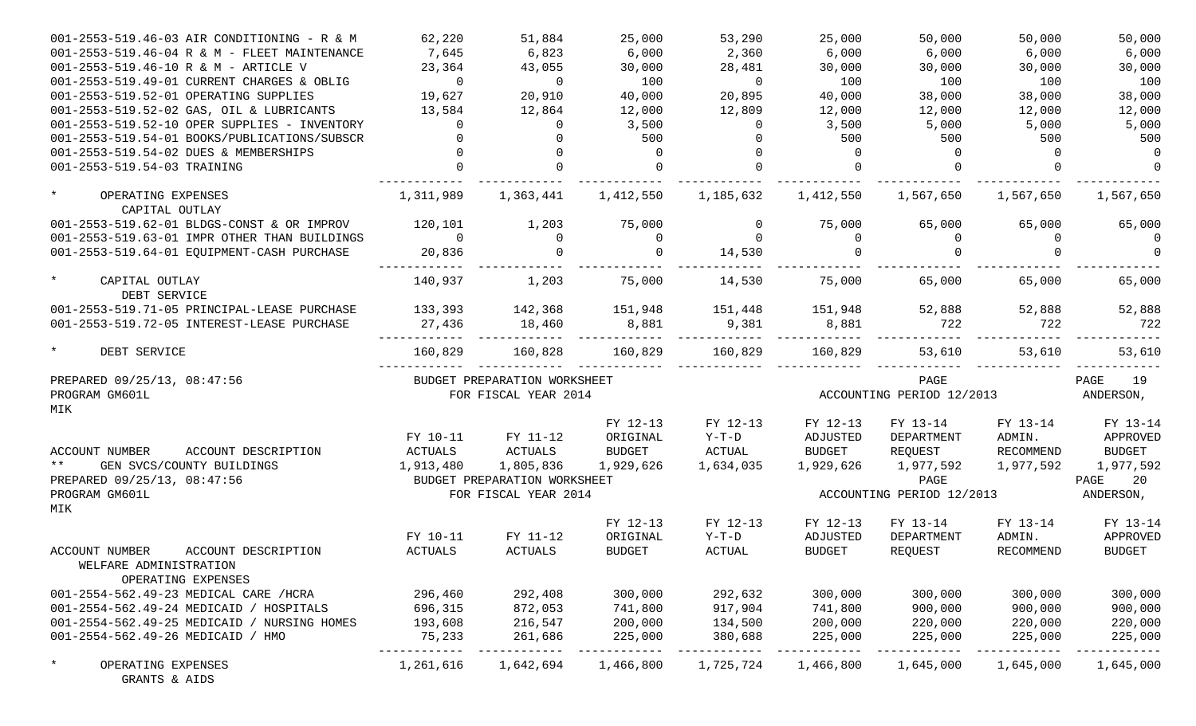| ACCOUNT NUMBER ACCOUNT DESCRIPTION | FY 10-11 ACTUALS | FY 11-12 ACTUALS | FY 12-13 ORIGINAL BUDGET | FY 12-13 Y-T-D ACTUAL | FY 12-13 ADJUSTED BUDGET | FY 13-14 DEPARTMENT REQUEST | FY 13-14 ADMIN. RECOMMEND | FY 13-14 APPROVED BUDGET |
|---|---|---|---|---|---|---|---|---|
| 001-2553-519.46-03 AIR CONDITIONING - R & M | 62,220 | 51,884 | 25,000 | 53,290 | 25,000 | 50,000 | 50,000 | 50,000 |
| 001-2553-519.46-04 R & M - FLEET MAINTENANCE | 7,645 | 6,823 | 6,000 | 2,360 | 6,000 | 6,000 | 6,000 | 6,000 |
| 001-2553-519.46-10 R & M - ARTICLE V | 23,364 | 43,055 | 30,000 | 28,481 | 30,000 | 30,000 | 30,000 | 30,000 |
| 001-2553-519.49-01 CURRENT CHARGES & OBLIG | 0 | 0 | 100 | 0 | 100 | 100 | 100 | 100 |
| 001-2553-519.52-01 OPERATING SUPPLIES | 19,627 | 20,910 | 40,000 | 20,895 | 40,000 | 38,000 | 38,000 | 38,000 |
| 001-2553-519.52-02 GAS, OIL & LUBRICANTS | 13,584 | 12,864 | 12,000 | 12,809 | 12,000 | 12,000 | 12,000 | 12,000 |
| 001-2553-519.52-10 OPER SUPPLIES - INVENTORY | 0 | 0 | 3,500 | 0 | 3,500 | 5,000 | 5,000 | 5,000 |
| 001-2553-519.54-01 BOOKS/PUBLICATIONS/SUBSCR | 0 | 0 | 500 | 0 | 500 | 500 | 500 | 500 |
| 001-2553-519.54-02 DUES & MEMBERSHIPS | 0 | 0 | 0 | 0 | 0 | 0 | 0 | 0 |
| 001-2553-519.54-03 TRAINING | 0 | 0 | 0 | 0 | 0 | 0 | 0 | 0 |
| * OPERATING EXPENSES | 1,311,989 | 1,363,441 | 1,412,550 | 1,185,632 | 1,412,550 | 1,567,650 | 1,567,650 | 1,567,650 |
| CAPITAL OUTLAY | | | | | | | | |
| 001-2553-519.62-01 BLDGS-CONST & OR IMPROV | 120,101 | 1,203 | 75,000 | 0 | 75,000 | 65,000 | 65,000 | 65,000 |
| 001-2553-519.63-01 IMPR OTHER THAN BUILDINGS | 0 | 0 | 0 | 0 | 0 | 0 | 0 | 0 |
| 001-2553-519.64-01 EQUIPMENT-CASH PURCHASE | 20,836 | 0 | 0 | 14,530 | 0 | 0 | 0 | 0 |
| * CAPITAL OUTLAY | 140,937 | 1,203 | 75,000 | 14,530 | 75,000 | 65,000 | 65,000 | 65,000 |
| DEBT SERVICE | | | | | | | | |
| 001-2553-519.71-05 PRINCIPAL-LEASE PURCHASE | 133,393 | 142,368 | 151,948 | 151,448 | 151,948 | 52,888 | 52,888 | 52,888 |
| 001-2553-519.72-05 INTEREST-LEASE PURCHASE | 27,436 | 18,460 | 8,881 | 9,381 | 8,881 | 722 | 722 | 722 |
| * DEBT SERVICE | 160,829 | 160,828 | 160,829 | 160,829 | 160,829 | 53,610 | 53,610 | 53,610 |

PREPARED 09/25/13, 08:47:56 BUDGET PREPARATION WORKSHEET PAGE 19
PROGRAM GM601L FOR FISCAL YEAR 2014 ACCOUNTING PERIOD 12/2013 ANDERSON,
MIK

| ACCOUNT NUMBER ACCOUNT DESCRIPTION | FY 10-11 ACTUALS | FY 11-12 ACTUALS | FY 12-13 ORIGINAL BUDGET | FY 12-13 Y-T-D ACTUAL | FY 12-13 ADJUSTED BUDGET | FY 13-14 DEPARTMENT REQUEST | FY 13-14 ADMIN. RECOMMEND | FY 13-14 APPROVED BUDGET |
|---|---|---|---|---|---|---|---|---|
| ** GEN SVCS/COUNTY BUILDINGS | 1,913,480 | 1,805,836 | 1,929,626 | 1,634,035 | 1,929,626 | 1,977,592 | 1,977,592 | 1,977,592 |

PREPARED 09/25/13, 08:47:56 BUDGET PREPARATION WORKSHEET PAGE 20
PROGRAM GM601L FOR FISCAL YEAR 2014 ACCOUNTING PERIOD 12/2013 ANDERSON,
MIK

| ACCOUNT NUMBER ACCOUNT DESCRIPTION | FY 10-11 ACTUALS | FY 11-12 ACTUALS | FY 12-13 ORIGINAL BUDGET | FY 12-13 Y-T-D ACTUAL | FY 12-13 ADJUSTED BUDGET | FY 13-14 DEPARTMENT REQUEST | FY 13-14 ADMIN. RECOMMEND | FY 13-14 APPROVED BUDGET |
|---|---|---|---|---|---|---|---|---|
| WELFARE ADMINISTRATION | | | | | | | | |
| OPERATING EXPENSES | | | | | | | | |
| 001-2554-562.49-23 MEDICAL CARE /HCRA | 296,460 | 292,408 | 300,000 | 292,632 | 300,000 | 300,000 | 300,000 | 300,000 |
| 001-2554-562.49-24 MEDICAID / HOSPITALS | 696,315 | 872,053 | 741,800 | 917,904 | 741,800 | 900,000 | 900,000 | 900,000 |
| 001-2554-562.49-25 MEDICAID / NURSING HOMES | 193,608 | 216,547 | 200,000 | 134,500 | 200,000 | 220,000 | 220,000 | 220,000 |
| 001-2554-562.49-26 MEDICAID / HMO | 75,233 | 261,686 | 225,000 | 380,688 | 225,000 | 225,000 | 225,000 | 225,000 |
| * OPERATING EXPENSES | 1,261,616 | 1,642,694 | 1,466,800 | 1,725,724 | 1,466,800 | 1,645,000 | 1,645,000 | 1,645,000 |
| GRANTS & AIDS | | | | | | | | |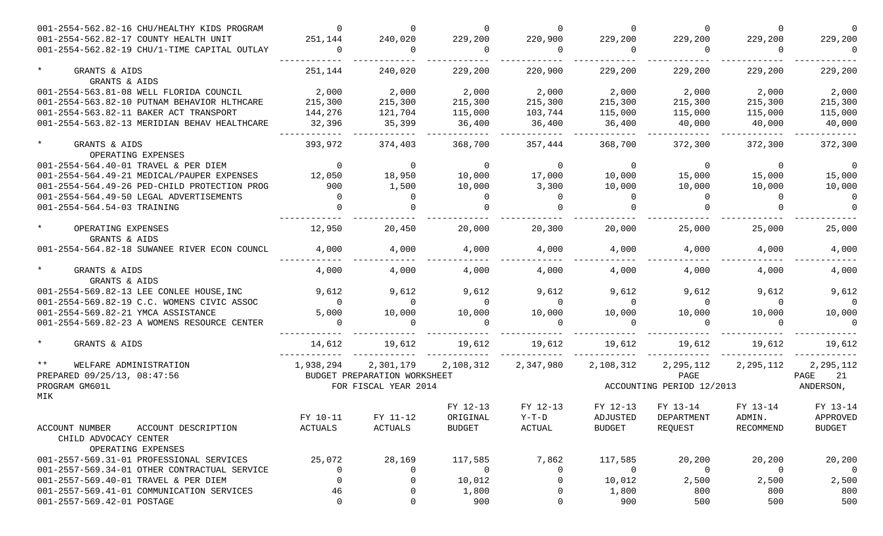| ACCOUNT NUMBER ACCOUNT DESCRIPTION | FY 10-11 ACTUALS | FY 11-12 ACTUALS | FY 12-13 ORIGINAL BUDGET | FY 12-13 Y-T-D ACTUAL | FY 12-13 ADJUSTED BUDGET | FY 13-14 DEPARTMENT REQUEST | FY 13-14 ADMIN. RECOMMEND | FY 13-14 APPROVED BUDGET |
|---|---|---|---|---|---|---|---|---|
| 001-2554-562.82-16 CHU/HEALTHY KIDS PROGRAM | 0 | 0 | 0 | 0 | 0 | 0 | 0 | 0 |
| 001-2554-562.82-17 COUNTY HEALTH UNIT | 251,144 | 240,020 | 229,200 | 220,900 | 229,200 | 229,200 | 229,200 | 229,200 |
| 001-2554-562.82-19 CHU/1-TIME CAPITAL OUTLAY | 0 | 0 | 0 | 0 | 0 | 0 | 0 | 0 |
| * GRANTS & AIDS | 251,144 | 240,020 | 229,200 | 220,900 | 229,200 | 229,200 | 229,200 | 229,200 |
| GRANTS & AIDS | | | | | | | | |
| 001-2554-563.81-08 WELL FLORIDA COUNCIL | 2,000 | 2,000 | 2,000 | 2,000 | 2,000 | 2,000 | 2,000 | 2,000 |
| 001-2554-563.82-10 PUTNAM BEHAVIOR HLTHCARE | 215,300 | 215,300 | 215,300 | 215,300 | 215,300 | 215,300 | 215,300 | 215,300 |
| 001-2554-563.82-11 BAKER ACT TRANSPORT | 144,276 | 121,704 | 115,000 | 103,744 | 115,000 | 115,000 | 115,000 | 115,000 |
| 001-2554-563.82-13 MERIDIAN BEHAV HEALTHCARE | 32,396 | 35,399 | 36,400 | 36,400 | 36,400 | 40,000 | 40,000 | 40,000 |
| * GRANTS & AIDS | 393,972 | 374,403 | 368,700 | 357,444 | 368,700 | 372,300 | 372,300 | 372,300 |
| OPERATING EXPENSES | | | | | | | | |
| 001-2554-564.40-01 TRAVEL & PER DIEM | 0 | 0 | 0 | 0 | 0 | 0 | 0 | 0 |
| 001-2554-564.49-21 MEDICAL/PAUPER EXPENSES | 12,050 | 18,950 | 10,000 | 17,000 | 10,000 | 15,000 | 15,000 | 15,000 |
| 001-2554-564.49-26 PED-CHILD PROTECTION PROG | 900 | 1,500 | 10,000 | 3,300 | 10,000 | 10,000 | 10,000 | 10,000 |
| 001-2554-564.49-50 LEGAL ADVERTISEMENTS | 0 | 0 | 0 | 0 | 0 | 0 | 0 | 0 |
| 001-2554-564.54-03 TRAINING | 0 | 0 | 0 | 0 | 0 | 0 | 0 | 0 |
| * OPERATING EXPENSES | 12,950 | 20,450 | 20,000 | 20,300 | 20,000 | 25,000 | 25,000 | 25,000 |
| GRANTS & AIDS | | | | | | | | |
| 001-2554-564.82-18 SUWANEE RIVER ECON COUNCL | 4,000 | 4,000 | 4,000 | 4,000 | 4,000 | 4,000 | 4,000 | 4,000 |
| * GRANTS & AIDS | 4,000 | 4,000 | 4,000 | 4,000 | 4,000 | 4,000 | 4,000 | 4,000 |
| GRANTS & AIDS | | | | | | | | |
| 001-2554-569.82-13 LEE CONLEE HOUSE,INC | 9,612 | 9,612 | 9,612 | 9,612 | 9,612 | 9,612 | 9,612 | 9,612 |
| 001-2554-569.82-19 C.C. WOMENS CIVIC ASSOC | 0 | 0 | 0 | 0 | 0 | 0 | 0 | 0 |
| 001-2554-569.82-21 YMCA ASSISTANCE | 5,000 | 10,000 | 10,000 | 10,000 | 10,000 | 10,000 | 10,000 | 10,000 |
| 001-2554-569.82-23 A WOMENS RESOURCE CENTER | 0 | 0 | 0 | 0 | 0 | 0 | 0 | 0 |
| * GRANTS & AIDS | 14,612 | 19,612 | 19,612 | 19,612 | 19,612 | 19,612 | 19,612 | 19,612 |
| ** WELFARE ADMINISTRATION | 1,938,294 | 2,301,179 | 2,108,312 | 2,347,980 | 2,108,312 | 2,295,112 | 2,295,112 | 2,295,112 |

PREPARED 09/25/13, 08:47:56 BUDGET PREPARATION WORKSHEET PAGE 21
PROGRAM GM601L FOR FISCAL YEAR 2014 ACCOUNTING PERIOD 12/2013 ANDERSON, MIK

| ACCOUNT NUMBER ACCOUNT DESCRIPTION | FY 10-11 ACTUALS | FY 11-12 ACTUALS | FY 12-13 ORIGINAL BUDGET | FY 12-13 Y-T-D ACTUAL | FY 12-13 ADJUSTED BUDGET | FY 13-14 DEPARTMENT REQUEST | FY 13-14 ADMIN. RECOMMEND | FY 13-14 APPROVED BUDGET |
|---|---|---|---|---|---|---|---|---|
| CHILD ADVOCACY CENTER | | | | | | | | |
| OPERATING EXPENSES | | | | | | | | |
| 001-2557-569.31-01 PROFESSIONAL SERVICES | 25,072 | 28,169 | 117,585 | 7,862 | 117,585 | 20,200 | 20,200 | 20,200 |
| 001-2557-569.34-01 OTHER CONTRACTUAL SERVICE | 0 | 0 | 0 | 0 | 0 | 0 | 0 | 0 |
| 001-2557-569.40-01 TRAVEL & PER DIEM | 0 | 0 | 10,012 | 0 | 10,012 | 2,500 | 2,500 | 2,500 |
| 001-2557-569.41-01 COMMUNICATION SERVICES | 46 | 0 | 1,800 | 0 | 1,800 | 800 | 800 | 800 |
| 001-2557-569.42-01 POSTAGE | 0 | 0 | 900 | 0 | 900 | 500 | 500 | 500 |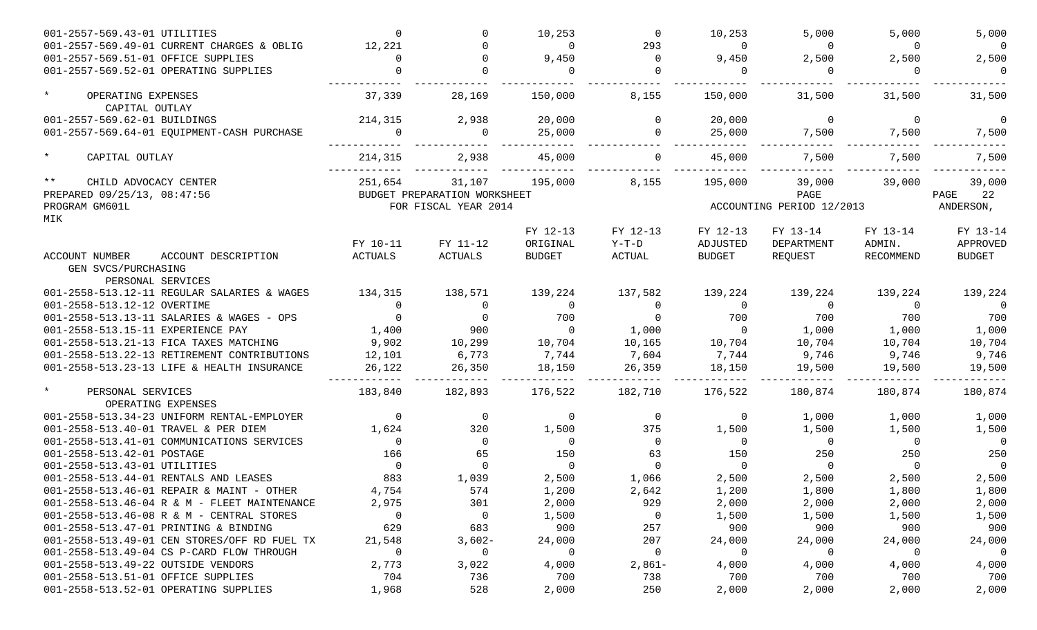| ACCOUNT NUMBER ACCOUNT DESCRIPTION | FY 10-11 ACTUALS | FY 11-12 ACTUALS | FY 12-13 ORIGINAL BUDGET | FY 12-13 Y-T-D ACTUAL | FY 12-13 ADJUSTED BUDGET | FY 13-14 DEPARTMENT REQUEST | FY 13-14 ADMIN. RECOMMEND | FY 13-14 APPROVED BUDGET |
|---|---|---|---|---|---|---|---|---|
| 001-2557-569.43-01 UTILITIES | 0 | 0 | 10,253 | 0 | 10,253 | 5,000 | 5,000 | 5,000 |
| 001-2557-569.49-01 CURRENT CHARGES & OBLIG | 12,221 | 0 | 0 | 293 | 0 | 0 | 0 | 0 |
| 001-2557-569.51-01 OFFICE SUPPLIES | 0 | 0 | 9,450 | 0 | 9,450 | 2,500 | 2,500 | 2,500 |
| 001-2557-569.52-01 OPERATING SUPPLIES | 0 | 0 | 0 | 0 | 0 | 0 | 0 | 0 |
| * OPERATING EXPENSES | 37,339 | 28,169 | 150,000 | 8,155 | 150,000 | 31,500 | 31,500 | 31,500 |
| CAPITAL OUTLAY | | | | | | | | |
| 001-2557-569.62-01 BUILDINGS | 214,315 | 2,938 | 20,000 | 0 | 20,000 | 0 | 0 | 0 |
| 001-2557-569.64-01 EQUIPMENT-CASH PURCHASE | 0 | 0 | 25,000 | 0 | 25,000 | 7,500 | 7,500 | 7,500 |
| * CAPITAL OUTLAY | 214,315 | 2,938 | 45,000 | 0 | 45,000 | 7,500 | 7,500 | 7,500 |
| ** CHILD ADVOCACY CENTER | 251,654 | 31,107 | 195,000 | 8,155 | 195,000 | 39,000 | 39,000 | 39,000 |

PREPARED 09/25/13, 08:47:56 BUDGET PREPARATION WORKSHEET PAGE 22
PROGRAM GM601L FOR FISCAL YEAR 2014 ACCOUNTING PERIOD 12/2013 ANDERSON, MIK

| ACCOUNT NUMBER ACCOUNT DESCRIPTION | FY 10-11 ACTUALS | FY 11-12 ACTUALS | FY 12-13 ORIGINAL BUDGET | FY 12-13 Y-T-D ACTUAL | FY 12-13 ADJUSTED BUDGET | FY 13-14 DEPARTMENT REQUEST | FY 13-14 ADMIN. RECOMMEND | FY 13-14 APPROVED BUDGET |
|---|---|---|---|---|---|---|---|---|
| GEN SVCS/PURCHASING | | | | | | | | |
| PERSONAL SERVICES | | | | | | | | |
| 001-2558-513.12-11 REGULAR SALARIES & WAGES | 134,315 | 138,571 | 139,224 | 137,582 | 139,224 | 139,224 | 139,224 | 139,224 |
| 001-2558-513.12-12 OVERTIME | 0 | 0 | 0 | 0 | 0 | 0 | 0 | 0 |
| 001-2558-513.13-11 SALARIES & WAGES - OPS | 0 | 0 | 700 | 0 | 700 | 700 | 700 | 700 |
| 001-2558-513.15-11 EXPERIENCE PAY | 1,400 | 900 | 0 | 1,000 | 0 | 1,000 | 1,000 | 1,000 |
| 001-2558-513.21-13 FICA TAXES MATCHING | 9,902 | 10,299 | 10,704 | 10,165 | 10,704 | 10,704 | 10,704 | 10,704 |
| 001-2558-513.22-13 RETIREMENT CONTRIBUTIONS | 12,101 | 6,773 | 7,744 | 7,604 | 7,744 | 9,746 | 9,746 | 9,746 |
| 001-2558-513.23-13 LIFE & HEALTH INSURANCE | 26,122 | 26,350 | 18,150 | 26,359 | 18,150 | 19,500 | 19,500 | 19,500 |
| * PERSONAL SERVICES | 183,840 | 182,893 | 176,522 | 182,710 | 176,522 | 180,874 | 180,874 | 180,874 |
| OPERATING EXPENSES | | | | | | | | |
| 001-2558-513.34-23 UNIFORM RENTAL-EMPLOYER | 0 | 0 | 0 | 0 | 0 | 1,000 | 1,000 | 1,000 |
| 001-2558-513.40-01 TRAVEL & PER DIEM | 1,624 | 320 | 1,500 | 375 | 1,500 | 1,500 | 1,500 | 1,500 |
| 001-2558-513.41-01 COMMUNICATIONS SERVICES | 0 | 0 | 0 | 0 | 0 | 0 | 0 | 0 |
| 001-2558-513.42-01 POSTAGE | 166 | 65 | 150 | 63 | 150 | 250 | 250 | 250 |
| 001-2558-513.43-01 UTILITIES | 0 | 0 | 0 | 0 | 0 | 0 | 0 | 0 |
| 001-2558-513.44-01 RENTALS AND LEASES | 883 | 1,039 | 2,500 | 1,066 | 2,500 | 2,500 | 2,500 | 2,500 |
| 001-2558-513.46-01 REPAIR & MAINT - OTHER | 4,754 | 574 | 1,200 | 2,642 | 1,200 | 1,800 | 1,800 | 1,800 |
| 001-2558-513.46-04 R & M - FLEET MAINTENANCE | 2,975 | 301 | 2,000 | 929 | 2,000 | 2,000 | 2,000 | 2,000 |
| 001-2558-513.46-08 R & M - CENTRAL STORES | 0 | 0 | 1,500 | 0 | 1,500 | 1,500 | 1,500 | 1,500 |
| 001-2558-513.47-01 PRINTING & BINDING | 629 | 683 | 900 | 257 | 900 | 900 | 900 | 900 |
| 001-2558-513.49-01 CEN STORES/OFF RD FUEL TX | 21,548 | 3,602- | 24,000 | 207 | 24,000 | 24,000 | 24,000 | 24,000 |
| 001-2558-513.49-04 CS P-CARD FLOW THROUGH | 0 | 0 | 0 | 0 | 0 | 0 | 0 | 0 |
| 001-2558-513.49-22 OUTSIDE VENDORS | 2,773 | 3,022 | 4,000 | 2,861- | 4,000 | 4,000 | 4,000 | 4,000 |
| 001-2558-513.51-01 OFFICE SUPPLIES | 704 | 736 | 700 | 738 | 700 | 700 | 700 | 700 |
| 001-2558-513.52-01 OPERATING SUPPLIES | 1,968 | 528 | 2,000 | 250 | 2,000 | 2,000 | 2,000 | 2,000 |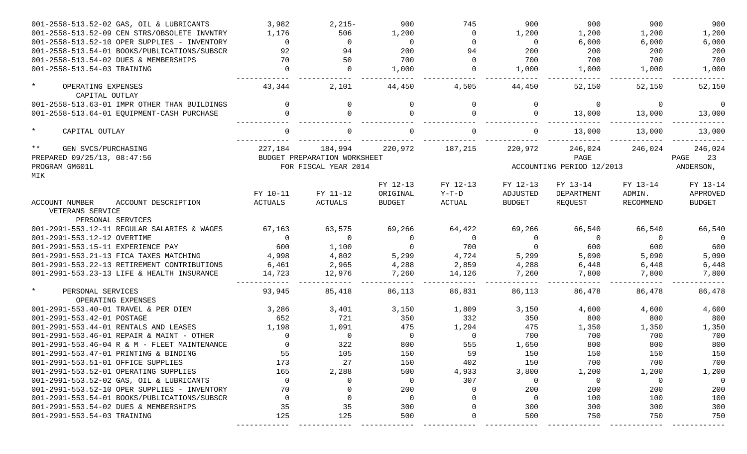| | | | | | | | | |
|---|---|---|---|---|---|---|---|---|
| 001-2558-513.52-02 GAS, OIL & LUBRICANTS | 3,982 | 2,215- | 900 | 745 | 900 | 900 | 900 | 900 |
| 001-2558-513.52-09 CEN STRS/OBSOLETE INVNTRY | 1,176 | 506 | 1,200 | 0 | 1,200 | 1,200 | 1,200 | 1,200 |
| 001-2558-513.52-10 OPER SUPPLIES - INVENTORY | 0 | 0 | 0 | 0 | 0 | 6,000 | 6,000 | 6,000 |
| 001-2558-513.54-01 BOOKS/PUBLICATIONS/SUBSCR | 92 | 94 | 200 | 94 | 200 | 200 | 200 | 200 |
| 001-2558-513.54-02 DUES & MEMBERSHIPS | 70 | 50 | 700 | 0 | 700 | 700 | 700 | 700 |
| 001-2558-513.54-03 TRAINING | 0 | 0 | 1,000 | 0 | 1,000 | 1,000 | 1,000 | 1,000 |
| * OPERATING EXPENSES | 43,344 | 2,101 | 44,450 | 4,505 | 44,450 | 52,150 | 52,150 | 52,150 |
| CAPITAL OUTLAY | | | | | | | | |
| 001-2558-513.63-01 IMPR OTHER THAN BUILDINGS | 0 | 0 | 0 | 0 | 0 | 0 | 0 | 0 |
| 001-2558-513.64-01 EQUIPMENT-CASH PURCHASE | 0 | 0 | 0 | 0 | 0 | 13,000 | 13,000 | 13,000 |
| * CAPITAL OUTLAY | 0 | 0 | 0 | 0 | 0 | 13,000 | 13,000 | 13,000 |
| ** GEN SVCS/PURCHASING | 227,184 | 184,994 | 220,972 | 187,215 | 220,972 | 246,024 | 246,024 | 246,024 |

PREPARED 09/25/13, 08:47:56 BUDGET PREPARATION WORKSHEET PAGE 23
PROGRAM GM601L FOR FISCAL YEAR 2014 ACCOUNTING PERIOD 12/2013 ANDERSON, MIK

| ACCOUNT NUMBER ACCOUNT DESCRIPTION | FY 10-11 ACTUALS | FY 11-12 ACTUALS | FY 12-13 ORIGINAL BUDGET | FY 12-13 Y-T-D ACTUAL | FY 12-13 ADJUSTED BUDGET | FY 13-14 DEPARTMENT REQUEST | FY 13-14 ADMIN. RECOMMEND | FY 13-14 APPROVED BUDGET |
|---|---|---|---|---|---|---|---|---|
| VETERANS SERVICE | | | | | | | | |
| PERSONAL SERVICES | | | | | | | | |
| 001-2991-553.12-11 REGULAR SALARIES & WAGES | 67,163 | 63,575 | 69,266 | 64,422 | 69,266 | 66,540 | 66,540 | 66,540 |
| 001-2991-553.12-12 OVERTIME | 0 | 0 | 0 | 0 | 0 | 0 | 0 | 0 |
| 001-2991-553.15-11 EXPERIENCE PAY | 600 | 1,100 | 0 | 700 | 0 | 600 | 600 | 600 |
| 001-2991-553.21-13 FICA TAXES MATCHING | 4,998 | 4,802 | 5,299 | 4,724 | 5,299 | 5,090 | 5,090 | 5,090 |
| 001-2991-553.22-13 RETIREMENT CONTRIBUTIONS | 6,461 | 2,965 | 4,288 | 2,859 | 4,288 | 6,448 | 6,448 | 6,448 |
| 001-2991-553.23-13 LIFE & HEALTH INSURANCE | 14,723 | 12,976 | 7,260 | 14,126 | 7,260 | 7,800 | 7,800 | 7,800 |
| * PERSONAL SERVICES | 93,945 | 85,418 | 86,113 | 86,831 | 86,113 | 86,478 | 86,478 | 86,478 |
| OPERATING EXPENSES | | | | | | | | |
| 001-2991-553.40-01 TRAVEL & PER DIEM | 3,286 | 3,401 | 3,150 | 1,809 | 3,150 | 4,600 | 4,600 | 4,600 |
| 001-2991-553.42-01 POSTAGE | 652 | 721 | 350 | 332 | 350 | 800 | 800 | 800 |
| 001-2991-553.44-01 RENTALS AND LEASES | 1,198 | 1,091 | 475 | 1,294 | 475 | 1,350 | 1,350 | 1,350 |
| 001-2991-553.46-01 REPAIR & MAINT - OTHER | 0 | 0 | 0 | 0 | 700 | 700 | 700 | 700 |
| 001-2991-553.46-04 R & M - FLEET MAINTENANCE | 0 | 322 | 800 | 555 | 1,650 | 800 | 800 | 800 |
| 001-2991-553.47-01 PRINTING & BINDING | 55 | 105 | 150 | 59 | 150 | 150 | 150 | 150 |
| 001-2991-553.51-01 OFFICE SUPPLIES | 173 | 27 | 150 | 402 | 150 | 700 | 700 | 700 |
| 001-2991-553.52-01 OPERATING SUPPLIES | 165 | 2,288 | 500 | 4,933 | 3,800 | 1,200 | 1,200 | 1,200 |
| 001-2991-553.52-02 GAS, OIL & LUBRICANTS | 0 | 0 | 0 | 307 | 0 | 0 | 0 | 0 |
| 001-2991-553.52-10 OPER SUPPLIES - INVENTORY | 70 | 0 | 200 | 0 | 200 | 200 | 200 | 200 |
| 001-2991-553.54-01 BOOKS/PUBLICATIONS/SUBSCR | 0 | 0 | 0 | 0 | 0 | 100 | 100 | 100 |
| 001-2991-553.54-02 DUES & MEMBERSHIPS | 35 | 35 | 300 | 0 | 300 | 300 | 300 | 300 |
| 001-2991-553.54-03 TRAINING | 125 | 125 | 500 | 0 | 500 | 750 | 750 | 750 |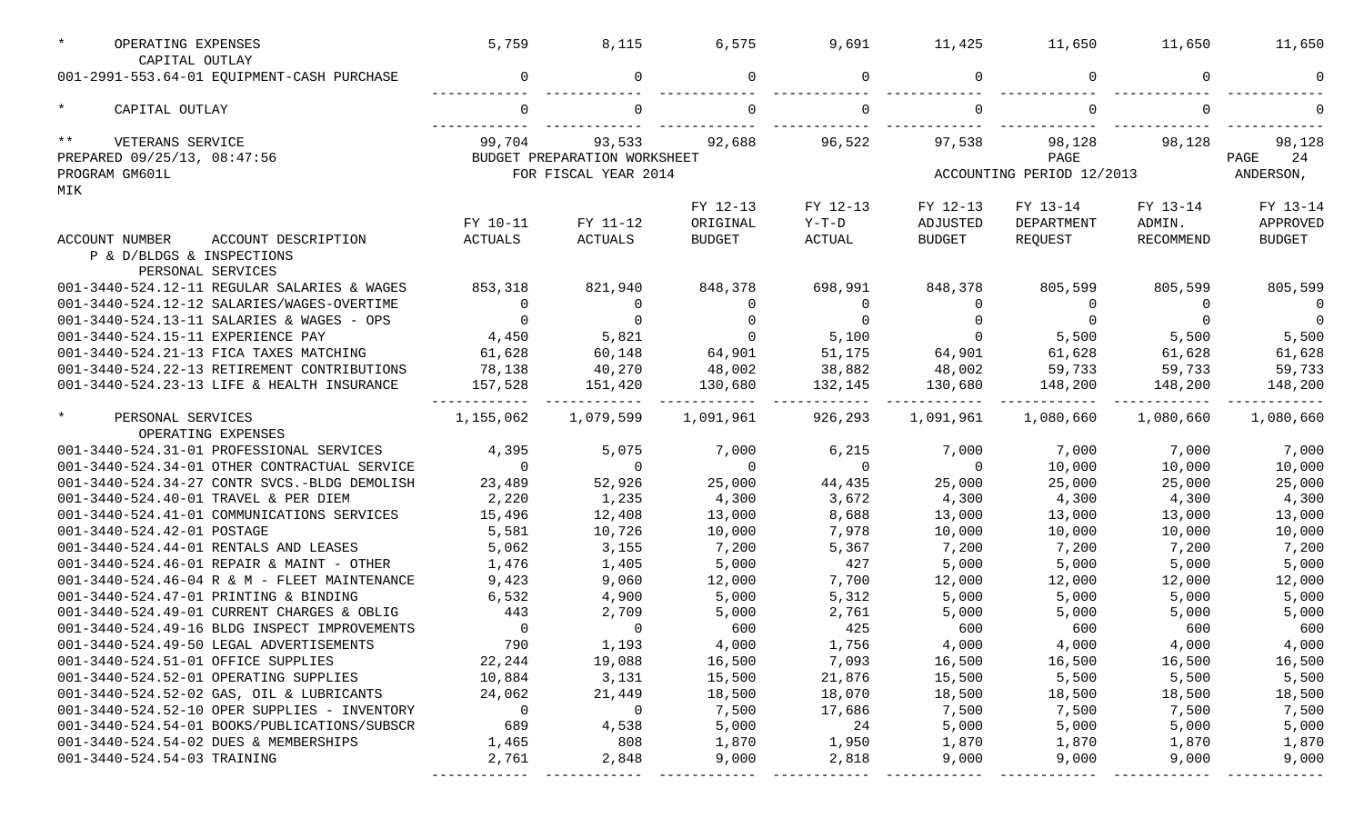| | | | | | | | | |
|---|---|---|---|---|---|---|---|---|
| * OPERATING EXPENSES | 5,759 | 8,115 | 6,575 | 9,691 | 11,425 | 11,650 | 11,650 | 11,650 |
| CAPITAL OUTLAY | | | | | | | | |
| 001-2991-553.64-01 EQUIPMENT-CASH PURCHASE | 0 | 0 | 0 | 0 | 0 | 0 | 0 | 0 |
| * CAPITAL OUTLAY | 0 | 0 | 0 | 0 | 0 | 0 | 0 | 0 |
| ** VETERANS SERVICE | 99,704 | 93,533 | 92,688 | 96,522 | 97,538 | 98,128 | 98,128 | 98,128 |

PREPARED 09/25/13, 08:47:56 BUDGET PREPARATION WORKSHEET PAGE PAGE 24
PROGRAM GM601L FOR FISCAL YEAR 2014 ACCOUNTING PERIOD 12/2013 ANDERSON, MIK

| ACCOUNT NUMBER ACCOUNT DESCRIPTION | FY 10-11 ACTUALS | FY 11-12 ACTUALS | FY 12-13 ORIGINAL BUDGET | FY 12-13 Y-T-D ACTUAL | FY 12-13 ADJUSTED BUDGET | FY 13-14 DEPARTMENT REQUEST | FY 13-14 ADMIN. RECOMMEND | FY 13-14 APPROVED BUDGET |
|---|---|---|---|---|---|---|---|---|
| P & D/BLDGS & INSPECTIONS | | | | | | | | |
| PERSONAL SERVICES | | | | | | | | |
| 001-3440-524.12-11 REGULAR SALARIES & WAGES | 853,318 | 821,940 | 848,378 | 698,991 | 848,378 | 805,599 | 805,599 | 805,599 |
| 001-3440-524.12-12 SALARIES/WAGES-OVERTIME | 0 | 0 | 0 | 0 | 0 | 0 | 0 | 0 |
| 001-3440-524.13-11 SALARIES & WAGES - OPS | 0 | 0 | 0 | 0 | 0 | 0 | 0 | 0 |
| 001-3440-524.15-11 EXPERIENCE PAY | 4,450 | 5,821 | 0 | 5,100 | 0 | 5,500 | 5,500 | 5,500 |
| 001-3440-524.21-13 FICA TAXES MATCHING | 61,628 | 60,148 | 64,901 | 51,175 | 64,901 | 61,628 | 61,628 | 61,628 |
| 001-3440-524.22-13 RETIREMENT CONTRIBUTIONS | 78,138 | 40,270 | 48,002 | 38,882 | 48,002 | 59,733 | 59,733 | 59,733 |
| 001-3440-524.23-13 LIFE & HEALTH INSURANCE | 157,528 | 151,420 | 130,680 | 132,145 | 130,680 | 148,200 | 148,200 | 148,200 |
| * PERSONAL SERVICES | 1,155,062 | 1,079,599 | 1,091,961 | 926,293 | 1,091,961 | 1,080,660 | 1,080,660 | 1,080,660 |
| OPERATING EXPENSES | | | | | | | | |
| 001-3440-524.31-01 PROFESSIONAL SERVICES | 4,395 | 5,075 | 7,000 | 6,215 | 7,000 | 7,000 | 7,000 | 7,000 |
| 001-3440-524.34-01 OTHER CONTRACTUAL SERVICE | 0 | 0 | 0 | 0 | 0 | 10,000 | 10,000 | 10,000 |
| 001-3440-524.34-27 CONTR SVCS.-BLDG DEMOLISH | 23,489 | 52,926 | 25,000 | 44,435 | 25,000 | 25,000 | 25,000 | 25,000 |
| 001-3440-524.40-01 TRAVEL & PER DIEM | 2,220 | 1,235 | 4,300 | 3,672 | 4,300 | 4,300 | 4,300 | 4,300 |
| 001-3440-524.41-01 COMMUNICATIONS SERVICES | 15,496 | 12,408 | 13,000 | 8,688 | 13,000 | 13,000 | 13,000 | 13,000 |
| 001-3440-524.42-01 POSTAGE | 5,581 | 10,726 | 10,000 | 7,978 | 10,000 | 10,000 | 10,000 | 10,000 |
| 001-3440-524.44-01 RENTALS AND LEASES | 5,062 | 3,155 | 7,200 | 5,367 | 7,200 | 7,200 | 7,200 | 7,200 |
| 001-3440-524.46-01 REPAIR & MAINT - OTHER | 1,476 | 1,405 | 5,000 | 427 | 5,000 | 5,000 | 5,000 | 5,000 |
| 001-3440-524.46-04 R & M - FLEET MAINTENANCE | 9,423 | 9,060 | 12,000 | 7,700 | 12,000 | 12,000 | 12,000 | 12,000 |
| 001-3440-524.47-01 PRINTING & BINDING | 6,532 | 4,900 | 5,000 | 5,312 | 5,000 | 5,000 | 5,000 | 5,000 |
| 001-3440-524.49-01 CURRENT CHARGES & OBLIG | 443 | 2,709 | 5,000 | 2,761 | 5,000 | 5,000 | 5,000 | 5,000 |
| 001-3440-524.49-16 BLDG INSPECT IMPROVEMENTS | 0 | 0 | 600 | 425 | 600 | 600 | 600 | 600 |
| 001-3440-524.49-50 LEGAL ADVERTISEMENTS | 790 | 1,193 | 4,000 | 1,756 | 4,000 | 4,000 | 4,000 | 4,000 |
| 001-3440-524.51-01 OFFICE SUPPLIES | 22,244 | 19,088 | 16,500 | 7,093 | 16,500 | 16,500 | 16,500 | 16,500 |
| 001-3440-524.52-01 OPERATING SUPPLIES | 10,884 | 3,131 | 15,500 | 21,876 | 15,500 | 5,500 | 5,500 | 5,500 |
| 001-3440-524.52-02 GAS, OIL & LUBRICANTS | 24,062 | 21,449 | 18,500 | 18,070 | 18,500 | 18,500 | 18,500 | 18,500 |
| 001-3440-524.52-10 OPER SUPPLIES - INVENTORY | 0 | 0 | 7,500 | 17,686 | 7,500 | 7,500 | 7,500 | 7,500 |
| 001-3440-524.54-01 BOOKS/PUBLICATIONS/SUBSCR | 689 | 4,538 | 5,000 | 24 | 5,000 | 5,000 | 5,000 | 5,000 |
| 001-3440-524.54-02 DUES & MEMBERSHIPS | 1,465 | 808 | 1,870 | 1,950 | 1,870 | 1,870 | 1,870 | 1,870 |
| 001-3440-524.54-03 TRAINING | 2,761 | 2,848 | 9,000 | 2,818 | 9,000 | 9,000 | 9,000 | 9,000 |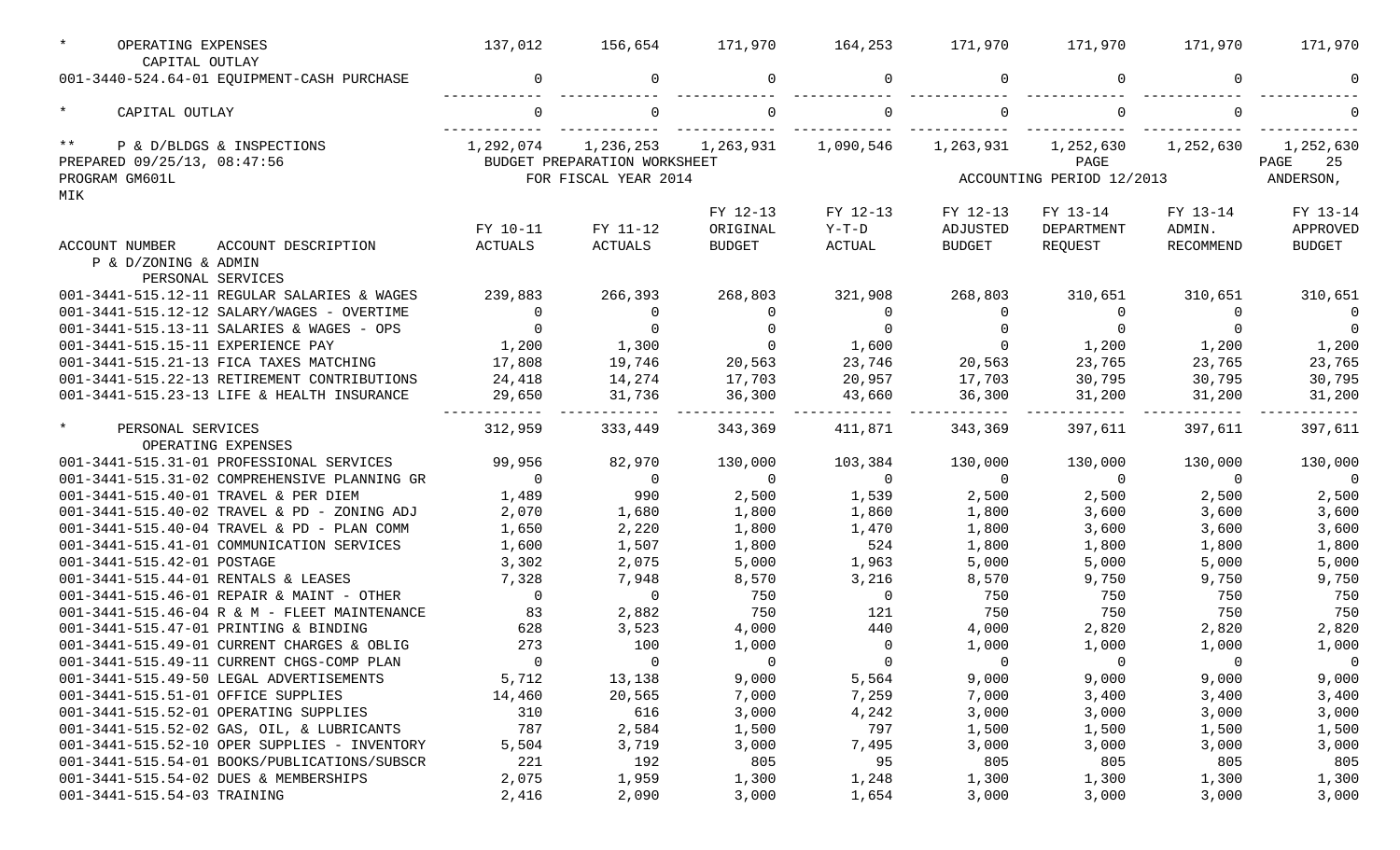| | FY 10-11 ACTUALS | FY 11-12 ACTUALS | FY 12-13 ORIGINAL BUDGET | FY 12-13 Y-T-D ACTUAL | FY 12-13 ADJUSTED BUDGET | FY 13-14 DEPARTMENT REQUEST | FY 13-14 ADMIN. RECOMMEND | FY 13-14 APPROVED BUDGET |
|---|---|---|---|---|---|---|---|---|
| * OPERATING EXPENSES | 137,012 | 156,654 | 171,970 | 164,253 | 171,970 | 171,970 | 171,970 | 171,970 |
| CAPITAL OUTLAY | | | | | | | | |
| 001-3440-524.64-01 EQUIPMENT-CASH PURCHASE | 0 | 0 | 0 | 0 | 0 | 0 | 0 | 0 |
| * CAPITAL OUTLAY | 0 | 0 | 0 | 0 | 0 | 0 | 0 | 0 |
| ** P & D/BLDGS & INSPECTIONS | 1,292,074 | 1,236,253 | 1,263,931 | 1,090,546 | 1,263,931 | 1,252,630 | 1,252,630 | 1,252,630 |

PREPARED 09/25/13, 08:47:56 BUDGET PREPARATION WORKSHEET PAGE 25
PROGRAM GM601L FOR FISCAL YEAR 2014 ACCOUNTING PERIOD 12/2013 ANDERSON, MIK

| ACCOUNT NUMBER ACCOUNT DESCRIPTION | FY 10-11 ACTUALS | FY 11-12 ACTUALS | FY 12-13 ORIGINAL BUDGET | FY 12-13 Y-T-D ACTUAL | FY 12-13 ADJUSTED BUDGET | FY 13-14 DEPARTMENT REQUEST | FY 13-14 ADMIN. RECOMMEND | FY 13-14 APPROVED BUDGET |
|---|---|---|---|---|---|---|---|---|
| P & D/ZONING & ADMIN | | | | | | | | |
| PERSONAL SERVICES | | | | | | | | |
| 001-3441-515.12-11 REGULAR SALARIES & WAGES | 239,883 | 266,393 | 268,803 | 321,908 | 268,803 | 310,651 | 310,651 | 310,651 |
| 001-3441-515.12-12 SALARY/WAGES - OVERTIME | 0 | 0 | 0 | 0 | 0 | 0 | 0 | 0 |
| 001-3441-515.13-11 SALARIES & WAGES - OPS | 0 | 0 | 0 | 0 | 0 | 0 | 0 | 0 |
| 001-3441-515.15-11 EXPERIENCE PAY | 1,200 | 1,300 | 0 | 1,600 | 0 | 1,200 | 1,200 | 1,200 |
| 001-3441-515.21-13 FICA TAXES MATCHING | 17,808 | 19,746 | 20,563 | 23,746 | 20,563 | 23,765 | 23,765 | 23,765 |
| 001-3441-515.22-13 RETIREMENT CONTRIBUTIONS | 24,418 | 14,274 | 17,703 | 20,957 | 17,703 | 30,795 | 30,795 | 30,795 |
| 001-3441-515.23-13 LIFE & HEALTH INSURANCE | 29,650 | 31,736 | 36,300 | 43,660 | 36,300 | 31,200 | 31,200 | 31,200 |
| * PERSONAL SERVICES | 312,959 | 333,449 | 343,369 | 411,871 | 343,369 | 397,611 | 397,611 | 397,611 |
| OPERATING EXPENSES | | | | | | | | |
| 001-3441-515.31-01 PROFESSIONAL SERVICES | 99,956 | 82,970 | 130,000 | 103,384 | 130,000 | 130,000 | 130,000 | 130,000 |
| 001-3441-515.31-02 COMPREHENSIVE PLANNING GR | 0 | 0 | 0 | 0 | 0 | 0 | 0 | 0 |
| 001-3441-515.40-01 TRAVEL & PER DIEM | 1,489 | 990 | 2,500 | 1,539 | 2,500 | 2,500 | 2,500 | 2,500 |
| 001-3441-515.40-02 TRAVEL & PD - ZONING ADJ | 2,070 | 1,680 | 1,800 | 1,860 | 1,800 | 3,600 | 3,600 | 3,600 |
| 001-3441-515.40-04 TRAVEL & PD - PLAN COMM | 1,650 | 2,220 | 1,800 | 1,470 | 1,800 | 3,600 | 3,600 | 3,600 |
| 001-3441-515.41-01 COMMUNICATION SERVICES | 1,600 | 1,507 | 1,800 | 524 | 1,800 | 1,800 | 1,800 | 1,800 |
| 001-3441-515.42-01 POSTAGE | 3,302 | 2,075 | 5,000 | 1,963 | 5,000 | 5,000 | 5,000 | 5,000 |
| 001-3441-515.44-01 RENTALS & LEASES | 7,328 | 7,948 | 8,570 | 3,216 | 8,570 | 9,750 | 9,750 | 9,750 |
| 001-3441-515.46-01 REPAIR & MAINT - OTHER | 0 | 0 | 750 | 0 | 750 | 750 | 750 | 750 |
| 001-3441-515.46-04 R & M - FLEET MAINTENANCE | 83 | 2,882 | 750 | 121 | 750 | 750 | 750 | 750 |
| 001-3441-515.47-01 PRINTING & BINDING | 628 | 3,523 | 4,000 | 440 | 4,000 | 2,820 | 2,820 | 2,820 |
| 001-3441-515.49-01 CURRENT CHARGES & OBLIG | 273 | 100 | 1,000 | 0 | 1,000 | 1,000 | 1,000 | 1,000 |
| 001-3441-515.49-11 CURRENT CHGS-COMP PLAN | 0 | 0 | 0 | 0 | 0 | 0 | 0 | 0 |
| 001-3441-515.49-50 LEGAL ADVERTISEMENTS | 5,712 | 13,138 | 9,000 | 5,564 | 9,000 | 9,000 | 9,000 | 9,000 |
| 001-3441-515.51-01 OFFICE SUPPLIES | 14,460 | 20,565 | 7,000 | 7,259 | 7,000 | 3,400 | 3,400 | 3,400 |
| 001-3441-515.52-01 OPERATING SUPPLIES | 310 | 616 | 3,000 | 4,242 | 3,000 | 3,000 | 3,000 | 3,000 |
| 001-3441-515.52-02 GAS, OIL, & LUBRICANTS | 787 | 2,584 | 1,500 | 797 | 1,500 | 1,500 | 1,500 | 1,500 |
| 001-3441-515.52-10 OPER SUPPLIES - INVENTORY | 5,504 | 3,719 | 3,000 | 7,495 | 3,000 | 3,000 | 3,000 | 3,000 |
| 001-3441-515.54-01 BOOKS/PUBLICATIONS/SUBSCR | 221 | 192 | 805 | 95 | 805 | 805 | 805 | 805 |
| 001-3441-515.54-02 DUES & MEMBERSHIPS | 2,075 | 1,959 | 1,300 | 1,248 | 1,300 | 1,300 | 1,300 | 1,300 |
| 001-3441-515.54-03 TRAINING | 2,416 | 2,090 | 3,000 | 1,654 | 3,000 | 3,000 | 3,000 | 3,000 |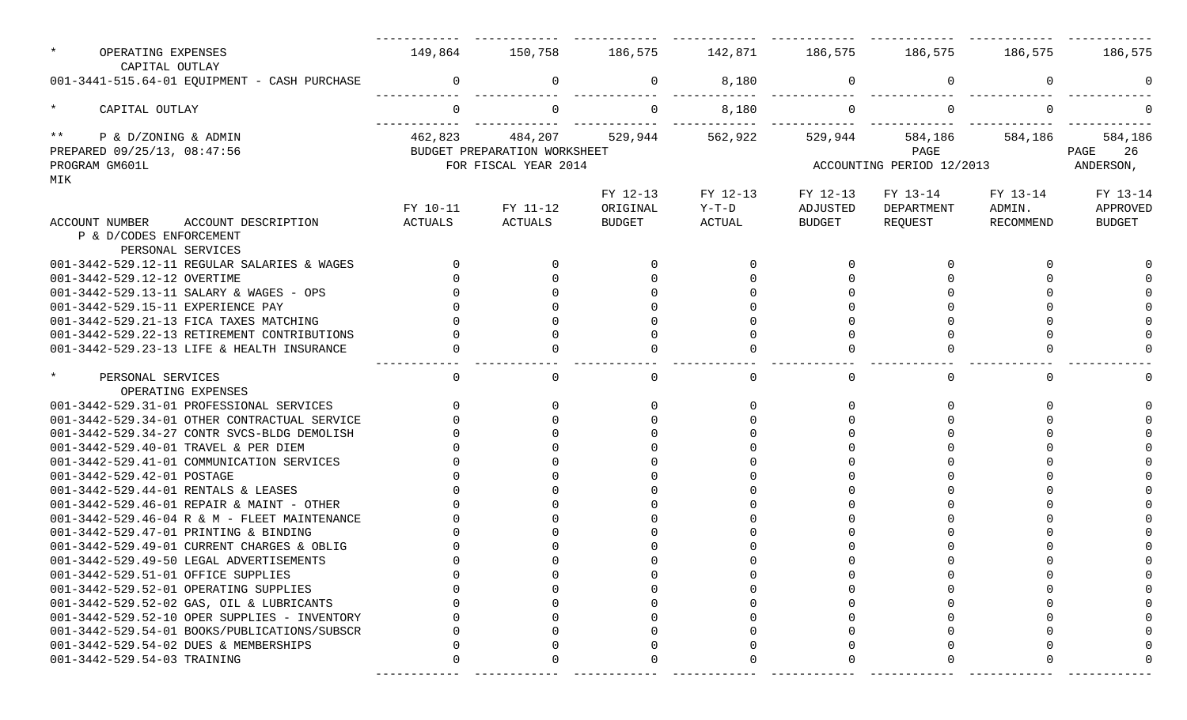| ACCOUNT NUMBER ACCOUNT DESCRIPTION | FY 10-11 ACTUALS | FY 11-12 ACTUALS | FY 12-13 ORIGINAL BUDGET | FY 12-13 Y-T-D ACTUAL | FY 12-13 ADJUSTED BUDGET | FY 13-14 DEPARTMENT REQUEST | FY 13-14 ADMIN. RECOMMEND | FY 13-14 APPROVED BUDGET |
|---|---|---|---|---|---|---|---|---|
| * OPERATING EXPENSES | 149,864 | 150,758 | 186,575 | 142,871 | 186,575 | 186,575 | 186,575 | 186,575 |
| CAPITAL OUTLAY | | | | | | | | |
| 001-3441-515.64-01 EQUIPMENT - CASH PURCHASE | 0 | 0 | 0 | 8,180 | 0 | 0 | 0 | 0 |
| * CAPITAL OUTLAY | 0 | 0 | 0 | 8,180 | 0 | 0 | 0 | 0 |
| ** P & D/ZONING & ADMIN | 462,823 | 484,207 | 529,944 | 562,922 | 529,944 | 584,186 | 584,186 | 584,186 |

PREPARED 09/25/13, 08:47:56 BUDGET PREPARATION WORKSHEET PAGE 26
PROGRAM GM601L FOR FISCAL YEAR 2014 ACCOUNTING PERIOD 12/2013 ANDERSON, MIK

| ACCOUNT NUMBER ACCOUNT DESCRIPTION | FY 10-11 ACTUALS | FY 11-12 ACTUALS | FY 12-13 ORIGINAL BUDGET | FY 12-13 Y-T-D ACTUAL | FY 12-13 ADJUSTED BUDGET | FY 13-14 DEPARTMENT REQUEST | FY 13-14 ADMIN. RECOMMEND | FY 13-14 APPROVED BUDGET |
|---|---|---|---|---|---|---|---|---|
| P & D/CODES ENFORCEMENT | | | | | | | | |
| PERSONAL SERVICES | | | | | | | | |
| 001-3442-529.12-11 REGULAR SALARIES & WAGES | 0 | 0 | 0 | 0 | 0 | 0 | 0 | 0 |
| 001-3442-529.12-12 OVERTIME | 0 | 0 | 0 | 0 | 0 | 0 | 0 | 0 |
| 001-3442-529.13-11 SALARY & WAGES - OPS | 0 | 0 | 0 | 0 | 0 | 0 | 0 | 0 |
| 001-3442-529.15-11 EXPERIENCE PAY | 0 | 0 | 0 | 0 | 0 | 0 | 0 | 0 |
| 001-3442-529.21-13 FICA TAXES MATCHING | 0 | 0 | 0 | 0 | 0 | 0 | 0 | 0 |
| 001-3442-529.22-13 RETIREMENT CONTRIBUTIONS | 0 | 0 | 0 | 0 | 0 | 0 | 0 | 0 |
| 001-3442-529.23-13 LIFE & HEALTH INSURANCE | 0 | 0 | 0 | 0 | 0 | 0 | 0 | 0 |
| * PERSONAL SERVICES | 0 | 0 | 0 | 0 | 0 | 0 | 0 | 0 |
| OPERATING EXPENSES | | | | | | | | |
| 001-3442-529.31-01 PROFESSIONAL SERVICES | 0 | 0 | 0 | 0 | 0 | 0 | 0 | 0 |
| 001-3442-529.34-01 OTHER CONTRACTUAL SERVICE | 0 | 0 | 0 | 0 | 0 | 0 | 0 | 0 |
| 001-3442-529.34-27 CONTR SVCS-BLDG DEMOLISH | 0 | 0 | 0 | 0 | 0 | 0 | 0 | 0 |
| 001-3442-529.40-01 TRAVEL & PER DIEM | 0 | 0 | 0 | 0 | 0 | 0 | 0 | 0 |
| 001-3442-529.41-01 COMMUNICATION SERVICES | 0 | 0 | 0 | 0 | 0 | 0 | 0 | 0 |
| 001-3442-529.42-01 POSTAGE | 0 | 0 | 0 | 0 | 0 | 0 | 0 | 0 |
| 001-3442-529.44-01 RENTALS & LEASES | 0 | 0 | 0 | 0 | 0 | 0 | 0 | 0 |
| 001-3442-529.46-01 REPAIR & MAINT - OTHER | 0 | 0 | 0 | 0 | 0 | 0 | 0 | 0 |
| 001-3442-529.46-04 R & M - FLEET MAINTENANCE | 0 | 0 | 0 | 0 | 0 | 0 | 0 | 0 |
| 001-3442-529.47-01 PRINTING & BINDING | 0 | 0 | 0 | 0 | 0 | 0 | 0 | 0 |
| 001-3442-529.49-01 CURRENT CHARGES & OBLIG | 0 | 0 | 0 | 0 | 0 | 0 | 0 | 0 |
| 001-3442-529.49-50 LEGAL ADVERTISEMENTS | 0 | 0 | 0 | 0 | 0 | 0 | 0 | 0 |
| 001-3442-529.51-01 OFFICE SUPPLIES | 0 | 0 | 0 | 0 | 0 | 0 | 0 | 0 |
| 001-3442-529.52-01 OPERATING SUPPLIES | 0 | 0 | 0 | 0 | 0 | 0 | 0 | 0 |
| 001-3442-529.52-02 GAS, OIL & LUBRICANTS | 0 | 0 | 0 | 0 | 0 | 0 | 0 | 0 |
| 001-3442-529.52-10 OPER SUPPLIES - INVENTORY | 0 | 0 | 0 | 0 | 0 | 0 | 0 | 0 |
| 001-3442-529.54-01 BOOKS/PUBLICATIONS/SUBSCR | 0 | 0 | 0 | 0 | 0 | 0 | 0 | 0 |
| 001-3442-529.54-02 DUES & MEMBERSHIPS | 0 | 0 | 0 | 0 | 0 | 0 | 0 | 0 |
| 001-3442-529.54-03 TRAINING | 0 | 0 | 0 | 0 | 0 | 0 | 0 | 0 |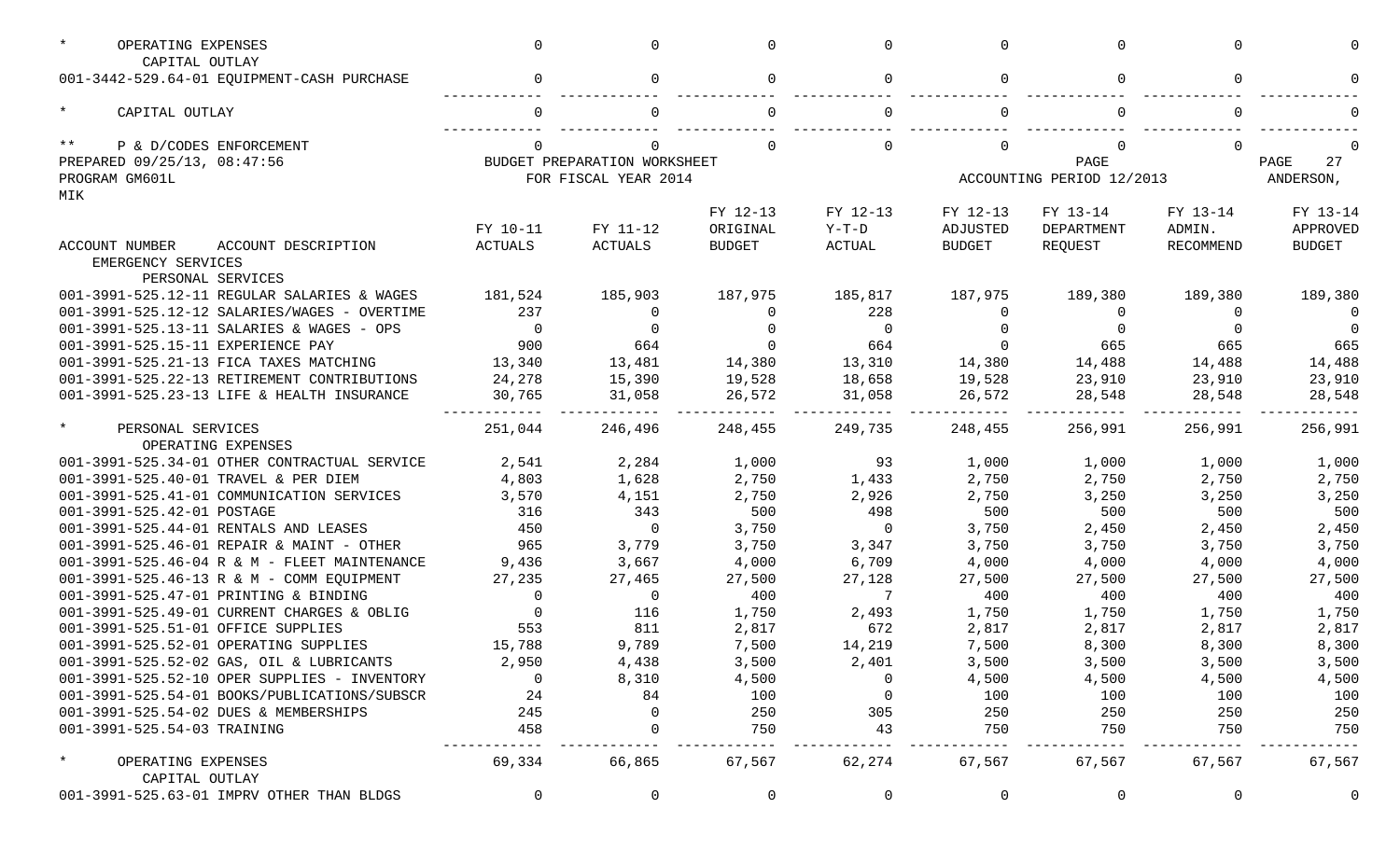| ACCOUNT NUMBER ACCOUNT DESCRIPTION | FY 10-11 ACTUALS | FY 11-12 ACTUALS | FY 12-13 ORIGINAL BUDGET | FY 12-13 Y-T-D ACTUAL | FY 12-13 ADJUSTED BUDGET | FY 13-14 DEPARTMENT REQUEST | FY 13-14 ADMIN. RECOMMEND | FY 13-14 APPROVED BUDGET |
|---|---|---|---|---|---|---|---|---|
| * OPERATING EXPENSES | 0 | 0 | 0 | 0 | 0 | 0 | 0 | 0 |
| CAPITAL OUTLAY | | | | | | | | |
| 001-3442-529.64-01 EQUIPMENT-CASH PURCHASE | 0 | 0 | 0 | 0 | 0 | 0 | 0 | 0 |
| * CAPITAL OUTLAY | 0 | 0 | 0 | 0 | 0 | 0 | 0 | 0 |
| ** P & D/CODES ENFORCEMENT | 0 | 0 | 0 | 0 | 0 | 0 | 0 | 0 |

PREPARED 09/25/13, 08:47:56 BUDGET PREPARATION WORKSHEET PAGE 27
PROGRAM GM601L FOR FISCAL YEAR 2014
ACCOUNTING PERIOD 12/2013 ANDERSON, MIK

| ACCOUNT NUMBER ACCOUNT DESCRIPTION | FY 10-11 ACTUALS | FY 11-12 ACTUALS | FY 12-13 ORIGINAL BUDGET | FY 12-13 Y-T-D ACTUAL | FY 12-13 ADJUSTED BUDGET | FY 13-14 DEPARTMENT REQUEST | FY 13-14 ADMIN. RECOMMEND | FY 13-14 APPROVED BUDGET |
|---|---|---|---|---|---|---|---|---|
| EMERGENCY SERVICES | | | | | | | | |
| PERSONAL SERVICES | | | | | | | | |
| 001-3991-525.12-11 REGULAR SALARIES & WAGES | 181,524 | 185,903 | 187,975 | 185,817 | 187,975 | 189,380 | 189,380 | 189,380 |
| 001-3991-525.12-12 SALARIES/WAGES - OVERTIME | 237 | 0 | 0 | 228 | 0 | 0 | 0 | 0 |
| 001-3991-525.13-11 SALARIES & WAGES - OPS | 0 | 0 | 0 | 0 | 0 | 0 | 0 | 0 |
| 001-3991-525.15-11 EXPERIENCE PAY | 900 | 664 | 0 | 664 | 0 | 665 | 665 | 665 |
| 001-3991-525.21-13 FICA TAXES MATCHING | 13,340 | 13,481 | 14,380 | 13,310 | 14,380 | 14,488 | 14,488 | 14,488 |
| 001-3991-525.22-13 RETIREMENT CONTRIBUTIONS | 24,278 | 15,390 | 19,528 | 18,658 | 19,528 | 23,910 | 23,910 | 23,910 |
| 001-3991-525.23-13 LIFE & HEALTH INSURANCE | 30,765 | 31,058 | 26,572 | 31,058 | 26,572 | 28,548 | 28,548 | 28,548 |
| * PERSONAL SERVICES | 251,044 | 246,496 | 248,455 | 249,735 | 248,455 | 256,991 | 256,991 | 256,991 |
| OPERATING EXPENSES | | | | | | | | |
| 001-3991-525.34-01 OTHER CONTRACTUAL SERVICE | 2,541 | 2,284 | 1,000 | 93 | 1,000 | 1,000 | 1,000 | 1,000 |
| 001-3991-525.40-01 TRAVEL & PER DIEM | 4,803 | 1,628 | 2,750 | 1,433 | 2,750 | 2,750 | 2,750 | 2,750 |
| 001-3991-525.41-01 COMMUNICATION SERVICES | 3,570 | 4,151 | 2,750 | 2,926 | 2,750 | 3,250 | 3,250 | 3,250 |
| 001-3991-525.42-01 POSTAGE | 316 | 343 | 500 | 498 | 500 | 500 | 500 | 500 |
| 001-3991-525.44-01 RENTALS AND LEASES | 450 | 0 | 3,750 | 0 | 3,750 | 2,450 | 2,450 | 2,450 |
| 001-3991-525.46-01 REPAIR & MAINT - OTHER | 965 | 3,779 | 3,750 | 3,347 | 3,750 | 3,750 | 3,750 | 3,750 |
| 001-3991-525.46-04 R & M - FLEET MAINTENANCE | 9,436 | 3,667 | 4,000 | 6,709 | 4,000 | 4,000 | 4,000 | 4,000 |
| 001-3991-525.46-13 R & M - COMM EQUIPMENT | 27,235 | 27,465 | 27,500 | 27,128 | 27,500 | 27,500 | 27,500 | 27,500 |
| 001-3991-525.47-01 PRINTING & BINDING | 0 | 0 | 400 | 7 | 400 | 400 | 400 | 400 |
| 001-3991-525.49-01 CURRENT CHARGES & OBLIG | 0 | 116 | 1,750 | 2,493 | 1,750 | 1,750 | 1,750 | 1,750 |
| 001-3991-525.51-01 OFFICE SUPPLIES | 553 | 811 | 2,817 | 672 | 2,817 | 2,817 | 2,817 | 2,817 |
| 001-3991-525.52-01 OPERATING SUPPLIES | 15,788 | 9,789 | 7,500 | 14,219 | 7,500 | 8,300 | 8,300 | 8,300 |
| 001-3991-525.52-02 GAS, OIL & LUBRICANTS | 2,950 | 4,438 | 3,500 | 2,401 | 3,500 | 3,500 | 3,500 | 3,500 |
| 001-3991-525.52-10 OPER SUPPLIES - INVENTORY | 0 | 8,310 | 4,500 | 0 | 4,500 | 4,500 | 4,500 | 4,500 |
| 001-3991-525.54-01 BOOKS/PUBLICATIONS/SUBSCR | 24 | 84 | 100 | 0 | 100 | 100 | 100 | 100 |
| 001-3991-525.54-02 DUES & MEMBERSHIPS | 245 | 0 | 250 | 305 | 250 | 250 | 250 | 250 |
| 001-3991-525.54-03 TRAINING | 458 | 0 | 750 | 43 | 750 | 750 | 750 | 750 |
| * OPERATING EXPENSES | 69,334 | 66,865 | 67,567 | 62,274 | 67,567 | 67,567 | 67,567 | 67,567 |
| CAPITAL OUTLAY | | | | | | | | |
| 001-3991-525.63-01 IMPRV OTHER THAN BLDGS | 0 | 0 | 0 | 0 | 0 | 0 | 0 | 0 |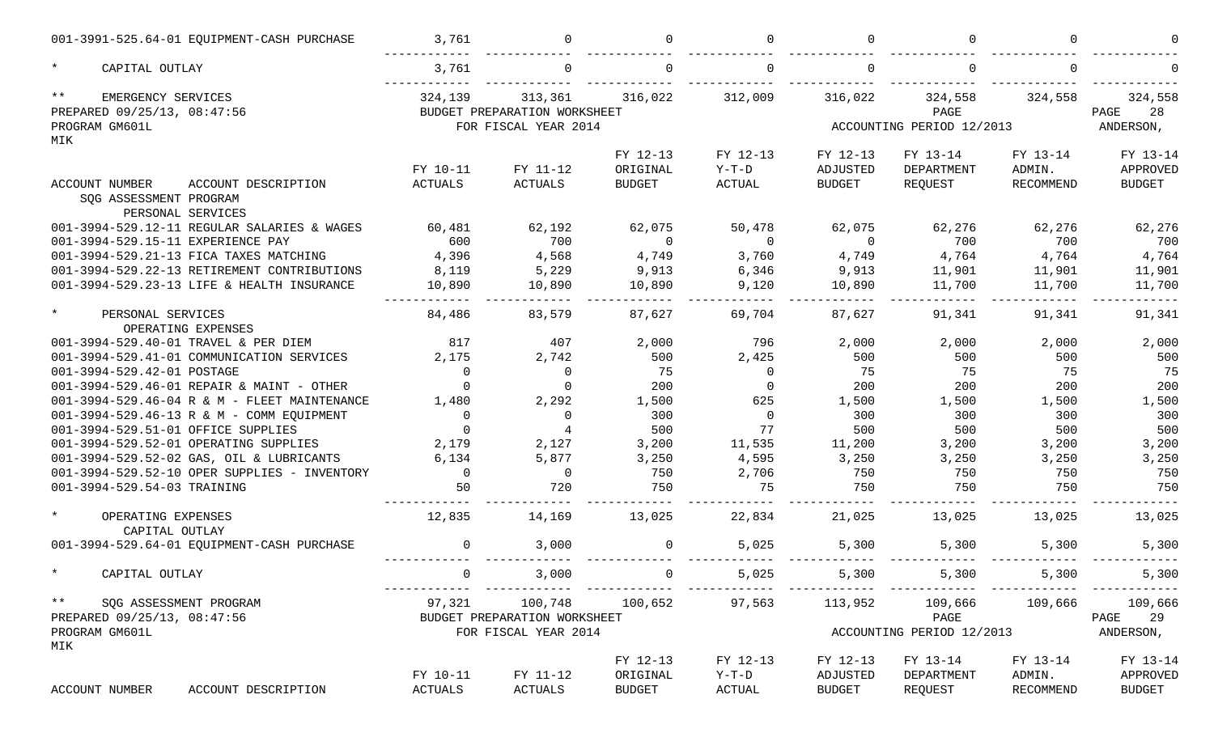| ACCOUNT NUMBER | ACCOUNT DESCRIPTION | FY 10-11 ACTUALS | FY 11-12 ACTUALS | FY 12-13 ORIGINAL BUDGET | FY 12-13 Y-T-D ACTUAL | FY 12-13 ADJUSTED BUDGET | FY 13-14 DEPARTMENT REQUEST | FY 13-14 ADMIN. RECOMMEND | FY 13-14 APPROVED BUDGET |
|---|---|---|---|---|---|---|---|---|---|
| 001-3991-525.64-01 | EQUIPMENT-CASH PURCHASE | 3,761 | 0 | 0 | 0 | 0 | 0 | 0 | 0 |
| * | CAPITAL OUTLAY | 3,761 | 0 | 0 | 0 | 0 | 0 | 0 | 0 |
| ** | EMERGENCY SERVICES | 324,139 | 313,361 | 316,022 | 312,009 | 316,022 | 324,558 | 324,558 | 324,558 |

PREPARED 09/25/13, 08:47:56 BUDGET PREPARATION WORKSHEET PAGE 28
PROGRAM GM601L FOR FISCAL YEAR 2014 ACCOUNTING PERIOD 12/2013 ANDERSON, MIK

| ACCOUNT NUMBER | ACCOUNT DESCRIPTION | FY 10-11 ACTUALS | FY 11-12 ACTUALS | FY 12-13 ORIGINAL BUDGET | FY 12-13 Y-T-D ACTUAL | FY 12-13 ADJUSTED BUDGET | FY 13-14 DEPARTMENT REQUEST | FY 13-14 ADMIN. RECOMMEND | FY 13-14 APPROVED BUDGET |
|---|---|---|---|---|---|---|---|---|---|
| | SQG ASSESSMENT PROGRAM | | | | | | | | |
| | PERSONAL SERVICES | | | | | | | | |
| 001-3994-529.12-11 | REGULAR SALARIES & WAGES | 60,481 | 62,192 | 62,075 | 50,478 | 62,075 | 62,276 | 62,276 | 62,276 |
| 001-3994-529.15-11 | EXPERIENCE PAY | 600 | 700 | 0 | 0 | 0 | 700 | 700 | 700 |
| 001-3994-529.21-13 | FICA TAXES MATCHING | 4,396 | 4,568 | 4,749 | 3,760 | 4,749 | 4,764 | 4,764 | 4,764 |
| 001-3994-529.22-13 | RETIREMENT CONTRIBUTIONS | 8,119 | 5,229 | 9,913 | 6,346 | 9,913 | 11,901 | 11,901 | 11,901 |
| 001-3994-529.23-13 | LIFE & HEALTH INSURANCE | 10,890 | 10,890 | 10,890 | 9,120 | 10,890 | 11,700 | 11,700 | 11,700 |
| * | PERSONAL SERVICES | 84,486 | 83,579 | 87,627 | 69,704 | 87,627 | 91,341 | 91,341 | 91,341 |
| | OPERATING EXPENSES | | | | | | | | |
| 001-3994-529.40-01 | TRAVEL & PER DIEM | 817 | 407 | 2,000 | 796 | 2,000 | 2,000 | 2,000 | 2,000 |
| 001-3994-529.41-01 | COMMUNICATION SERVICES | 2,175 | 2,742 | 500 | 2,425 | 500 | 500 | 500 | 500 |
| 001-3994-529.42-01 | POSTAGE | 0 | 0 | 75 | 0 | 75 | 75 | 75 | 75 |
| 001-3994-529.46-01 | REPAIR & MAINT - OTHER | 0 | 0 | 200 | 0 | 200 | 200 | 200 | 200 |
| 001-3994-529.46-04 | R & M - FLEET MAINTENANCE | 1,480 | 2,292 | 1,500 | 625 | 1,500 | 1,500 | 1,500 | 1,500 |
| 001-3994-529.46-13 | R & M - COMM EQUIPMENT | 0 | 0 | 300 | 0 | 300 | 300 | 300 | 300 |
| 001-3994-529.51-01 | OFFICE SUPPLIES | 0 | 4 | 500 | 77 | 500 | 500 | 500 | 500 |
| 001-3994-529.52-01 | OPERATING SUPPLIES | 2,179 | 2,127 | 3,200 | 11,535 | 11,200 | 3,200 | 3,200 | 3,200 |
| 001-3994-529.52-02 | GAS, OIL & LUBRICANTS | 6,134 | 5,877 | 3,250 | 4,595 | 3,250 | 3,250 | 3,250 | 3,250 |
| 001-3994-529.52-10 | OPER SUPPLIES - INVENTORY | 0 | 0 | 750 | 2,706 | 750 | 750 | 750 | 750 |
| 001-3994-529.54-03 | TRAINING | 50 | 720 | 750 | 75 | 750 | 750 | 750 | 750 |
| * | OPERATING EXPENSES | 12,835 | 14,169 | 13,025 | 22,834 | 21,025 | 13,025 | 13,025 | 13,025 |
| | CAPITAL OUTLAY | | | | | | | | |
| 001-3994-529.64-01 | EQUIPMENT-CASH PURCHASE | 0 | 3,000 | 0 | 5,025 | 5,300 | 5,300 | 5,300 | 5,300 |
| * | CAPITAL OUTLAY | 0 | 3,000 | 0 | 5,025 | 5,300 | 5,300 | 5,300 | 5,300 |
| ** | SQG ASSESSMENT PROGRAM | 97,321 | 100,748 | 100,652 | 97,563 | 113,952 | 109,666 | 109,666 | 109,666 |

PREPARED 09/25/13, 08:47:56 BUDGET PREPARATION WORKSHEET PAGE 29
PROGRAM GM601L FOR FISCAL YEAR 2014 ACCOUNTING PERIOD 12/2013 ANDERSON, MIK

| ACCOUNT NUMBER | ACCOUNT DESCRIPTION | FY 10-11 ACTUALS | FY 11-12 ACTUALS | FY 12-13 ORIGINAL BUDGET | FY 12-13 Y-T-D ACTUAL | FY 12-13 ADJUSTED BUDGET | FY 13-14 DEPARTMENT REQUEST | FY 13-14 ADMIN. RECOMMEND | FY 13-14 APPROVED BUDGET |
|---|---|---|---|---|---|---|---|---|---|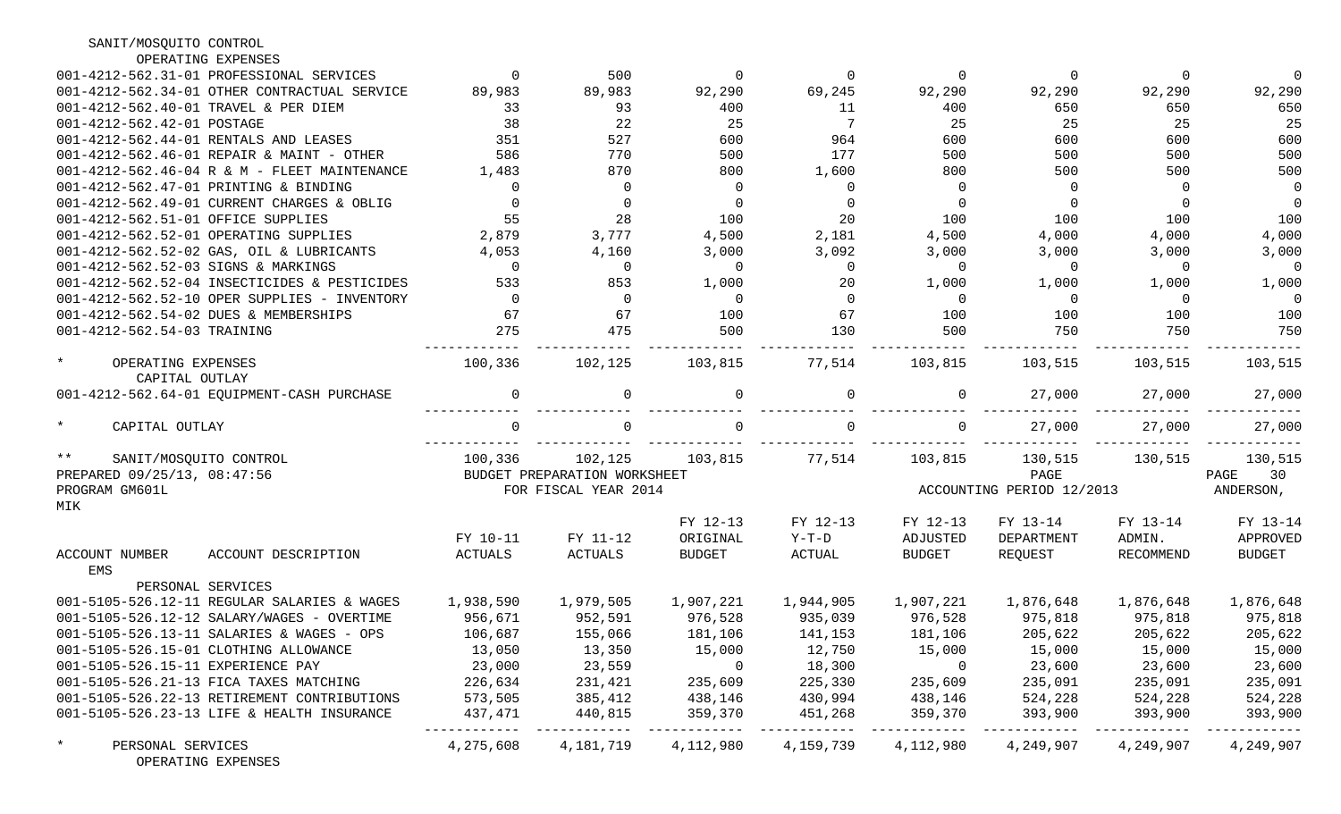SANIT/MOSQUITO CONTROL

OPERATING EXPENSES

| | | | | | | | | |
|---|---|---|---|---|---|---|---|---|
| 001-4212-562.31-01 PROFESSIONAL SERVICES | 0 | 500 | 0 | 0 | 0 | 0 | 0 | 0 |
| 001-4212-562.34-01 OTHER CONTRACTUAL SERVICE | 89,983 | 89,983 | 92,290 | 69,245 | 92,290 | 92,290 | 92,290 | 92,290 |
| 001-4212-562.40-01 TRAVEL & PER DIEM | 33 | 93 | 400 | 11 | 400 | 650 | 650 | 650 |
| 001-4212-562.42-01 POSTAGE | 38 | 22 | 25 | 7 | 25 | 25 | 25 | 25 |
| 001-4212-562.44-01 RENTALS AND LEASES | 351 | 527 | 600 | 964 | 600 | 600 | 600 | 600 |
| 001-4212-562.46-01 REPAIR & MAINT - OTHER | 586 | 770 | 500 | 177 | 500 | 500 | 500 | 500 |
| 001-4212-562.46-04 R & M - FLEET MAINTENANCE | 1,483 | 870 | 800 | 1,600 | 800 | 500 | 500 | 500 |
| 001-4212-562.47-01 PRINTING & BINDING | 0 | 0 | 0 | 0 | 0 | 0 | 0 | 0 |
| 001-4212-562.49-01 CURRENT CHARGES & OBLIG | 0 | 0 | 0 | 0 | 0 | 0 | 0 | 0 |
| 001-4212-562.51-01 OFFICE SUPPLIES | 55 | 28 | 100 | 20 | 100 | 100 | 100 | 100 |
| 001-4212-562.52-01 OPERATING SUPPLIES | 2,879 | 3,777 | 4,500 | 2,181 | 4,500 | 4,000 | 4,000 | 4,000 |
| 001-4212-562.52-02 GAS, OIL & LUBRICANTS | 4,053 | 4,160 | 3,000 | 3,092 | 3,000 | 3,000 | 3,000 | 3,000 |
| 001-4212-562.52-03 SIGNS & MARKINGS | 0 | 0 | 0 | 0 | 0 | 0 | 0 | 0 |
| 001-4212-562.52-04 INSECTICIDES & PESTICIDES | 533 | 853 | 1,000 | 20 | 1,000 | 1,000 | 1,000 | 1,000 |
| 001-4212-562.52-10 OPER SUPPLIES - INVENTORY | 0 | 0 | 0 | 0 | 0 | 0 | 0 | 0 |
| 001-4212-562.54-02 DUES & MEMBERSHIPS | 67 | 67 | 100 | 67 | 100 | 100 | 100 | 100 |
| 001-4212-562.54-03 TRAINING | 275 | 475 | 500 | 130 | 500 | 750 | 750 | 750 |
| * OPERATING EXPENSES | 100,336 | 102,125 | 103,815 | 77,514 | 103,815 | 103,515 | 103,515 | 103,515 |
| CAPITAL OUTLAY | | | | | | | | |
| 001-4212-562.64-01 EQUIPMENT-CASH PURCHASE | 0 | 0 | 0 | 0 | 0 | 27,000 | 27,000 | 27,000 |
| * CAPITAL OUTLAY | 0 | 0 | 0 | 0 | 0 | 27,000 | 27,000 | 27,000 |
| ** SANIT/MOSQUITO CONTROL | 100,336 | 102,125 | 103,815 | 77,514 | 103,815 | 130,515 | 130,515 | 130,515 |

PREPARED 09/25/13, 08:47:56 BUDGET PREPARATION WORKSHEET PAGE 30
PROGRAM GM601L FOR FISCAL YEAR 2014 ACCOUNTING PERIOD 12/2013 ANDERSON, MIK

| ACCOUNT NUMBER ACCOUNT DESCRIPTION | FY 10-11 ACTUALS | FY 11-12 ACTUALS | FY 12-13 ORIGINAL BUDGET | FY 12-13 Y-T-D ACTUAL | FY 12-13 ADJUSTED BUDGET | FY 13-14 DEPARTMENT REQUEST | FY 13-14 ADMIN. RECOMMEND | FY 13-14 APPROVED BUDGET |
|---|---|---|---|---|---|---|---|---|
| EMS | | | | | | | | |
| PERSONAL SERVICES | | | | | | | | |
| 001-5105-526.12-11 REGULAR SALARIES & WAGES | 1,938,590 | 1,979,505 | 1,907,221 | 1,944,905 | 1,907,221 | 1,876,648 | 1,876,648 | 1,876,648 |
| 001-5105-526.12-12 SALARY/WAGES - OVERTIME | 956,671 | 952,591 | 976,528 | 935,039 | 976,528 | 975,818 | 975,818 | 975,818 |
| 001-5105-526.13-11 SALARIES & WAGES - OPS | 106,687 | 155,066 | 181,106 | 141,153 | 181,106 | 205,622 | 205,622 | 205,622 |
| 001-5105-526.15-01 CLOTHING ALLOWANCE | 13,050 | 13,350 | 15,000 | 12,750 | 15,000 | 15,000 | 15,000 | 15,000 |
| 001-5105-526.15-11 EXPERIENCE PAY | 23,000 | 23,559 | 0 | 18,300 | 0 | 23,600 | 23,600 | 23,600 |
| 001-5105-526.21-13 FICA TAXES MATCHING | 226,634 | 231,421 | 235,609 | 225,330 | 235,609 | 235,091 | 235,091 | 235,091 |
| 001-5105-526.22-13 RETIREMENT CONTRIBUTIONS | 573,505 | 385,412 | 438,146 | 430,994 | 438,146 | 524,228 | 524,228 | 524,228 |
| 001-5105-526.23-13 LIFE & HEALTH INSURANCE | 437,471 | 440,815 | 359,370 | 451,268 | 359,370 | 393,900 | 393,900 | 393,900 |
| * PERSONAL SERVICES | 4,275,608 | 4,181,719 | 4,112,980 | 4,159,739 | 4,112,980 | 4,249,907 | 4,249,907 | 4,249,907 |
| OPERATING EXPENSES | | | | | | | | |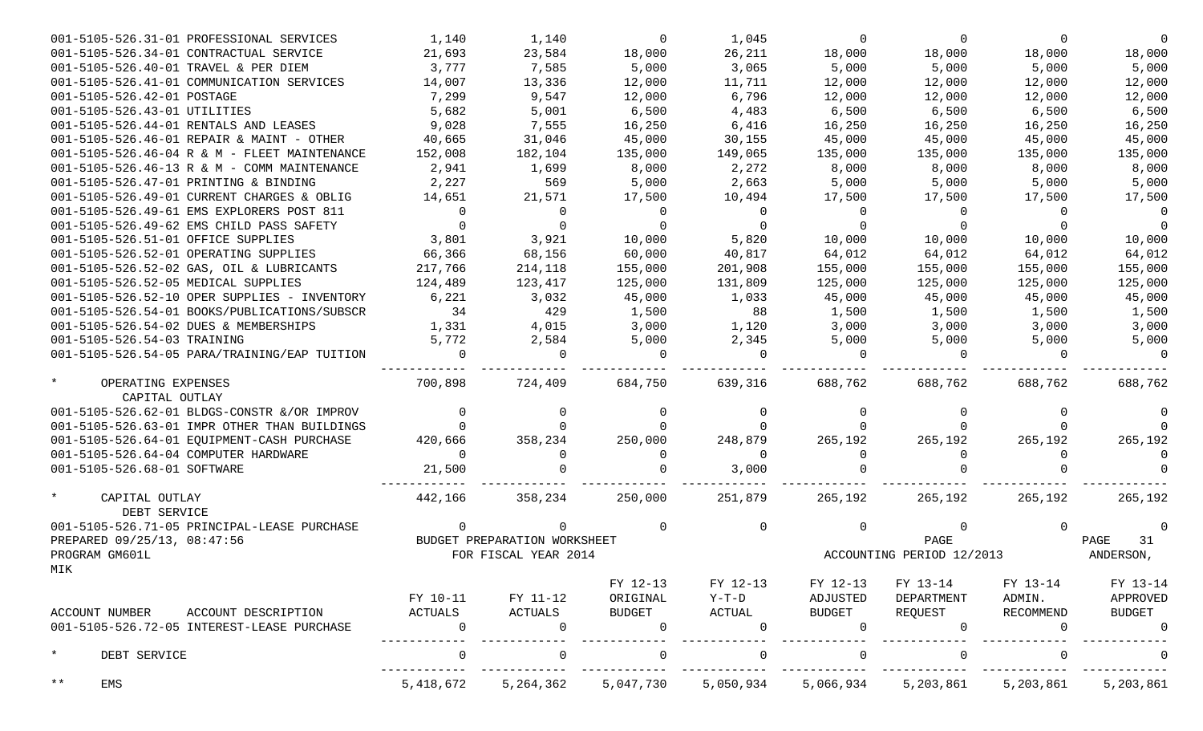| ACCOUNT NUMBER ACCOUNT DESCRIPTION | FY 10-11 ACTUALS | FY 11-12 ACTUALS | FY 12-13 ORIGINAL BUDGET | FY 12-13 Y-T-D ACTUAL | FY 12-13 ADJUSTED BUDGET | FY 13-14 DEPARTMENT REQUEST | FY 13-14 ADMIN. RECOMMEND | FY 13-14 APPROVED BUDGET |
|---|---|---|---|---|---|---|---|---|
| 001-5105-526.31-01 PROFESSIONAL SERVICES | 1,140 | 1,140 | 0 | 1,045 | 0 | 0 | 0 | 0 |
| 001-5105-526.34-01 CONTRACTUAL SERVICE | 21,693 | 23,584 | 18,000 | 26,211 | 18,000 | 18,000 | 18,000 | 18,000 |
| 001-5105-526.40-01 TRAVEL & PER DIEM | 3,777 | 7,585 | 5,000 | 3,065 | 5,000 | 5,000 | 5,000 | 5,000 |
| 001-5105-526.41-01 COMMUNICATION SERVICES | 14,007 | 13,336 | 12,000 | 11,711 | 12,000 | 12,000 | 12,000 | 12,000 |
| 001-5105-526.42-01 POSTAGE | 7,299 | 9,547 | 12,000 | 6,796 | 12,000 | 12,000 | 12,000 | 12,000 |
| 001-5105-526.43-01 UTILITIES | 5,682 | 5,001 | 6,500 | 4,483 | 6,500 | 6,500 | 6,500 | 6,500 |
| 001-5105-526.44-01 RENTALS AND LEASES | 9,028 | 7,555 | 16,250 | 6,416 | 16,250 | 16,250 | 16,250 | 16,250 |
| 001-5105-526.46-01 REPAIR & MAINT - OTHER | 40,665 | 31,046 | 45,000 | 30,155 | 45,000 | 45,000 | 45,000 | 45,000 |
| 001-5105-526.46-04 R & M - FLEET MAINTENANCE | 152,008 | 182,104 | 135,000 | 149,065 | 135,000 | 135,000 | 135,000 | 135,000 |
| 001-5105-526.46-13 R & M - COMM MAINTENANCE | 2,941 | 1,699 | 8,000 | 2,272 | 8,000 | 8,000 | 8,000 | 8,000 |
| 001-5105-526.47-01 PRINTING & BINDING | 2,227 | 569 | 5,000 | 2,663 | 5,000 | 5,000 | 5,000 | 5,000 |
| 001-5105-526.49-01 CURRENT CHARGES & OBLIG | 14,651 | 21,571 | 17,500 | 10,494 | 17,500 | 17,500 | 17,500 | 17,500 |
| 001-5105-526.49-61 EMS EXPLORERS POST 811 | 0 | 0 | 0 | 0 | 0 | 0 | 0 | 0 |
| 001-5105-526.49-62 EMS CHILD PASS SAFETY | 0 | 0 | 0 | 0 | 0 | 0 | 0 | 0 |
| 001-5105-526.51-01 OFFICE SUPPLIES | 3,801 | 3,921 | 10,000 | 5,820 | 10,000 | 10,000 | 10,000 | 10,000 |
| 001-5105-526.52-01 OPERATING SUPPLIES | 66,366 | 68,156 | 60,000 | 40,817 | 64,012 | 64,012 | 64,012 | 64,012 |
| 001-5105-526.52-02 GAS, OIL & LUBRICANTS | 217,766 | 214,118 | 155,000 | 201,908 | 155,000 | 155,000 | 155,000 | 155,000 |
| 001-5105-526.52-05 MEDICAL SUPPLIES | 124,489 | 123,417 | 125,000 | 131,809 | 125,000 | 125,000 | 125,000 | 125,000 |
| 001-5105-526.52-10 OPER SUPPLIES - INVENTORY | 6,221 | 3,032 | 45,000 | 1,033 | 45,000 | 45,000 | 45,000 | 45,000 |
| 001-5105-526.54-01 BOOKS/PUBLICATIONS/SUBSCR | 34 | 429 | 1,500 | 88 | 1,500 | 1,500 | 1,500 | 1,500 |
| 001-5105-526.54-02 DUES & MEMBERSHIPS | 1,331 | 4,015 | 3,000 | 1,120 | 3,000 | 3,000 | 3,000 | 3,000 |
| 001-5105-526.54-03 TRAINING | 5,772 | 2,584 | 5,000 | 2,345 | 5,000 | 5,000 | 5,000 | 5,000 |
| 001-5105-526.54-05 PARA/TRAINING/EAP TUITION | 0 | 0 | 0 | 0 | 0 | 0 | 0 | 0 |
| * OPERATING EXPENSES | 700,898 | 724,409 | 684,750 | 639,316 | 688,762 | 688,762 | 688,762 | 688,762 |
| CAPITAL OUTLAY | | | | | | | | |
| 001-5105-526.62-01 BLDGS-CONSTR &/OR IMPROV | 0 | 0 | 0 | 0 | 0 | 0 | 0 | 0 |
| 001-5105-526.63-01 IMPR OTHER THAN BUILDINGS | 0 | 0 | 0 | 0 | 0 | 0 | 0 | 0 |
| 001-5105-526.64-01 EQUIPMENT-CASH PURCHASE | 420,666 | 358,234 | 250,000 | 248,879 | 265,192 | 265,192 | 265,192 | 265,192 |
| 001-5105-526.64-04 COMPUTER HARDWARE | 0 | 0 | 0 | 0 | 0 | 0 | 0 | 0 |
| 001-5105-526.68-01 SOFTWARE | 21,500 | 0 | 0 | 3,000 | 0 | 0 | 0 | 0 |
| * CAPITAL OUTLAY | 442,166 | 358,234 | 250,000 | 251,879 | 265,192 | 265,192 | 265,192 | 265,192 |
| DEBT SERVICE | | | | | | | | |
| 001-5105-526.71-05 PRINCIPAL-LEASE PURCHASE | 0 | 0 | 0 | 0 | 0 | 0 | 0 | 0 |
| 001-5105-526.72-05 INTEREST-LEASE PURCHASE | 0 | 0 | 0 | 0 | 0 | 0 | 0 | 0 |
| * DEBT SERVICE | 0 | 0 | 0 | 0 | 0 | 0 | 0 | 0 |
| ** EMS | 5,418,672 | 5,264,362 | 5,047,730 | 5,050,934 | 5,066,934 | 5,203,861 | 5,203,861 | 5,203,861 |

PREPARED 09/25/13, 08:47:56 BUDGET PREPARATION WORKSHEET PAGE 31
PROGRAM GM601L FOR FISCAL YEAR 2014 ACCOUNTING PERIOD 12/2013 ANDERSON, MIK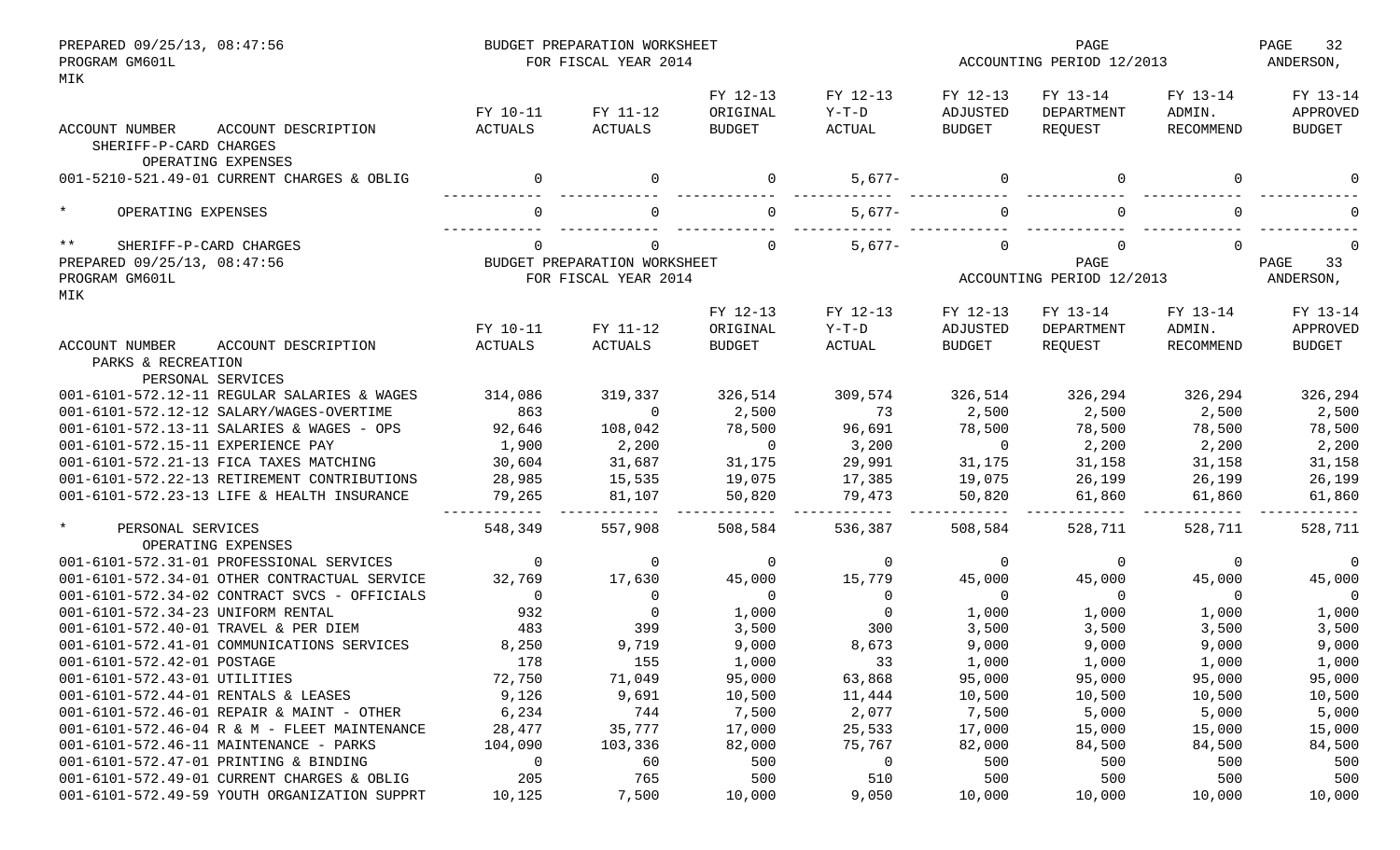PREPARED 09/25/13, 08:47:56 BUDGET PREPARATION WORKSHEET PAGE 32
PROGRAM GM601L FOR FISCAL YEAR 2014 ACCOUNTING PERIOD 12/2013 ANDERSON,
MIK

| ACCOUNT NUMBER ACCOUNT DESCRIPTION | FY 10-11 ACTUALS | FY 11-12 ACTUALS | FY 12-13 ORIGINAL BUDGET | FY 12-13 Y-T-D ACTUAL | FY 12-13 ADJUSTED BUDGET | FY 13-14 DEPARTMENT REQUEST | FY 13-14 ADMIN. RECOMMEND | FY 13-14 APPROVED BUDGET |
|---|---|---|---|---|---|---|---|---|
| SHERIFF-P-CARD CHARGES | | | | | | | | |
| OPERATING EXPENSES | | | | | | | | |
| 001-5210-521.49-01 CURRENT CHARGES & OBLIG | 0 | 0 | 0 | 5,677- | 0 | 0 | 0 | 0 |
| * OPERATING EXPENSES | 0 | 0 | 0 | 5,677- | 0 | 0 | 0 | 0 |
| ** SHERIFF-P-CARD CHARGES | 0 | 0 | 0 | 5,677- | 0 | 0 | 0 | 0 |

PREPARED 09/25/13, 08:47:56 BUDGET PREPARATION WORKSHEET PAGE 33
PROGRAM GM601L FOR FISCAL YEAR 2014 ACCOUNTING PERIOD 12/2013 ANDERSON,
MIK

| ACCOUNT NUMBER ACCOUNT DESCRIPTION | FY 10-11 ACTUALS | FY 11-12 ACTUALS | FY 12-13 ORIGINAL BUDGET | FY 12-13 Y-T-D ACTUAL | FY 12-13 ADJUSTED BUDGET | FY 13-14 DEPARTMENT REQUEST | FY 13-14 ADMIN. RECOMMEND | FY 13-14 APPROVED BUDGET |
|---|---|---|---|---|---|---|---|---|
| PARKS & RECREATION | | | | | | | | |
| PERSONAL SERVICES | | | | | | | | |
| 001-6101-572.12-11 REGULAR SALARIES & WAGES | 314,086 | 319,337 | 326,514 | 309,574 | 326,514 | 326,294 | 326,294 | 326,294 |
| 001-6101-572.12-12 SALARY/WAGES-OVERTIME | 863 | 0 | 2,500 | 73 | 2,500 | 2,500 | 2,500 | 2,500 |
| 001-6101-572.13-11 SALARIES & WAGES - OPS | 92,646 | 108,042 | 78,500 | 96,691 | 78,500 | 78,500 | 78,500 | 78,500 |
| 001-6101-572.15-11 EXPERIENCE PAY | 1,900 | 2,200 | 0 | 3,200 | 0 | 2,200 | 2,200 | 2,200 |
| 001-6101-572.21-13 FICA TAXES MATCHING | 30,604 | 31,687 | 31,175 | 29,991 | 31,175 | 31,158 | 31,158 | 31,158 |
| 001-6101-572.22-13 RETIREMENT CONTRIBUTIONS | 28,985 | 15,535 | 19,075 | 17,385 | 19,075 | 26,199 | 26,199 | 26,199 |
| 001-6101-572.23-13 LIFE & HEALTH INSURANCE | 79,265 | 81,107 | 50,820 | 79,473 | 50,820 | 61,860 | 61,860 | 61,860 |
| * PERSONAL SERVICES | 548,349 | 557,908 | 508,584 | 536,387 | 508,584 | 528,711 | 528,711 | 528,711 |
| OPERATING EXPENSES | | | | | | | | |
| 001-6101-572.31-01 PROFESSIONAL SERVICES | 0 | 0 | 0 | 0 | 0 | 0 | 0 | 0 |
| 001-6101-572.34-01 OTHER CONTRACTUAL SERVICE | 32,769 | 17,630 | 45,000 | 15,779 | 45,000 | 45,000 | 45,000 | 45,000 |
| 001-6101-572.34-02 CONTRACT SVCS - OFFICIALS | 0 | 0 | 0 | 0 | 0 | 0 | 0 | 0 |
| 001-6101-572.34-23 UNIFORM RENTAL | 932 | 0 | 1,000 | 0 | 1,000 | 1,000 | 1,000 | 1,000 |
| 001-6101-572.40-01 TRAVEL & PER DIEM | 483 | 399 | 3,500 | 300 | 3,500 | 3,500 | 3,500 | 3,500 |
| 001-6101-572.41-01 COMMUNICATIONS SERVICES | 8,250 | 9,719 | 9,000 | 8,673 | 9,000 | 9,000 | 9,000 | 9,000 |
| 001-6101-572.42-01 POSTAGE | 178 | 155 | 1,000 | 33 | 1,000 | 1,000 | 1,000 | 1,000 |
| 001-6101-572.43-01 UTILITIES | 72,750 | 71,049 | 95,000 | 63,868 | 95,000 | 95,000 | 95,000 | 95,000 |
| 001-6101-572.44-01 RENTALS & LEASES | 9,126 | 9,691 | 10,500 | 11,444 | 10,500 | 10,500 | 10,500 | 10,500 |
| 001-6101-572.46-01 REPAIR & MAINT - OTHER | 6,234 | 744 | 7,500 | 2,077 | 7,500 | 5,000 | 5,000 | 5,000 |
| 001-6101-572.46-04 R & M - FLEET MAINTENANCE | 28,477 | 35,777 | 17,000 | 25,533 | 17,000 | 15,000 | 15,000 | 15,000 |
| 001-6101-572.46-11 MAINTENANCE - PARKS | 104,090 | 103,336 | 82,000 | 75,767 | 82,000 | 84,500 | 84,500 | 84,500 |
| 001-6101-572.47-01 PRINTING & BINDING | 0 | 60 | 500 | 0 | 500 | 500 | 500 | 500 |
| 001-6101-572.49-01 CURRENT CHARGES & OBLIG | 205 | 765 | 500 | 510 | 500 | 500 | 500 | 500 |
| 001-6101-572.49-59 YOUTH ORGANIZATION SUPPRT | 10,125 | 7,500 | 10,000 | 9,050 | 10,000 | 10,000 | 10,000 | 10,000 |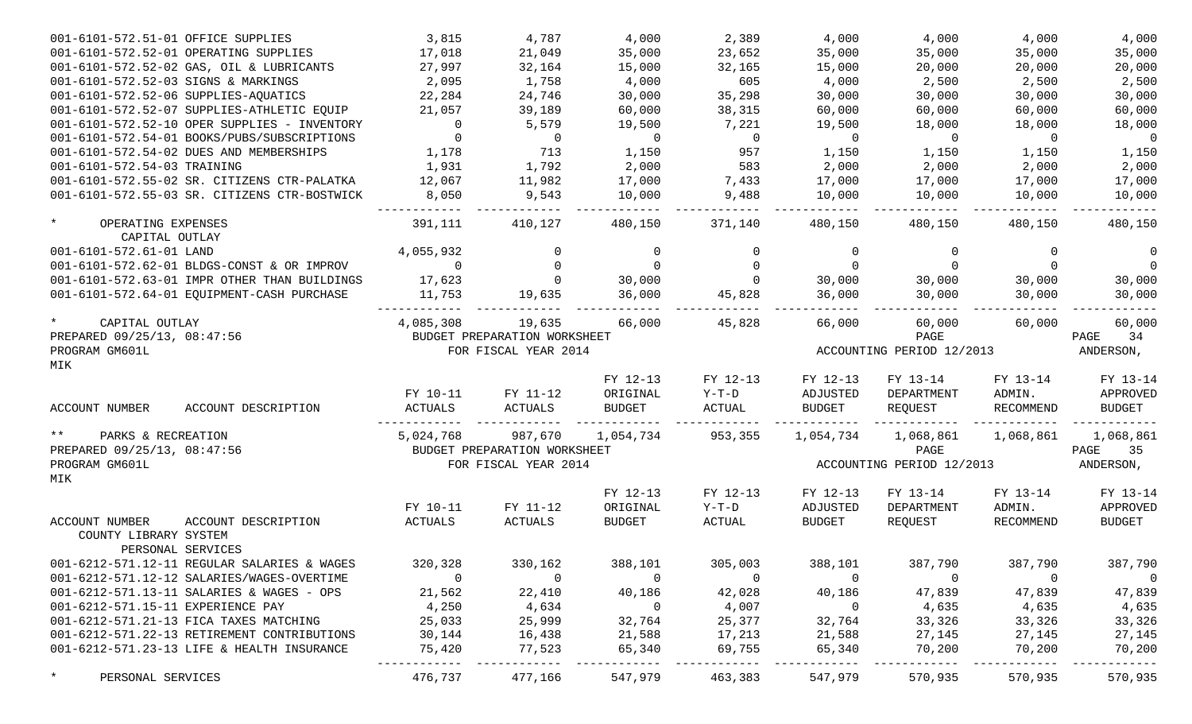| ACCOUNT NUMBER ACCOUNT DESCRIPTION | FY 10-11 ACTUALS | FY 11-12 ACTUALS | FY 12-13 ORIGINAL BUDGET | FY 12-13 Y-T-D ACTUAL | FY 12-13 ADJUSTED BUDGET | FY 13-14 DEPARTMENT REQUEST | FY 13-14 ADMIN. RECOMMEND | FY 13-14 APPROVED BUDGET |
|---|---|---|---|---|---|---|---|---|
| 001-6101-572.51-01 OFFICE SUPPLIES | 3,815 | 4,787 | 4,000 | 2,389 | 4,000 | 4,000 | 4,000 | 4,000 |
| 001-6101-572.52-01 OPERATING SUPPLIES | 17,018 | 21,049 | 35,000 | 23,652 | 35,000 | 35,000 | 35,000 | 35,000 |
| 001-6101-572.52-02 GAS, OIL & LUBRICANTS | 27,997 | 32,164 | 15,000 | 32,165 | 15,000 | 20,000 | 20,000 | 20,000 |
| 001-6101-572.52-03 SIGNS & MARKINGS | 2,095 | 1,758 | 4,000 | 605 | 4,000 | 2,500 | 2,500 | 2,500 |
| 001-6101-572.52-06 SUPPLIES-AQUATICS | 22,284 | 24,746 | 30,000 | 35,298 | 30,000 | 30,000 | 30,000 | 30,000 |
| 001-6101-572.52-07 SUPPLIES-ATHLETIC EQUIP | 21,057 | 39,189 | 60,000 | 38,315 | 60,000 | 60,000 | 60,000 | 60,000 |
| 001-6101-572.52-10 OPER SUPPLIES - INVENTORY | 0 | 5,579 | 19,500 | 7,221 | 19,500 | 18,000 | 18,000 | 18,000 |
| 001-6101-572.54-01 BOOKS/PUBS/SUBSCRIPTIONS | 0 | 0 | 0 | 0 | 0 | 0 | 0 | 0 |
| 001-6101-572.54-02 DUES AND MEMBERSHIPS | 1,178 | 713 | 1,150 | 957 | 1,150 | 1,150 | 1,150 | 1,150 |
| 001-6101-572.54-03 TRAINING | 1,931 | 1,792 | 2,000 | 583 | 2,000 | 2,000 | 2,000 | 2,000 |
| 001-6101-572.55-02 SR. CITIZENS CTR-PALATKA | 12,067 | 11,982 | 17,000 | 7,433 | 17,000 | 17,000 | 17,000 | 17,000 |
| 001-6101-572.55-03 SR. CITIZENS CTR-BOSTWICK | 8,050 | 9,543 | 10,000 | 9,488 | 10,000 | 10,000 | 10,000 | 10,000 |
| * OPERATING EXPENSES | 391,111 | 410,127 | 480,150 | 371,140 | 480,150 | 480,150 | 480,150 | 480,150 |
| CAPITAL OUTLAY | | | | | | | | |
| 001-6101-572.61-01 LAND | 4,055,932 | 0 | 0 | 0 | 0 | 0 | 0 | 0 |
| 001-6101-572.62-01 BLDGS-CONST & OR IMPROV | 0 | 0 | 0 | 0 | 0 | 0 | 0 | 0 |
| 001-6101-572.63-01 IMPR OTHER THAN BUILDINGS | 17,623 | 0 | 30,000 | 0 | 30,000 | 30,000 | 30,000 | 30,000 |
| 001-6101-572.64-01 EQUIPMENT-CASH PURCHASE | 11,753 | 19,635 | 36,000 | 45,828 | 36,000 | 30,000 | 30,000 | 30,000 |
| * CAPITAL OUTLAY | 4,085,308 | 19,635 | 66,000 | 45,828 | 66,000 | 60,000 | 60,000 | 60,000 |

PREPARED 09/25/13, 08:47:56 BUDGET PREPARATION WORKSHEET PAGE 34
PROGRAM GM601L FOR FISCAL YEAR 2014 ACCOUNTING PERIOD 12/2013 ANDERSON, MIK

| ACCOUNT NUMBER ACCOUNT DESCRIPTION | FY 10-11 ACTUALS | FY 11-12 ACTUALS | FY 12-13 ORIGINAL BUDGET | FY 12-13 Y-T-D ACTUAL | FY 12-13 ADJUSTED BUDGET | FY 13-14 DEPARTMENT REQUEST | FY 13-14 ADMIN. RECOMMEND | FY 13-14 APPROVED BUDGET |
|---|---|---|---|---|---|---|---|---|
| ** PARKS & RECREATION | 5,024,768 | 987,670 | 1,054,734 | 953,355 | 1,054,734 | 1,068,861 | 1,068,861 | 1,068,861 |

PREPARED 09/25/13, 08:47:56 BUDGET PREPARATION WORKSHEET PAGE 35
PROGRAM GM601L FOR FISCAL YEAR 2014 ACCOUNTING PERIOD 12/2013 ANDERSON, MIK

| ACCOUNT NUMBER ACCOUNT DESCRIPTION | FY 10-11 ACTUALS | FY 11-12 ACTUALS | FY 12-13 ORIGINAL BUDGET | FY 12-13 Y-T-D ACTUAL | FY 12-13 ADJUSTED BUDGET | FY 13-14 DEPARTMENT REQUEST | FY 13-14 ADMIN. RECOMMEND | FY 13-14 APPROVED BUDGET |
|---|---|---|---|---|---|---|---|---|
| COUNTY LIBRARY SYSTEM | | | | | | | | |
| PERSONAL SERVICES | | | | | | | | |
| 001-6212-571.12-11 REGULAR SALARIES & WAGES | 320,328 | 330,162 | 388,101 | 305,003 | 388,101 | 387,790 | 387,790 | 387,790 |
| 001-6212-571.12-12 SALARIES/WAGES-OVERTIME | 0 | 0 | 0 | 0 | 0 | 0 | 0 | 0 |
| 001-6212-571.13-11 SALARIES & WAGES - OPS | 21,562 | 22,410 | 40,186 | 42,028 | 40,186 | 47,839 | 47,839 | 47,839 |
| 001-6212-571.15-11 EXPERIENCE PAY | 4,250 | 4,634 | 0 | 4,007 | 0 | 4,635 | 4,635 | 4,635 |
| 001-6212-571.21-13 FICA TAXES MATCHING | 25,033 | 25,999 | 32,764 | 25,377 | 32,764 | 33,326 | 33,326 | 33,326 |
| 001-6212-571.22-13 RETIREMENT CONTRIBUTIONS | 30,144 | 16,438 | 21,588 | 17,213 | 21,588 | 27,145 | 27,145 | 27,145 |
| 001-6212-571.23-13 LIFE & HEALTH INSURANCE | 75,420 | 77,523 | 65,340 | 69,755 | 65,340 | 70,200 | 70,200 | 70,200 |
| * PERSONAL SERVICES | 476,737 | 477,166 | 547,979 | 463,383 | 547,979 | 570,935 | 570,935 | 570,935 |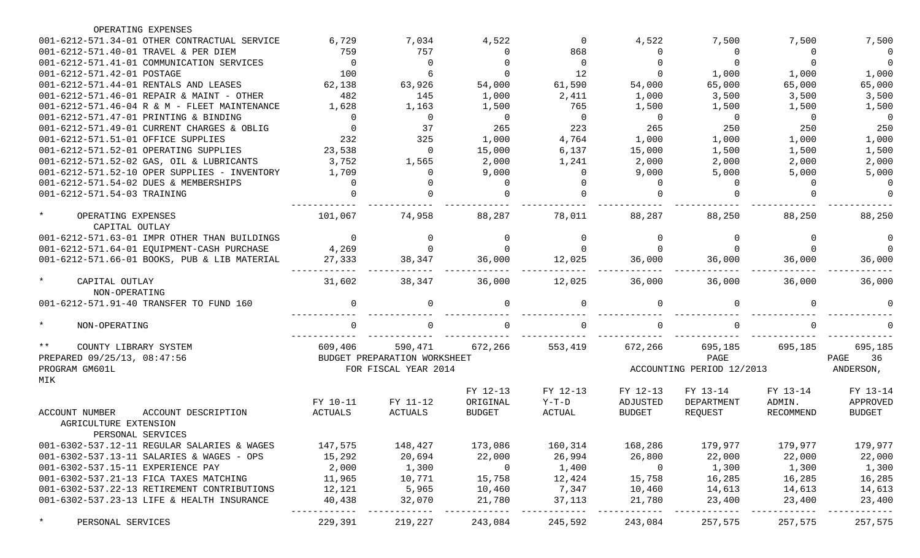| ACCOUNT NUMBER / ACCOUNT DESCRIPTION | FY 10-11 ACTUALS | FY 11-12 ACTUALS | FY 12-13 ORIGINAL BUDGET | FY 12-13 Y-T-D ACTUAL | FY 12-13 ADJUSTED BUDGET | FY 13-14 DEPARTMENT REQUEST | FY 13-14 ADMIN. RECOMMEND | FY 13-14 APPROVED BUDGET |
|---|---|---|---|---|---|---|---|---|
| OPERATING EXPENSES | | | | | | | | |
| 001-6212-571.34-01 OTHER CONTRACTUAL SERVICE | 6,729 | 7,034 | 4,522 | 0 | 4,522 | 7,500 | 7,500 | 7,500 |
| 001-6212-571.40-01 TRAVEL & PER DIEM | 759 | 757 | 0 | 868 | 0 | 0 | 0 | 0 |
| 001-6212-571.41-01 COMMUNICATION SERVICES | 0 | 0 | 0 | 0 | 0 | 0 | 0 | 0 |
| 001-6212-571.42-01 POSTAGE | 100 | 6 | 0 | 12 | 0 | 1,000 | 1,000 | 1,000 |
| 001-6212-571.44-01 RENTALS AND LEASES | 62,138 | 63,926 | 54,000 | 61,590 | 54,000 | 65,000 | 65,000 | 65,000 |
| 001-6212-571.46-01 REPAIR & MAINT - OTHER | 482 | 145 | 1,000 | 2,411 | 1,000 | 3,500 | 3,500 | 3,500 |
| 001-6212-571.46-04 R & M - FLEET MAINTENANCE | 1,628 | 1,163 | 1,500 | 765 | 1,500 | 1,500 | 1,500 | 1,500 |
| 001-6212-571.47-01 PRINTING & BINDING | 0 | 0 | 0 | 0 | 0 | 0 | 0 | 0 |
| 001-6212-571.49-01 CURRENT CHARGES & OBLIG | 0 | 37 | 265 | 223 | 265 | 250 | 250 | 250 |
| 001-6212-571.51-01 OFFICE SUPPLIES | 232 | 325 | 1,000 | 4,764 | 1,000 | 1,000 | 1,000 | 1,000 |
| 001-6212-571.52-01 OPERATING SUPPLIES | 23,538 | 0 | 15,000 | 6,137 | 15,000 | 1,500 | 1,500 | 1,500 |
| 001-6212-571.52-02 GAS, OIL & LUBRICANTS | 3,752 | 1,565 | 2,000 | 1,241 | 2,000 | 2,000 | 2,000 | 2,000 |
| 001-6212-571.52-10 OPER SUPPLIES - INVENTORY | 1,709 | 0 | 9,000 | 0 | 9,000 | 5,000 | 5,000 | 5,000 |
| 001-6212-571.54-02 DUES & MEMBERSHIPS | 0 | 0 | 0 | 0 | 0 | 0 | 0 | 0 |
| 001-6212-571.54-03 TRAINING | 0 | 0 | 0 | 0 | 0 | 0 | 0 | 0 |
| * OPERATING EXPENSES | 101,067 | 74,958 | 88,287 | 78,011 | 88,287 | 88,250 | 88,250 | 88,250 |
| CAPITAL OUTLAY | | | | | | | | |
| 001-6212-571.63-01 IMPR OTHER THAN BUILDINGS | 0 | 0 | 0 | 0 | 0 | 0 | 0 | 0 |
| 001-6212-571.64-01 EQUIPMENT-CASH PURCHASE | 4,269 | 0 | 0 | 0 | 0 | 0 | 0 | 0 |
| 001-6212-571.66-01 BOOKS, PUB & LIB MATERIAL | 27,333 | 38,347 | 36,000 | 12,025 | 36,000 | 36,000 | 36,000 | 36,000 |
| * CAPITAL OUTLAY | 31,602 | 38,347 | 36,000 | 12,025 | 36,000 | 36,000 | 36,000 | 36,000 |
| NON-OPERATING | | | | | | | | |
| 001-6212-571.91-40 TRANSFER TO FUND 160 | 0 | 0 | 0 | 0 | 0 | 0 | 0 | 0 |
| * NON-OPERATING | 0 | 0 | 0 | 0 | 0 | 0 | 0 | 0 |
| ** COUNTY LIBRARY SYSTEM | 609,406 | 590,471 | 672,266 | 553,419 | 672,266 | 695,185 | 695,185 | 695,185 |

PREPARED 09/25/13, 08:47:56 BUDGET PREPARATION WORKSHEET PAGE 36
PROGRAM GM601L FOR FISCAL YEAR 2014 ACCOUNTING PERIOD 12/2013 ANDERSON, MIK

| ACCOUNT NUMBER / ACCOUNT DESCRIPTION | FY 10-11 ACTUALS | FY 11-12 ACTUALS | FY 12-13 ORIGINAL BUDGET | FY 12-13 Y-T-D ACTUAL | FY 12-13 ADJUSTED BUDGET | FY 13-14 DEPARTMENT REQUEST | FY 13-14 ADMIN. RECOMMEND | FY 13-14 APPROVED BUDGET |
|---|---|---|---|---|---|---|---|---|
| AGRICULTURE EXTENSION | | | | | | | | |
| PERSONAL SERVICES | | | | | | | | |
| 001-6302-537.12-11 REGULAR SALARIES & WAGES | 147,575 | 148,427 | 173,086 | 160,314 | 168,286 | 179,977 | 179,977 | 179,977 |
| 001-6302-537.13-11 SALARIES & WAGES - OPS | 15,292 | 20,694 | 22,000 | 26,994 | 26,800 | 22,000 | 22,000 | 22,000 |
| 001-6302-537.15-11 EXPERIENCE PAY | 2,000 | 1,300 | 0 | 1,400 | 0 | 1,300 | 1,300 | 1,300 |
| 001-6302-537.21-13 FICA TAXES MATCHING | 11,965 | 10,771 | 15,758 | 12,424 | 15,758 | 16,285 | 16,285 | 16,285 |
| 001-6302-537.22-13 RETIREMENT CONTRIBUTIONS | 12,121 | 5,965 | 10,460 | 7,347 | 10,460 | 14,613 | 14,613 | 14,613 |
| 001-6302-537.23-13 LIFE & HEALTH INSURANCE | 40,438 | 32,070 | 21,780 | 37,113 | 21,780 | 23,400 | 23,400 | 23,400 |
| * PERSONAL SERVICES | 229,391 | 219,227 | 243,084 | 245,592 | 243,084 | 257,575 | 257,575 | 257,575 |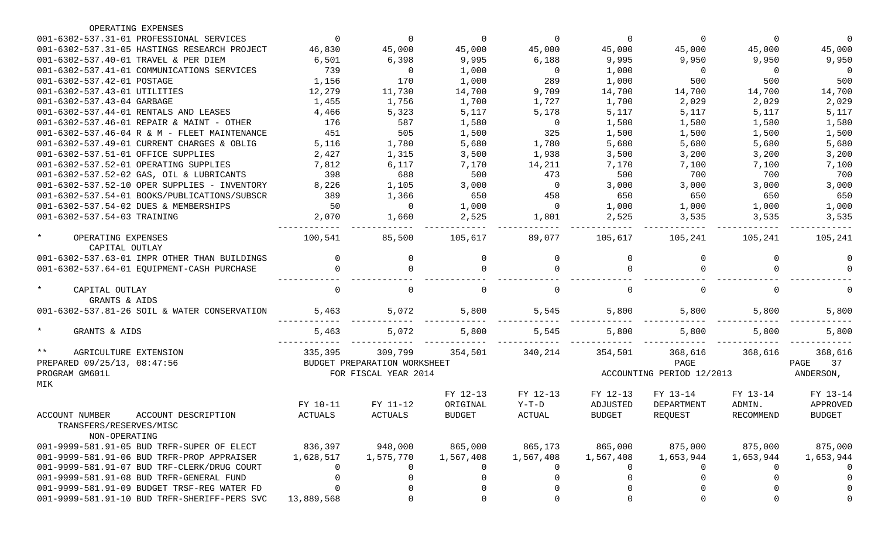| ACCOUNT NUMBER ACCOUNT DESCRIPTION | FY 10-11 ACTUALS | FY 11-12 ACTUALS | FY 12-13 ORIGINAL BUDGET | FY 12-13 Y-T-D ACTUAL | FY 12-13 ADJUSTED BUDGET | FY 13-14 DEPARTMENT REQUEST | FY 13-14 ADMIN. RECOMMEND | FY 13-14 APPROVED BUDGET |
|---|---|---|---|---|---|---|---|---|
| OPERATING EXPENSES | | | | | | | | |
| 001-6302-537.31-01 PROFESSIONAL SERVICES | 0 | 0 | 0 | 0 | 0 | 0 | 0 | 0 |
| 001-6302-537.31-05 HASTINGS RESEARCH PROJECT | 46,830 | 45,000 | 45,000 | 45,000 | 45,000 | 45,000 | 45,000 | 45,000 |
| 001-6302-537.40-01 TRAVEL & PER DIEM | 6,501 | 6,398 | 9,995 | 6,188 | 9,995 | 9,950 | 9,950 | 9,950 |
| 001-6302-537.41-01 COMMUNICATIONS SERVICES | 739 | 0 | 1,000 | 0 | 1,000 | 0 | 0 | 0 |
| 001-6302-537.42-01 POSTAGE | 1,156 | 170 | 1,000 | 289 | 1,000 | 500 | 500 | 500 |
| 001-6302-537.43-01 UTILITIES | 12,279 | 11,730 | 14,700 | 9,709 | 14,700 | 14,700 | 14,700 | 14,700 |
| 001-6302-537.43-04 GARBAGE | 1,455 | 1,756 | 1,700 | 1,727 | 1,700 | 2,029 | 2,029 | 2,029 |
| 001-6302-537.44-01 RENTALS AND LEASES | 4,466 | 5,323 | 5,117 | 5,178 | 5,117 | 5,117 | 5,117 | 5,117 |
| 001-6302-537.46-01 REPAIR & MAINT - OTHER | 176 | 587 | 1,580 | 0 | 1,580 | 1,580 | 1,580 | 1,580 |
| 001-6302-537.46-04 R & M - FLEET MAINTENANCE | 451 | 505 | 1,500 | 325 | 1,500 | 1,500 | 1,500 | 1,500 |
| 001-6302-537.49-01 CURRENT CHARGES & OBLIG | 5,116 | 1,780 | 5,680 | 1,780 | 5,680 | 5,680 | 5,680 | 5,680 |
| 001-6302-537.51-01 OFFICE SUPPLIES | 2,427 | 1,315 | 3,500 | 1,938 | 3,500 | 3,200 | 3,200 | 3,200 |
| 001-6302-537.52-01 OPERATING SUPPLIES | 7,812 | 6,117 | 7,170 | 14,211 | 7,170 | 7,100 | 7,100 | 7,100 |
| 001-6302-537.52-02 GAS, OIL & LUBRICANTS | 398 | 688 | 500 | 473 | 500 | 700 | 700 | 700 |
| 001-6302-537.52-10 OPER SUPPLIES - INVENTORY | 8,226 | 1,105 | 3,000 | 0 | 3,000 | 3,000 | 3,000 | 3,000 |
| 001-6302-537.54-01 BOOKS/PUBLICATIONS/SUBSCR | 389 | 1,366 | 650 | 458 | 650 | 650 | 650 | 650 |
| 001-6302-537.54-02 DUES & MEMBERSHIPS | 50 | 0 | 1,000 | 0 | 1,000 | 1,000 | 1,000 | 1,000 |
| 001-6302-537.54-03 TRAINING | 2,070 | 1,660 | 2,525 | 1,801 | 2,525 | 3,535 | 3,535 | 3,535 |
| * OPERATING EXPENSES | 100,541 | 85,500 | 105,617 | 89,077 | 105,617 | 105,241 | 105,241 | 105,241 |
| CAPITAL OUTLAY | | | | | | | | |
| 001-6302-537.63-01 IMPR OTHER THAN BUILDINGS | 0 | 0 | 0 | 0 | 0 | 0 | 0 | 0 |
| 001-6302-537.64-01 EQUIPMENT-CASH PURCHASE | 0 | 0 | 0 | 0 | 0 | 0 | 0 | 0 |
| * CAPITAL OUTLAY | 0 | 0 | 0 | 0 | 0 | 0 | 0 | 0 |
| GRANTS & AIDS | | | | | | | | |
| 001-6302-537.81-26 SOIL & WATER CONSERVATION | 5,463 | 5,072 | 5,800 | 5,545 | 5,800 | 5,800 | 5,800 | 5,800 |
| * GRANTS & AIDS | 5,463 | 5,072 | 5,800 | 5,545 | 5,800 | 5,800 | 5,800 | 5,800 |
| ** AGRICULTURE EXTENSION | 335,395 | 309,799 | 354,501 | 340,214 | 354,501 | 368,616 | 368,616 | 368,616 |

PREPARED 09/25/13, 08:47:56 BUDGET PREPARATION WORKSHEET PAGE 37
PROGRAM GM601L FOR FISCAL YEAR 2014 ACCOUNTING PERIOD 12/2013 ANDERSON, MIK

| ACCOUNT NUMBER ACCOUNT DESCRIPTION | FY 10-11 ACTUALS | FY 11-12 ACTUALS | FY 12-13 ORIGINAL BUDGET | FY 12-13 Y-T-D ACTUAL | FY 12-13 ADJUSTED BUDGET | FY 13-14 DEPARTMENT REQUEST | FY 13-14 ADMIN. RECOMMEND | FY 13-14 APPROVED BUDGET |
|---|---|---|---|---|---|---|---|---|
| TRANSFERS/RESERVES/MISC | | | | | | | | |
| NON-OPERATING | | | | | | | | |
| 001-9999-581.91-05 BUD TRFR-SUPER OF ELECT | 836,397 | 948,000 | 865,000 | 865,173 | 865,000 | 875,000 | 875,000 | 875,000 |
| 001-9999-581.91-06 BUD TRFR-PROP APPRAISER | 1,628,517 | 1,575,770 | 1,567,408 | 1,567,408 | 1,567,408 | 1,653,944 | 1,653,944 | 1,653,944 |
| 001-9999-581.91-07 BUD TRF-CLERK/DRUG COURT | 0 | 0 | 0 | 0 | 0 | 0 | 0 | 0 |
| 001-9999-581.91-08 BUD TRFR-GENERAL FUND | 0 | 0 | 0 | 0 | 0 | 0 | 0 | 0 |
| 001-9999-581.91-09 BUDGET TRSF-REG WATER FD | 0 | 0 | 0 | 0 | 0 | 0 | 0 | 0 |
| 001-9999-581.91-10 BUD TRFR-SHERIFF-PERS SVC | 13,889,568 | 0 | 0 | 0 | 0 | 0 | 0 | 0 |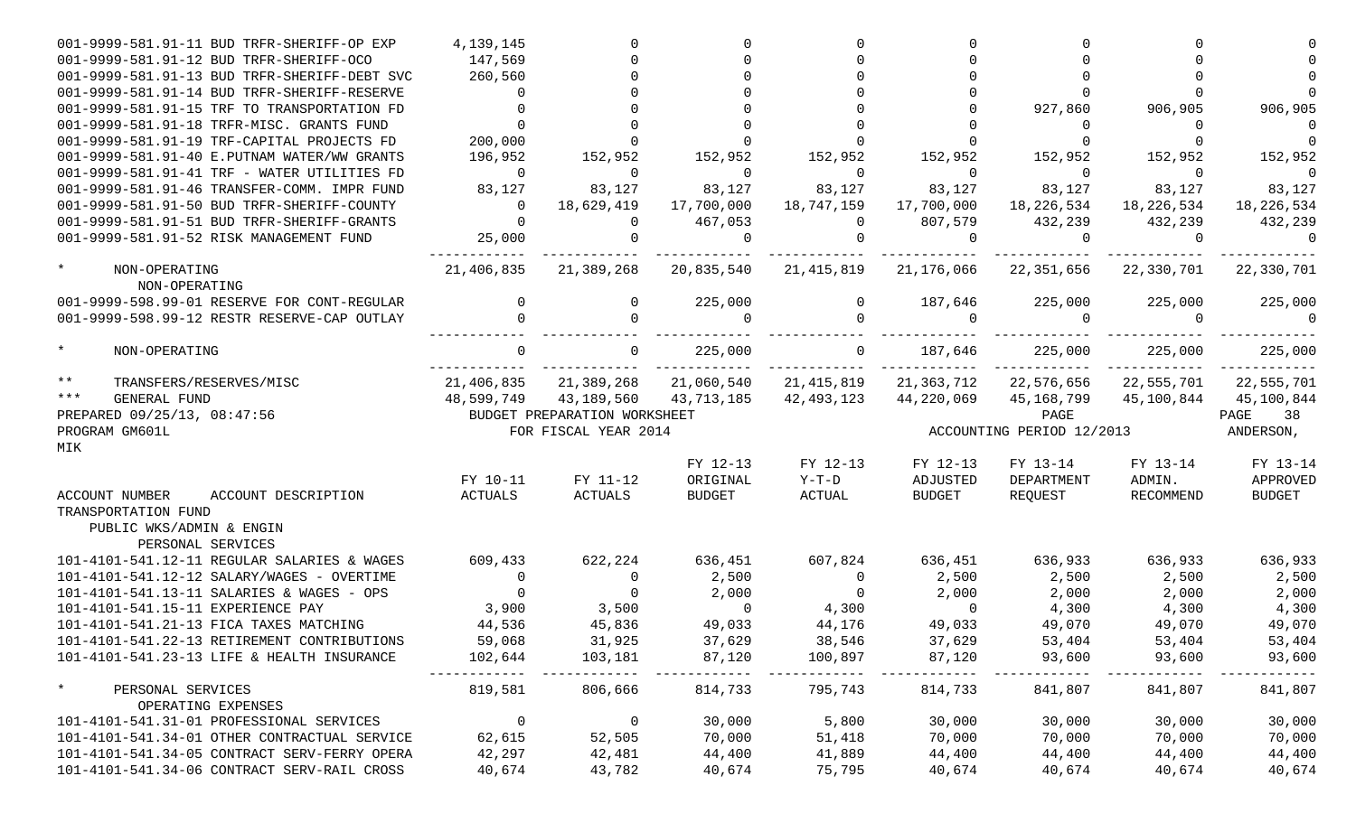| ACCOUNT NUMBER ACCOUNT DESCRIPTION | FY 10-11 ACTUALS | FY 11-12 ACTUALS | FY 12-13 ORIGINAL BUDGET | FY 12-13 Y-T-D ACTUAL | FY 12-13 ADJUSTED BUDGET | FY 13-14 DEPARTMENT REQUEST | FY 13-14 ADMIN. RECOMMEND | FY 13-14 APPROVED BUDGET |
|---|---|---|---|---|---|---|---|---|
| 001-9999-581.91-11 BUD TRFR-SHERIFF-OP EXP | 4,139,145 | 0 | 0 | 0 | 0 | 0 | 0 | 0 |
| 001-9999-581.91-12 BUD TRFR-SHERIFF-OCO | 147,569 | 0 | 0 | 0 | 0 | 0 | 0 | 0 |
| 001-9999-581.91-13 BUD TRFR-SHERIFF-DEBT SVC | 260,560 | 0 | 0 | 0 | 0 | 0 | 0 | 0 |
| 001-9999-581.91-14 BUD TRFR-SHERIFF-RESERVE | 0 | 0 | 0 | 0 | 0 | 0 | 0 | 0 |
| 001-9999-581.91-15 TRF TO TRANSPORTATION FD | 0 | 0 | 0 | 0 | 0 | 927,860 | 906,905 | 906,905 |
| 001-9999-581.91-18 TRFR-MISC. GRANTS FUND | 0 | 0 | 0 | 0 | 0 | 0 | 0 | 0 |
| 001-9999-581.91-19 TRF-CAPITAL PROJECTS FD | 200,000 | 0 | 0 | 0 | 0 | 0 | 0 | 0 |
| 001-9999-581.91-40 E.PUTNAM WATER/WW GRANTS | 196,952 | 152,952 | 152,952 | 152,952 | 152,952 | 152,952 | 152,952 | 152,952 |
| 001-9999-581.91-41 TRF - WATER UTILITIES FD | 0 | 0 | 0 | 0 | 0 | 0 | 0 | 0 |
| 001-9999-581.91-46 TRANSFER-COMM. IMPR FUND | 83,127 | 83,127 | 83,127 | 83,127 | 83,127 | 83,127 | 83,127 | 83,127 |
| 001-9999-581.91-50 BUD TRFR-SHERIFF-COUNTY | 0 | 18,629,419 | 17,700,000 | 18,747,159 | 17,700,000 | 18,226,534 | 18,226,534 | 18,226,534 |
| 001-9999-581.91-51 BUD TRFR-SHERIFF-GRANTS | 0 | 0 | 467,053 | 0 | 807,579 | 432,239 | 432,239 | 432,239 |
| 001-9999-581.91-52 RISK MANAGEMENT FUND | 25,000 | 0 | 0 | 0 | 0 | 0 | 0 | 0 |
| * NON-OPERATING | 21,406,835 | 21,389,268 | 20,835,540 | 21,415,819 | 21,176,066 | 22,351,656 | 22,330,701 | 22,330,701 |
| NON-OPERATING | | | | | | | | |
| 001-9999-598.99-01 RESERVE FOR CONT-REGULAR | 0 | 0 | 225,000 | 0 | 187,646 | 225,000 | 225,000 | 225,000 |
| 001-9999-598.99-12 RESTR RESERVE-CAP OUTLAY | 0 | 0 | 0 | 0 | 0 | 0 | 0 | 0 |
| * NON-OPERATING | 0 | 0 | 225,000 | 0 | 187,646 | 225,000 | 225,000 | 225,000 |
| ** TRANSFERS/RESERVES/MISC | 21,406,835 | 21,389,268 | 21,060,540 | 21,415,819 | 21,363,712 | 22,576,656 | 22,555,701 | 22,555,701 |
| *** GENERAL FUND | 48,599,749 | 43,189,560 | 43,713,185 | 42,493,123 | 44,220,069 | 45,168,799 | 45,100,844 | 45,100,844 |

PREPARED 09/25/13, 08:47:56 BUDGET PREPARATION WORKSHEET PAGE 38
PROGRAM GM601L FOR FISCAL YEAR 2014 ACCOUNTING PERIOD 12/2013 ANDERSON, MIK

| ACCOUNT NUMBER ACCOUNT DESCRIPTION | FY 10-11 ACTUALS | FY 11-12 ACTUALS | FY 12-13 ORIGINAL BUDGET | FY 12-13 Y-T-D ACTUAL | FY 12-13 ADJUSTED BUDGET | FY 13-14 DEPARTMENT REQUEST | FY 13-14 ADMIN. RECOMMEND | FY 13-14 APPROVED BUDGET |
|---|---|---|---|---|---|---|---|---|
| TRANSPORTATION FUND | | | | | | | | |
| PUBLIC WKS/ADMIN & ENGIN | | | | | | | | |
| PERSONAL SERVICES | | | | | | | | |
| 101-4101-541.12-11 REGULAR SALARIES & WAGES | 609,433 | 622,224 | 636,451 | 607,824 | 636,451 | 636,933 | 636,933 | 636,933 |
| 101-4101-541.12-12 SALARY/WAGES - OVERTIME | 0 | 0 | 2,500 | 0 | 2,500 | 2,500 | 2,500 | 2,500 |
| 101-4101-541.13-11 SALARIES & WAGES - OPS | 0 | 0 | 2,000 | 0 | 2,000 | 2,000 | 2,000 | 2,000 |
| 101-4101-541.15-11 EXPERIENCE PAY | 3,900 | 3,500 | 0 | 4,300 | 0 | 4,300 | 4,300 | 4,300 |
| 101-4101-541.21-13 FICA TAXES MATCHING | 44,536 | 45,836 | 49,033 | 44,176 | 49,033 | 49,070 | 49,070 | 49,070 |
| 101-4101-541.22-13 RETIREMENT CONTRIBUTIONS | 59,068 | 31,925 | 37,629 | 38,546 | 37,629 | 53,404 | 53,404 | 53,404 |
| 101-4101-541.23-13 LIFE & HEALTH INSURANCE | 102,644 | 103,181 | 87,120 | 100,897 | 87,120 | 93,600 | 93,600 | 93,600 |
| * PERSONAL SERVICES | 819,581 | 806,666 | 814,733 | 795,743 | 814,733 | 841,807 | 841,807 | 841,807 |
| OPERATING EXPENSES | | | | | | | | |
| 101-4101-541.31-01 PROFESSIONAL SERVICES | 0 | 0 | 30,000 | 5,800 | 30,000 | 30,000 | 30,000 | 30,000 |
| 101-4101-541.34-01 OTHER CONTRACTUAL SERVICE | 62,615 | 52,505 | 70,000 | 51,418 | 70,000 | 70,000 | 70,000 | 70,000 |
| 101-4101-541.34-05 CONTRACT SERV-FERRY OPERA | 42,297 | 42,481 | 44,400 | 41,889 | 44,400 | 44,400 | 44,400 | 44,400 |
| 101-4101-541.34-06 CONTRACT SERV-RAIL CROSS | 40,674 | 43,782 | 40,674 | 75,795 | 40,674 | 40,674 | 40,674 | 40,674 |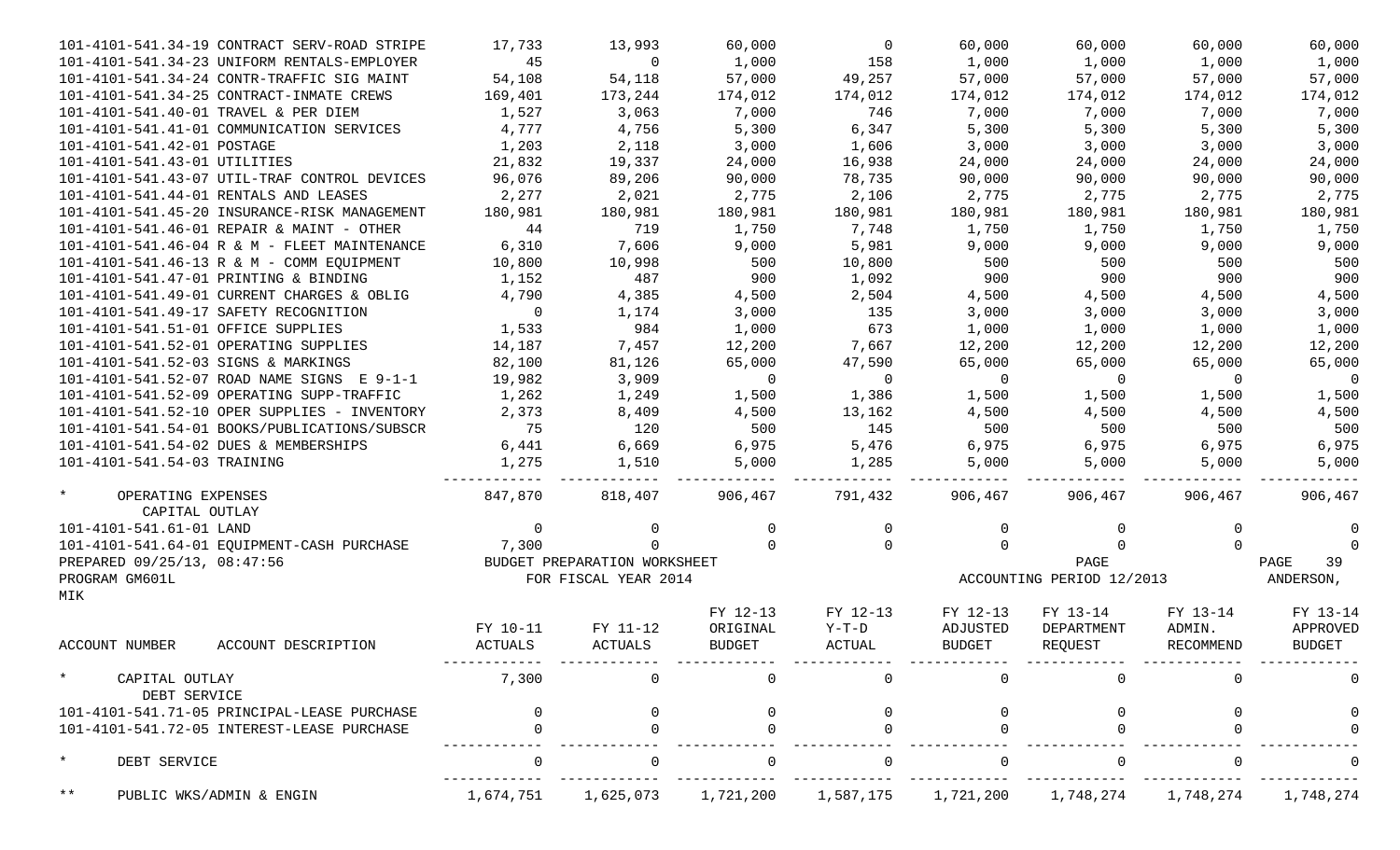| ACCOUNT NUMBER | ACCOUNT DESCRIPTION | FY 10-11 ACTUALS | FY 11-12 ACTUALS | FY 12-13 ORIGINAL BUDGET | FY 12-13 Y-T-D ACTUAL | FY 12-13 ADJUSTED BUDGET | FY 13-14 DEPARTMENT REQUEST | FY 13-14 ADMIN. RECOMMEND | FY 13-14 APPROVED BUDGET |
|---|---|---|---|---|---|---|---|---|---|
| 101-4101-541.34-19 | CONTRACT SERV-ROAD STRIPE | 17,733 | 13,993 | 60,000 | 0 | 60,000 | 60,000 | 60,000 | 60,000 |
| 101-4101-541.34-23 | UNIFORM RENTALS-EMPLOYER | 45 | 0 | 1,000 | 158 | 1,000 | 1,000 | 1,000 | 1,000 |
| 101-4101-541.34-24 | CONTR-TRAFFIC SIG MAINT | 54,108 | 54,118 | 57,000 | 49,257 | 57,000 | 57,000 | 57,000 | 57,000 |
| 101-4101-541.34-25 | CONTRACT-INMATE CREWS | 169,401 | 173,244 | 174,012 | 174,012 | 174,012 | 174,012 | 174,012 | 174,012 |
| 101-4101-541.40-01 | TRAVEL & PER DIEM | 1,527 | 3,063 | 7,000 | 746 | 7,000 | 7,000 | 7,000 | 7,000 |
| 101-4101-541.41-01 | COMMUNICATION SERVICES | 4,777 | 4,756 | 5,300 | 6,347 | 5,300 | 5,300 | 5,300 | 5,300 |
| 101-4101-541.42-01 | POSTAGE | 1,203 | 2,118 | 3,000 | 1,606 | 3,000 | 3,000 | 3,000 | 3,000 |
| 101-4101-541.43-01 | UTILITIES | 21,832 | 19,337 | 24,000 | 16,938 | 24,000 | 24,000 | 24,000 | 24,000 |
| 101-4101-541.43-07 | UTIL-TRAF CONTROL DEVICES | 96,076 | 89,206 | 90,000 | 78,735 | 90,000 | 90,000 | 90,000 | 90,000 |
| 101-4101-541.44-01 | RENTALS AND LEASES | 2,277 | 2,021 | 2,775 | 2,106 | 2,775 | 2,775 | 2,775 | 2,775 |
| 101-4101-541.45-20 | INSURANCE-RISK MANAGEMENT | 180,981 | 180,981 | 180,981 | 180,981 | 180,981 | 180,981 | 180,981 | 180,981 |
| 101-4101-541.46-01 | REPAIR & MAINT - OTHER | 44 | 719 | 1,750 | 7,748 | 1,750 | 1,750 | 1,750 | 1,750 |
| 101-4101-541.46-04 | R & M - FLEET MAINTENANCE | 6,310 | 7,606 | 9,000 | 5,981 | 9,000 | 9,000 | 9,000 | 9,000 |
| 101-4101-541.46-13 | R & M - COMM EQUIPMENT | 10,800 | 10,998 | 500 | 10,800 | 500 | 500 | 500 | 500 |
| 101-4101-541.47-01 | PRINTING & BINDING | 1,152 | 487 | 900 | 1,092 | 900 | 900 | 900 | 900 |
| 101-4101-541.49-01 | CURRENT CHARGES & OBLIG | 4,790 | 4,385 | 4,500 | 2,504 | 4,500 | 4,500 | 4,500 | 4,500 |
| 101-4101-541.49-17 | SAFETY RECOGNITION | 0 | 1,174 | 3,000 | 135 | 3,000 | 3,000 | 3,000 | 3,000 |
| 101-4101-541.51-01 | OFFICE SUPPLIES | 1,533 | 984 | 1,000 | 673 | 1,000 | 1,000 | 1,000 | 1,000 |
| 101-4101-541.52-01 | OPERATING SUPPLIES | 14,187 | 7,457 | 12,200 | 7,667 | 12,200 | 12,200 | 12,200 | 12,200 |
| 101-4101-541.52-03 | SIGNS & MARKINGS | 82,100 | 81,126 | 65,000 | 47,590 | 65,000 | 65,000 | 65,000 | 65,000 |
| 101-4101-541.52-07 | ROAD NAME SIGNS E 9-1-1 | 19,982 | 3,909 | 0 | 0 | 0 | 0 | 0 | 0 |
| 101-4101-541.52-09 | OPERATING SUPP-TRAFFIC | 1,262 | 1,249 | 1,500 | 1,386 | 1,500 | 1,500 | 1,500 | 1,500 |
| 101-4101-541.52-10 | OPER SUPPLIES - INVENTORY | 2,373 | 8,409 | 4,500 | 13,162 | 4,500 | 4,500 | 4,500 | 4,500 |
| 101-4101-541.54-01 | BOOKS/PUBLICATIONS/SUBSCR | 75 | 120 | 500 | 145 | 500 | 500 | 500 | 500 |
| 101-4101-541.54-02 | DUES & MEMBERSHIPS | 6,441 | 6,669 | 6,975 | 5,476 | 6,975 | 6,975 | 6,975 | 6,975 |
| 101-4101-541.54-03 | TRAINING | 1,275 | 1,510 | 5,000 | 1,285 | 5,000 | 5,000 | 5,000 | 5,000 |
| * | OPERATING EXPENSES | 847,870 | 818,407 | 906,467 | 791,432 | 906,467 | 906,467 | 906,467 | 906,467 |
| | CAPITAL OUTLAY | | | | | | | | |
| 101-4101-541.61-01 | LAND | 0 | 0 | 0 | 0 | 0 | 0 | 0 | 0 |
| 101-4101-541.64-01 | EQUIPMENT-CASH PURCHASE | 7,300 | 0 | 0 | 0 | 0 | 0 | 0 | 0 |

PREPARED 09/25/13, 08:47:56 — BUDGET PREPARATION WORKSHEET — PAGE 39
PROGRAM GM601L — FOR FISCAL YEAR 2014 — ACCOUNTING PERIOD 12/2013 — ANDERSON, MIK

| ACCOUNT NUMBER | ACCOUNT DESCRIPTION | FY 10-11 ACTUALS | FY 11-12 ACTUALS | FY 12-13 ORIGINAL BUDGET | FY 12-13 Y-T-D ACTUAL | FY 12-13 ADJUSTED BUDGET | FY 13-14 DEPARTMENT REQUEST | FY 13-14 ADMIN. RECOMMEND | FY 13-14 APPROVED BUDGET |
|---|---|---|---|---|---|---|---|---|---|
| * | CAPITAL OUTLAY | 7,300 | 0 | 0 | 0 | 0 | 0 | 0 | 0 |
| | DEBT SERVICE | | | | | | | | |
| 101-4101-541.71-05 | PRINCIPAL-LEASE PURCHASE | 0 | 0 | 0 | 0 | 0 | 0 | 0 | 0 |
| 101-4101-541.72-05 | INTEREST-LEASE PURCHASE | 0 | 0 | 0 | 0 | 0 | 0 | 0 | 0 |
| * | DEBT SERVICE | 0 | 0 | 0 | 0 | 0 | 0 | 0 | 0 |
| ** | PUBLIC WKS/ADMIN & ENGIN | 1,674,751 | 1,625,073 | 1,721,200 | 1,587,175 | 1,721,200 | 1,748,274 | 1,748,274 | 1,748,274 |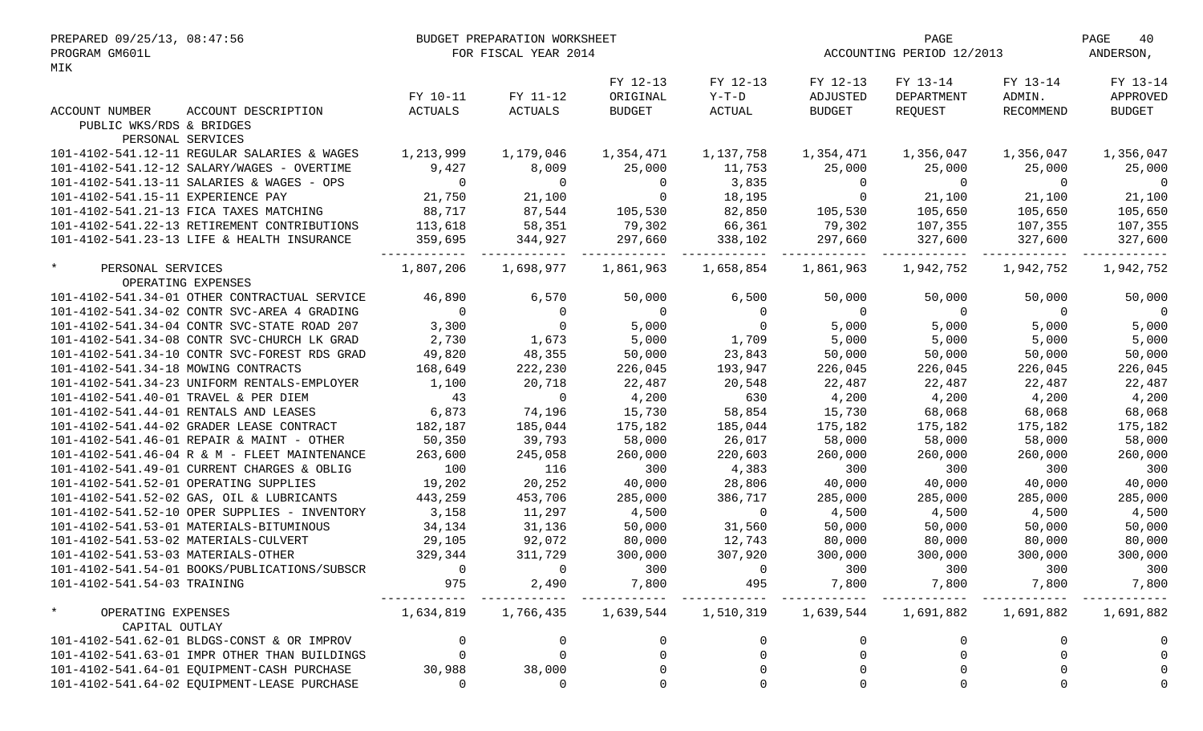PREPARED 09/25/13, 08:47:56 BUDGET PREPARATION WORKSHEET
PROGRAM GM601L FOR FISCAL YEAR 2014
MIK

ACCOUNTING PERIOD 12/2013
ANDERSON,

| ACCOUNT NUMBER ACCOUNT DESCRIPTION | FY 10-11 ACTUALS | FY 11-12 ACTUALS | FY 12-13 ORIGINAL BUDGET | FY 12-13 Y-T-D ACTUAL | FY 12-13 ADJUSTED BUDGET | FY 13-14 DEPARTMENT REQUEST | FY 13-14 ADMIN. RECOMMEND | FY 13-14 APPROVED BUDGET |
|---|---|---|---|---|---|---|---|---|
| PUBLIC WKS/RDS & BRIDGES | | | | | | | | |
| PERSONAL SERVICES | | | | | | | | |
| 101-4102-541.12-11 REGULAR SALARIES & WAGES | 1,213,999 | 1,179,046 | 1,354,471 | 1,137,758 | 1,354,471 | 1,356,047 | 1,356,047 | 1,356,047 |
| 101-4102-541.12-12 SALARY/WAGES - OVERTIME | 9,427 | 8,009 | 25,000 | 11,753 | 25,000 | 25,000 | 25,000 | 25,000 |
| 101-4102-541.13-11 SALARIES & WAGES - OPS | 0 | 0 | 0 | 3,835 | 0 | 0 | 0 | 0 |
| 101-4102-541.15-11 EXPERIENCE PAY | 21,750 | 21,100 | 0 | 18,195 | 0 | 21,100 | 21,100 | 21,100 |
| 101-4102-541.21-13 FICA TAXES MATCHING | 88,717 | 87,544 | 105,530 | 82,850 | 105,530 | 105,650 | 105,650 | 105,650 |
| 101-4102-541.22-13 RETIREMENT CONTRIBUTIONS | 113,618 | 58,351 | 79,302 | 66,361 | 79,302 | 107,355 | 107,355 | 107,355 |
| 101-4102-541.23-13 LIFE & HEALTH INSURANCE | 359,695 | 344,927 | 297,660 | 338,102 | 297,660 | 327,600 | 327,600 | 327,600 |
| * PERSONAL SERVICES | 1,807,206 | 1,698,977 | 1,861,963 | 1,658,854 | 1,861,963 | 1,942,752 | 1,942,752 | 1,942,752 |
| OPERATING EXPENSES | | | | | | | | |
| 101-4102-541.34-01 OTHER CONTRACTUAL SERVICE | 46,890 | 6,570 | 50,000 | 6,500 | 50,000 | 50,000 | 50,000 | 50,000 |
| 101-4102-541.34-02 CONTR SVC-AREA 4 GRADING | 0 | 0 | 0 | 0 | 0 | 0 | 0 | 0 |
| 101-4102-541.34-04 CONTR SVC-STATE ROAD 207 | 3,300 | 0 | 5,000 | 0 | 5,000 | 5,000 | 5,000 | 5,000 |
| 101-4102-541.34-08 CONTR SVC-CHURCH LK GRAD | 2,730 | 1,673 | 5,000 | 1,709 | 5,000 | 5,000 | 5,000 | 5,000 |
| 101-4102-541.34-10 CONTR SVC-FOREST RDS GRAD | 49,820 | 48,355 | 50,000 | 23,843 | 50,000 | 50,000 | 50,000 | 50,000 |
| 101-4102-541.34-18 MOWING CONTRACTS | 168,649 | 222,230 | 226,045 | 193,947 | 226,045 | 226,045 | 226,045 | 226,045 |
| 101-4102-541.34-23 UNIFORM RENTALS-EMPLOYER | 1,100 | 20,718 | 22,487 | 20,548 | 22,487 | 22,487 | 22,487 | 22,487 |
| 101-4102-541.40-01 TRAVEL & PER DIEM | 43 | 0 | 4,200 | 630 | 4,200 | 4,200 | 4,200 | 4,200 |
| 101-4102-541.44-01 RENTALS AND LEASES | 6,873 | 74,196 | 15,730 | 58,854 | 15,730 | 68,068 | 68,068 | 68,068 |
| 101-4102-541.44-02 GRADER LEASE CONTRACT | 182,187 | 185,044 | 175,182 | 185,044 | 175,182 | 175,182 | 175,182 | 175,182 |
| 101-4102-541.46-01 REPAIR & MAINT - OTHER | 50,350 | 39,793 | 58,000 | 26,017 | 58,000 | 58,000 | 58,000 | 58,000 |
| 101-4102-541.46-04 R & M - FLEET MAINTENANCE | 263,600 | 245,058 | 260,000 | 220,603 | 260,000 | 260,000 | 260,000 | 260,000 |
| 101-4102-541.49-01 CURRENT CHARGES & OBLIG | 100 | 116 | 300 | 4,383 | 300 | 300 | 300 | 300 |
| 101-4102-541.52-01 OPERATING SUPPLIES | 19,202 | 20,252 | 40,000 | 28,806 | 40,000 | 40,000 | 40,000 | 40,000 |
| 101-4102-541.52-02 GAS, OIL & LUBRICANTS | 443,259 | 453,706 | 285,000 | 386,717 | 285,000 | 285,000 | 285,000 | 285,000 |
| 101-4102-541.52-10 OPER SUPPLIES - INVENTORY | 3,158 | 11,297 | 4,500 | 0 | 4,500 | 4,500 | 4,500 | 4,500 |
| 101-4102-541.53-01 MATERIALS-BITUMINOUS | 34,134 | 31,136 | 50,000 | 31,560 | 50,000 | 50,000 | 50,000 | 50,000 |
| 101-4102-541.53-02 MATERIALS-CULVERT | 29,105 | 92,072 | 80,000 | 12,743 | 80,000 | 80,000 | 80,000 | 80,000 |
| 101-4102-541.53-03 MATERIALS-OTHER | 329,344 | 311,729 | 300,000 | 307,920 | 300,000 | 300,000 | 300,000 | 300,000 |
| 101-4102-541.54-01 BOOKS/PUBLICATIONS/SUBSCR | 0 | 0 | 300 | 0 | 300 | 300 | 300 | 300 |
| 101-4102-541.54-03 TRAINING | 975 | 2,490 | 7,800 | 495 | 7,800 | 7,800 | 7,800 | 7,800 |
| * OPERATING EXPENSES | 1,634,819 | 1,766,435 | 1,639,544 | 1,510,319 | 1,639,544 | 1,691,882 | 1,691,882 | 1,691,882 |
| CAPITAL OUTLAY | | | | | | | | |
| 101-4102-541.62-01 BLDGS-CONST & OR IMPROV | 0 | 0 | 0 | 0 | 0 | 0 | 0 | 0 |
| 101-4102-541.63-01 IMPR OTHER THAN BUILDINGS | 0 | 0 | 0 | 0 | 0 | 0 | 0 | 0 |
| 101-4102-541.64-01 EQUIPMENT-CASH PURCHASE | 30,988 | 38,000 | 0 | 0 | 0 | 0 | 0 | 0 |
| 101-4102-541.64-02 EQUIPMENT-LEASE PURCHASE | 0 | 0 | 0 | 0 | 0 | 0 | 0 | 0 |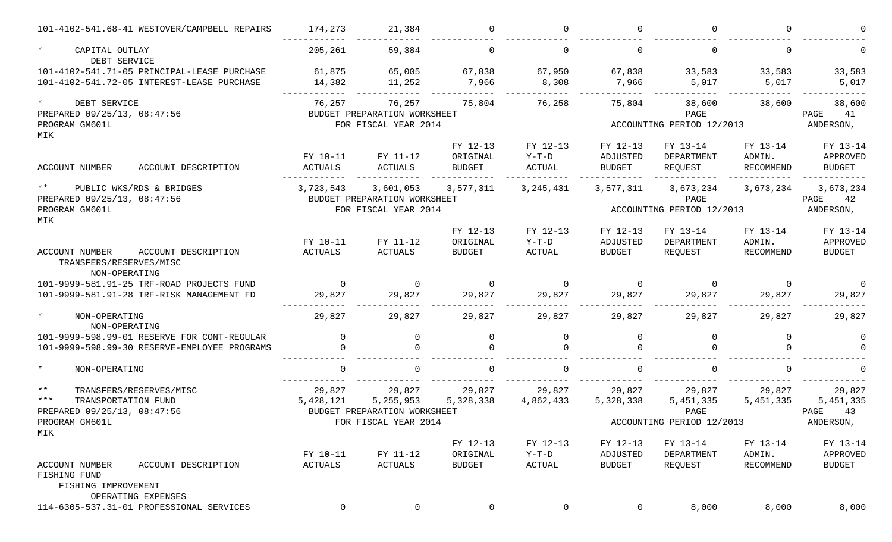| ACCOUNT NUMBER / ACCOUNT DESCRIPTION | FY 10-11 ACTUALS | FY 11-12 ACTUALS | FY 12-13 ORIGINAL BUDGET | FY 12-13 Y-T-D ACTUAL | FY 12-13 ADJUSTED BUDGET | FY 13-14 DEPARTMENT REQUEST | FY 13-14 ADMIN. RECOMMEND | FY 13-14 APPROVED BUDGET |
|---|---|---|---|---|---|---|---|---|
| 101-4102-541.68-41 WESTOVER/CAMPBELL REPAIRS | 174,273 | 21,384 | 0 | 0 | 0 | 0 | 0 | 0 |
| * CAPITAL OUTLAY | 205,261 | 59,384 | 0 | 0 | 0 | 0 | 0 | 0 |
| DEBT SERVICE | | | | | | | | |
| 101-4102-541.71-05 PRINCIPAL-LEASE PURCHASE | 61,875 | 65,005 | 67,838 | 67,950 | 67,838 | 33,583 | 33,583 | 33,583 |
| 101-4102-541.72-05 INTEREST-LEASE PURCHASE | 14,382 | 11,252 | 7,966 | 8,308 | 7,966 | 5,017 | 5,017 | 5,017 |
| * DEBT SERVICE | 76,257 | 76,257 | 75,804 | 76,258 | 75,804 | 38,600 | 38,600 | 38,600 |

PREPARED 09/25/13, 08:47:56 BUDGET PREPARATION WORKSHEET PAGE 41
PROGRAM GM601L FOR FISCAL YEAR 2014 ACCOUNTING PERIOD 12/2013 ANDERSON, MIK

| ACCOUNT NUMBER / ACCOUNT DESCRIPTION | FY 10-11 ACTUALS | FY 11-12 ACTUALS | FY 12-13 ORIGINAL BUDGET | FY 12-13 Y-T-D ACTUAL | FY 12-13 ADJUSTED BUDGET | FY 13-14 DEPARTMENT REQUEST | FY 13-14 ADMIN. RECOMMEND | FY 13-14 APPROVED BUDGET |
|---|---|---|---|---|---|---|---|---|
| ** PUBLIC WKS/RDS & BRIDGES | 3,723,543 | 3,601,053 | 3,577,311 | 3,245,431 | 3,577,311 | 3,673,234 | 3,673,234 | 3,673,234 |

PREPARED 09/25/13, 08:47:56 BUDGET PREPARATION WORKSHEET PAGE 42
PROGRAM GM601L FOR FISCAL YEAR 2014 ACCOUNTING PERIOD 12/2013 ANDERSON, MIK

| ACCOUNT NUMBER / ACCOUNT DESCRIPTION | FY 10-11 ACTUALS | FY 11-12 ACTUALS | FY 12-13 ORIGINAL BUDGET | FY 12-13 Y-T-D ACTUAL | FY 12-13 ADJUSTED BUDGET | FY 13-14 DEPARTMENT REQUEST | FY 13-14 ADMIN. RECOMMEND | FY 13-14 APPROVED BUDGET |
|---|---|---|---|---|---|---|---|---|
| TRANSFERS/RESERVES/MISC | | | | | | | | |
| NON-OPERATING | | | | | | | | |
| 101-9999-581.91-25 TRF-ROAD PROJECTS FUND | 0 | 0 | 0 | 0 | 0 | 0 | 0 | 0 |
| 101-9999-581.91-28 TRF-RISK MANAGEMENT FD | 29,827 | 29,827 | 29,827 | 29,827 | 29,827 | 29,827 | 29,827 | 29,827 |
| * NON-OPERATING | 29,827 | 29,827 | 29,827 | 29,827 | 29,827 | 29,827 | 29,827 | 29,827 |
| NON-OPERATING | | | | | | | | |
| 101-9999-598.99-01 RESERVE FOR CONT-REGULAR | 0 | 0 | 0 | 0 | 0 | 0 | 0 | 0 |
| 101-9999-598.99-30 RESERVE-EMPLOYEE PROGRAMS | 0 | 0 | 0 | 0 | 0 | 0 | 0 | 0 |
| * NON-OPERATING | 0 | 0 | 0 | 0 | 0 | 0 | 0 | 0 |
| ** TRANSFERS/RESERVES/MISC | 29,827 | 29,827 | 29,827 | 29,827 | 29,827 | 29,827 | 29,827 | 29,827 |
| *** TRANSPORTATION FUND | 5,428,121 | 5,255,953 | 5,328,338 | 4,862,433 | 5,328,338 | 5,451,335 | 5,451,335 | 5,451,335 |

PREPARED 09/25/13, 08:47:56 BUDGET PREPARATION WORKSHEET PAGE 43
PROGRAM GM601L FOR FISCAL YEAR 2014 ACCOUNTING PERIOD 12/2013 ANDERSON, MIK

| ACCOUNT NUMBER / ACCOUNT DESCRIPTION | FY 10-11 ACTUALS | FY 11-12 ACTUALS | FY 12-13 ORIGINAL BUDGET | FY 12-13 Y-T-D ACTUAL | FY 12-13 ADJUSTED BUDGET | FY 13-14 DEPARTMENT REQUEST | FY 13-14 ADMIN. RECOMMEND | FY 13-14 APPROVED BUDGET |
|---|---|---|---|---|---|---|---|---|
| FISHING FUND | | | | | | | | |
| FISHING IMPROVEMENT | | | | | | | | |
| OPERATING EXPENSES | | | | | | | | |
| 114-6305-537.31-01 PROFESSIONAL SERVICES | 0 | 0 | 0 | 0 | 0 | 8,000 | 8,000 | 8,000 |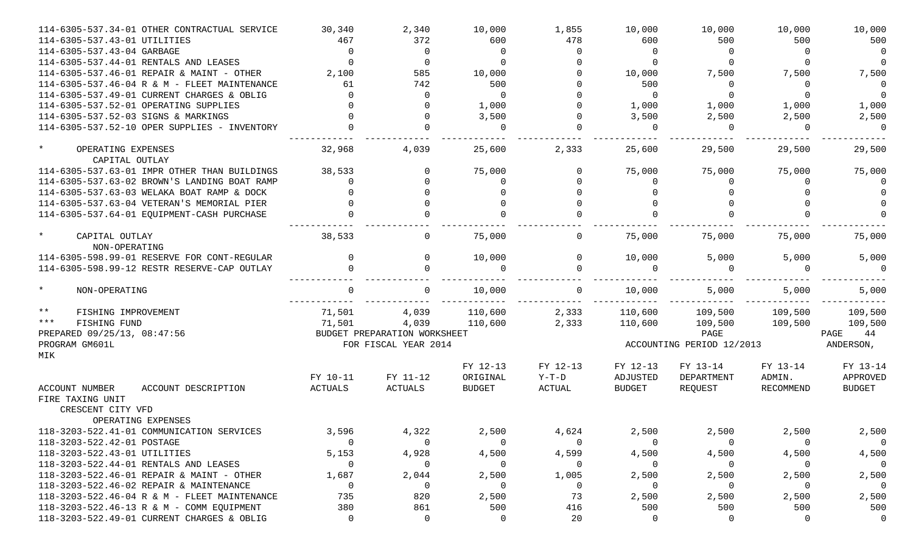| ACCOUNT NUMBER ACCOUNT DESCRIPTION | FY 10-11 ACTUALS | FY 11-12 ACTUALS | FY 12-13 ORIGINAL BUDGET | FY 12-13 Y-T-D ACTUAL | FY 12-13 ADJUSTED BUDGET | FY 13-14 DEPARTMENT REQUEST | FY 13-14 ADMIN. RECOMMEND | FY 13-14 APPROVED BUDGET |
|---|---|---|---|---|---|---|---|---|
| 114-6305-537.34-01 OTHER CONTRACTUAL SERVICE | 30,340 | 2,340 | 10,000 | 1,855 | 10,000 | 10,000 | 10,000 | 10,000 |
| 114-6305-537.43-01 UTILITIES | 467 | 372 | 600 | 478 | 600 | 500 | 500 | 500 |
| 114-6305-537.43-04 GARBAGE | 0 | 0 | 0 | 0 | 0 | 0 | 0 | 0 |
| 114-6305-537.44-01 RENTALS AND LEASES | 0 | 0 | 0 | 0 | 0 | 0 | 0 | 0 |
| 114-6305-537.46-01 REPAIR & MAINT - OTHER | 2,100 | 585 | 10,000 | 0 | 10,000 | 7,500 | 7,500 | 7,500 |
| 114-6305-537.46-04 R & M - FLEET MAINTENANCE | 61 | 742 | 500 | 0 | 500 | 0 | 0 | 0 |
| 114-6305-537.49-01 CURRENT CHARGES & OBLIG | 0 | 0 | 0 | 0 | 0 | 0 | 0 | 0 |
| 114-6305-537.52-01 OPERATING SUPPLIES | 0 | 0 | 1,000 | 0 | 1,000 | 1,000 | 1,000 | 1,000 |
| 114-6305-537.52-03 SIGNS & MARKINGS | 0 | 0 | 3,500 | 0 | 3,500 | 2,500 | 2,500 | 2,500 |
| 114-6305-537.52-10 OPER SUPPLIES - INVENTORY | 0 | 0 | 0 | 0 | 0 | 0 | 0 | 0 |
| * OPERATING EXPENSES | 32,968 | 4,039 | 25,600 | 2,333 | 25,600 | 29,500 | 29,500 | 29,500 |
| CAPITAL OUTLAY | | | | | | | | |
| 114-6305-537.63-01 IMPR OTHER THAN BUILDINGS | 38,533 | 0 | 75,000 | 0 | 75,000 | 75,000 | 75,000 | 75,000 |
| 114-6305-537.63-02 BROWN'S LANDING BOAT RAMP | 0 | 0 | 0 | 0 | 0 | 0 | 0 | 0 |
| 114-6305-537.63-03 WELAKA BOAT RAMP & DOCK | 0 | 0 | 0 | 0 | 0 | 0 | 0 | 0 |
| 114-6305-537.63-04 VETERAN'S MEMORIAL PIER | 0 | 0 | 0 | 0 | 0 | 0 | 0 | 0 |
| 114-6305-537.64-01 EQUIPMENT-CASH PURCHASE | 0 | 0 | 0 | 0 | 0 | 0 | 0 | 0 |
| * CAPITAL OUTLAY | 38,533 | 0 | 75,000 | 0 | 75,000 | 75,000 | 75,000 | 75,000 |
| NON-OPERATING | | | | | | | | |
| 114-6305-598.99-01 RESERVE FOR CONT-REGULAR | 0 | 0 | 10,000 | 0 | 10,000 | 5,000 | 5,000 | 5,000 |
| 114-6305-598.99-12 RESTR RESERVE-CAP OUTLAY | 0 | 0 | 0 | 0 | 0 | 0 | 0 | 0 |
| * NON-OPERATING | 0 | 0 | 10,000 | 0 | 10,000 | 5,000 | 5,000 | 5,000 |
| ** FISHING IMPROVEMENT | 71,501 | 4,039 | 110,600 | 2,333 | 110,600 | 109,500 | 109,500 | 109,500 |
| *** FISHING FUND | 71,501 | 4,039 | 110,600 | 2,333 | 110,600 | 109,500 | 109,500 | 109,500 |

PREPARED 09/25/13, 08:47:56 BUDGET PREPARATION WORKSHEET PAGE 44
PROGRAM GM601L FOR FISCAL YEAR 2014 ACCOUNTING PERIOD 12/2013 ANDERSON, MIK

| ACCOUNT NUMBER ACCOUNT DESCRIPTION | FY 10-11 ACTUALS | FY 11-12 ACTUALS | FY 12-13 ORIGINAL BUDGET | FY 12-13 Y-T-D ACTUAL | FY 12-13 ADJUSTED BUDGET | FY 13-14 DEPARTMENT REQUEST | FY 13-14 ADMIN. RECOMMEND | FY 13-14 APPROVED BUDGET |
|---|---|---|---|---|---|---|---|---|
| FIRE TAXING UNIT | | | | | | | | |
| CRESCENT CITY VFD | | | | | | | | |
| OPERATING EXPENSES | | | | | | | | |
| 118-3203-522.41-01 COMMUNICATION SERVICES | 3,596 | 4,322 | 2,500 | 4,624 | 2,500 | 2,500 | 2,500 | 2,500 |
| 118-3203-522.42-01 POSTAGE | 0 | 0 | 0 | 0 | 0 | 0 | 0 | 0 |
| 118-3203-522.43-01 UTILITIES | 5,153 | 4,928 | 4,500 | 4,599 | 4,500 | 4,500 | 4,500 | 4,500 |
| 118-3203-522.44-01 RENTALS AND LEASES | 0 | 0 | 0 | 0 | 0 | 0 | 0 | 0 |
| 118-3203-522.46-01 REPAIR & MAINT - OTHER | 1,687 | 2,044 | 2,500 | 1,005 | 2,500 | 2,500 | 2,500 | 2,500 |
| 118-3203-522.46-02 REPAIR & MAINTENANCE | 0 | 0 | 0 | 0 | 0 | 0 | 0 | 0 |
| 118-3203-522.46-04 R & M - FLEET MAINTENANCE | 735 | 820 | 2,500 | 73 | 2,500 | 2,500 | 2,500 | 2,500 |
| 118-3203-522.46-13 R & M - COMM EQUIPMENT | 380 | 861 | 500 | 416 | 500 | 500 | 500 | 500 |
| 118-3203-522.49-01 CURRENT CHARGES & OBLIG | 0 | 0 | 0 | 20 | 0 | 0 | 0 | 0 |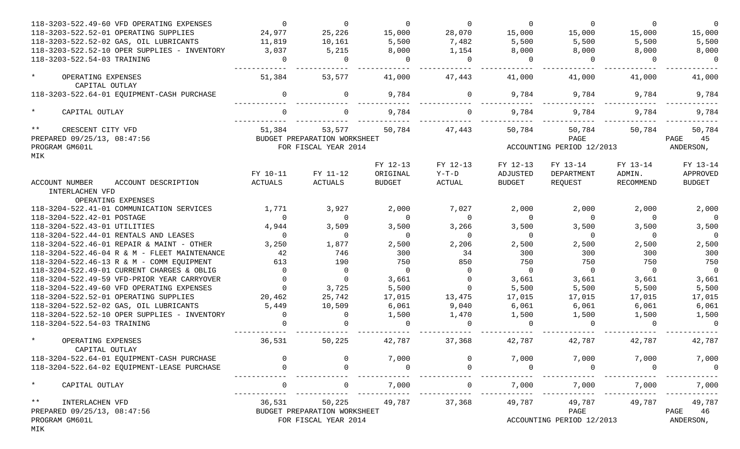| ACCOUNT NUMBER ACCOUNT DESCRIPTION | FY 10-11 ACTUALS | FY 11-12 ACTUALS | FY 12-13 ORIGINAL BUDGET | FY 12-13 Y-T-D ACTUAL | FY 12-13 ADJUSTED BUDGET | FY 13-14 DEPARTMENT REQUEST | FY 13-14 ADMIN. RECOMMEND | FY 13-14 APPROVED BUDGET |
|---|---|---|---|---|---|---|---|---|
| 118-3203-522.49-60 VFD OPERATING EXPENSES | 0 | 0 | 0 | 0 | 0 | 0 | 0 | 0 |
| 118-3203-522.52-01 OPERATING SUPPLIES | 24,977 | 25,226 | 15,000 | 28,070 | 15,000 | 15,000 | 15,000 | 15,000 |
| 118-3203-522.52-02 GAS, OIL LUBRICANTS | 11,819 | 10,161 | 5,500 | 7,482 | 5,500 | 5,500 | 5,500 | 5,500 |
| 118-3203-522.52-10 OPER SUPPLIES - INVENTORY | 3,037 | 5,215 | 8,000 | 1,154 | 8,000 | 8,000 | 8,000 | 8,000 |
| 118-3203-522.54-03 TRAINING | 0 | 0 | 0 | 0 | 0 | 0 | 0 | 0 |
| * OPERATING EXPENSES | 51,384 | 53,577 | 41,000 | 47,443 | 41,000 | 41,000 | 41,000 | 41,000 |
| CAPITAL OUTLAY | | | | | | | | |
| 118-3203-522.64-01 EQUIPMENT-CASH PURCHASE | 0 | 0 | 9,784 | 0 | 9,784 | 9,784 | 9,784 | 9,784 |
| * CAPITAL OUTLAY | 0 | 0 | 9,784 | 0 | 9,784 | 9,784 | 9,784 | 9,784 |
| ** CRESCENT CITY VFD | 51,384 | 53,577 | 50,784 | 47,443 | 50,784 | 50,784 | 50,784 | 50,784 |

PREPARED 09/25/13, 08:47:56 BUDGET PREPARATION WORKSHEET PAGE 45
PROGRAM GM601L FOR FISCAL YEAR 2014 ACCOUNTING PERIOD 12/2013 ANDERSON, MIK

| ACCOUNT NUMBER ACCOUNT DESCRIPTION | FY 10-11 ACTUALS | FY 11-12 ACTUALS | FY 12-13 ORIGINAL BUDGET | FY 12-13 Y-T-D ACTUAL | FY 12-13 ADJUSTED BUDGET | FY 13-14 DEPARTMENT REQUEST | FY 13-14 ADMIN. RECOMMEND | FY 13-14 APPROVED BUDGET |
|---|---|---|---|---|---|---|---|---|
| INTERLACHEN VFD | | | | | | | | |
| OPERATING EXPENSES | | | | | | | | |
| 118-3204-522.41-01 COMMUNICATION SERVICES | 1,771 | 3,927 | 2,000 | 7,027 | 2,000 | 2,000 | 2,000 | 2,000 |
| 118-3204-522.42-01 POSTAGE | 0 | 0 | 0 | 0 | 0 | 0 | 0 | 0 |
| 118-3204-522.43-01 UTILITIES | 4,944 | 3,509 | 3,500 | 3,266 | 3,500 | 3,500 | 3,500 | 3,500 |
| 118-3204-522.44-01 RENTALS AND LEASES | 0 | 0 | 0 | 0 | 0 | 0 | 0 | 0 |
| 118-3204-522.46-01 REPAIR & MAINT - OTHER | 3,250 | 1,877 | 2,500 | 2,206 | 2,500 | 2,500 | 2,500 | 2,500 |
| 118-3204-522.46-04 R & M - FLEET MAINTENANCE | 42 | 746 | 300 | 34 | 300 | 300 | 300 | 300 |
| 118-3204-522.46-13 R & M - COMM EQUIPMENT | 613 | 190 | 750 | 850 | 750 | 750 | 750 | 750 |
| 118-3204-522.49-01 CURRENT CHARGES & OBLIG | 0 | 0 | 0 | 0 | 0 | 0 | 0 | 0 |
| 118-3204-522.49-59 VFD-PRIOR YEAR CARRYOVER | 0 | 0 | 3,661 | 0 | 3,661 | 3,661 | 3,661 | 3,661 |
| 118-3204-522.49-60 VFD OPERATING EXPENSES | 0 | 3,725 | 5,500 | 0 | 5,500 | 5,500 | 5,500 | 5,500 |
| 118-3204-522.52-01 OPERATING SUPPLIES | 20,462 | 25,742 | 17,015 | 13,475 | 17,015 | 17,015 | 17,015 | 17,015 |
| 118-3204-522.52-02 GAS, OIL LUBRICANTS | 5,449 | 10,509 | 6,061 | 9,040 | 6,061 | 6,061 | 6,061 | 6,061 |
| 118-3204-522.52-10 OPER SUPPLIES - INVENTORY | 0 | 0 | 1,500 | 1,470 | 1,500 | 1,500 | 1,500 | 1,500 |
| 118-3204-522.54-03 TRAINING | 0 | 0 | 0 | 0 | 0 | 0 | 0 | 0 |
| * OPERATING EXPENSES | 36,531 | 50,225 | 42,787 | 37,368 | 42,787 | 42,787 | 42,787 | 42,787 |
| CAPITAL OUTLAY | | | | | | | | |
| 118-3204-522.64-01 EQUIPMENT-CASH PURCHASE | 0 | 0 | 7,000 | 0 | 7,000 | 7,000 | 7,000 | 7,000 |
| 118-3204-522.64-02 EQUIPMENT-LEASE PURCHASE | 0 | 0 | 0 | 0 | 0 | 0 | 0 | 0 |
| * CAPITAL OUTLAY | 0 | 0 | 7,000 | 0 | 7,000 | 7,000 | 7,000 | 7,000 |
| ** INTERLACHEN VFD | 36,531 | 50,225 | 49,787 | 37,368 | 49,787 | 49,787 | 49,787 | 49,787 |

PREPARED 09/25/13, 08:47:56 BUDGET PREPARATION WORKSHEET PAGE 46
PROGRAM GM601L FOR FISCAL YEAR 2014 ACCOUNTING PERIOD 12/2013 ANDERSON, MIK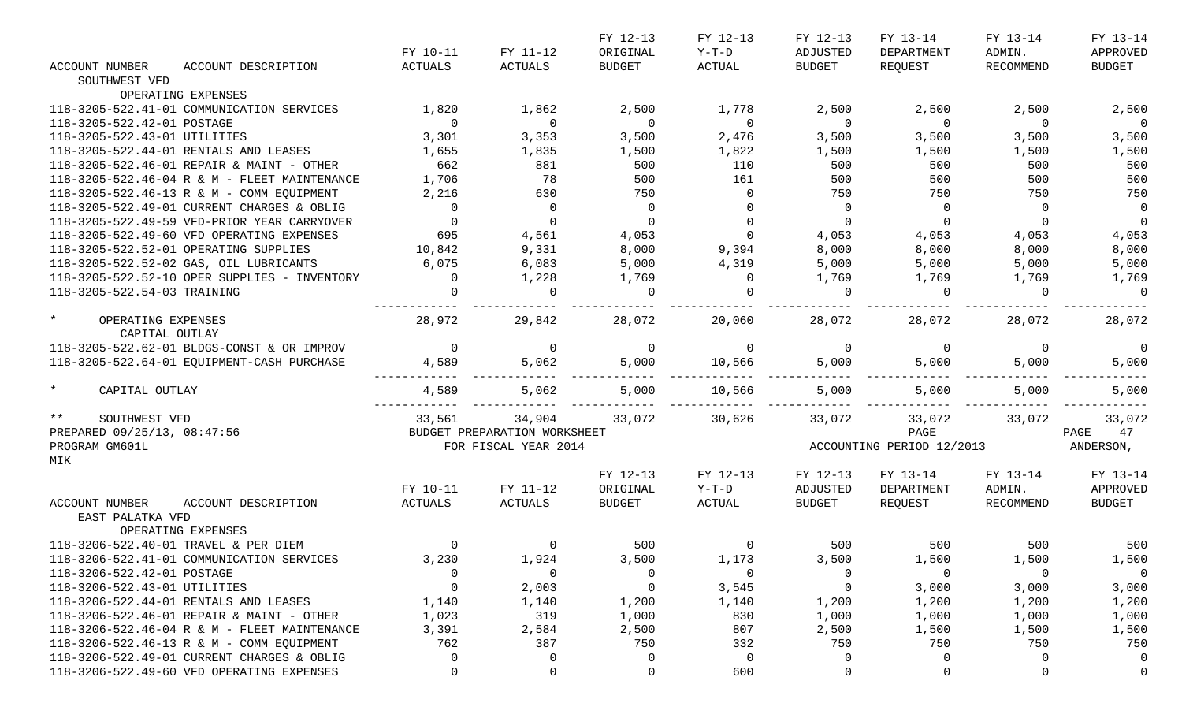| ACCOUNT NUMBER ACCOUNT DESCRIPTION | FY 10-11 ACTUALS | FY 11-12 ACTUALS | FY 12-13 ORIGINAL BUDGET | FY 12-13 Y-T-D ACTUAL | FY 12-13 ADJUSTED BUDGET | FY 13-14 DEPARTMENT REQUEST | FY 13-14 ADMIN. RECOMMEND | FY 13-14 APPROVED BUDGET |
|---|---|---|---|---|---|---|---|---|
| SOUTHWEST VFD | | | | | | | | |
| OPERATING EXPENSES | | | | | | | | |
| 118-3205-522.41-01 COMMUNICATION SERVICES | 1,820 | 1,862 | 2,500 | 1,778 | 2,500 | 2,500 | 2,500 | 2,500 |
| 118-3205-522.42-01 POSTAGE | 0 | 0 | 0 | 0 | 0 | 0 | 0 | 0 |
| 118-3205-522.43-01 UTILITIES | 3,301 | 3,353 | 3,500 | 2,476 | 3,500 | 3,500 | 3,500 | 3,500 |
| 118-3205-522.44-01 RENTALS AND LEASES | 1,655 | 1,835 | 1,500 | 1,822 | 1,500 | 1,500 | 1,500 | 1,500 |
| 118-3205-522.46-01 REPAIR & MAINT - OTHER | 662 | 881 | 500 | 110 | 500 | 500 | 500 | 500 |
| 118-3205-522.46-04 R & M - FLEET MAINTENANCE | 1,706 | 78 | 500 | 161 | 500 | 500 | 500 | 500 |
| 118-3205-522.46-13 R & M - COMM EQUIPMENT | 2,216 | 630 | 750 | 0 | 750 | 750 | 750 | 750 |
| 118-3205-522.49-01 CURRENT CHARGES & OBLIG | 0 | 0 | 0 | 0 | 0 | 0 | 0 | 0 |
| 118-3205-522.49-59 VFD-PRIOR YEAR CARRYOVER | 0 | 0 | 0 | 0 | 0 | 0 | 0 | 0 |
| 118-3205-522.49-60 VFD OPERATING EXPENSES | 695 | 4,561 | 4,053 | 0 | 4,053 | 4,053 | 4,053 | 4,053 |
| 118-3205-522.52-01 OPERATING SUPPLIES | 10,842 | 9,331 | 8,000 | 9,394 | 8,000 | 8,000 | 8,000 | 8,000 |
| 118-3205-522.52-02 GAS, OIL LUBRICANTS | 6,075 | 6,083 | 5,000 | 4,319 | 5,000 | 5,000 | 5,000 | 5,000 |
| 118-3205-522.52-10 OPER SUPPLIES - INVENTORY | 0 | 1,228 | 1,769 | 0 | 1,769 | 1,769 | 1,769 | 1,769 |
| 118-3205-522.54-03 TRAINING | 0 | 0 | 0 | 0 | 0 | 0 | 0 | 0 |
| * OPERATING EXPENSES | 28,972 | 29,842 | 28,072 | 20,060 | 28,072 | 28,072 | 28,072 | 28,072 |
| CAPITAL OUTLAY | | | | | | | | |
| 118-3205-522.62-01 BLDGS-CONST & OR IMPROV | 0 | 0 | 0 | 0 | 0 | 0 | 0 | 0 |
| 118-3205-522.64-01 EQUIPMENT-CASH PURCHASE | 4,589 | 5,062 | 5,000 | 10,566 | 5,000 | 5,000 | 5,000 | 5,000 |
| * CAPITAL OUTLAY | 4,589 | 5,062 | 5,000 | 10,566 | 5,000 | 5,000 | 5,000 | 5,000 |
| ** SOUTHWEST VFD | 33,561 | 34,904 | 33,072 | 30,626 | 33,072 | 33,072 | 33,072 | 33,072 |

PREPARED 09/25/13, 08:47:56 BUDGET PREPARATION WORKSHEET PAGE 47
PROGRAM GM601L FOR FISCAL YEAR 2014 ACCOUNTING PERIOD 12/2013 ANDERSON, MIK

| ACCOUNT NUMBER ACCOUNT DESCRIPTION | FY 10-11 ACTUALS | FY 11-12 ACTUALS | FY 12-13 ORIGINAL BUDGET | FY 12-13 Y-T-D ACTUAL | FY 12-13 ADJUSTED BUDGET | FY 13-14 DEPARTMENT REQUEST | FY 13-14 ADMIN. RECOMMEND | FY 13-14 APPROVED BUDGET |
|---|---|---|---|---|---|---|---|---|
| EAST PALATKA VFD | | | | | | | | |
| OPERATING EXPENSES | | | | | | | | |
| 118-3206-522.40-01 TRAVEL & PER DIEM | 0 | 0 | 500 | 0 | 500 | 500 | 500 | 500 |
| 118-3206-522.41-01 COMMUNICATION SERVICES | 3,230 | 1,924 | 3,500 | 1,173 | 3,500 | 1,500 | 1,500 | 1,500 |
| 118-3206-522.42-01 POSTAGE | 0 | 0 | 0 | 0 | 0 | 0 | 0 | 0 |
| 118-3206-522.43-01 UTILITIES | 0 | 2,003 | 0 | 3,545 | 0 | 3,000 | 3,000 | 3,000 |
| 118-3206-522.44-01 RENTALS AND LEASES | 1,140 | 1,140 | 1,200 | 1,140 | 1,200 | 1,200 | 1,200 | 1,200 |
| 118-3206-522.46-01 REPAIR & MAINT - OTHER | 1,023 | 319 | 1,000 | 830 | 1,000 | 1,000 | 1,000 | 1,000 |
| 118-3206-522.46-04 R & M - FLEET MAINTENANCE | 3,391 | 2,584 | 2,500 | 807 | 2,500 | 1,500 | 1,500 | 1,500 |
| 118-3206-522.46-13 R & M - COMM EQUIPMENT | 762 | 387 | 750 | 332 | 750 | 750 | 750 | 750 |
| 118-3206-522.49-01 CURRENT CHARGES & OBLIG | 0 | 0 | 0 | 0 | 0 | 0 | 0 | 0 |
| 118-3206-522.49-60 VFD OPERATING EXPENSES | 0 | 0 | 0 | 600 | 0 | 0 | 0 | 0 |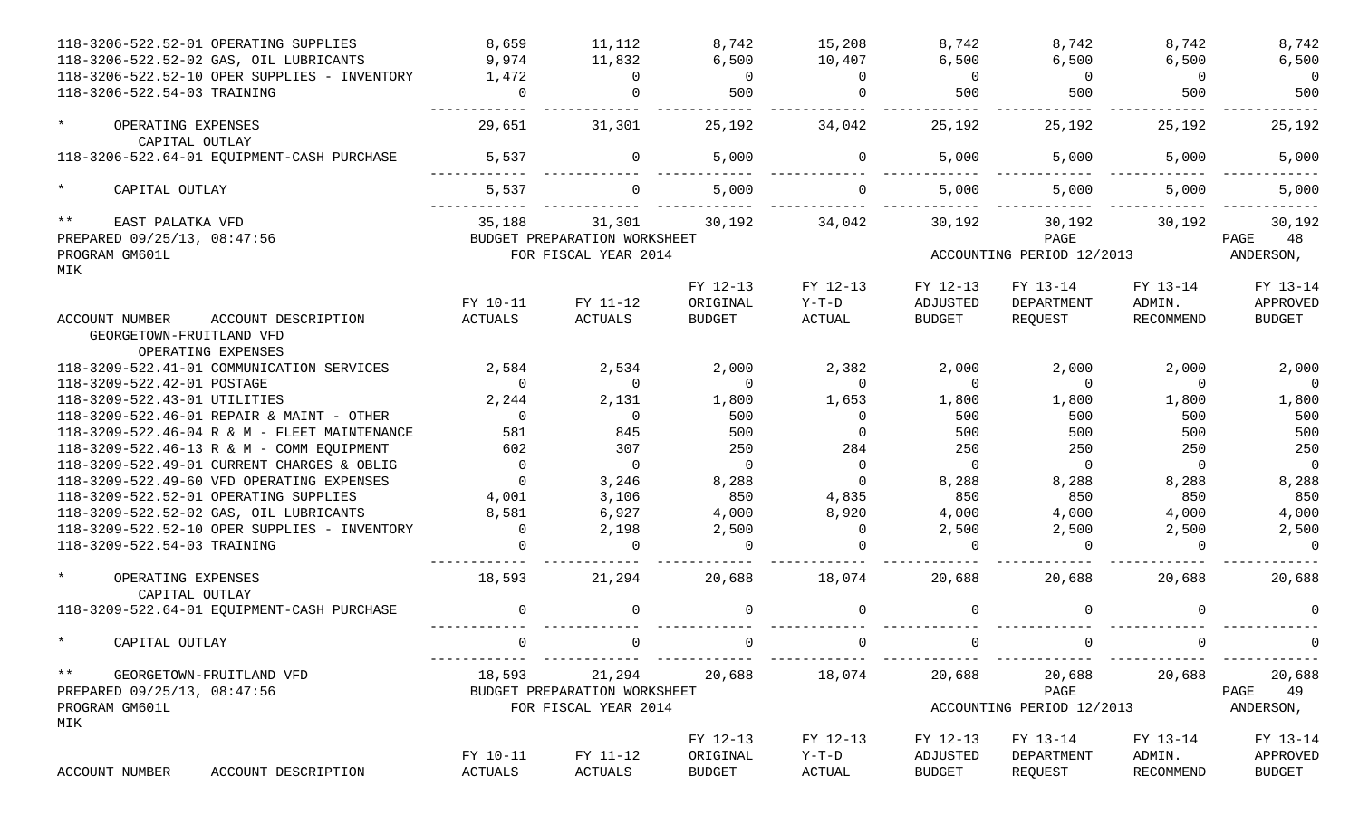| ACCOUNT NUMBER ACCOUNT DESCRIPTION | FY 10-11 ACTUALS | FY 11-12 ACTUALS | FY 12-13 ORIGINAL BUDGET | FY 12-13 Y-T-D ACTUAL | FY 12-13 ADJUSTED BUDGET | FY 13-14 DEPARTMENT REQUEST | FY 13-14 ADMIN. RECOMMEND | FY 13-14 APPROVED BUDGET |
|---|---|---|---|---|---|---|---|---|
| 118-3206-522.52-01 OPERATING SUPPLIES | 8,659 | 11,112 | 8,742 | 15,208 | 8,742 | 8,742 | 8,742 | 8,742 |
| 118-3206-522.52-02 GAS, OIL LUBRICANTS | 9,974 | 11,832 | 6,500 | 10,407 | 6,500 | 6,500 | 6,500 | 6,500 |
| 118-3206-522.52-10 OPER SUPPLIES - INVENTORY | 1,472 | 0 | 0 | 0 | 0 | 0 | 0 | 0 |
| 118-3206-522.54-03 TRAINING | 0 | 0 | 500 | 0 | 500 | 500 | 500 | 500 |
| * OPERATING EXPENSES | 29,651 | 31,301 | 25,192 | 34,042 | 25,192 | 25,192 | 25,192 | 25,192 |
| CAPITAL OUTLAY | | | | | | | | |
| 118-3206-522.64-01 EQUIPMENT-CASH PURCHASE | 5,537 | 0 | 5,000 | 0 | 5,000 | 5,000 | 5,000 | 5,000 |
| * CAPITAL OUTLAY | 5,537 | 0 | 5,000 | 0 | 5,000 | 5,000 | 5,000 | 5,000 |
| ** EAST PALATKA VFD | 35,188 | 31,301 | 30,192 | 34,042 | 30,192 | 30,192 | 30,192 | 30,192 |

PREPARED 09/25/13, 08:47:56 BUDGET PREPARATION WORKSHEET PAGE 48
PROGRAM GM601L FOR FISCAL YEAR 2014 ACCOUNTING PERIOD 12/2013 ANDERSON, MIK

| ACCOUNT NUMBER ACCOUNT DESCRIPTION | FY 10-11 ACTUALS | FY 11-12 ACTUALS | FY 12-13 ORIGINAL BUDGET | FY 12-13 Y-T-D ACTUAL | FY 12-13 ADJUSTED BUDGET | FY 13-14 DEPARTMENT REQUEST | FY 13-14 ADMIN. RECOMMEND | FY 13-14 APPROVED BUDGET |
|---|---|---|---|---|---|---|---|---|
| GEORGETOWN-FRUITLAND VFD | | | | | | | | |
| OPERATING EXPENSES | | | | | | | | |
| 118-3209-522.41-01 COMMUNICATION SERVICES | 2,584 | 2,534 | 2,000 | 2,382 | 2,000 | 2,000 | 2,000 | 2,000 |
| 118-3209-522.42-01 POSTAGE | 0 | 0 | 0 | 0 | 0 | 0 | 0 | 0 |
| 118-3209-522.43-01 UTILITIES | 2,244 | 2,131 | 1,800 | 1,653 | 1,800 | 1,800 | 1,800 | 1,800 |
| 118-3209-522.46-01 REPAIR & MAINT - OTHER | 0 | 0 | 500 | 0 | 500 | 500 | 500 | 500 |
| 118-3209-522.46-04 R & M - FLEET MAINTENANCE | 581 | 845 | 500 | 0 | 500 | 500 | 500 | 500 |
| 118-3209-522.46-13 R & M - COMM EQUIPMENT | 602 | 307 | 250 | 284 | 250 | 250 | 250 | 250 |
| 118-3209-522.49-01 CURRENT CHARGES & OBLIG | 0 | 0 | 0 | 0 | 0 | 0 | 0 | 0 |
| 118-3209-522.49-60 VFD OPERATING EXPENSES | 0 | 3,246 | 8,288 | 0 | 8,288 | 8,288 | 8,288 | 8,288 |
| 118-3209-522.52-01 OPERATING SUPPLIES | 4,001 | 3,106 | 850 | 4,835 | 850 | 850 | 850 | 850 |
| 118-3209-522.52-02 GAS, OIL LUBRICANTS | 8,581 | 6,927 | 4,000 | 8,920 | 4,000 | 4,000 | 4,000 | 4,000 |
| 118-3209-522.52-10 OPER SUPPLIES - INVENTORY | 0 | 2,198 | 2,500 | 0 | 2,500 | 2,500 | 2,500 | 2,500 |
| 118-3209-522.54-03 TRAINING | 0 | 0 | 0 | 0 | 0 | 0 | 0 | 0 |
| * OPERATING EXPENSES | 18,593 | 21,294 | 20,688 | 18,074 | 20,688 | 20,688 | 20,688 | 20,688 |
| CAPITAL OUTLAY | | | | | | | | |
| 118-3209-522.64-01 EQUIPMENT-CASH PURCHASE | 0 | 0 | 0 | 0 | 0 | 0 | 0 | 0 |
| * CAPITAL OUTLAY | 0 | 0 | 0 | 0 | 0 | 0 | 0 | 0 |
| ** GEORGETOWN-FRUITLAND VFD | 18,593 | 21,294 | 20,688 | 18,074 | 20,688 | 20,688 | 20,688 | 20,688 |

PREPARED 09/25/13, 08:47:56 BUDGET PREPARATION WORKSHEET PAGE 49
PROGRAM GM601L FOR FISCAL YEAR 2014 ACCOUNTING PERIOD 12/2013 ANDERSON, MIK

| ACCOUNT NUMBER ACCOUNT DESCRIPTION | FY 10-11 ACTUALS | FY 11-12 ACTUALS | FY 12-13 ORIGINAL BUDGET | FY 12-13 Y-T-D ACTUAL | FY 12-13 ADJUSTED BUDGET | FY 13-14 DEPARTMENT REQUEST | FY 13-14 ADMIN. RECOMMEND | FY 13-14 APPROVED BUDGET |
|---|---|---|---|---|---|---|---|---|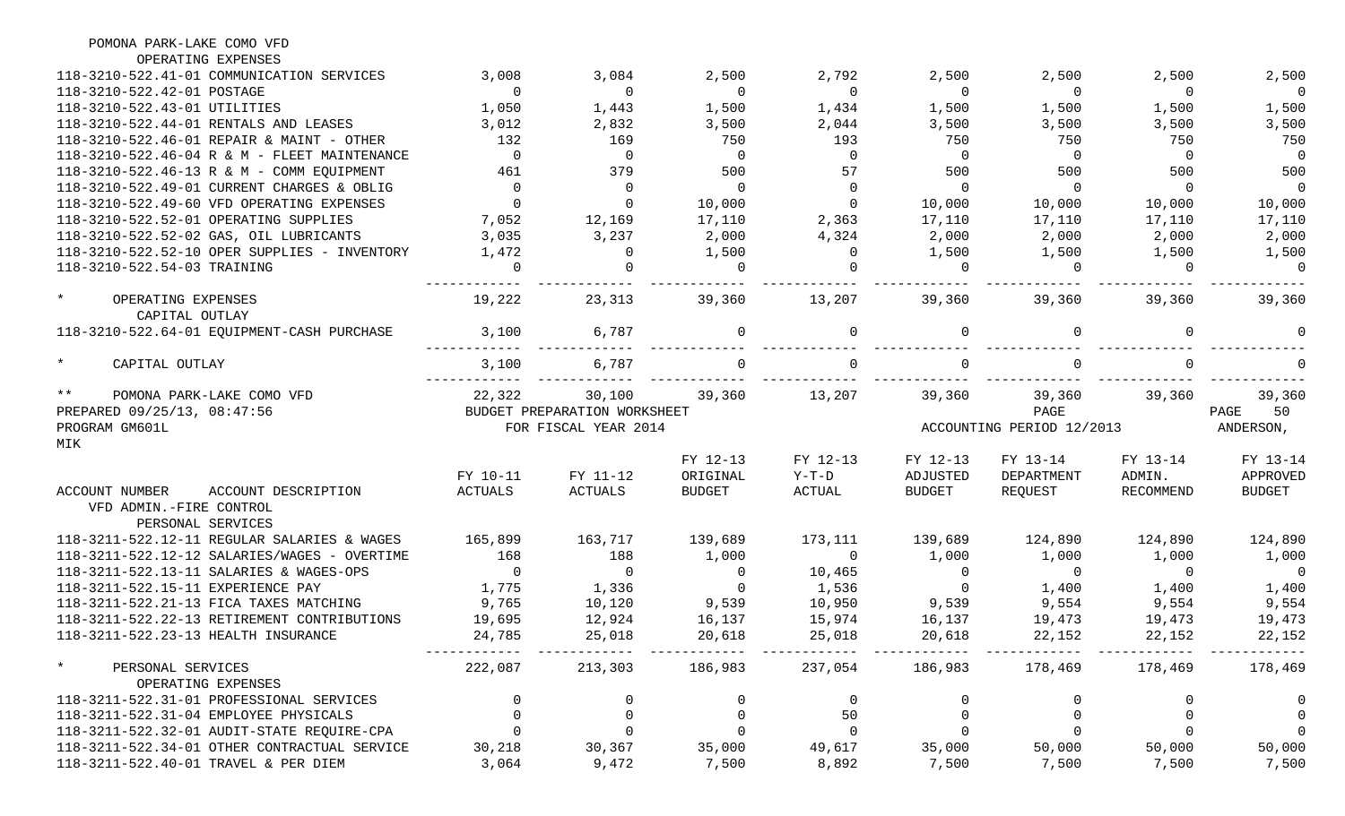POMONA PARK-LAKE COMO VFD

| | | | | | | | | |
|---|---|---|---|---|---|---|---|---|
| OPERATING EXPENSES | | | | | | | | |
| 118-3210-522.41-01 COMMUNICATION SERVICES | 3,008 | 3,084 | 2,500 | 2,792 | 2,500 | 2,500 | 2,500 | 2,500 |
| 118-3210-522.42-01 POSTAGE | 0 | 0 | 0 | 0 | 0 | 0 | 0 | 0 |
| 118-3210-522.43-01 UTILITIES | 1,050 | 1,443 | 1,500 | 1,434 | 1,500 | 1,500 | 1,500 | 1,500 |
| 118-3210-522.44-01 RENTALS AND LEASES | 3,012 | 2,832 | 3,500 | 2,044 | 3,500 | 3,500 | 3,500 | 3,500 |
| 118-3210-522.46-01 REPAIR & MAINT - OTHER | 132 | 169 | 750 | 193 | 750 | 750 | 750 | 750 |
| 118-3210-522.46-04 R & M - FLEET MAINTENANCE | 0 | 0 | 0 | 0 | 0 | 0 | 0 | 0 |
| 118-3210-522.46-13 R & M - COMM EQUIPMENT | 461 | 379 | 500 | 57 | 500 | 500 | 500 | 500 |
| 118-3210-522.49-01 CURRENT CHARGES & OBLIG | 0 | 0 | 0 | 0 | 0 | 0 | 0 | 0 |
| 118-3210-522.49-60 VFD OPERATING EXPENSES | 0 | 0 | 10,000 | 0 | 10,000 | 10,000 | 10,000 | 10,000 |
| 118-3210-522.52-01 OPERATING SUPPLIES | 7,052 | 12,169 | 17,110 | 2,363 | 17,110 | 17,110 | 17,110 | 17,110 |
| 118-3210-522.52-02 GAS, OIL LUBRICANTS | 3,035 | 3,237 | 2,000 | 4,324 | 2,000 | 2,000 | 2,000 | 2,000 |
| 118-3210-522.52-10 OPER SUPPLIES - INVENTORY | 1,472 | 0 | 1,500 | 0 | 1,500 | 1,500 | 1,500 | 1,500 |
| 118-3210-522.54-03 TRAINING | 0 | 0 | 0 | 0 | 0 | 0 | 0 | 0 |
| * OPERATING EXPENSES | 19,222 | 23,313 | 39,360 | 13,207 | 39,360 | 39,360 | 39,360 | 39,360 |
| CAPITAL OUTLAY | | | | | | | | |
| 118-3210-522.64-01 EQUIPMENT-CASH PURCHASE | 3,100 | 6,787 | 0 | 0 | 0 | 0 | 0 | 0 |
| * CAPITAL OUTLAY | 3,100 | 6,787 | 0 | 0 | 0 | 0 | 0 | 0 |
| ** POMONA PARK-LAKE COMO VFD | 22,322 | 30,100 | 39,360 | 13,207 | 39,360 | 39,360 | 39,360 | 39,360 |

PREPARED 09/25/13, 08:47:56 BUDGET PREPARATION WORKSHEET PAGE 50
PROGRAM GM601L FOR FISCAL YEAR 2014 ACCOUNTING PERIOD 12/2013 ANDERSON, MIK

| ACCOUNT NUMBER ACCOUNT DESCRIPTION | FY 10-11 ACTUALS | FY 11-12 ACTUALS | FY 12-13 ORIGINAL BUDGET | FY 12-13 Y-T-D ACTUAL | FY 12-13 ADJUSTED BUDGET | FY 13-14 DEPARTMENT REQUEST | FY 13-14 ADMIN. RECOMMEND | FY 13-14 APPROVED BUDGET |
|---|---|---|---|---|---|---|---|---|
| VFD ADMIN.-FIRE CONTROL | | | | | | | | |
| PERSONAL SERVICES | | | | | | | | |
| 118-3211-522.12-11 REGULAR SALARIES & WAGES | 165,899 | 163,717 | 139,689 | 173,111 | 139,689 | 124,890 | 124,890 | 124,890 |
| 118-3211-522.12-12 SALARIES/WAGES - OVERTIME | 168 | 188 | 1,000 | 0 | 1,000 | 1,000 | 1,000 | 1,000 |
| 118-3211-522.13-11 SALARIES & WAGES-OPS | 0 | 0 | 0 | 10,465 | 0 | 0 | 0 | 0 |
| 118-3211-522.15-11 EXPERIENCE PAY | 1,775 | 1,336 | 0 | 1,536 | 0 | 1,400 | 1,400 | 1,400 |
| 118-3211-522.21-13 FICA TAXES MATCHING | 9,765 | 10,120 | 9,539 | 10,950 | 9,539 | 9,554 | 9,554 | 9,554 |
| 118-3211-522.22-13 RETIREMENT CONTRIBUTIONS | 19,695 | 12,924 | 16,137 | 15,974 | 16,137 | 19,473 | 19,473 | 19,473 |
| 118-3211-522.23-13 HEALTH INSURANCE | 24,785 | 25,018 | 20,618 | 25,018 | 20,618 | 22,152 | 22,152 | 22,152 |
| * PERSONAL SERVICES | 222,087 | 213,303 | 186,983 | 237,054 | 186,983 | 178,469 | 178,469 | 178,469 |
| OPERATING EXPENSES | | | | | | | | |
| 118-3211-522.31-01 PROFESSIONAL SERVICES | 0 | 0 | 0 | 0 | 0 | 0 | 0 | 0 |
| 118-3211-522.31-04 EMPLOYEE PHYSICALS | 0 | 0 | 0 | 50 | 0 | 0 | 0 | 0 |
| 118-3211-522.32-01 AUDIT-STATE REQUIRE-CPA | 0 | 0 | 0 | 0 | 0 | 0 | 0 | 0 |
| 118-3211-522.34-01 OTHER CONTRACTUAL SERVICE | 30,218 | 30,367 | 35,000 | 49,617 | 35,000 | 50,000 | 50,000 | 50,000 |
| 118-3211-522.40-01 TRAVEL & PER DIEM | 3,064 | 9,472 | 7,500 | 8,892 | 7,500 | 7,500 | 7,500 | 7,500 |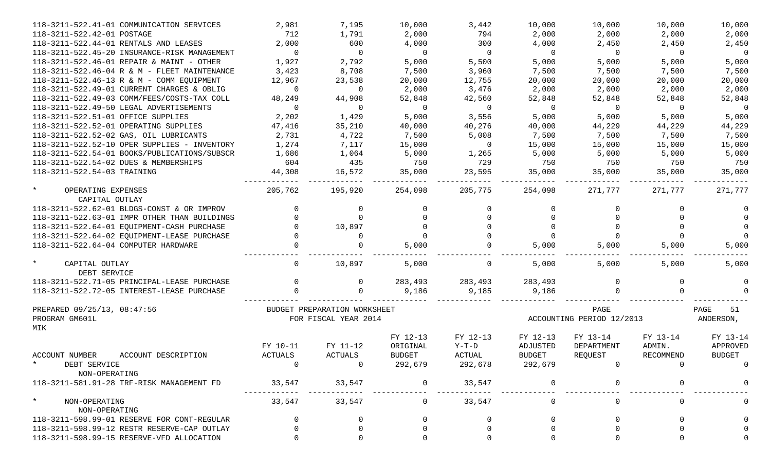| ACCOUNT NUMBER ACCOUNT DESCRIPTION | FY 10-11 ACTUALS | FY 11-12 ACTUALS | FY 12-13 ORIGINAL BUDGET | FY 12-13 Y-T-D ACTUAL | FY 12-13 ADJUSTED BUDGET | FY 13-14 DEPARTMENT REQUEST | FY 13-14 ADMIN. RECOMMEND | FY 13-14 APPROVED BUDGET |
|---|---|---|---|---|---|---|---|---|
| 118-3211-522.41-01 COMMUNICATION SERVICES | 2,981 | 7,195 | 10,000 | 3,442 | 10,000 | 10,000 | 10,000 | 10,000 |
| 118-3211-522.42-01 POSTAGE | 712 | 1,791 | 2,000 | 794 | 2,000 | 2,000 | 2,000 | 2,000 |
| 118-3211-522.44-01 RENTALS AND LEASES | 2,000 | 600 | 4,000 | 300 | 4,000 | 2,450 | 2,450 | 2,450 |
| 118-3211-522.45-20 INSURANCE-RISK MANAGEMENT | 0 | 0 | 0 | 0 | 0 | 0 | 0 | 0 |
| 118-3211-522.46-01 REPAIR & MAINT - OTHER | 1,927 | 2,792 | 5,000 | 5,500 | 5,000 | 5,000 | 5,000 | 5,000 |
| 118-3211-522.46-04 R & M - FLEET MAINTENANCE | 3,423 | 8,708 | 7,500 | 3,960 | 7,500 | 7,500 | 7,500 | 7,500 |
| 118-3211-522.46-13 R & M - COMM EQUIPMENT | 12,967 | 23,538 | 20,000 | 12,755 | 20,000 | 20,000 | 20,000 | 20,000 |
| 118-3211-522.49-01 CURRENT CHARGES & OBLIG | 0 | 0 | 2,000 | 3,476 | 2,000 | 2,000 | 2,000 | 2,000 |
| 118-3211-522.49-03 COMM/FEES/COSTS-TAX COLL | 48,249 | 44,908 | 52,848 | 42,560 | 52,848 | 52,848 | 52,848 | 52,848 |
| 118-3211-522.49-50 LEGAL ADVERTISEMENTS | 0 | 0 | 0 | 0 | 0 | 0 | 0 | 0 |
| 118-3211-522.51-01 OFFICE SUPPLIES | 2,202 | 1,429 | 5,000 | 3,556 | 5,000 | 5,000 | 5,000 | 5,000 |
| 118-3211-522.52-01 OPERATING SUPPLIES | 47,416 | 35,210 | 40,000 | 40,276 | 40,000 | 44,229 | 44,229 | 44,229 |
| 118-3211-522.52-02 GAS, OIL LUBRICANTS | 2,731 | 4,722 | 7,500 | 5,008 | 7,500 | 7,500 | 7,500 | 7,500 |
| 118-3211-522.52-10 OPER SUPPLIES - INVENTORY | 1,274 | 7,117 | 15,000 | 0 | 15,000 | 15,000 | 15,000 | 15,000 |
| 118-3211-522.54-01 BOOKS/PUBLICATIONS/SUBSCR | 1,686 | 1,064 | 5,000 | 1,265 | 5,000 | 5,000 | 5,000 | 5,000 |
| 118-3211-522.54-02 DUES & MEMBERSHIPS | 604 | 435 | 750 | 729 | 750 | 750 | 750 | 750 |
| 118-3211-522.54-03 TRAINING | 44,308 | 16,572 | 35,000 | 23,595 | 35,000 | 35,000 | 35,000 | 35,000 |
| * OPERATING EXPENSES | 205,762 | 195,920 | 254,098 | 205,775 | 254,098 | 271,777 | 271,777 | 271,777 |
| CAPITAL OUTLAY | | | | | | | | |
| 118-3211-522.62-01 BLDGS-CONST & OR IMPROV | 0 | 0 | 0 | 0 | 0 | 0 | 0 | 0 |
| 118-3211-522.63-01 IMPR OTHER THAN BUILDINGS | 0 | 0 | 0 | 0 | 0 | 0 | 0 | 0 |
| 118-3211-522.64-01 EQUIPMENT-CASH PURCHASE | 0 | 10,897 | 0 | 0 | 0 | 0 | 0 | 0 |
| 118-3211-522.64-02 EQUIPMENT-LEASE PURCHASE | 0 | 0 | 0 | 0 | 0 | 0 | 0 | 0 |
| 118-3211-522.64-04 COMPUTER HARDWARE | 0 | 0 | 5,000 | 0 | 5,000 | 5,000 | 5,000 | 5,000 |
| * CAPITAL OUTLAY | 0 | 10,897 | 5,000 | 0 | 5,000 | 5,000 | 5,000 | 5,000 |
| DEBT SERVICE | | | | | | | | |
| 118-3211-522.71-05 PRINCIPAL-LEASE PURCHASE | 0 | 0 | 283,493 | 283,493 | 283,493 | 0 | 0 | 0 |
| 118-3211-522.72-05 INTEREST-LEASE PURCHASE | 0 | 0 | 9,186 | 9,185 | 9,186 | 0 | 0 | 0 |

PREPARED 09/25/13, 08:47:56 BUDGET PREPARATION WORKSHEET PAGE 51
PROGRAM GM601L FOR FISCAL YEAR 2014 ACCOUNTING PERIOD 12/2013 ANDERSON, MIK

| ACCOUNT NUMBER ACCOUNT DESCRIPTION | FY 10-11 ACTUALS | FY 11-12 ACTUALS | FY 12-13 ORIGINAL BUDGET | FY 12-13 Y-T-D ACTUAL | FY 12-13 ADJUSTED BUDGET | FY 13-14 DEPARTMENT REQUEST | FY 13-14 ADMIN. RECOMMEND | FY 13-14 APPROVED BUDGET |
|---|---|---|---|---|---|---|---|---|
| * DEBT SERVICE | 0 | 0 | 292,679 | 292,678 | 292,679 | 0 | 0 | 0 |
| NON-OPERATING | | | | | | | | |
| 118-3211-581.91-28 TRF-RISK MANAGEMENT FD | 33,547 | 33,547 | 0 | 33,547 | 0 | 0 | 0 | 0 |
| * NON-OPERATING | 33,547 | 33,547 | 0 | 33,547 | 0 | 0 | 0 | 0 |
| NON-OPERATING | | | | | | | | |
| 118-3211-598.99-01 RESERVE FOR CONT-REGULAR | 0 | 0 | 0 | 0 | 0 | 0 | 0 | 0 |
| 118-3211-598.99-12 RESTR RESERVE-CAP OUTLAY | 0 | 0 | 0 | 0 | 0 | 0 | 0 | 0 |
| 118-3211-598.99-15 RESERVE-VFD ALLOCATION | 0 | 0 | 0 | 0 | 0 | 0 | 0 | 0 |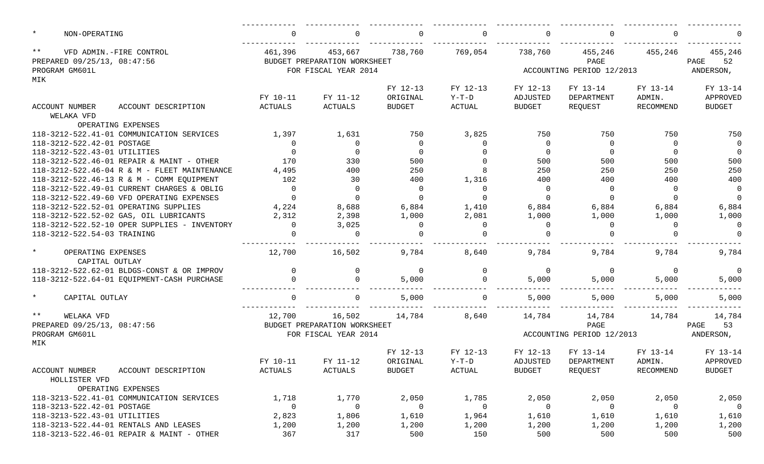| | | | | | | | | |
|---|---|---|---|---|---|---|---|---|
| * NON-OPERATING | 0 | 0 | 0 | 0 | 0 | 0 | 0 | 0 |
| ** VFD ADMIN.-FIRE CONTROL | 461,396 | 453,667 | 738,760 | 769,054 | 738,760 | 455,246 | 455,246 | 455,246 |

PREPARED 09/25/13, 08:47:56 BUDGET PREPARATION WORKSHEET PAGE 52
PROGRAM GM601L FOR FISCAL YEAR 2014 ACCOUNTING PERIOD 12/2013 ANDERSON, MIK

| ACCOUNT NUMBER ACCOUNT DESCRIPTION | FY 10-11 ACTUALS | FY 11-12 ACTUALS | FY 12-13 ORIGINAL BUDGET | FY 12-13 Y-T-D ACTUAL | FY 12-13 ADJUSTED BUDGET | FY 13-14 DEPARTMENT REQUEST | FY 13-14 ADMIN. RECOMMEND | FY 13-14 APPROVED BUDGET |
|---|---|---|---|---|---|---|---|---|
| WELAKA VFD | | | | | | | | |
| OPERATING EXPENSES | | | | | | | | |
| 118-3212-522.41-01 COMMUNICATION SERVICES | 1,397 | 1,631 | 750 | 3,825 | 750 | 750 | 750 | 750 |
| 118-3212-522.42-01 POSTAGE | 0 | 0 | 0 | 0 | 0 | 0 | 0 | 0 |
| 118-3212-522.43-01 UTILITIES | 0 | 0 | 0 | 0 | 0 | 0 | 0 | 0 |
| 118-3212-522.46-01 REPAIR & MAINT - OTHER | 170 | 330 | 500 | 0 | 500 | 500 | 500 | 500 |
| 118-3212-522.46-04 R & M - FLEET MAINTENANCE | 4,495 | 400 | 250 | 8 | 250 | 250 | 250 | 250 |
| 118-3212-522.46-13 R & M - COMM EQUIPMENT | 102 | 30 | 400 | 1,316 | 400 | 400 | 400 | 400 |
| 118-3212-522.49-01 CURRENT CHARGES & OBLIG | 0 | 0 | 0 | 0 | 0 | 0 | 0 | 0 |
| 118-3212-522.49-60 VFD OPERATING EXPENSES | 0 | 0 | 0 | 0 | 0 | 0 | 0 | 0 |
| 118-3212-522.52-01 OPERATING SUPPLIES | 4,224 | 8,688 | 6,884 | 1,410 | 6,884 | 6,884 | 6,884 | 6,884 |
| 118-3212-522.52-02 GAS, OIL LUBRICANTS | 2,312 | 2,398 | 1,000 | 2,081 | 1,000 | 1,000 | 1,000 | 1,000 |
| 118-3212-522.52-10 OPER SUPPLIES - INVENTORY | 0 | 3,025 | 0 | 0 | 0 | 0 | 0 | 0 |
| 118-3212-522.54-03 TRAINING | 0 | 0 | 0 | 0 | 0 | 0 | 0 | 0 |
| * OPERATING EXPENSES | 12,700 | 16,502 | 9,784 | 8,640 | 9,784 | 9,784 | 9,784 | 9,784 |
| CAPITAL OUTLAY | | | | | | | | |
| 118-3212-522.62-01 BLDGS-CONST & OR IMPROV | 0 | 0 | 0 | 0 | 0 | 0 | 0 | 0 |
| 118-3212-522.64-01 EQUIPMENT-CASH PURCHASE | 0 | 0 | 5,000 | 0 | 5,000 | 5,000 | 5,000 | 5,000 |
| * CAPITAL OUTLAY | 0 | 0 | 5,000 | 0 | 5,000 | 5,000 | 5,000 | 5,000 |
| ** WELAKA VFD | 12,700 | 16,502 | 14,784 | 8,640 | 14,784 | 14,784 | 14,784 | 14,784 |

PREPARED 09/25/13, 08:47:56 BUDGET PREPARATION WORKSHEET PAGE 53
PROGRAM GM601L FOR FISCAL YEAR 2014 ACCOUNTING PERIOD 12/2013 ANDERSON, MIK

| ACCOUNT NUMBER ACCOUNT DESCRIPTION | FY 10-11 ACTUALS | FY 11-12 ACTUALS | FY 12-13 ORIGINAL BUDGET | FY 12-13 Y-T-D ACTUAL | FY 12-13 ADJUSTED BUDGET | FY 13-14 DEPARTMENT REQUEST | FY 13-14 ADMIN. RECOMMEND | FY 13-14 APPROVED BUDGET |
|---|---|---|---|---|---|---|---|---|
| HOLLISTER VFD | | | | | | | | |
| OPERATING EXPENSES | | | | | | | | |
| 118-3213-522.41-01 COMMUNICATION SERVICES | 1,718 | 1,770 | 2,050 | 1,785 | 2,050 | 2,050 | 2,050 | 2,050 |
| 118-3213-522.42-01 POSTAGE | 0 | 0 | 0 | 0 | 0 | 0 | 0 | 0 |
| 118-3213-522.43-01 UTILITIES | 2,823 | 1,806 | 1,610 | 1,964 | 1,610 | 1,610 | 1,610 | 1,610 |
| 118-3213-522.44-01 RENTALS AND LEASES | 1,200 | 1,200 | 1,200 | 1,200 | 1,200 | 1,200 | 1,200 | 1,200 |
| 118-3213-522.46-01 REPAIR & MAINT - OTHER | 367 | 317 | 500 | 150 | 500 | 500 | 500 | 500 |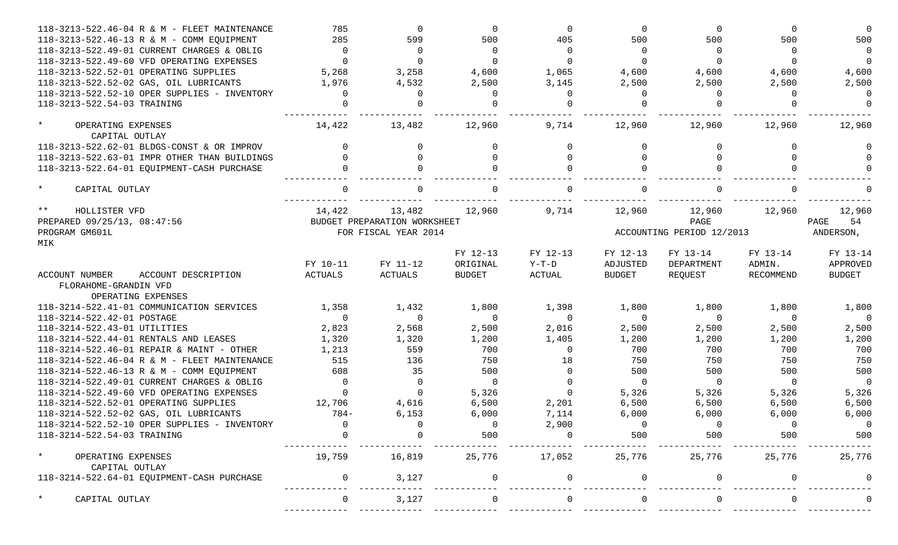| ACCOUNT NUMBER ACCOUNT DESCRIPTION | FY 10-11 ACTUALS | FY 11-12 ACTUALS | FY 12-13 ORIGINAL BUDGET | FY 12-13 Y-T-D ACTUAL | FY 12-13 ADJUSTED BUDGET | FY 13-14 DEPARTMENT REQUEST | FY 13-14 ADMIN. RECOMMEND | FY 13-14 APPROVED BUDGET |
|---|---|---|---|---|---|---|---|---|
| 118-3213-522.46-04 R & M - FLEET MAINTENANC | 785 | 0 | 0 | 0 | 0 | 0 | 0 | 0 |
| 118-3213-522.46-13 R & M - COMM EQUIPMENT | 285 | 599 | 500 | 405 | 500 | 500 | 500 | 500 |
| 118-3213-522.49-01 CURRENT CHARGES & OBLIG | 0 | 0 | 0 | 0 | 0 | 0 | 0 | 0 |
| 118-3213-522.49-60 VFD OPERATING EXPENSES | 0 | 0 | 0 | 0 | 0 | 0 | 0 | 0 |
| 118-3213-522.52-01 OPERATING SUPPLIES | 5,268 | 3,258 | 4,600 | 1,065 | 4,600 | 4,600 | 4,600 | 4,600 |
| 118-3213-522.52-02 GAS, OIL LUBRICANTS | 1,976 | 4,532 | 2,500 | 3,145 | 2,500 | 2,500 | 2,500 | 2,500 |
| 118-3213-522.52-10 OPER SUPPLIES - INVENTORY | 0 | 0 | 0 | 0 | 0 | 0 | 0 | 0 |
| 118-3213-522.54-03 TRAINING | 0 | 0 | 0 | 0 | 0 | 0 | 0 | 0 |
| * OPERATING EXPENSES | 14,422 | 13,482 | 12,960 | 9,714 | 12,960 | 12,960 | 12,960 | 12,960 |
| CAPITAL OUTLAY | | | | | | | | |
| 118-3213-522.62-01 BLDGS-CONST & OR IMPROV | 0 | 0 | 0 | 0 | 0 | 0 | 0 | 0 |
| 118-3213-522.63-01 IMPR OTHER THAN BUILDINGS | 0 | 0 | 0 | 0 | 0 | 0 | 0 | 0 |
| 118-3213-522.64-01 EQUIPMENT-CASH PURCHASE | 0 | 0 | 0 | 0 | 0 | 0 | 0 | 0 |
| * CAPITAL OUTLAY | 0 | 0 | 0 | 0 | 0 | 0 | 0 | 0 |
| ** HOLLISTER VFD | 14,422 | 13,482 | 12,960 | 9,714 | 12,960 | 12,960 | 12,960 | 12,960 |

PREPARED 09/25/13, 08:47:56 BUDGET PREPARATION WORKSHEET PAGE 54
PROGRAM GM601L FOR FISCAL YEAR 2014 ACCOUNTING PERIOD 12/2013 ANDERSON, MIK

| ACCOUNT NUMBER ACCOUNT DESCRIPTION | FY 10-11 ACTUALS | FY 11-12 ACTUALS | FY 12-13 ORIGINAL BUDGET | FY 12-13 Y-T-D ACTUAL | FY 12-13 ADJUSTED BUDGET | FY 13-14 DEPARTMENT REQUEST | FY 13-14 ADMIN. RECOMMEND | FY 13-14 APPROVED BUDGET |
|---|---|---|---|---|---|---|---|---|
| FLORAHOME-GRANDIN VFD | | | | | | | | |
| OPERATING EXPENSES | | | | | | | | |
| 118-3214-522.41-01 COMMUNICATION SERVICES | 1,358 | 1,432 | 1,800 | 1,398 | 1,800 | 1,800 | 1,800 | 1,800 |
| 118-3214-522.42-01 POSTAGE | 0 | 0 | 0 | 0 | 0 | 0 | 0 | 0 |
| 118-3214-522.43-01 UTILITIES | 2,823 | 2,568 | 2,500 | 2,016 | 2,500 | 2,500 | 2,500 | 2,500 |
| 118-3214-522.44-01 RENTALS AND LEASES | 1,320 | 1,320 | 1,200 | 1,405 | 1,200 | 1,200 | 1,200 | 1,200 |
| 118-3214-522.46-01 REPAIR & MAINT - OTHER | 1,213 | 559 | 700 | 0 | 700 | 700 | 700 | 700 |
| 118-3214-522.46-04 R & M - FLEET MAINTENANCE | 515 | 136 | 750 | 18 | 750 | 750 | 750 | 750 |
| 118-3214-522.46-13 R & M - COMM EQUIPMENT | 608 | 35 | 500 | 0 | 500 | 500 | 500 | 500 |
| 118-3214-522.49-01 CURRENT CHARGES & OBLIG | 0 | 0 | 0 | 0 | 0 | 0 | 0 | 0 |
| 118-3214-522.49-60 VFD OPERATING EXPENSES | 0 | 0 | 5,326 | 0 | 5,326 | 5,326 | 5,326 | 5,326 |
| 118-3214-522.52-01 OPERATING SUPPLIES | 12,706 | 4,616 | 6,500 | 2,201 | 6,500 | 6,500 | 6,500 | 6,500 |
| 118-3214-522.52-02 GAS, OIL LUBRICANTS | 784- | 6,153 | 6,000 | 7,114 | 6,000 | 6,000 | 6,000 | 6,000 |
| 118-3214-522.52-10 OPER SUPPLIES - INVENTORY | 0 | 0 | 0 | 2,900 | 0 | 0 | 0 | 0 |
| 118-3214-522.54-03 TRAINING | 0 | 0 | 500 | 0 | 500 | 500 | 500 | 500 |
| * OPERATING EXPENSES | 19,759 | 16,819 | 25,776 | 17,052 | 25,776 | 25,776 | 25,776 | 25,776 |
| CAPITAL OUTLAY | | | | | | | | |
| 118-3214-522.64-01 EQUIPMENT-CASH PURCHASE | 0 | 3,127 | 0 | 0 | 0 | 0 | 0 | 0 |
| * CAPITAL OUTLAY | 0 | 3,127 | 0 | 0 | 0 | 0 | 0 | 0 |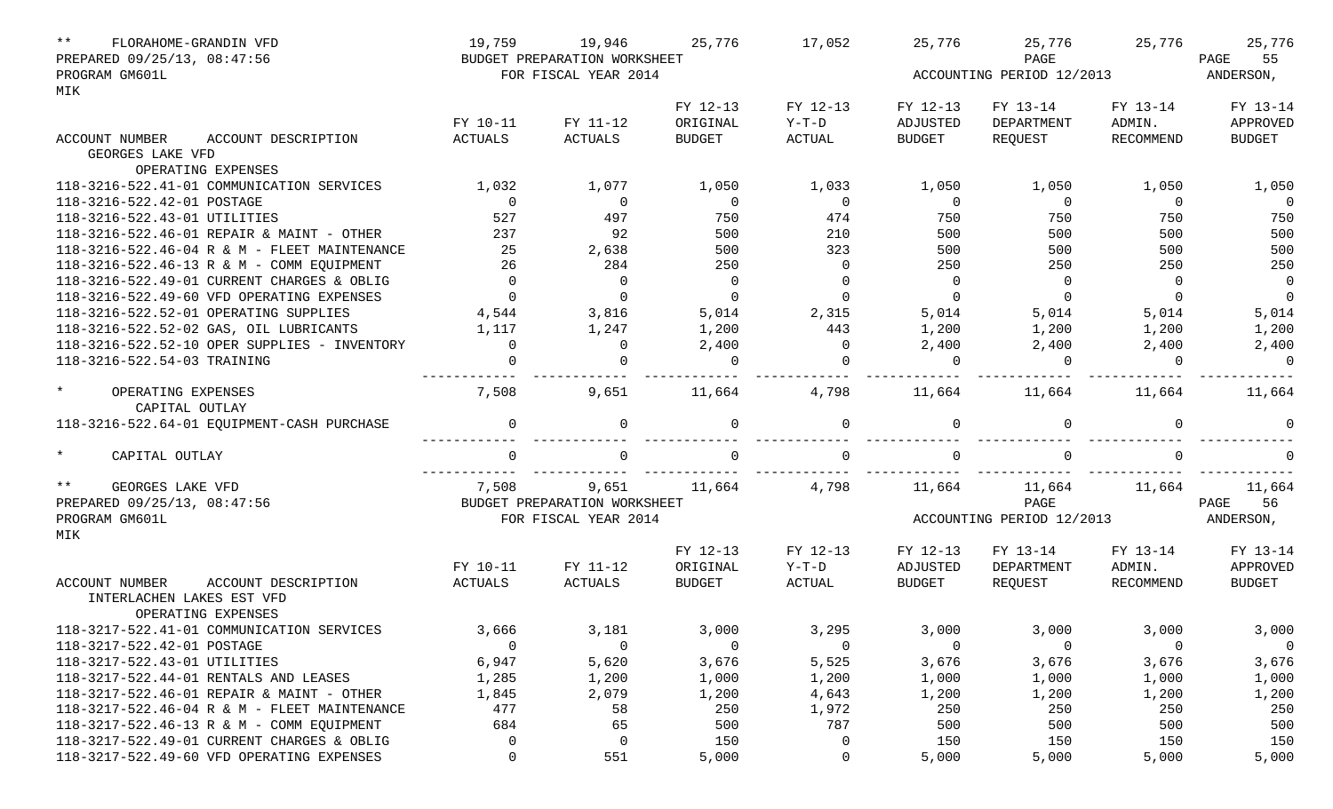| ** FLORAHOME-GRANDIN VFD | 19,759 | 19,946 | 25,776 | 17,052 | 25,776 | 25,776 | 25,776 | 25,776 |
|---|---|---|---|---|---|---|---|---|

PREPARED 09/25/13, 08:47:56 BUDGET PREPARATION WORKSHEET PAGE 55
PROGRAM GM601L FOR FISCAL YEAR 2014 ACCOUNTING PERIOD 12/2013 ANDERSON, MIK

| ACCOUNT NUMBER ACCOUNT DESCRIPTION | FY 10-11 ACTUALS | FY 11-12 ACTUALS | FY 12-13 ORIGINAL BUDGET | FY 12-13 Y-T-D ACTUAL | FY 12-13 ADJUSTED BUDGET | FY 13-14 DEPARTMENT REQUEST | FY 13-14 ADMIN. RECOMMEND | FY 13-14 APPROVED BUDGET |
|---|---|---|---|---|---|---|---|---|
| GEORGES LAKE VFD | | | | | | | | |
| OPERATING EXPENSES | | | | | | | | |
| 118-3216-522.41-01 COMMUNICATION SERVICES | 1,032 | 1,077 | 1,050 | 1,033 | 1,050 | 1,050 | 1,050 | 1,050 |
| 118-3216-522.42-01 POSTAGE | 0 | 0 | 0 | 0 | 0 | 0 | 0 | 0 |
| 118-3216-522.43-01 UTILITIES | 527 | 497 | 750 | 474 | 750 | 750 | 750 | 750 |
| 118-3216-522.46-01 REPAIR & MAINT - OTHER | 237 | 92 | 500 | 210 | 500 | 500 | 500 | 500 |
| 118-3216-522.46-04 R & M - FLEET MAINTENANCE | 25 | 2,638 | 500 | 323 | 500 | 500 | 500 | 500 |
| 118-3216-522.46-13 R & M - COMM EQUIPMENT | 26 | 284 | 250 | 0 | 250 | 250 | 250 | 250 |
| 118-3216-522.49-01 CURRENT CHARGES & OBLIG | 0 | 0 | 0 | 0 | 0 | 0 | 0 | 0 |
| 118-3216-522.49-60 VFD OPERATING EXPENSES | 0 | 0 | 0 | 0 | 0 | 0 | 0 | 0 |
| 118-3216-522.52-01 OPERATING SUPPLIES | 4,544 | 3,816 | 5,014 | 2,315 | 5,014 | 5,014 | 5,014 | 5,014 |
| 118-3216-522.52-02 GAS, OIL LUBRICANTS | 1,117 | 1,247 | 1,200 | 443 | 1,200 | 1,200 | 1,200 | 1,200 |
| 118-3216-522.52-10 OPER SUPPLIES - INVENTORY | 0 | 0 | 2,400 | 0 | 2,400 | 2,400 | 2,400 | 2,400 |
| 118-3216-522.54-03 TRAINING | 0 | 0 | 0 | 0 | 0 | 0 | 0 | 0 |
| * OPERATING EXPENSES | 7,508 | 9,651 | 11,664 | 4,798 | 11,664 | 11,664 | 11,664 | 11,664 |
| CAPITAL OUTLAY | | | | | | | | |
| 118-3216-522.64-01 EQUIPMENT-CASH PURCHASE | 0 | 0 | 0 | 0 | 0 | 0 | 0 | 0 |
| * CAPITAL OUTLAY | 0 | 0 | 0 | 0 | 0 | 0 | 0 | 0 |
| ** GEORGES LAKE VFD | 7,508 | 9,651 | 11,664 | 4,798 | 11,664 | 11,664 | 11,664 | 11,664 |

PREPARED 09/25/13, 08:47:56 BUDGET PREPARATION WORKSHEET PAGE 56
PROGRAM GM601L FOR FISCAL YEAR 2014 ACCOUNTING PERIOD 12/2013 ANDERSON, MIK

| ACCOUNT NUMBER ACCOUNT DESCRIPTION | FY 10-11 ACTUALS | FY 11-12 ACTUALS | FY 12-13 ORIGINAL BUDGET | FY 12-13 Y-T-D ACTUAL | FY 12-13 ADJUSTED BUDGET | FY 13-14 DEPARTMENT REQUEST | FY 13-14 ADMIN. RECOMMEND | FY 13-14 APPROVED BUDGET |
|---|---|---|---|---|---|---|---|---|
| INTERLACHEN LAKES EST VFD | | | | | | | | |
| OPERATING EXPENSES | | | | | | | | |
| 118-3217-522.41-01 COMMUNICATION SERVICES | 3,666 | 3,181 | 3,000 | 3,295 | 3,000 | 3,000 | 3,000 | 3,000 |
| 118-3217-522.42-01 POSTAGE | 0 | 0 | 0 | 0 | 0 | 0 | 0 | 0 |
| 118-3217-522.43-01 UTILITIES | 6,947 | 5,620 | 3,676 | 5,525 | 3,676 | 3,676 | 3,676 | 3,676 |
| 118-3217-522.44-01 RENTALS AND LEASES | 1,285 | 1,200 | 1,000 | 1,200 | 1,000 | 1,000 | 1,000 | 1,000 |
| 118-3217-522.46-01 REPAIR & MAINT - OTHER | 1,845 | 2,079 | 1,200 | 4,643 | 1,200 | 1,200 | 1,200 | 1,200 |
| 118-3217-522.46-04 R & M - FLEET MAINTENANCE | 477 | 58 | 250 | 1,972 | 250 | 250 | 250 | 250 |
| 118-3217-522.46-13 R & M - COMM EQUIPMENT | 684 | 65 | 500 | 787 | 500 | 500 | 500 | 500 |
| 118-3217-522.49-01 CURRENT CHARGES & OBLIG | 0 | 0 | 150 | 0 | 150 | 150 | 150 | 150 |
| 118-3217-522.49-60 VFD OPERATING EXPENSES | 0 | 551 | 5,000 | 0 | 5,000 | 5,000 | 5,000 | 5,000 |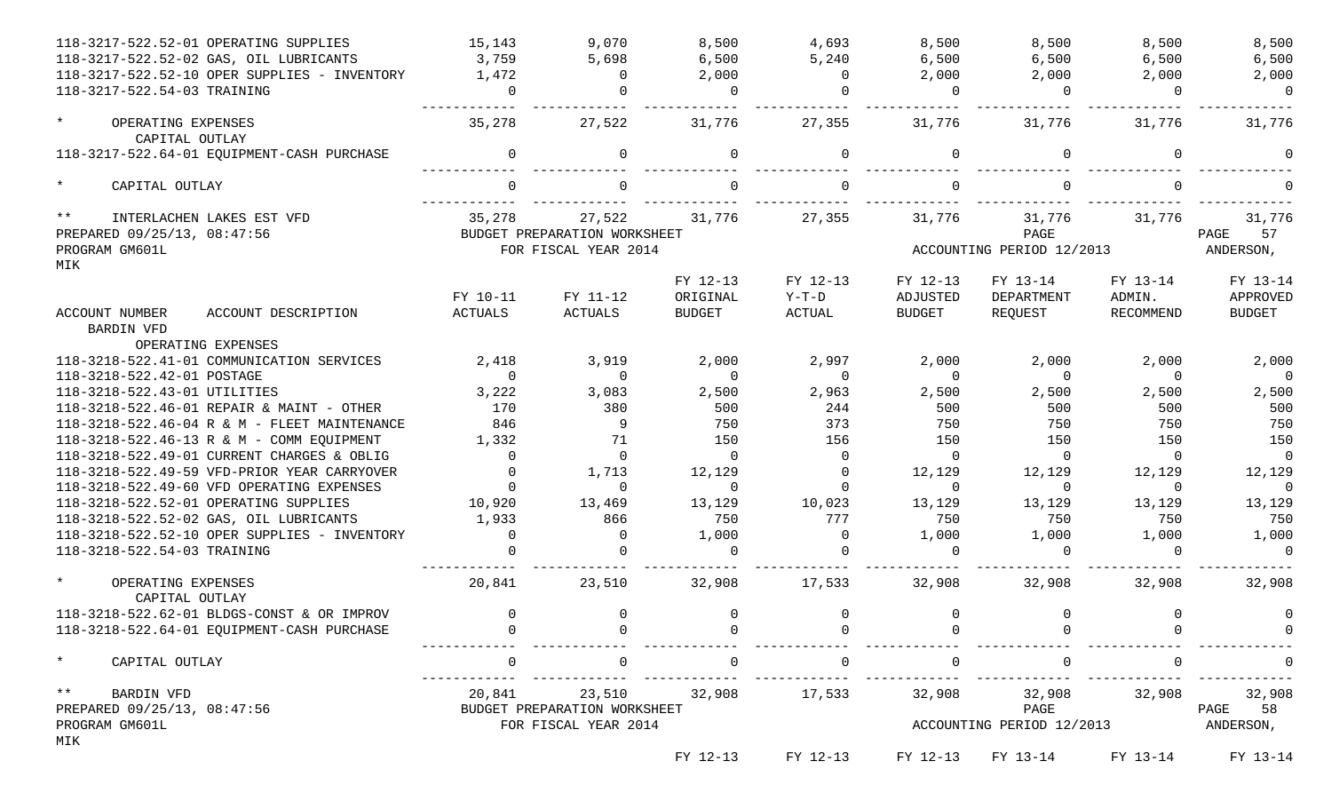| ACCOUNT NUMBER | ACCOUNT DESCRIPTION | FY 10-11 ACTUALS | FY 11-12 ACTUALS | FY 12-13 ORIGINAL BUDGET | FY 12-13 Y-T-D ACTUAL | FY 12-13 ADJUSTED BUDGET | FY 13-14 DEPARTMENT REQUEST | FY 13-14 ADMIN. RECOMMEND | FY 13-14 APPROVED BUDGET |
|---|---|---|---|---|---|---|---|---|---|
| 118-3217-522.52-01 | OPERATING SUPPLIES | 15,143 | 9,070 | 8,500 | 4,693 | 8,500 | 8,500 | 8,500 | 8,500 |
| 118-3217-522.52-02 | GAS, OIL LUBRICANTS | 3,759 | 5,698 | 6,500 | 5,240 | 6,500 | 6,500 | 6,500 | 6,500 |
| 118-3217-522.52-10 | OPER SUPPLIES - INVENTORY | 1,472 | 0 | 2,000 | 0 | 2,000 | 2,000 | 2,000 | 2,000 |
| 118-3217-522.54-03 | TRAINING | 0 | 0 | 0 | 0 | 0 | 0 | 0 | 0 |
| * | OPERATING EXPENSES | 35,278 | 27,522 | 31,776 | 27,355 | 31,776 | 31,776 | 31,776 | 31,776 |
| | CAPITAL OUTLAY | | | | | | | | |
| 118-3217-522.64-01 | EQUIPMENT-CASH PURCHASE | 0 | 0 | 0 | 0 | 0 | 0 | 0 | 0 |
| * | CAPITAL OUTLAY | 0 | 0 | 0 | 0 | 0 | 0 | 0 | 0 |
| ** | INTERLACHEN LAKES EST VFD | 35,278 | 27,522 | 31,776 | 27,355 | 31,776 | 31,776 | 31,776 | 31,776 |

PREPARED 09/25/13, 08:47:56 BUDGET PREPARATION WORKSHEET PAGE 57
PROGRAM GM601L FOR FISCAL YEAR 2014 ACCOUNTING PERIOD 12/2013 ANDERSON, MIK

| ACCOUNT NUMBER | ACCOUNT DESCRIPTION | FY 10-11 ACTUALS | FY 11-12 ACTUALS | FY 12-13 ORIGINAL BUDGET | FY 12-13 Y-T-D ACTUAL | FY 12-13 ADJUSTED BUDGET | FY 13-14 DEPARTMENT REQUEST | FY 13-14 ADMIN. RECOMMEND | FY 13-14 APPROVED BUDGET |
|---|---|---|---|---|---|---|---|---|---|
| BARDIN VFD | | | | | | | | | |
| | OPERATING EXPENSES | | | | | | | | |
| 118-3218-522.41-01 | COMMUNICATION SERVICES | 2,418 | 3,919 | 2,000 | 2,997 | 2,000 | 2,000 | 2,000 | 2,000 |
| 118-3218-522.42-01 | POSTAGE | 0 | 0 | 0 | 0 | 0 | 0 | 0 | 0 |
| 118-3218-522.43-01 | UTILITIES | 3,222 | 3,083 | 2,500 | 2,963 | 2,500 | 2,500 | 2,500 | 2,500 |
| 118-3218-522.46-01 | REPAIR & MAINT - OTHER | 170 | 380 | 500 | 244 | 500 | 500 | 500 | 500 |
| 118-3218-522.46-04 | R & M - FLEET MAINTENANCE | 846 | 9 | 750 | 373 | 750 | 750 | 750 | 750 |
| 118-3218-522.46-13 | R & M - COMM EQUIPMENT | 1,332 | 71 | 150 | 156 | 150 | 150 | 150 | 150 |
| 118-3218-522.49-01 | CURRENT CHARGES & OBLIG | 0 | 0 | 0 | 0 | 0 | 0 | 0 | 0 |
| 118-3218-522.49-59 | VFD-PRIOR YEAR CARRYOVER | 0 | 1,713 | 12,129 | 0 | 12,129 | 12,129 | 12,129 | 12,129 |
| 118-3218-522.49-60 | VFD OPERATING EXPENSES | 0 | 0 | 0 | 0 | 0 | 0 | 0 | 0 |
| 118-3218-522.52-01 | OPERATING SUPPLIES | 10,920 | 13,469 | 13,129 | 10,023 | 13,129 | 13,129 | 13,129 | 13,129 |
| 118-3218-522.52-02 | GAS, OIL LUBRICANTS | 1,933 | 866 | 750 | 777 | 750 | 750 | 750 | 750 |
| 118-3218-522.52-10 | OPER SUPPLIES - INVENTORY | 0 | 0 | 1,000 | 0 | 1,000 | 1,000 | 1,000 | 1,000 |
| 118-3218-522.54-03 | TRAINING | 0 | 0 | 0 | 0 | 0 | 0 | 0 | 0 |
| * | OPERATING EXPENSES | 20,841 | 23,510 | 32,908 | 17,533 | 32,908 | 32,908 | 32,908 | 32,908 |
| | CAPITAL OUTLAY | | | | | | | | |
| 118-3218-522.62-01 | BLDGS-CONST & OR IMPROV | 0 | 0 | 0 | 0 | 0 | 0 | 0 | 0 |
| 118-3218-522.64-01 | EQUIPMENT-CASH PURCHASE | 0 | 0 | 0 | 0 | 0 | 0 | 0 | 0 |
| * | CAPITAL OUTLAY | 0 | 0 | 0 | 0 | 0 | 0 | 0 | 0 |
| ** | BARDIN VFD | 20,841 | 23,510 | 32,908 | 17,533 | 32,908 | 32,908 | 32,908 | 32,908 |

PREPARED 09/25/13, 08:47:56 BUDGET PREPARATION WORKSHEET PAGE 58
PROGRAM GM601L FOR FISCAL YEAR 2014 ACCOUNTING PERIOD 12/2013 ANDERSON, MIK

FY 12-13 FY 12-13 FY 12-13 FY 13-14 FY 13-14 FY 13-14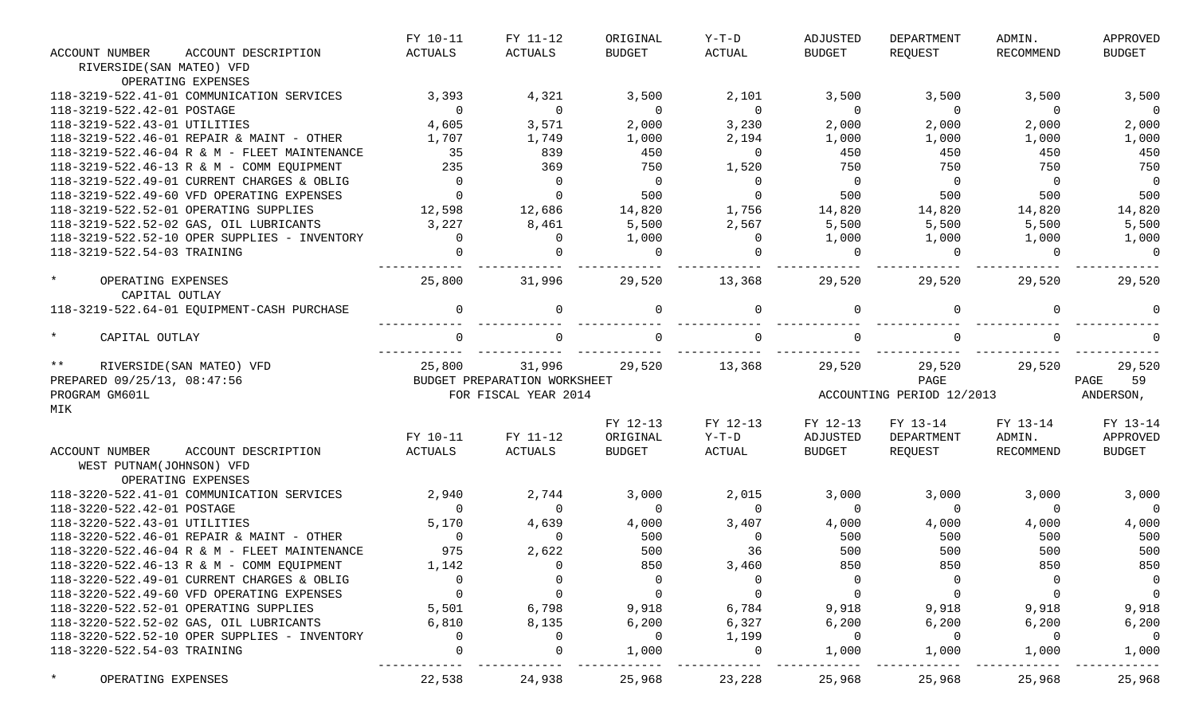| ACCOUNT NUMBER | ACCOUNT DESCRIPTION | FY 10-11 ACTUALS | FY 11-12 ACTUALS | ORIGINAL BUDGET | Y-T-D ACTUAL | ADJUSTED BUDGET | DEPARTMENT REQUEST | ADMIN. RECOMMEND | APPROVED BUDGET |
|---|---|---|---|---|---|---|---|---|---|
| RIVERSIDE(SAN MATEO) VFD | | | | | | | | | |
| OPERATING EXPENSES | | | | | | | | | |
| 118-3219-522.41-01 | COMMUNICATION SERVICES | 3,393 | 4,321 | 3,500 | 2,101 | 3,500 | 3,500 | 3,500 | 3,500 |
| 118-3219-522.42-01 | POSTAGE | 0 | 0 | 0 | 0 | 0 | 0 | 0 | 0 |
| 118-3219-522.43-01 | UTILITIES | 4,605 | 3,571 | 2,000 | 3,230 | 2,000 | 2,000 | 2,000 | 2,000 |
| 118-3219-522.46-01 | REPAIR & MAINT - OTHER | 1,707 | 1,749 | 1,000 | 2,194 | 1,000 | 1,000 | 1,000 | 1,000 |
| 118-3219-522.46-04 | R & M - FLEET MAINTENANCE | 35 | 839 | 450 | 0 | 450 | 450 | 450 | 450 |
| 118-3219-522.46-13 | R & M - COMM EQUIPMENT | 235 | 369 | 750 | 1,520 | 750 | 750 | 750 | 750 |
| 118-3219-522.49-01 | CURRENT CHARGES & OBLIG | 0 | 0 | 0 | 0 | 0 | 0 | 0 | 0 |
| 118-3219-522.49-60 | VFD OPERATING EXPENSES | 0 | 0 | 500 | 0 | 500 | 500 | 500 | 500 |
| 118-3219-522.52-01 | OPERATING SUPPLIES | 12,598 | 12,686 | 14,820 | 1,756 | 14,820 | 14,820 | 14,820 | 14,820 |
| 118-3219-522.52-02 | GAS, OIL LUBRICANTS | 3,227 | 8,461 | 5,500 | 2,567 | 5,500 | 5,500 | 5,500 | 5,500 |
| 118-3219-522.52-10 | OPER SUPPLIES - INVENTORY | 0 | 0 | 1,000 | 0 | 1,000 | 1,000 | 1,000 | 1,000 |
| 118-3219-522.54-03 | TRAINING | 0 | 0 | 0 | 0 | 0 | 0 | 0 | 0 |
| * | OPERATING EXPENSES | 25,800 | 31,996 | 29,520 | 13,368 | 29,520 | 29,520 | 29,520 | 29,520 |
| CAPITAL OUTLAY | | | | | | | | | |
| 118-3219-522.64-01 | EQUIPMENT-CASH PURCHASE | 0 | 0 | 0 | 0 | 0 | 0 | 0 | 0 |
| * | CAPITAL OUTLAY | 0 | 0 | 0 | 0 | 0 | 0 | 0 | 0 |
| ** | RIVERSIDE(SAN MATEO) VFD | 25,800 | 31,996 | 29,520 | 13,368 | 29,520 | 29,520 | 29,520 | 29,520 |

PREPARED 09/25/13, 08:47:56 BUDGET PREPARATION WORKSHEET PAGE 59
PROGRAM GM601L FOR FISCAL YEAR 2014 ACCOUNTING PERIOD 12/2013 ANDERSON, MIK

| ACCOUNT NUMBER | ACCOUNT DESCRIPTION | FY 10-11 ACTUALS | FY 11-12 ACTUALS | FY 12-13 ORIGINAL BUDGET | FY 12-13 Y-T-D ACTUAL | FY 12-13 ADJUSTED BUDGET | FY 13-14 DEPARTMENT REQUEST | FY 13-14 ADMIN. RECOMMEND | FY 13-14 APPROVED BUDGET |
|---|---|---|---|---|---|---|---|---|---|
| WEST PUTNAM(JOHNSON) VFD | | | | | | | | | |
| OPERATING EXPENSES | | | | | | | | | |
| 118-3220-522.41-01 | COMMUNICATION SERVICES | 2,940 | 2,744 | 3,000 | 2,015 | 3,000 | 3,000 | 3,000 | 3,000 |
| 118-3220-522.42-01 | POSTAGE | 0 | 0 | 0 | 0 | 0 | 0 | 0 | 0 |
| 118-3220-522.43-01 | UTILITIES | 5,170 | 4,639 | 4,000 | 3,407 | 4,000 | 4,000 | 4,000 | 4,000 |
| 118-3220-522.46-01 | REPAIR & MAINT - OTHER | 0 | 0 | 500 | 0 | 500 | 500 | 500 | 500 |
| 118-3220-522.46-04 | R & M - FLEET MAINTENANCE | 975 | 2,622 | 500 | 36 | 500 | 500 | 500 | 500 |
| 118-3220-522.46-13 | R & M - COMM EQUIPMENT | 1,142 | 0 | 850 | 3,460 | 850 | 850 | 850 | 850 |
| 118-3220-522.49-01 | CURRENT CHARGES & OBLIG | 0 | 0 | 0 | 0 | 0 | 0 | 0 | 0 |
| 118-3220-522.49-60 | VFD OPERATING EXPENSES | 0 | 0 | 0 | 0 | 0 | 0 | 0 | 0 |
| 118-3220-522.52-01 | OPERATING SUPPLIES | 5,501 | 6,798 | 9,918 | 6,784 | 9,918 | 9,918 | 9,918 | 9,918 |
| 118-3220-522.52-02 | GAS, OIL LUBRICANTS | 6,810 | 8,135 | 6,200 | 6,327 | 6,200 | 6,200 | 6,200 | 6,200 |
| 118-3220-522.52-10 | OPER SUPPLIES - INVENTORY | 0 | 0 | 0 | 1,199 | 0 | 0 | 0 | 0 |
| 118-3220-522.54-03 | TRAINING | 0 | 0 | 1,000 | 0 | 1,000 | 1,000 | 1,000 | 1,000 |
| * | OPERATING EXPENSES | 22,538 | 24,938 | 25,968 | 23,228 | 25,968 | 25,968 | 25,968 | 25,968 |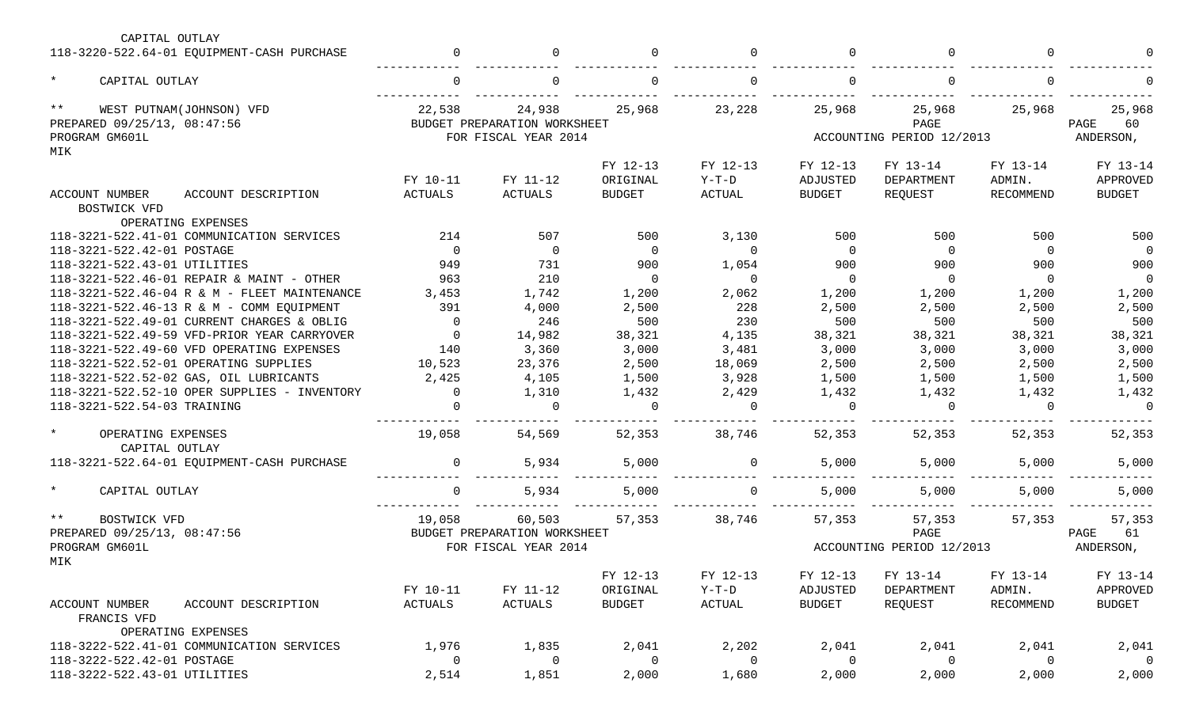| ACCOUNT NUMBER / ACCOUNT DESCRIPTION | FY 10-11 ACTUALS | FY 11-12 ACTUALS | FY 12-13 ORIGINAL BUDGET | FY 12-13 Y-T-D ACTUAL | FY 12-13 ADJUSTED BUDGET | FY 13-14 DEPARTMENT REQUEST | FY 13-14 ADMIN. RECOMMEND | FY 13-14 APPROVED BUDGET |
|---|---|---|---|---|---|---|---|---|
| CAPITAL OUTLAY | | | | | | | | |
| 118-3220-522.64-01 EQUIPMENT-CASH PURCHASE | 0 | 0 | 0 | 0 | 0 | 0 | 0 | 0 |
| * CAPITAL OUTLAY | 0 | 0 | 0 | 0 | 0 | 0 | 0 | 0 |
| ** WEST PUTNAM(JOHNSON) VFD | 22,538 | 24,938 | 25,968 | 23,228 | 25,968 | 25,968 | 25,968 | 25,968 |

PREPARED 09/25/13, 08:47:56 BUDGET PREPARATION WORKSHEET PAGE 60
PROGRAM GM601L FOR FISCAL YEAR 2014 ACCOUNTING PERIOD 12/2013 ANDERSON, MIK

| ACCOUNT NUMBER / ACCOUNT DESCRIPTION | FY 10-11 ACTUALS | FY 11-12 ACTUALS | FY 12-13 ORIGINAL BUDGET | FY 12-13 Y-T-D ACTUAL | FY 12-13 ADJUSTED BUDGET | FY 13-14 DEPARTMENT REQUEST | FY 13-14 ADMIN. RECOMMEND | FY 13-14 APPROVED BUDGET |
|---|---|---|---|---|---|---|---|---|
| BOSTWICK VFD | | | | | | | | |
| OPERATING EXPENSES | | | | | | | | |
| 118-3221-522.41-01 COMMUNICATION SERVICES | 214 | 507 | 500 | 3,130 | 500 | 500 | 500 | 500 |
| 118-3221-522.42-01 POSTAGE | 0 | 0 | 0 | 0 | 0 | 0 | 0 | 0 |
| 118-3221-522.43-01 UTILITIES | 949 | 731 | 900 | 1,054 | 900 | 900 | 900 | 900 |
| 118-3221-522.46-01 REPAIR & MAINT - OTHER | 963 | 210 | 0 | 0 | 0 | 0 | 0 | 0 |
| 118-3221-522.46-04 R & M - FLEET MAINTENANCE | 3,453 | 1,742 | 1,200 | 2,062 | 1,200 | 1,200 | 1,200 | 1,200 |
| 118-3221-522.46-13 R & M - COMM EQUIPMENT | 391 | 4,000 | 2,500 | 228 | 2,500 | 2,500 | 2,500 | 2,500 |
| 118-3221-522.49-01 CURRENT CHARGES & OBLIG | 0 | 246 | 500 | 230 | 500 | 500 | 500 | 500 |
| 118-3221-522.49-59 VFD-PRIOR YEAR CARRYOVER | 0 | 14,982 | 38,321 | 4,135 | 38,321 | 38,321 | 38,321 | 38,321 |
| 118-3221-522.49-60 VFD OPERATING EXPENSES | 140 | 3,360 | 3,000 | 3,481 | 3,000 | 3,000 | 3,000 | 3,000 |
| 118-3221-522.52-01 OPERATING SUPPLIES | 10,523 | 23,376 | 2,500 | 18,069 | 2,500 | 2,500 | 2,500 | 2,500 |
| 118-3221-522.52-02 GAS, OIL LUBRICANTS | 2,425 | 4,105 | 1,500 | 3,928 | 1,500 | 1,500 | 1,500 | 1,500 |
| 118-3221-522.52-10 OPER SUPPLIES - INVENTORY | 0 | 1,310 | 1,432 | 2,429 | 1,432 | 1,432 | 1,432 | 1,432 |
| 118-3221-522.54-03 TRAINING | 0 | 0 | 0 | 0 | 0 | 0 | 0 | 0 |
| * OPERATING EXPENSES | 19,058 | 54,569 | 52,353 | 38,746 | 52,353 | 52,353 | 52,353 | 52,353 |
| CAPITAL OUTLAY | | | | | | | | |
| 118-3221-522.64-01 EQUIPMENT-CASH PURCHASE | 0 | 5,934 | 5,000 | 0 | 5,000 | 5,000 | 5,000 | 5,000 |
| * CAPITAL OUTLAY | 0 | 5,934 | 5,000 | 0 | 5,000 | 5,000 | 5,000 | 5,000 |
| ** BOSTWICK VFD | 19,058 | 60,503 | 57,353 | 38,746 | 57,353 | 57,353 | 57,353 | 57,353 |

PREPARED 09/25/13, 08:47:56 BUDGET PREPARATION WORKSHEET PAGE 61
PROGRAM GM601L FOR FISCAL YEAR 2014 ACCOUNTING PERIOD 12/2013 ANDERSON, MIK

| ACCOUNT NUMBER / ACCOUNT DESCRIPTION | FY 10-11 ACTUALS | FY 11-12 ACTUALS | FY 12-13 ORIGINAL BUDGET | FY 12-13 Y-T-D ACTUAL | FY 12-13 ADJUSTED BUDGET | FY 13-14 DEPARTMENT REQUEST | FY 13-14 ADMIN. RECOMMEND | FY 13-14 APPROVED BUDGET |
|---|---|---|---|---|---|---|---|---|
| FRANCIS VFD | | | | | | | | |
| OPERATING EXPENSES | | | | | | | | |
| 118-3222-522.41-01 COMMUNICATION SERVICES | 1,976 | 1,835 | 2,041 | 2,202 | 2,041 | 2,041 | 2,041 | 2,041 |
| 118-3222-522.42-01 POSTAGE | 0 | 0 | 0 | 0 | 0 | 0 | 0 | 0 |
| 118-3222-522.43-01 UTILITIES | 2,514 | 1,851 | 2,000 | 1,680 | 2,000 | 2,000 | 2,000 | 2,000 |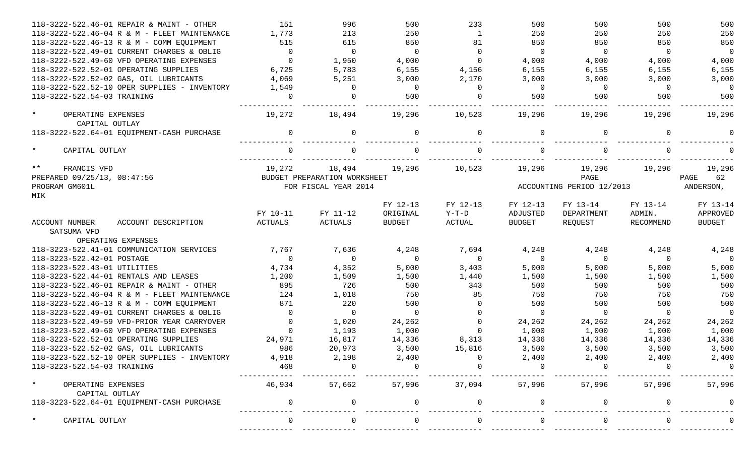| ACCOUNT NUMBER | ACCOUNT DESCRIPTION | FY 10-11 ACTUALS | FY 11-12 ACTUALS | FY 12-13 ORIGINAL BUDGET | FY 12-13 Y-T-D ACTUAL | FY 12-13 ADJUSTED BUDGET | FY 13-14 DEPARTMENT REQUEST | FY 13-14 ADMIN. RECOMMEND | FY 13-14 APPROVED BUDGET |
|---|---|---|---|---|---|---|---|---|---|
| 118-3222-522.46-01 | REPAIR & MAINT - OTHER | 151 | 996 | 500 | 233 | 500 | 500 | 500 | 500 |
| 118-3222-522.46-04 | R & M - FLEET MAINTENANCE | 1,773 | 213 | 250 | 1 | 250 | 250 | 250 | 250 |
| 118-3222-522.46-13 | R & M - COMM EQUIPMENT | 515 | 615 | 850 | 81 | 850 | 850 | 850 | 850 |
| 118-3222-522.49-01 | CURRENT CHARGES & OBLIG | 0 | 0 | 0 | 0 | 0 | 0 | 0 | 0 |
| 118-3222-522.49-60 | VFD OPERATING EXPENSES | 0 | 1,950 | 4,000 | 0 | 4,000 | 4,000 | 4,000 | 4,000 |
| 118-3222-522.52-01 | OPERATING SUPPLIES | 6,725 | 5,783 | 6,155 | 4,156 | 6,155 | 6,155 | 6,155 | 6,155 |
| 118-3222-522.52-02 | GAS, OIL LUBRICANTS | 4,069 | 5,251 | 3,000 | 2,170 | 3,000 | 3,000 | 3,000 | 3,000 |
| 118-3222-522.52-10 | OPER SUPPLIES - INVENTORY | 1,549 | 0 | 0 | 0 | 0 | 0 | 0 | 0 |
| 118-3222-522.54-03 | TRAINING | 0 | 0 | 500 | 0 | 500 | 500 | 500 | 500 |
| * | OPERATING EXPENSES | 19,272 | 18,494 | 19,296 | 10,523 | 19,296 | 19,296 | 19,296 | 19,296 |
| | CAPITAL OUTLAY | | | | | | | | |
| 118-3222-522.64-01 | EQUIPMENT-CASH PURCHASE | 0 | 0 | 0 | 0 | 0 | 0 | 0 | 0 |
| * | CAPITAL OUTLAY | 0 | 0 | 0 | 0 | 0 | 0 | 0 | 0 |
| ** | FRANCIS VFD | 19,272 | 18,494 | 19,296 | 10,523 | 19,296 | 19,296 | 19,296 | 19,296 |

PREPARED 09/25/13, 08:47:56 BUDGET PREPARATION WORKSHEET PAGE 62
PROGRAM GM601L FOR FISCAL YEAR 2014 ACCOUNTING PERIOD 12/2013 ANDERSON, MIK

| ACCOUNT NUMBER | ACCOUNT DESCRIPTION | FY 10-11 ACTUALS | FY 11-12 ACTUALS | FY 12-13 ORIGINAL BUDGET | FY 12-13 Y-T-D ACTUAL | FY 12-13 ADJUSTED BUDGET | FY 13-14 DEPARTMENT REQUEST | FY 13-14 ADMIN. RECOMMEND | FY 13-14 APPROVED BUDGET |
|---|---|---|---|---|---|---|---|---|---|
| SATSUMA VFD | | | | | | | | | |
| | OPERATING EXPENSES | | | | | | | | |
| 118-3223-522.41-01 | COMMUNICATION SERVICES | 7,767 | 7,636 | 4,248 | 7,694 | 4,248 | 4,248 | 4,248 | 4,248 |
| 118-3223-522.42-01 | POSTAGE | 0 | 0 | 0 | 0 | 0 | 0 | 0 | 0 |
| 118-3223-522.43-01 | UTILITIES | 4,734 | 4,352 | 5,000 | 3,403 | 5,000 | 5,000 | 5,000 | 5,000 |
| 118-3223-522.44-01 | RENTALS AND LEASES | 1,200 | 1,509 | 1,500 | 1,440 | 1,500 | 1,500 | 1,500 | 1,500 |
| 118-3223-522.46-01 | REPAIR & MAINT - OTHER | 895 | 726 | 500 | 343 | 500 | 500 | 500 | 500 |
| 118-3223-522.46-04 | R & M - FLEET MAINTENANCE | 124 | 1,018 | 750 | 85 | 750 | 750 | 750 | 750 |
| 118-3223-522.46-13 | R & M - COMM EQUIPMENT | 871 | 220 | 500 | 0 | 500 | 500 | 500 | 500 |
| 118-3223-522.49-01 | CURRENT CHARGES & OBLIG | 0 | 0 | 0 | 0 | 0 | 0 | 0 | 0 |
| 118-3223-522.49-59 | VFD-PRIOR YEAR CARRYOVER | 0 | 1,020 | 24,262 | 0 | 24,262 | 24,262 | 24,262 | 24,262 |
| 118-3223-522.49-60 | VFD OPERATING EXPENSES | 0 | 1,193 | 1,000 | 0 | 1,000 | 1,000 | 1,000 | 1,000 |
| 118-3223-522.52-01 | OPERATING SUPPLIES | 24,971 | 16,817 | 14,336 | 8,313 | 14,336 | 14,336 | 14,336 | 14,336 |
| 118-3223-522.52-02 | GAS, OIL LUBRICANTS | 986 | 20,973 | 3,500 | 15,816 | 3,500 | 3,500 | 3,500 | 3,500 |
| 118-3223-522.52-10 | OPER SUPPLIES - INVENTORY | 4,918 | 2,198 | 2,400 | 0 | 2,400 | 2,400 | 2,400 | 2,400 |
| 118-3223-522.54-03 | TRAINING | 468 | 0 | 0 | 0 | 0 | 0 | 0 | 0 |
| * | OPERATING EXPENSES | 46,934 | 57,662 | 57,996 | 37,094 | 57,996 | 57,996 | 57,996 | 57,996 |
| | CAPITAL OUTLAY | | | | | | | | |
| 118-3223-522.64-01 | EQUIPMENT-CASH PURCHASE | 0 | 0 | 0 | 0 | 0 | 0 | 0 | 0 |
| * | CAPITAL OUTLAY | 0 | 0 | 0 | 0 | 0 | 0 | 0 | 0 |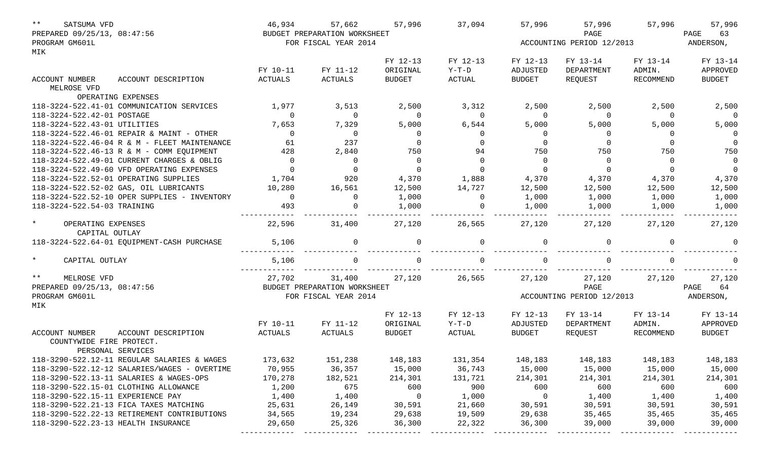| ** SATSUMA VFD | 46,934 | 57,662 | 57,996 | 37,094 | 57,996 | 57,996 | 57,996 | 57,996 |
|---|---|---|---|---|---|---|---|---|

PREPARED 09/25/13, 08:47:56 BUDGET PREPARATION WORKSHEET PAGE 63
PROGRAM GM601L FOR FISCAL YEAR 2014 ACCOUNTING PERIOD 12/2013 ANDERSON, MIK

| ACCOUNT NUMBER ACCOUNT DESCRIPTION | FY 10-11 ACTUALS | FY 11-12 ACTUALS | FY 12-13 ORIGINAL BUDGET | FY 12-13 Y-T-D ACTUAL | FY 12-13 ADJUSTED BUDGET | FY 13-14 DEPARTMENT REQUEST | FY 13-14 ADMIN. RECOMMEND | FY 13-14 APPROVED BUDGET |
|---|---|---|---|---|---|---|---|---|
| MELROSE VFD | | | | | | | | |
| OPERATING EXPENSES | | | | | | | | |
| 118-3224-522.41-01 COMMUNICATION SERVICES | 1,977 | 3,513 | 2,500 | 3,312 | 2,500 | 2,500 | 2,500 | 2,500 |
| 118-3224-522.42-01 POSTAGE | 0 | 0 | 0 | 0 | 0 | 0 | 0 | 0 |
| 118-3224-522.43-01 UTILITIES | 7,653 | 7,329 | 5,000 | 6,544 | 5,000 | 5,000 | 5,000 | 5,000 |
| 118-3224-522.46-01 REPAIR & MAINT - OTHER | 0 | 0 | 0 | 0 | 0 | 0 | 0 | 0 |
| 118-3224-522.46-04 R & M - FLEET MAINTENANCE | 61 | 237 | 0 | 0 | 0 | 0 | 0 | 0 |
| 118-3224-522.46-13 R & M - COMM EQUIPMENT | 428 | 2,840 | 750 | 94 | 750 | 750 | 750 | 750 |
| 118-3224-522.49-01 CURRENT CHARGES & OBLIG | 0 | 0 | 0 | 0 | 0 | 0 | 0 | 0 |
| 118-3224-522.49-60 VFD OPERATING EXPENSES | 0 | 0 | 0 | 0 | 0 | 0 | 0 | 0 |
| 118-3224-522.52-01 OPERATING SUPPLIES | 1,704 | 920 | 4,370 | 1,888 | 4,370 | 4,370 | 4,370 | 4,370 |
| 118-3224-522.52-02 GAS, OIL LUBRICANTS | 10,280 | 16,561 | 12,500 | 14,727 | 12,500 | 12,500 | 12,500 | 12,500 |
| 118-3224-522.52-10 OPER SUPPLIES - INVENTORY | 0 | 0 | 1,000 | 0 | 1,000 | 1,000 | 1,000 | 1,000 |
| 118-3224-522.54-03 TRAINING | 493 | 0 | 1,000 | 0 | 1,000 | 1,000 | 1,000 | 1,000 |
| * OPERATING EXPENSES | 22,596 | 31,400 | 27,120 | 26,565 | 27,120 | 27,120 | 27,120 | 27,120 |
| CAPITAL OUTLAY | | | | | | | | |
| 118-3224-522.64-01 EQUIPMENT-CASH PURCHASE | 5,106 | 0 | 0 | 0 | 0 | 0 | 0 | 0 |
| * CAPITAL OUTLAY | 5,106 | 0 | 0 | 0 | 0 | 0 | 0 | 0 |
| ** MELROSE VFD | 27,702 | 31,400 | 27,120 | 26,565 | 27,120 | 27,120 | 27,120 | 27,120 |

PREPARED 09/25/13, 08:47:56 BUDGET PREPARATION WORKSHEET PAGE 64
PROGRAM GM601L FOR FISCAL YEAR 2014 ACCOUNTING PERIOD 12/2013 ANDERSON, MIK

| ACCOUNT NUMBER ACCOUNT DESCRIPTION | FY 10-11 ACTUALS | FY 11-12 ACTUALS | FY 12-13 ORIGINAL BUDGET | FY 12-13 Y-T-D ACTUAL | FY 12-13 ADJUSTED BUDGET | FY 13-14 DEPARTMENT REQUEST | FY 13-14 ADMIN. RECOMMEND | FY 13-14 APPROVED BUDGET |
|---|---|---|---|---|---|---|---|---|
| COUNTYWIDE FIRE PROTECT. | | | | | | | | |
| PERSONAL SERVICES | | | | | | | | |
| 118-3290-522.12-11 REGULAR SALARIES & WAGES | 173,632 | 151,238 | 148,183 | 131,354 | 148,183 | 148,183 | 148,183 | 148,183 |
| 118-3290-522.12-12 SALARIES/WAGES - OVERTIME | 70,955 | 36,357 | 15,000 | 36,743 | 15,000 | 15,000 | 15,000 | 15,000 |
| 118-3290-522.13-11 SALARIES & WAGES-OPS | 170,278 | 182,521 | 214,301 | 131,721 | 214,301 | 214,301 | 214,301 | 214,301 |
| 118-3290-522.15-01 CLOTHING ALLOWANCE | 1,200 | 675 | 600 | 900 | 600 | 600 | 600 | 600 |
| 118-3290-522.15-11 EXPERIENCE PAY | 1,400 | 1,400 | 0 | 1,000 | 0 | 1,400 | 1,400 | 1,400 |
| 118-3290-522.21-13 FICA TAXES MATCHING | 25,631 | 26,149 | 30,591 | 21,660 | 30,591 | 30,591 | 30,591 | 30,591 |
| 118-3290-522.22-13 RETIREMENT CONTRIBUTIONS | 34,565 | 19,234 | 29,638 | 19,509 | 29,638 | 35,465 | 35,465 | 35,465 |
| 118-3290-522.23-13 HEALTH INSURANCE | 29,650 | 25,326 | 36,300 | 22,322 | 36,300 | 39,000 | 39,000 | 39,000 |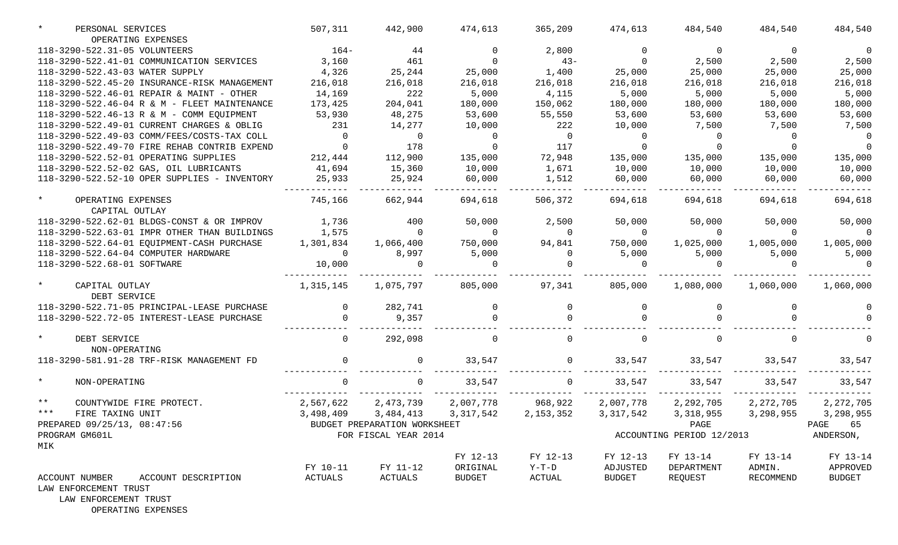| ACCOUNT NUMBER ACCOUNT DESCRIPTION | FY 10-11 ACTUALS | FY 11-12 ACTUALS | FY 12-13 ORIGINAL BUDGET | FY 12-13 Y-T-D ACTUAL | FY 12-13 ADJUSTED BUDGET | FY 13-14 DEPARTMENT REQUEST | FY 13-14 ADMIN. RECOMMEND | FY 13-14 APPROVED BUDGET |
|---|---|---|---|---|---|---|---|---|
| * PERSONAL SERVICES | 507,311 | 442,900 | 474,613 | 365,209 | 474,613 | 484,540 | 484,540 | 484,540 |
| OPERATING EXPENSES | | | | | | | | |
| 118-3290-522.31-05 VOLUNTEERS | 164- | 44 | 0 | 2,800 | 0 | 0 | 0 | 0 |
| 118-3290-522.41-01 COMMUNICATION SERVICES | 3,160 | 461 | 0 | 43- | 0 | 2,500 | 2,500 | 2,500 |
| 118-3290-522.43-03 WATER SUPPLY | 4,326 | 25,244 | 25,000 | 1,400 | 25,000 | 25,000 | 25,000 | 25,000 |
| 118-3290-522.45-20 INSURANCE-RISK MANAGEMENT | 216,018 | 216,018 | 216,018 | 216,018 | 216,018 | 216,018 | 216,018 | 216,018 |
| 118-3290-522.46-01 REPAIR & MAINT - OTHER | 14,169 | 222 | 5,000 | 4,115 | 5,000 | 5,000 | 5,000 | 5,000 |
| 118-3290-522.46-04 R & M - FLEET MAINTENANCE | 173,425 | 204,041 | 180,000 | 150,062 | 180,000 | 180,000 | 180,000 | 180,000 |
| 118-3290-522.46-13 R & M - COMM EQUIPMENT | 53,930 | 48,275 | 53,600 | 55,550 | 53,600 | 53,600 | 53,600 | 53,600 |
| 118-3290-522.49-01 CURRENT CHARGES & OBLIG | 231 | 14,277 | 10,000 | 222 | 10,000 | 7,500 | 7,500 | 7,500 |
| 118-3290-522.49-03 COMM/FEES/COSTS-TAX COLL | 0 | 0 | 0 | 0 | 0 | 0 | 0 | 0 |
| 118-3290-522.49-70 FIRE REHAB CONTRIB EXPEND | 0 | 178 | 0 | 117 | 0 | 0 | 0 | 0 |
| 118-3290-522.52-01 OPERATING SUPPLIES | 212,444 | 112,900 | 135,000 | 72,948 | 135,000 | 135,000 | 135,000 | 135,000 |
| 118-3290-522.52-02 GAS, OIL LUBRICANTS | 41,694 | 15,360 | 10,000 | 1,671 | 10,000 | 10,000 | 10,000 | 10,000 |
| 118-3290-522.52-10 OPER SUPPLIES - INVENTORY | 25,933 | 25,924 | 60,000 | 1,512 | 60,000 | 60,000 | 60,000 | 60,000 |
| * OPERATING EXPENSES | 745,166 | 662,944 | 694,618 | 506,372 | 694,618 | 694,618 | 694,618 | 694,618 |
| CAPITAL OUTLAY | | | | | | | | |
| 118-3290-522.62-01 BLDGS-CONST & OR IMPROV | 1,736 | 400 | 50,000 | 2,500 | 50,000 | 50,000 | 50,000 | 50,000 |
| 118-3290-522.63-01 IMPR OTHER THAN BUILDINGS | 1,575 | 0 | 0 | 0 | 0 | 0 | 0 | 0 |
| 118-3290-522.64-01 EQUIPMENT-CASH PURCHASE | 1,301,834 | 1,066,400 | 750,000 | 94,841 | 750,000 | 1,025,000 | 1,005,000 | 1,005,000 |
| 118-3290-522.64-04 COMPUTER HARDWARE | 0 | 8,997 | 5,000 | 0 | 5,000 | 5,000 | 5,000 | 5,000 |
| 118-3290-522.68-01 SOFTWARE | 10,000 | 0 | 0 | 0 | 0 | 0 | 0 | 0 |
| * CAPITAL OUTLAY | 1,315,145 | 1,075,797 | 805,000 | 97,341 | 805,000 | 1,080,000 | 1,060,000 | 1,060,000 |
| DEBT SERVICE | | | | | | | | |
| 118-3290-522.71-05 PRINCIPAL-LEASE PURCHASE | 0 | 282,741 | 0 | 0 | 0 | 0 | 0 | 0 |
| 118-3290-522.72-05 INTEREST-LEASE PURCHASE | 0 | 9,357 | 0 | 0 | 0 | 0 | 0 | 0 |
| * DEBT SERVICE | 0 | 292,098 | 0 | 0 | 0 | 0 | 0 | 0 |
| NON-OPERATING | | | | | | | | |
| 118-3290-581.91-28 TRF-RISK MANAGEMENT FD | 0 | 0 | 33,547 | 0 | 33,547 | 33,547 | 33,547 | 33,547 |
| * NON-OPERATING | 0 | 0 | 33,547 | 0 | 33,547 | 33,547 | 33,547 | 33,547 |
| ** COUNTYWIDE FIRE PROTECT. | 2,567,622 | 2,473,739 | 2,007,778 | 968,922 | 2,007,778 | 2,292,705 | 2,272,705 | 2,272,705 |
| *** FIRE TAXING UNIT | 3,498,409 | 3,484,413 | 3,317,542 | 2,153,352 | 3,317,542 | 3,318,955 | 3,298,955 | 3,298,955 |

PREPARED 09/25/13, 08:47:56 — BUDGET PREPARATION WORKSHEET
PROGRAM GM601L — FOR FISCAL YEAR 2014 — ACCOUNTING PERIOD 12/2013 — ANDERSON, MIK

| ACCOUNT NUMBER ACCOUNT DESCRIPTION | FY 10-11 ACTUALS | FY 11-12 ACTUALS | FY 12-13 ORIGINAL BUDGET | FY 12-13 Y-T-D ACTUAL | FY 12-13 ADJUSTED BUDGET | FY 13-14 DEPARTMENT REQUEST | FY 13-14 ADMIN. RECOMMEND | FY 13-14 APPROVED BUDGET |
|---|---|---|---|---|---|---|---|---|

LAW ENFORCEMENT TRUST
LAW ENFORCEMENT TRUST
OPERATING EXPENSES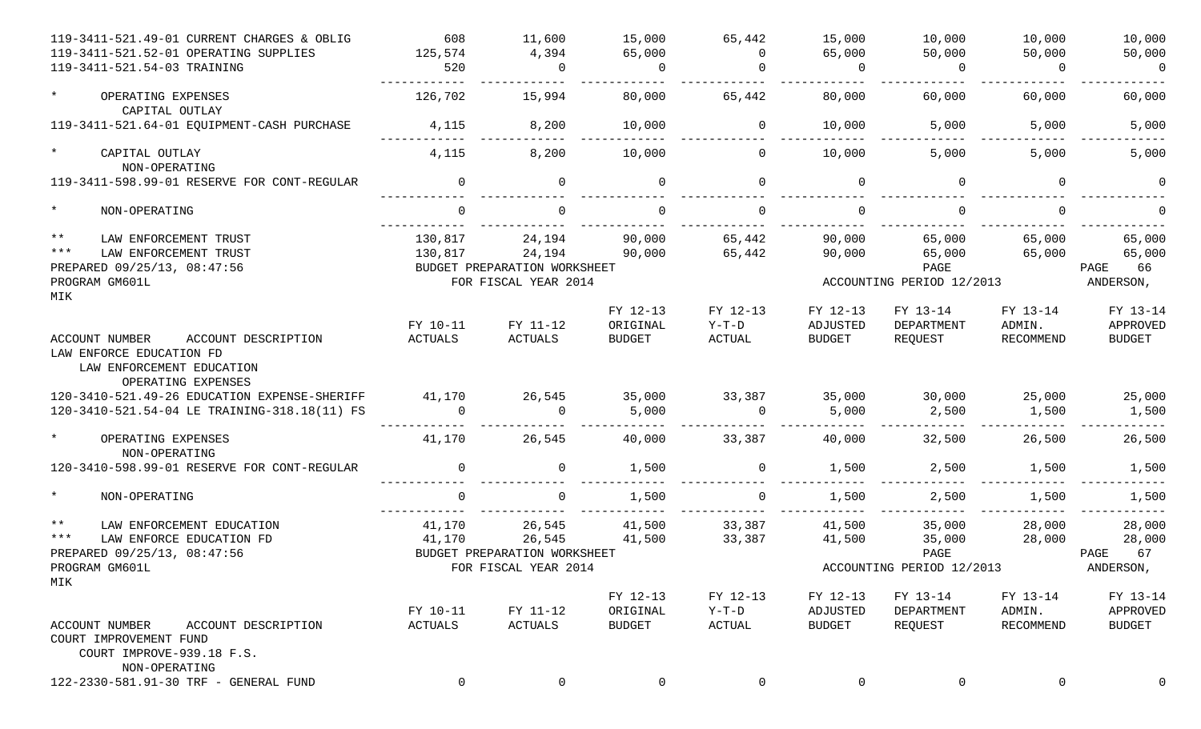| ACCOUNT NUMBER ACCOUNT DESCRIPTION | FY 10-11 ACTUALS | FY 11-12 ACTUALS | FY 12-13 ORIGINAL BUDGET | FY 12-13 Y-T-D ACTUAL | FY 12-13 ADJUSTED BUDGET | FY 13-14 DEPARTMENT REQUEST | FY 13-14 ADMIN. RECOMMEND | FY 13-14 APPROVED BUDGET |
|---|---|---|---|---|---|---|---|---|
| 119-3411-521.49-01 CURRENT CHARGES & OBLIG | 608 | 11,600 | 15,000 | 65,442 | 15,000 | 10,000 | 10,000 | 10,000 |
| 119-3411-521.52-01 OPERATING SUPPLIES | 125,574 | 4,394 | 65,000 | 0 | 65,000 | 50,000 | 50,000 | 50,000 |
| 119-3411-521.54-03 TRAINING | 520 | 0 | 0 | 0 | 0 | 0 | 0 | 0 |
| * OPERATING EXPENSES | 126,702 | 15,994 | 80,000 | 65,442 | 80,000 | 60,000 | 60,000 | 60,000 |
| CAPITAL OUTLAY | | | | | | | | |
| 119-3411-521.64-01 EQUIPMENT-CASH PURCHASE | 4,115 | 8,200 | 10,000 | 0 | 10,000 | 5,000 | 5,000 | 5,000 |
| * CAPITAL OUTLAY | 4,115 | 8,200 | 10,000 | 0 | 10,000 | 5,000 | 5,000 | 5,000 |
| NON-OPERATING | | | | | | | | |
| 119-3411-598.99-01 RESERVE FOR CONT-REGULAR | 0 | 0 | 0 | 0 | 0 | 0 | 0 | 0 |
| * NON-OPERATING | 0 | 0 | 0 | 0 | 0 | 0 | 0 | 0 |
| ** LAW ENFORCEMENT TRUST | 130,817 | 24,194 | 90,000 | 65,442 | 90,000 | 65,000 | 65,000 | 65,000 |
| *** LAW ENFORCEMENT TRUST | 130,817 | 24,194 | 90,000 | 65,442 | 90,000 | 65,000 | 65,000 | 65,000 |

PREPARED 09/25/13, 08:47:56 BUDGET PREPARATION WORKSHEET PAGE 66
PROGRAM GM601L FOR FISCAL YEAR 2014 ACCOUNTING PERIOD 12/2013 ANDERSON, MIK

| ACCOUNT NUMBER ACCOUNT DESCRIPTION | FY 10-11 ACTUALS | FY 11-12 ACTUALS | FY 12-13 ORIGINAL BUDGET | FY 12-13 Y-T-D ACTUAL | FY 12-13 ADJUSTED BUDGET | FY 13-14 DEPARTMENT REQUEST | FY 13-14 ADMIN. RECOMMEND | FY 13-14 APPROVED BUDGET |
|---|---|---|---|---|---|---|---|---|
| LAW ENFORCE EDUCATION FD | | | | | | | | |
| LAW ENFORCEMENT EDUCATION | | | | | | | | |
| OPERATING EXPENSES | | | | | | | | |
| 120-3410-521.49-26 EDUCATION EXPENSE-SHERIFF | 41,170 | 26,545 | 35,000 | 33,387 | 35,000 | 30,000 | 25,000 | 25,000 |
| 120-3410-521.54-04 LE TRAINING-318.18(11) FS | 0 | 0 | 5,000 | 0 | 5,000 | 2,500 | 1,500 | 1,500 |
| * OPERATING EXPENSES | 41,170 | 26,545 | 40,000 | 33,387 | 40,000 | 32,500 | 26,500 | 26,500 |
| NON-OPERATING | | | | | | | | |
| 120-3410-598.99-01 RESERVE FOR CONT-REGULAR | 0 | 0 | 1,500 | 0 | 1,500 | 2,500 | 1,500 | 1,500 |
| * NON-OPERATING | 0 | 0 | 1,500 | 0 | 1,500 | 2,500 | 1,500 | 1,500 |
| ** LAW ENFORCEMENT EDUCATION | 41,170 | 26,545 | 41,500 | 33,387 | 41,500 | 35,000 | 28,000 | 28,000 |
| *** LAW ENFORCE EDUCATION FD | 41,170 | 26,545 | 41,500 | 33,387 | 41,500 | 35,000 | 28,000 | 28,000 |

PREPARED 09/25/13, 08:47:56 BUDGET PREPARATION WORKSHEET PAGE 67
PROGRAM GM601L FOR FISCAL YEAR 2014 ACCOUNTING PERIOD 12/2013 ANDERSON, MIK

| ACCOUNT NUMBER ACCOUNT DESCRIPTION | FY 10-11 ACTUALS | FY 11-12 ACTUALS | FY 12-13 ORIGINAL BUDGET | FY 12-13 Y-T-D ACTUAL | FY 12-13 ADJUSTED BUDGET | FY 13-14 DEPARTMENT REQUEST | FY 13-14 ADMIN. RECOMMEND | FY 13-14 APPROVED BUDGET |
|---|---|---|---|---|---|---|---|---|
| COURT IMPROVEMENT FUND | | | | | | | | |
| COURT IMPROVE-939.18 F.S. | | | | | | | | |
| NON-OPERATING | | | | | | | | |
| 122-2330-581.91-30 TRF - GENERAL FUND | 0 | 0 | 0 | 0 | 0 | 0 | 0 | 0 |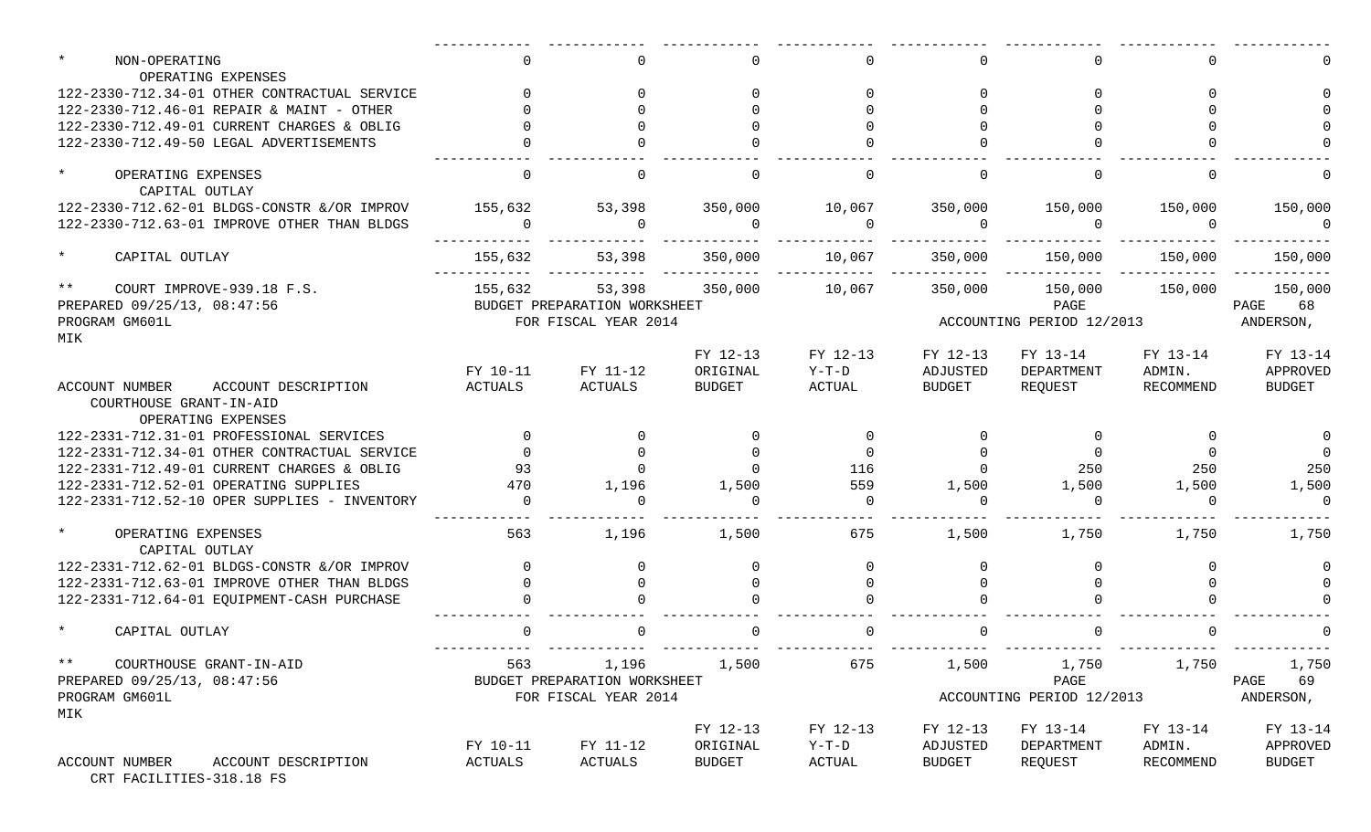| | | | | | | | | |
|---|---|---|---|---|---|---|---|---|
| * NON-OPERATING | 0 | 0 | 0 | 0 | 0 | 0 | 0 | 0 |
| OPERATING EXPENSES | | | | | | | | |
| 122-2330-712.34-01 OTHER CONTRACTUAL SERVICE | 0 | 0 | 0 | 0 | 0 | 0 | 0 | 0 |
| 122-2330-712.46-01 REPAIR & MAINT - OTHER | 0 | 0 | 0 | 0 | 0 | 0 | 0 | 0 |
| 122-2330-712.49-01 CURRENT CHARGES & OBLIG | 0 | 0 | 0 | 0 | 0 | 0 | 0 | 0 |
| 122-2330-712.49-50 LEGAL ADVERTISEMENTS | 0 | 0 | 0 | 0 | 0 | 0 | 0 | 0 |
| * OPERATING EXPENSES | 0 | 0 | 0 | 0 | 0 | 0 | 0 | 0 |
| CAPITAL OUTLAY | | | | | | | | |
| 122-2330-712.62-01 BLDGS-CONSTR &/OR IMPROV | 155,632 | 53,398 | 350,000 | 10,067 | 350,000 | 150,000 | 150,000 | 150,000 |
| 122-2330-712.63-01 IMPROVE OTHER THAN BLDGS | 0 | 0 | 0 | 0 | 0 | 0 | 0 | 0 |
| * CAPITAL OUTLAY | 155,632 | 53,398 | 350,000 | 10,067 | 350,000 | 150,000 | 150,000 | 150,000 |
| ** COURT IMPROVE-939.18 F.S. | 155,632 | 53,398 | 350,000 | 10,067 | 350,000 | 150,000 | 150,000 | 150,000 |

PREPARED 09/25/13, 08:47:56 BUDGET PREPARATION WORKSHEET PAGE 68
PROGRAM GM601L FOR FISCAL YEAR 2014 ACCOUNTING PERIOD 12/2013 ANDERSON, MIK

| ACCOUNT NUMBER ACCOUNT DESCRIPTION | FY 10-11 ACTUALS | FY 11-12 ACTUALS | FY 12-13 ORIGINAL BUDGET | FY 12-13 Y-T-D ACTUAL | FY 12-13 ADJUSTED BUDGET | FY 13-14 DEPARTMENT REQUEST | FY 13-14 ADMIN. RECOMMEND | FY 13-14 APPROVED BUDGET |
|---|---|---|---|---|---|---|---|---|
| COURTHOUSE GRANT-IN-AID | | | | | | | | |
| OPERATING EXPENSES | | | | | | | | |
| 122-2331-712.31-01 PROFESSIONAL SERVICES | 0 | 0 | 0 | 0 | 0 | 0 | 0 | 0 |
| 122-2331-712.34-01 OTHER CONTRACTUAL SERVICE | 0 | 0 | 0 | 0 | 0 | 0 | 0 | 0 |
| 122-2331-712.49-01 CURRENT CHARGES & OBLIG | 93 | 0 | 0 | 116 | 0 | 250 | 250 | 250 |
| 122-2331-712.52-01 OPERATING SUPPLIES | 470 | 1,196 | 1,500 | 559 | 1,500 | 1,500 | 1,500 | 1,500 |
| 122-2331-712.52-10 OPER SUPPLIES - INVENTORY | 0 | 0 | 0 | 0 | 0 | 0 | 0 | 0 |
| * OPERATING EXPENSES | 563 | 1,196 | 1,500 | 675 | 1,500 | 1,750 | 1,750 | 1,750 |
| CAPITAL OUTLAY | | | | | | | | |
| 122-2331-712.62-01 BLDGS-CONSTR &/OR IMPROV | 0 | 0 | 0 | 0 | 0 | 0 | 0 | 0 |
| 122-2331-712.63-01 IMPROVE OTHER THAN BLDGS | 0 | 0 | 0 | 0 | 0 | 0 | 0 | 0 |
| 122-2331-712.64-01 EQUIPMENT-CASH PURCHASE | 0 | 0 | 0 | 0 | 0 | 0 | 0 | 0 |
| * CAPITAL OUTLAY | 0 | 0 | 0 | 0 | 0 | 0 | 0 | 0 |
| ** COURTHOUSE GRANT-IN-AID | 563 | 1,196 | 1,500 | 675 | 1,500 | 1,750 | 1,750 | 1,750 |

PREPARED 09/25/13, 08:47:56 BUDGET PREPARATION WORKSHEET PAGE 69
PROGRAM GM601L FOR FISCAL YEAR 2014 ACCOUNTING PERIOD 12/2013 ANDERSON, MIK

| ACCOUNT NUMBER ACCOUNT DESCRIPTION | FY 10-11 ACTUALS | FY 11-12 ACTUALS | FY 12-13 ORIGINAL BUDGET | FY 12-13 Y-T-D ACTUAL | FY 12-13 ADJUSTED BUDGET | FY 13-14 DEPARTMENT REQUEST | FY 13-14 ADMIN. RECOMMEND | FY 13-14 APPROVED BUDGET |
|---|---|---|---|---|---|---|---|---|
| CRT FACILITIES-318.18 FS | | | | | | | | |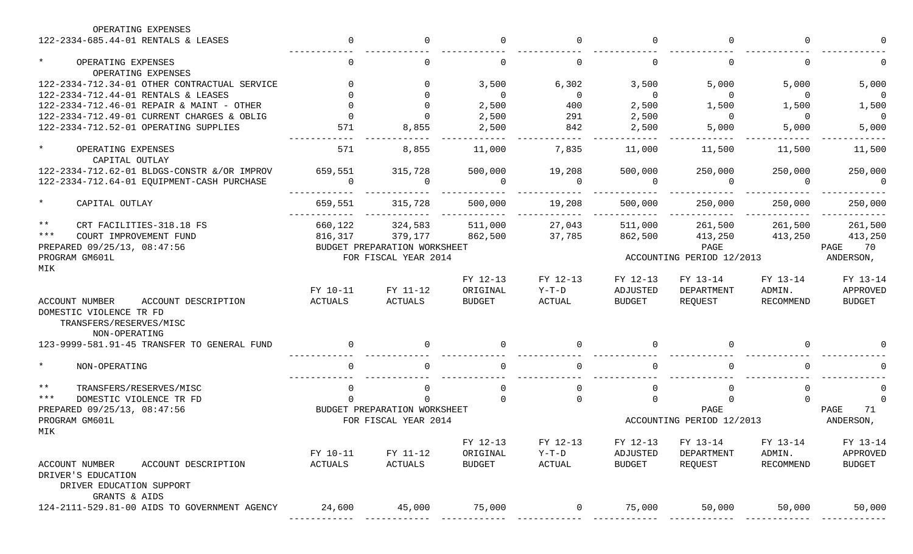| ACCOUNT NUMBER ACCOUNT DESCRIPTION | FY 10-11 ACTUALS | FY 11-12 ACTUALS | FY 12-13 ORIGINAL BUDGET | FY 12-13 Y-T-D ACTUAL | FY 12-13 ADJUSTED BUDGET | FY 13-14 DEPARTMENT REQUEST | FY 13-14 ADMIN. RECOMMEND | FY 13-14 APPROVED BUDGET |
|---|---|---|---|---|---|---|---|---|
| OPERATING EXPENSES | | | | | | | | |
| 122-2334-685.44-01 RENTALS & LEASES | 0 | 0 | 0 | 0 | 0 | 0 | 0 | 0 |
| * OPERATING EXPENSES | 0 | 0 | 0 | 0 | 0 | 0 | 0 | 0 |
| OPERATING EXPENSES | | | | | | | | |
| 122-2334-712.34-01 OTHER CONTRACTUAL SERVICE | 0 | 0 | 3,500 | 6,302 | 3,500 | 5,000 | 5,000 | 5,000 |
| 122-2334-712.44-01 RENTALS & LEASES | 0 | 0 | 0 | 0 | 0 | 0 | 0 | 0 |
| 122-2334-712.46-01 REPAIR & MAINT - OTHER | 0 | 0 | 2,500 | 400 | 2,500 | 1,500 | 1,500 | 1,500 |
| 122-2334-712.49-01 CURRENT CHARGES & OBLIG | 0 | 0 | 2,500 | 291 | 2,500 | 0 | 0 | 0 |
| 122-2334-712.52-01 OPERATING SUPPLIES | 571 | 8,855 | 2,500 | 842 | 2,500 | 5,000 | 5,000 | 5,000 |
| * OPERATING EXPENSES | 571 | 8,855 | 11,000 | 7,835 | 11,000 | 11,500 | 11,500 | 11,500 |
| CAPITAL OUTLAY | | | | | | | | |
| 122-2334-712.62-01 BLDGS-CONSTR &/OR IMPROV | 659,551 | 315,728 | 500,000 | 19,208 | 500,000 | 250,000 | 250,000 | 250,000 |
| 122-2334-712.64-01 EQUIPMENT-CASH PURCHASE | 0 | 0 | 0 | 0 | 0 | 0 | 0 | 0 |
| * CAPITAL OUTLAY | 659,551 | 315,728 | 500,000 | 19,208 | 500,000 | 250,000 | 250,000 | 250,000 |
| ** CRT FACILITIES-318.18 FS | 660,122 | 324,583 | 511,000 | 27,043 | 511,000 | 261,500 | 261,500 | 261,500 |
| *** COURT IMPROVEMENT FUND | 816,317 | 379,177 | 862,500 | 37,785 | 862,500 | 413,250 | 413,250 | 413,250 |

PREPARED 09/25/13, 08:47:56 BUDGET PREPARATION WORKSHEET PAGE 70
PROGRAM GM601L FOR FISCAL YEAR 2014 ACCOUNTING PERIOD 12/2013 ANDERSON, MIK

| ACCOUNT NUMBER ACCOUNT DESCRIPTION | FY 10-11 ACTUALS | FY 11-12 ACTUALS | FY 12-13 ORIGINAL BUDGET | FY 12-13 Y-T-D ACTUAL | FY 12-13 ADJUSTED BUDGET | FY 13-14 DEPARTMENT REQUEST | FY 13-14 ADMIN. RECOMMEND | FY 13-14 APPROVED BUDGET |
|---|---|---|---|---|---|---|---|---|
| DOMESTIC VIOLENCE TR FD | | | | | | | | |
| TRANSFERS/RESERVES/MISC | | | | | | | | |
| NON-OPERATING | | | | | | | | |
| 123-9999-581.91-45 TRANSFER TO GENERAL FUND | 0 | 0 | 0 | 0 | 0 | 0 | 0 | 0 |
| * NON-OPERATING | 0 | 0 | 0 | 0 | 0 | 0 | 0 | 0 |
| ** TRANSFERS/RESERVES/MISC | 0 | 0 | 0 | 0 | 0 | 0 | 0 | 0 |
| *** DOMESTIC VIOLENCE TR FD | 0 | 0 | 0 | 0 | 0 | 0 | 0 | 0 |

PREPARED 09/25/13, 08:47:56 BUDGET PREPARATION WORKSHEET PAGE 71
PROGRAM GM601L FOR FISCAL YEAR 2014 ACCOUNTING PERIOD 12/2013 ANDERSON, MIK

| ACCOUNT NUMBER ACCOUNT DESCRIPTION | FY 10-11 ACTUALS | FY 11-12 ACTUALS | FY 12-13 ORIGINAL BUDGET | FY 12-13 Y-T-D ACTUAL | FY 12-13 ADJUSTED BUDGET | FY 13-14 DEPARTMENT REQUEST | FY 13-14 ADMIN. RECOMMEND | FY 13-14 APPROVED BUDGET |
|---|---|---|---|---|---|---|---|---|
| DRIVER'S EDUCATION | | | | | | | | |
| DRIVER EDUCATION SUPPORT | | | | | | | | |
| GRANTS & AIDS | | | | | | | | |
| 124-2111-529.81-00 AIDS TO GOVERNMENT AGENCY | 24,600 | 45,000 | 75,000 | 0 | 75,000 | 50,000 | 50,000 | 50,000 |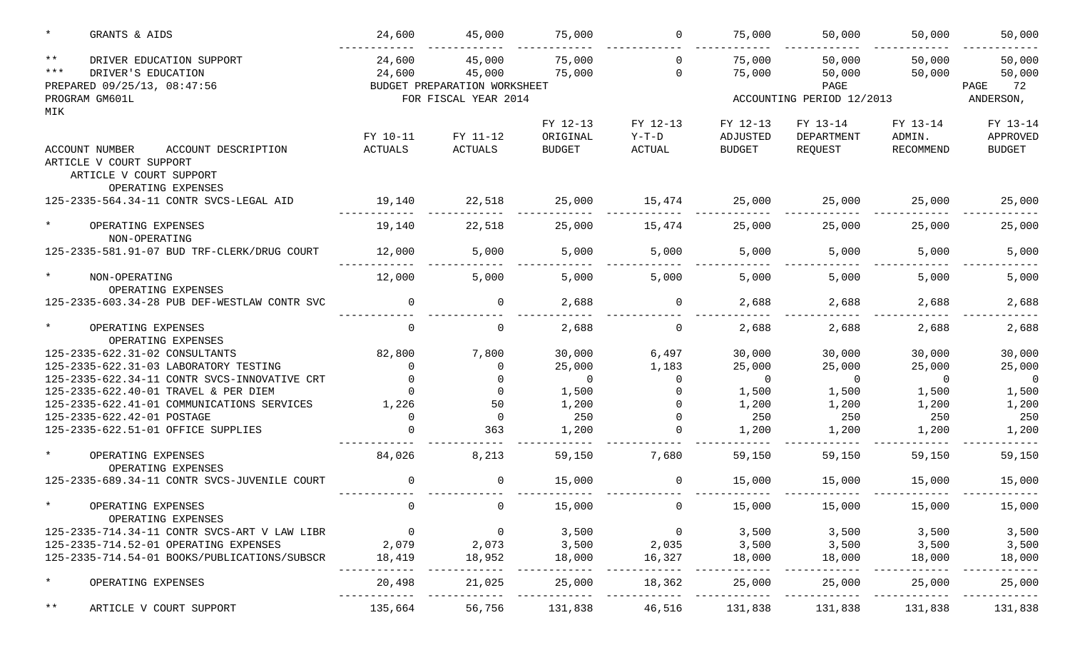| | | | | | | | | |
|---|---|---|---|---|---|---|---|---|
| * GRANTS & AIDS | 24,600 | 45,000 | 75,000 | 0 | 75,000 | 50,000 | 50,000 | 50,000 |
| ** DRIVER EDUCATION SUPPORT | 24,600 | 45,000 | 75,000 | 0 | 75,000 | 50,000 | 50,000 | 50,000 |
| *** DRIVER'S EDUCATION | 24,600 | 45,000 | 75,000 | 0 | 75,000 | 50,000 | 50,000 | 50,000 |

PREPARED 09/25/13, 08:47:56 BUDGET PREPARATION WORKSHEET PAGE 72
PROGRAM GM601L FOR FISCAL YEAR 2014 ACCOUNTING PERIOD 12/2013 ANDERSON, MIK

| ACCOUNT NUMBER ACCOUNT DESCRIPTION | FY 10-11 ACTUALS | FY 11-12 ACTUALS | FY 12-13 ORIGINAL BUDGET | FY 12-13 Y-T-D ACTUAL | FY 12-13 ADJUSTED BUDGET | FY 13-14 DEPARTMENT REQUEST | FY 13-14 ADMIN. RECOMMEND | FY 13-14 APPROVED BUDGET |
|---|---|---|---|---|---|---|---|---|
| ARTICLE V COURT SUPPORT | | | | | | | | |
| ARTICLE V COURT SUPPORT | | | | | | | | |
| OPERATING EXPENSES | | | | | | | | |
| 125-2335-564.34-11 CONTR SVCS-LEGAL AID | 19,140 | 22,518 | 25,000 | 15,474 | 25,000 | 25,000 | 25,000 | 25,000 |
| * OPERATING EXPENSES | 19,140 | 22,518 | 25,000 | 15,474 | 25,000 | 25,000 | 25,000 | 25,000 |
| NON-OPERATING | | | | | | | | |
| 125-2335-581.91-07 BUD TRF-CLERK/DRUG COURT | 12,000 | 5,000 | 5,000 | 5,000 | 5,000 | 5,000 | 5,000 | 5,000 |
| * NON-OPERATING | 12,000 | 5,000 | 5,000 | 5,000 | 5,000 | 5,000 | 5,000 | 5,000 |
| OPERATING EXPENSES | | | | | | | | |
| 125-2335-603.34-28 PUB DEF-WESTLAW CONTR SVC | 0 | 0 | 2,688 | 0 | 2,688 | 2,688 | 2,688 | 2,688 |
| * OPERATING EXPENSES | 0 | 0 | 2,688 | 0 | 2,688 | 2,688 | 2,688 | 2,688 |
| OPERATING EXPENSES | | | | | | | | |
| 125-2335-622.31-02 CONSULTANTS | 82,800 | 7,800 | 30,000 | 6,497 | 30,000 | 30,000 | 30,000 | 30,000 |
| 125-2335-622.31-03 LABORATORY TESTING | 0 | 0 | 25,000 | 1,183 | 25,000 | 25,000 | 25,000 | 25,000 |
| 125-2335-622.34-11 CONTR SVCS-INNOVATIVE CRT | 0 | 0 | 0 | 0 | 0 | 0 | 0 | 0 |
| 125-2335-622.40-01 TRAVEL & PER DIEM | 0 | 0 | 1,500 | 0 | 1,500 | 1,500 | 1,500 | 1,500 |
| 125-2335-622.41-01 COMMUNICATIONS SERVICES | 1,226 | 50 | 1,200 | 0 | 1,200 | 1,200 | 1,200 | 1,200 |
| 125-2335-622.42-01 POSTAGE | 0 | 0 | 250 | 0 | 250 | 250 | 250 | 250 |
| 125-2335-622.51-01 OFFICE SUPPLIES | 0 | 363 | 1,200 | 0 | 1,200 | 1,200 | 1,200 | 1,200 |
| * OPERATING EXPENSES | 84,026 | 8,213 | 59,150 | 7,680 | 59,150 | 59,150 | 59,150 | 59,150 |
| OPERATING EXPENSES | | | | | | | | |
| 125-2335-689.34-11 CONTR SVCS-JUVENILE COURT | 0 | 0 | 15,000 | 0 | 15,000 | 15,000 | 15,000 | 15,000 |
| * OPERATING EXPENSES | 0 | 0 | 15,000 | 0 | 15,000 | 15,000 | 15,000 | 15,000 |
| OPERATING EXPENSES | | | | | | | | |
| 125-2335-714.34-11 CONTR SVCS-ART V LAW LIBR | 0 | 0 | 3,500 | 0 | 3,500 | 3,500 | 3,500 | 3,500 |
| 125-2335-714.52-01 OPERATING EXPENSES | 2,079 | 2,073 | 3,500 | 2,035 | 3,500 | 3,500 | 3,500 | 3,500 |
| 125-2335-714.54-01 BOOKS/PUBLICATIONS/SUBSCR | 18,419 | 18,952 | 18,000 | 16,327 | 18,000 | 18,000 | 18,000 | 18,000 |
| * OPERATING EXPENSES | 20,498 | 21,025 | 25,000 | 18,362 | 25,000 | 25,000 | 25,000 | 25,000 |
| ** ARTICLE V COURT SUPPORT | 135,664 | 56,756 | 131,838 | 46,516 | 131,838 | 131,838 | 131,838 | 131,838 |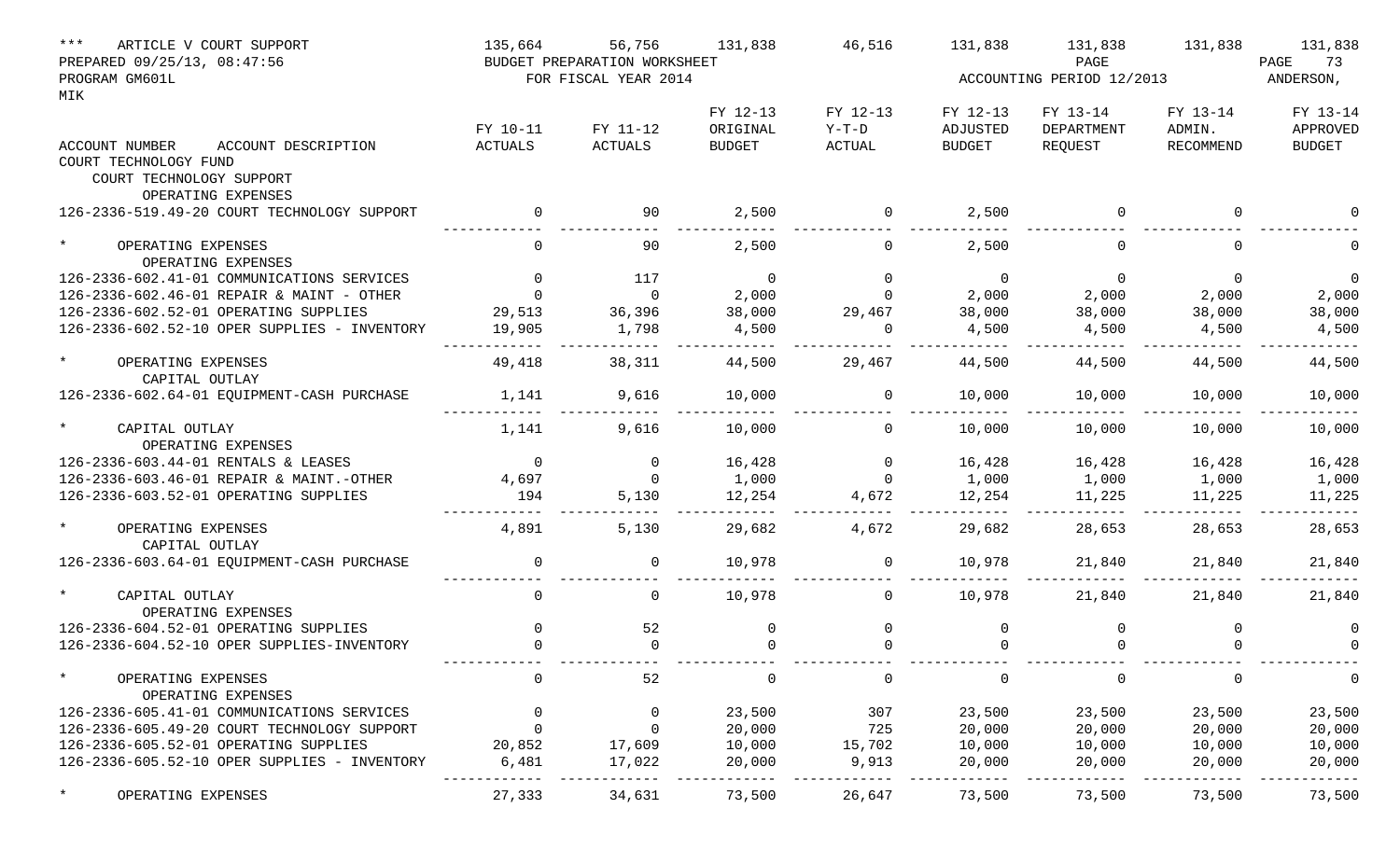| *** ARTICLE V COURT SUPPORT | 135,664 | 56,756 | 131,838 | 46,516 | 131,838 | 131,838 | 131,838 | 131,838 |
|---|---|---|---|---|---|---|---|---|

PREPARED 09/25/13, 08:47:56 — BUDGET PREPARATION WORKSHEET — PAGE 73
PROGRAM GM601L — FOR FISCAL YEAR 2014 — ACCOUNTING PERIOD 12/2013 — ANDERSON, MIK

| ACCOUNT NUMBER / ACCOUNT DESCRIPTION | FY 10-11 ACTUALS | FY 11-12 ACTUALS | FY 12-13 ORIGINAL BUDGET | FY 12-13 Y-T-D ACTUAL | FY 12-13 ADJUSTED BUDGET | FY 13-14 DEPARTMENT REQUEST | FY 13-14 ADMIN. RECOMMEND | FY 13-14 APPROVED BUDGET |
|---|---|---|---|---|---|---|---|---|
| COURT TECHNOLOGY FUND | | | | | | | | |
| COURT TECHNOLOGY SUPPORT | | | | | | | | |
| OPERATING EXPENSES | | | | | | | | |
| 126-2336-519.49-20 COURT TECHNOLOGY SUPPORT | 0 | 90 | 2,500 | 0 | 2,500 | 0 | 0 | 0 |
| * OPERATING EXPENSES | 0 | 90 | 2,500 | 0 | 2,500 | 0 | 0 | 0 |
| OPERATING EXPENSES | | | | | | | | |
| 126-2336-602.41-01 COMMUNICATIONS SERVICES | 0 | 117 | 0 | 0 | 0 | 0 | 0 | 0 |
| 126-2336-602.46-01 REPAIR & MAINT - OTHER | 0 | 0 | 2,000 | 0 | 2,000 | 2,000 | 2,000 | 2,000 |
| 126-2336-602.52-01 OPERATING SUPPLIES | 29,513 | 36,396 | 38,000 | 29,467 | 38,000 | 38,000 | 38,000 | 38,000 |
| 126-2336-602.52-10 OPER SUPPLIES - INVENTORY | 19,905 | 1,798 | 4,500 | 0 | 4,500 | 4,500 | 4,500 | 4,500 |
| * OPERATING EXPENSES | 49,418 | 38,311 | 44,500 | 29,467 | 44,500 | 44,500 | 44,500 | 44,500 |
| CAPITAL OUTLAY | | | | | | | | |
| 126-2336-602.64-01 EQUIPMENT-CASH PURCHASE | 1,141 | 9,616 | 10,000 | 0 | 10,000 | 10,000 | 10,000 | 10,000 |
| * CAPITAL OUTLAY | 1,141 | 9,616 | 10,000 | 0 | 10,000 | 10,000 | 10,000 | 10,000 |
| OPERATING EXPENSES | | | | | | | | |
| 126-2336-603.44-01 RENTALS & LEASES | 0 | 0 | 16,428 | 0 | 16,428 | 16,428 | 16,428 | 16,428 |
| 126-2336-603.46-01 REPAIR & MAINT.-OTHER | 4,697 | 0 | 1,000 | 0 | 1,000 | 1,000 | 1,000 | 1,000 |
| 126-2336-603.52-01 OPERATING SUPPLIES | 194 | 5,130 | 12,254 | 4,672 | 12,254 | 11,225 | 11,225 | 11,225 |
| * OPERATING EXPENSES | 4,891 | 5,130 | 29,682 | 4,672 | 29,682 | 28,653 | 28,653 | 28,653 |
| CAPITAL OUTLAY | | | | | | | | |
| 126-2336-603.64-01 EQUIPMENT-CASH PURCHASE | 0 | 0 | 10,978 | 0 | 10,978 | 21,840 | 21,840 | 21,840 |
| * CAPITAL OUTLAY | 0 | 0 | 10,978 | 0 | 10,978 | 21,840 | 21,840 | 21,840 |
| OPERATING EXPENSES | | | | | | | | |
| 126-2336-604.52-01 OPERATING SUPPLIES | 0 | 52 | 0 | 0 | 0 | 0 | 0 | 0 |
| 126-2336-604.52-10 OPER SUPPLIES-INVENTORY | 0 | 0 | 0 | 0 | 0 | 0 | 0 | 0 |
| * OPERATING EXPENSES | 0 | 52 | 0 | 0 | 0 | 0 | 0 | 0 |
| OPERATING EXPENSES | | | | | | | | |
| 126-2336-605.41-01 COMMUNICATIONS SERVICES | 0 | 0 | 23,500 | 307 | 23,500 | 23,500 | 23,500 | 23,500 |
| 126-2336-605.49-20 COURT TECHNOLOGY SUPPORT | 0 | 0 | 20,000 | 725 | 20,000 | 20,000 | 20,000 | 20,000 |
| 126-2336-605.52-01 OPERATING SUPPLIES | 20,852 | 17,609 | 10,000 | 15,702 | 10,000 | 10,000 | 10,000 | 10,000 |
| 126-2336-605.52-10 OPER SUPPLIES - INVENTORY | 6,481 | 17,022 | 20,000 | 9,913 | 20,000 | 20,000 | 20,000 | 20,000 |
| * OPERATING EXPENSES | 27,333 | 34,631 | 73,500 | 26,647 | 73,500 | 73,500 | 73,500 | 73,500 |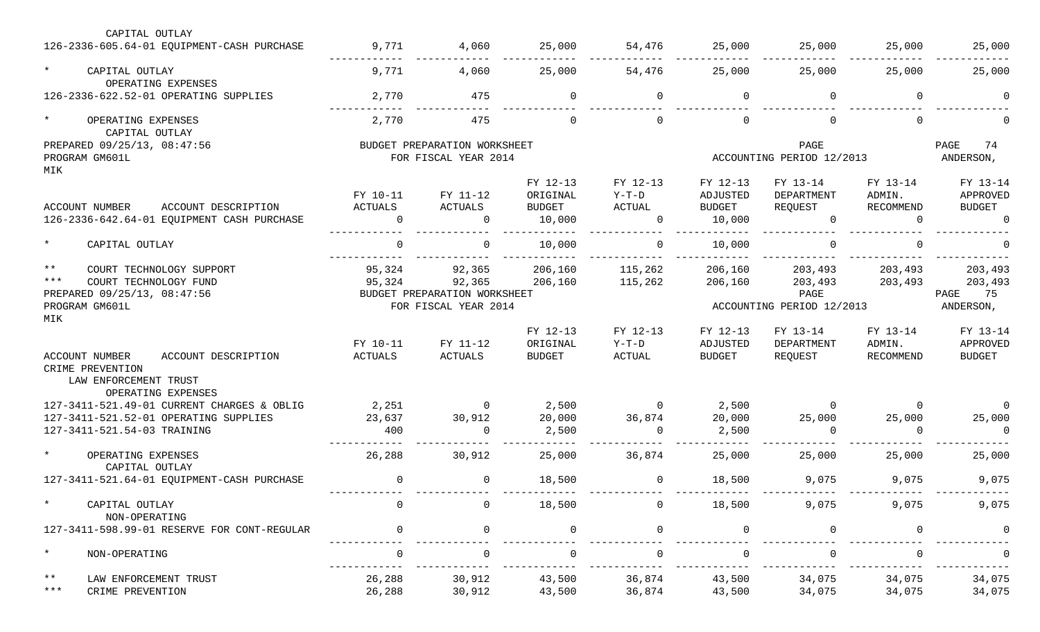| ACCOUNT NUMBER / ACCOUNT DESCRIPTION | FY 10-11 ACTUALS | FY 11-12 ACTUALS | FY 12-13 ORIGINAL BUDGET | FY 12-13 Y-T-D ACTUAL | FY 12-13 ADJUSTED BUDGET | FY 13-14 DEPARTMENT REQUEST | FY 13-14 ADMIN. RECOMMEND | FY 13-14 APPROVED BUDGET |
|---|---|---|---|---|---|---|---|---|
| CAPITAL OUTLAY | | | | | | | | |
| 126-2336-605.64-01 EQUIPMENT-CASH PURCHASE | 9,771 | 4,060 | 25,000 | 54,476 | 25,000 | 25,000 | 25,000 | 25,000 |
| * CAPITAL OUTLAY | 9,771 | 4,060 | 25,000 | 54,476 | 25,000 | 25,000 | 25,000 | 25,000 |
| OPERATING EXPENSES | | | | | | | | |
| 126-2336-622.52-01 OPERATING SUPPLIES | 2,770 | 475 | 0 | 0 | 0 | 0 | 0 | 0 |
| * OPERATING EXPENSES | 2,770 | 475 | 0 | 0 | 0 | 0 | 0 | 0 |
| CAPITAL OUTLAY | | | | | | | | |

PREPARED 09/25/13, 08:47:56 BUDGET PREPARATION WORKSHEET PAGE 74
PROGRAM GM601L FOR FISCAL YEAR 2014 ACCOUNTING PERIOD 12/2013 ANDERSON, MIK

| ACCOUNT NUMBER / ACCOUNT DESCRIPTION | FY 10-11 ACTUALS | FY 11-12 ACTUALS | FY 12-13 ORIGINAL BUDGET | FY 12-13 Y-T-D ACTUAL | FY 12-13 ADJUSTED BUDGET | FY 13-14 DEPARTMENT REQUEST | FY 13-14 ADMIN. RECOMMEND | FY 13-14 APPROVED BUDGET |
|---|---|---|---|---|---|---|---|---|
| 126-2336-642.64-01 EQUIPMENT CASH PURCHASE | 0 | 0 | 10,000 | 0 | 10,000 | 0 | 0 | 0 |
| * CAPITAL OUTLAY | 0 | 0 | 10,000 | 0 | 10,000 | 0 | 0 | 0 |
| ** COURT TECHNOLOGY SUPPORT | 95,324 | 92,365 | 206,160 | 115,262 | 206,160 | 203,493 | 203,493 | 203,493 |
| *** COURT TECHNOLOGY FUND | 95,324 | 92,365 | 206,160 | 115,262 | 206,160 | 203,493 | 203,493 | 203,493 |

PREPARED 09/25/13, 08:47:56 BUDGET PREPARATION WORKSHEET PAGE 75
PROGRAM GM601L FOR FISCAL YEAR 2014 ACCOUNTING PERIOD 12/2013 ANDERSON, MIK

| ACCOUNT NUMBER / ACCOUNT DESCRIPTION | FY 10-11 ACTUALS | FY 11-12 ACTUALS | FY 12-13 ORIGINAL BUDGET | FY 12-13 Y-T-D ACTUAL | FY 12-13 ADJUSTED BUDGET | FY 13-14 DEPARTMENT REQUEST | FY 13-14 ADMIN. RECOMMEND | FY 13-14 APPROVED BUDGET |
|---|---|---|---|---|---|---|---|---|
| CRIME PREVENTION | | | | | | | | |
| LAW ENFORCEMENT TRUST | | | | | | | | |
| OPERATING EXPENSES | | | | | | | | |
| 127-3411-521.49-01 CURRENT CHARGES & OBLIG | 2,251 | 0 | 2,500 | 0 | 2,500 | 0 | 0 | 0 |
| 127-3411-521.52-01 OPERATING SUPPLIES | 23,637 | 30,912 | 20,000 | 36,874 | 20,000 | 25,000 | 25,000 | 25,000 |
| 127-3411-521.54-03 TRAINING | 400 | 0 | 2,500 | 0 | 2,500 | 0 | 0 | 0 |
| * OPERATING EXPENSES | 26,288 | 30,912 | 25,000 | 36,874 | 25,000 | 25,000 | 25,000 | 25,000 |
| CAPITAL OUTLAY | | | | | | | | |
| 127-3411-521.64-01 EQUIPMENT-CASH PURCHASE | 0 | 0 | 18,500 | 0 | 18,500 | 9,075 | 9,075 | 9,075 |
| * CAPITAL OUTLAY | 0 | 0 | 18,500 | 0 | 18,500 | 9,075 | 9,075 | 9,075 |
| NON-OPERATING | | | | | | | | |
| 127-3411-598.99-01 RESERVE FOR CONT-REGULAR | 0 | 0 | 0 | 0 | 0 | 0 | 0 | 0 |
| * NON-OPERATING | 0 | 0 | 0 | 0 | 0 | 0 | 0 | 0 |
| ** LAW ENFORCEMENT TRUST | 26,288 | 30,912 | 43,500 | 36,874 | 43,500 | 34,075 | 34,075 | 34,075 |
| *** CRIME PREVENTION | 26,288 | 30,912 | 43,500 | 36,874 | 43,500 | 34,075 | 34,075 | 34,075 |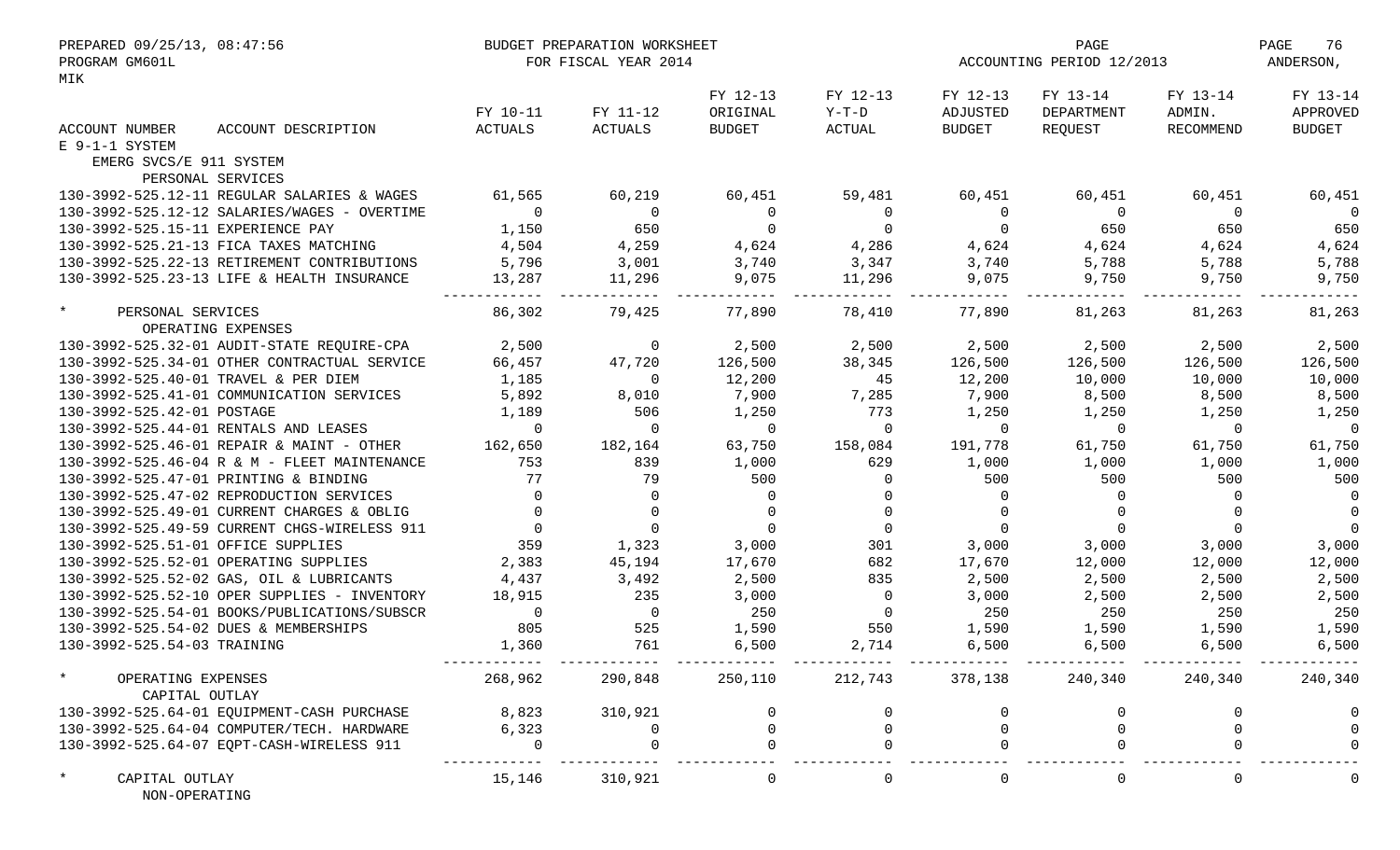PREPARED 09/25/13, 08:47:56
PROGRAM GM601L
MIK

BUDGET PREPARATION WORKSHEET
FOR FISCAL YEAR 2014

ACCOUNTING PERIOD 12/2013

ANDERSON,

| ACCOUNT NUMBER ACCOUNT DESCRIPTION | FY 10-11 ACTUALS | FY 11-12 ACTUALS | FY 12-13 ORIGINAL BUDGET | FY 12-13 Y-T-D ACTUAL | FY 12-13 ADJUSTED BUDGET | FY 13-14 DEPARTMENT REQUEST | FY 13-14 ADMIN. RECOMMEND | FY 13-14 APPROVED BUDGET |
|---|---|---|---|---|---|---|---|---|
| E 9-1-1 SYSTEM | | | | | | | | |
| EMERG SVCS/E 911 SYSTEM | | | | | | | | |
| PERSONAL SERVICES | | | | | | | | |
| 130-3992-525.12-11 REGULAR SALARIES & WAGES | 61,565 | 60,219 | 60,451 | 59,481 | 60,451 | 60,451 | 60,451 | 60,451 |
| 130-3992-525.12-12 SALARIES/WAGES - OVERTIME | 0 | 0 | 0 | 0 | 0 | 0 | 0 | 0 |
| 130-3992-525.15-11 EXPERIENCE PAY | 1,150 | 650 | 0 | 0 | 0 | 650 | 650 | 650 |
| 130-3992-525.21-13 FICA TAXES MATCHING | 4,504 | 4,259 | 4,624 | 4,286 | 4,624 | 4,624 | 4,624 | 4,624 |
| 130-3992-525.22-13 RETIREMENT CONTRIBUTIONS | 5,796 | 3,001 | 3,740 | 3,347 | 3,740 | 5,788 | 5,788 | 5,788 |
| 130-3992-525.23-13 LIFE & HEALTH INSURANCE | 13,287 | 11,296 | 9,075 | 11,296 | 9,075 | 9,750 | 9,750 | 9,750 |
| * PERSONAL SERVICES | 86,302 | 79,425 | 77,890 | 78,410 | 77,890 | 81,263 | 81,263 | 81,263 |
| OPERATING EXPENSES | | | | | | | | |
| 130-3992-525.32-01 AUDIT-STATE REQUIRE-CPA | 2,500 | 0 | 2,500 | 2,500 | 2,500 | 2,500 | 2,500 | 2,500 |
| 130-3992-525.34-01 OTHER CONTRACTUAL SERVICE | 66,457 | 47,720 | 126,500 | 38,345 | 126,500 | 126,500 | 126,500 | 126,500 |
| 130-3992-525.40-01 TRAVEL & PER DIEM | 1,185 | 0 | 12,200 | 45 | 12,200 | 10,000 | 10,000 | 10,000 |
| 130-3992-525.41-01 COMMUNICATION SERVICES | 5,892 | 8,010 | 7,900 | 7,285 | 7,900 | 8,500 | 8,500 | 8,500 |
| 130-3992-525.42-01 POSTAGE | 1,189 | 506 | 1,250 | 773 | 1,250 | 1,250 | 1,250 | 1,250 |
| 130-3992-525.44-01 RENTALS AND LEASES | 0 | 0 | 0 | 0 | 0 | 0 | 0 | 0 |
| 130-3992-525.46-01 REPAIR & MAINT - OTHER | 162,650 | 182,164 | 63,750 | 158,084 | 191,778 | 61,750 | 61,750 | 61,750 |
| 130-3992-525.46-04 R & M - FLEET MAINTENANCE | 753 | 839 | 1,000 | 629 | 1,000 | 1,000 | 1,000 | 1,000 |
| 130-3992-525.47-01 PRINTING & BINDING | 77 | 79 | 500 | 0 | 500 | 500 | 500 | 500 |
| 130-3992-525.47-02 REPRODUCTION SERVICES | 0 | 0 | 0 | 0 | 0 | 0 | 0 | 0 |
| 130-3992-525.49-01 CURRENT CHARGES & OBLIG | 0 | 0 | 0 | 0 | 0 | 0 | 0 | 0 |
| 130-3992-525.49-59 CURRENT CHGS-WIRELESS 911 | 0 | 0 | 0 | 0 | 0 | 0 | 0 | 0 |
| 130-3992-525.51-01 OFFICE SUPPLIES | 359 | 1,323 | 3,000 | 301 | 3,000 | 3,000 | 3,000 | 3,000 |
| 130-3992-525.52-01 OPERATING SUPPLIES | 2,383 | 45,194 | 17,670 | 682 | 17,670 | 12,000 | 12,000 | 12,000 |
| 130-3992-525.52-02 GAS, OIL & LUBRICANTS | 4,437 | 3,492 | 2,500 | 835 | 2,500 | 2,500 | 2,500 | 2,500 |
| 130-3992-525.52-10 OPER SUPPLIES - INVENTORY | 18,915 | 235 | 3,000 | 0 | 3,000 | 2,500 | 2,500 | 2,500 |
| 130-3992-525.54-01 BOOKS/PUBLICATIONS/SUBSCR | 0 | 0 | 250 | 0 | 250 | 250 | 250 | 250 |
| 130-3992-525.54-02 DUES & MEMBERSHIPS | 805 | 525 | 1,590 | 550 | 1,590 | 1,590 | 1,590 | 1,590 |
| 130-3992-525.54-03 TRAINING | 1,360 | 761 | 6,500 | 2,714 | 6,500 | 6,500 | 6,500 | 6,500 |
| * OPERATING EXPENSES | 268,962 | 290,848 | 250,110 | 212,743 | 378,138 | 240,340 | 240,340 | 240,340 |
| CAPITAL OUTLAY | | | | | | | | |
| 130-3992-525.64-01 EQUIPMENT-CASH PURCHASE | 8,823 | 310,921 | 0 | 0 | 0 | 0 | 0 | 0 |
| 130-3992-525.64-04 COMPUTER/TECH. HARDWARE | 6,323 | 0 | 0 | 0 | 0 | 0 | 0 | 0 |
| 130-3992-525.64-07 EQPT-CASH-WIRELESS 911 | 0 | 0 | 0 | 0 | 0 | 0 | 0 | 0 |
| * CAPITAL OUTLAY | 15,146 | 310,921 | 0 | 0 | 0 | 0 | 0 | 0 |
| NON-OPERATING | | | | | | | | |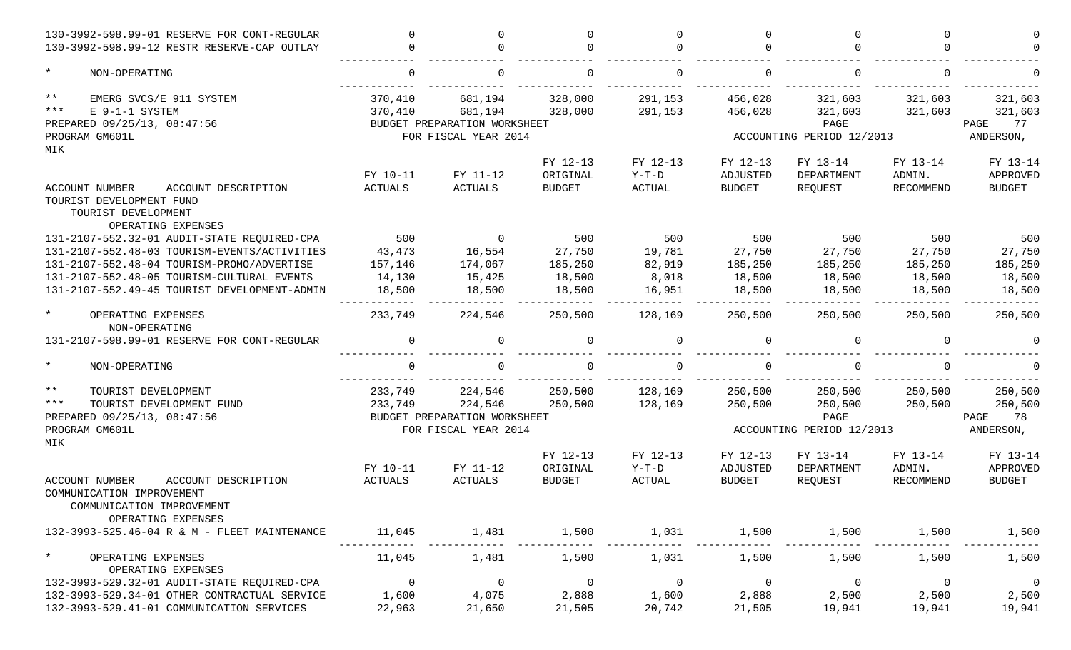| ACCOUNT NUMBER ACCOUNT DESCRIPTION | FY 10-11 ACTUALS | FY 11-12 ACTUALS | FY 12-13 ORIGINAL BUDGET | FY 12-13 Y-T-D ACTUAL | FY 12-13 ADJUSTED BUDGET | FY 13-14 DEPARTMENT REQUEST | FY 13-14 ADMIN. RECOMMEND | FY 13-14 APPROVED BUDGET |
|---|---|---|---|---|---|---|---|---|
| 130-3992-598.99-01 RESERVE FOR CONT-REGULAR | 0 | 0 | 0 | 0 | 0 | 0 | 0 | 0 |
| 130-3992-598.99-12 RESTR RESERVE-CAP OUTLAY | 0 | 0 | 0 | 0 | 0 | 0 | 0 | 0 |
| * NON-OPERATING | 0 | 0 | 0 | 0 | 0 | 0 | 0 | 0 |
| ** EMERG SVCS/E 911 SYSTEM | 370,410 | 681,194 | 328,000 | 291,153 | 456,028 | 321,603 | 321,603 | 321,603 |
| *** E 9-1-1 SYSTEM | 370,410 | 681,194 | 328,000 | 291,153 | 456,028 | 321,603 | 321,603 | 321,603 |

PREPARED 09/25/13, 08:47:56 BUDGET PREPARATION WORKSHEET PAGE 77
PROGRAM GM601L FOR FISCAL YEAR 2014 ACCOUNTING PERIOD 12/2013 ANDERSON, MIK

| ACCOUNT NUMBER ACCOUNT DESCRIPTION | FY 10-11 ACTUALS | FY 11-12 ACTUALS | FY 12-13 ORIGINAL BUDGET | FY 12-13 Y-T-D ACTUAL | FY 12-13 ADJUSTED BUDGET | FY 13-14 DEPARTMENT REQUEST | FY 13-14 ADMIN. RECOMMEND | FY 13-14 APPROVED BUDGET |
|---|---|---|---|---|---|---|---|---|
| TOURIST DEVELOPMENT FUND | | | | | | | | |
| TOURIST DEVELOPMENT | | | | | | | | |
| OPERATING EXPENSES | | | | | | | | |
| 131-2107-552.32-01 AUDIT-STATE REQUIRED-CPA | 500 | 0 | 500 | 500 | 500 | 500 | 500 | 500 |
| 131-2107-552.48-03 TOURISM-EVENTS/ACTIVITIES | 43,473 | 16,554 | 27,750 | 19,781 | 27,750 | 27,750 | 27,750 | 27,750 |
| 131-2107-552.48-04 TOURISM-PROMO/ADVERTISE | 157,146 | 174,067 | 185,250 | 82,919 | 185,250 | 185,250 | 185,250 | 185,250 |
| 131-2107-552.48-05 TOURISM-CULTURAL EVENTS | 14,130 | 15,425 | 18,500 | 8,018 | 18,500 | 18,500 | 18,500 | 18,500 |
| 131-2107-552.49-45 TOURIST DEVELOPMENT-ADMIN | 18,500 | 18,500 | 18,500 | 16,951 | 18,500 | 18,500 | 18,500 | 18,500 |
| * OPERATING EXPENSES | 233,749 | 224,546 | 250,500 | 128,169 | 250,500 | 250,500 | 250,500 | 250,500 |
| NON-OPERATING | | | | | | | | |
| 131-2107-598.99-01 RESERVE FOR CONT-REGULAR | 0 | 0 | 0 | 0 | 0 | 0 | 0 | 0 |
| * NON-OPERATING | 0 | 0 | 0 | 0 | 0 | 0 | 0 | 0 |
| ** TOURIST DEVELOPMENT | 233,749 | 224,546 | 250,500 | 128,169 | 250,500 | 250,500 | 250,500 | 250,500 |
| *** TOURIST DEVELOPMENT FUND | 233,749 | 224,546 | 250,500 | 128,169 | 250,500 | 250,500 | 250,500 | 250,500 |

PREPARED 09/25/13, 08:47:56 BUDGET PREPARATION WORKSHEET PAGE 78
PROGRAM GM601L FOR FISCAL YEAR 2014 ACCOUNTING PERIOD 12/2013 ANDERSON, MIK

| ACCOUNT NUMBER ACCOUNT DESCRIPTION | FY 10-11 ACTUALS | FY 11-12 ACTUALS | FY 12-13 ORIGINAL BUDGET | FY 12-13 Y-T-D ACTUAL | FY 12-13 ADJUSTED BUDGET | FY 13-14 DEPARTMENT REQUEST | FY 13-14 ADMIN. RECOMMEND | FY 13-14 APPROVED BUDGET |
|---|---|---|---|---|---|---|---|---|
| COMMUNICATION IMPROVEMENT | | | | | | | | |
| COMMUNICATION IMPROVEMENT | | | | | | | | |
| OPERATING EXPENSES | | | | | | | | |
| 132-3993-525.46-04 R & M - FLEET MAINTENANCE | 11,045 | 1,481 | 1,500 | 1,031 | 1,500 | 1,500 | 1,500 | 1,500 |
| * OPERATING EXPENSES | 11,045 | 1,481 | 1,500 | 1,031 | 1,500 | 1,500 | 1,500 | 1,500 |
| OPERATING EXPENSES | | | | | | | | |
| 132-3993-529.32-01 AUDIT-STATE REQUIRED-CPA | 0 | 0 | 0 | 0 | 0 | 0 | 0 | 0 |
| 132-3993-529.34-01 OTHER CONTRACTUAL SERVICE | 1,600 | 4,075 | 2,888 | 1,600 | 2,888 | 2,500 | 2,500 | 2,500 |
| 132-3993-529.41-01 COMMUNICATION SERVICES | 22,963 | 21,650 | 21,505 | 20,742 | 21,505 | 19,941 | 19,941 | 19,941 |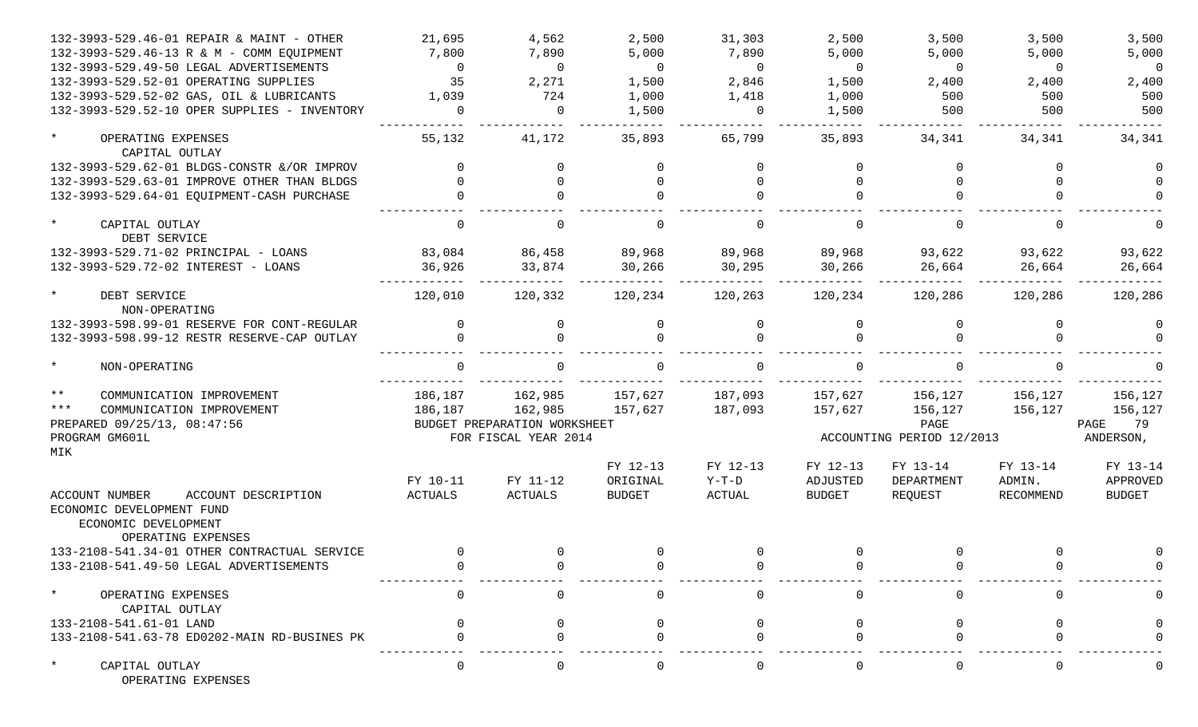| ACCOUNT NUMBER ACCOUNT DESCRIPTION | FY 10-11 ACTUALS | FY 11-12 ACTUALS | FY 12-13 ORIGINAL BUDGET | FY 12-13 Y-T-D ACTUAL | FY 12-13 ADJUSTED BUDGET | FY 13-14 DEPARTMENT REQUEST | FY 13-14 ADMIN. RECOMMEND | FY 13-14 APPROVED BUDGET |
|---|---|---|---|---|---|---|---|---|
| 132-3993-529.46-01 REPAIR & MAINT - OTHER | 21,695 | 4,562 | 2,500 | 31,303 | 2,500 | 3,500 | 3,500 | 3,500 |
| 132-3993-529.46-13 R & M - COMM EQUIPMENT | 7,800 | 7,890 | 5,000 | 7,890 | 5,000 | 5,000 | 5,000 | 5,000 |
| 132-3993-529.49-50 LEGAL ADVERTISEMENTS | 0 | 0 | 0 | 0 | 0 | 0 | 0 | 0 |
| 132-3993-529.52-01 OPERATING SUPPLIES | 35 | 2,271 | 1,500 | 2,846 | 1,500 | 2,400 | 2,400 | 2,400 |
| 132-3993-529.52-02 GAS, OIL & LUBRICANTS | 1,039 | 724 | 1,000 | 1,418 | 1,000 | 500 | 500 | 500 |
| 132-3993-529.52-10 OPER SUPPLIES - INVENTORY | 0 | 0 | 1,500 | 0 | 1,500 | 500 | 500 | 500 |
| * OPERATING EXPENSES | 55,132 | 41,172 | 35,893 | 65,799 | 35,893 | 34,341 | 34,341 | 34,341 |
| CAPITAL OUTLAY | | | | | | | | |
| 132-3993-529.62-01 BLDGS-CONSTR &/OR IMPROV | 0 | 0 | 0 | 0 | 0 | 0 | 0 | 0 |
| 132-3993-529.63-01 IMPROVE OTHER THAN BLDGS | 0 | 0 | 0 | 0 | 0 | 0 | 0 | 0 |
| 132-3993-529.64-01 EQUIPMENT-CASH PURCHASE | 0 | 0 | 0 | 0 | 0 | 0 | 0 | 0 |
| * CAPITAL OUTLAY | 0 | 0 | 0 | 0 | 0 | 0 | 0 | 0 |
| DEBT SERVICE | | | | | | | | |
| 132-3993-529.71-02 PRINCIPAL - LOANS | 83,084 | 86,458 | 89,968 | 89,968 | 89,968 | 93,622 | 93,622 | 93,622 |
| 132-3993-529.72-02 INTEREST - LOANS | 36,926 | 33,874 | 30,266 | 30,295 | 30,266 | 26,664 | 26,664 | 26,664 |
| * DEBT SERVICE | 120,010 | 120,332 | 120,234 | 120,263 | 120,234 | 120,286 | 120,286 | 120,286 |
| NON-OPERATING | | | | | | | | |
| 132-3993-598.99-01 RESERVE FOR CONT-REGULAR | 0 | 0 | 0 | 0 | 0 | 0 | 0 | 0 |
| 132-3993-598.99-12 RESTR RESERVE-CAP OUTLAY | 0 | 0 | 0 | 0 | 0 | 0 | 0 | 0 |
| * NON-OPERATING | 0 | 0 | 0 | 0 | 0 | 0 | 0 | 0 |
| ** COMMUNICATION IMPROVEMENT | 186,187 | 162,985 | 157,627 | 187,093 | 157,627 | 156,127 | 156,127 | 156,127 |
| *** COMMUNICATION IMPROVEMENT | 186,187 | 162,985 | 157,627 | 187,093 | 157,627 | 156,127 | 156,127 | 156,127 |

PREPARED 09/25/13, 08:47:56 BUDGET PREPARATION WORKSHEET PAGE 79
PROGRAM GM601L FOR FISCAL YEAR 2014 ACCOUNTING PERIOD 12/2013 ANDERSON, MIK

| ACCOUNT NUMBER ACCOUNT DESCRIPTION | FY 10-11 ACTUALS | FY 11-12 ACTUALS | FY 12-13 ORIGINAL BUDGET | FY 12-13 Y-T-D ACTUAL | FY 12-13 ADJUSTED BUDGET | FY 13-14 DEPARTMENT REQUEST | FY 13-14 ADMIN. RECOMMEND | FY 13-14 APPROVED BUDGET |
|---|---|---|---|---|---|---|---|---|
| ECONOMIC DEVELOPMENT FUND | | | | | | | | |
| ECONOMIC DEVELOPMENT | | | | | | | | |
| OPERATING EXPENSES | | | | | | | | |
| 133-2108-541.34-01 OTHER CONTRACTUAL SERVICE | 0 | 0 | 0 | 0 | 0 | 0 | 0 | 0 |
| 133-2108-541.49-50 LEGAL ADVERTISEMENTS | 0 | 0 | 0 | 0 | 0 | 0 | 0 | 0 |
| * OPERATING EXPENSES | 0 | 0 | 0 | 0 | 0 | 0 | 0 | 0 |
| CAPITAL OUTLAY | | | | | | | | |
| 133-2108-541.61-01 LAND | 0 | 0 | 0 | 0 | 0 | 0 | 0 | 0 |
| 133-2108-541.63-78 ED0202-MAIN RD-BUSINES PK | 0 | 0 | 0 | 0 | 0 | 0 | 0 | 0 |
| * CAPITAL OUTLAY | 0 | 0 | 0 | 0 | 0 | 0 | 0 | 0 |
| OPERATING EXPENSES | | | | | | | | |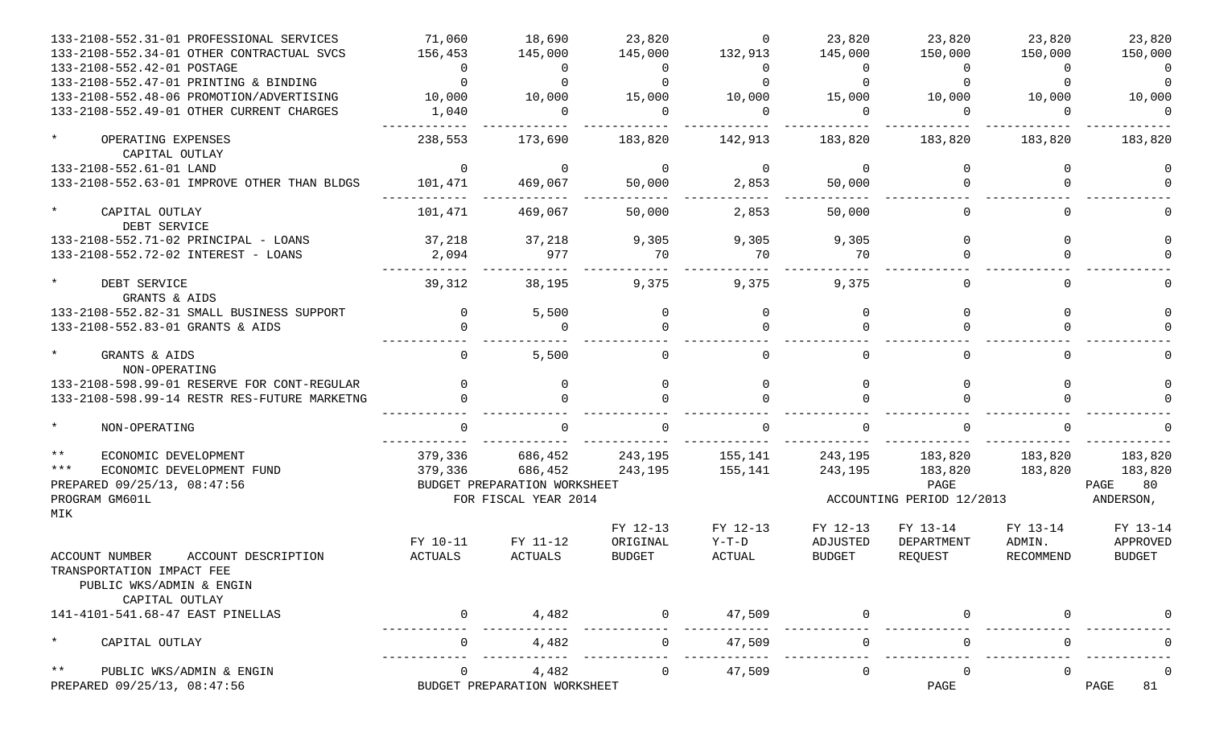| ACCOUNT NUMBER ACCOUNT DESCRIPTION | FY 10-11 ACTUALS | FY 11-12 ACTUALS | FY 12-13 ORIGINAL BUDGET | FY 12-13 Y-T-D ACTUAL | FY 12-13 ADJUSTED BUDGET | FY 13-14 DEPARTMENT REQUEST | FY 13-14 ADMIN. RECOMMEND | FY 13-14 APPROVED BUDGET |
|---|---|---|---|---|---|---|---|---|
| 133-2108-552.31-01 PROFESSIONAL SERVICES | 71,060 | 18,690 | 23,820 | 0 | 23,820 | 23,820 | 23,820 | 23,820 |
| 133-2108-552.34-01 OTHER CONTRACTUAL SVCS | 156,453 | 145,000 | 145,000 | 132,913 | 145,000 | 150,000 | 150,000 | 150,000 |
| 133-2108-552.42-01 POSTAGE | 0 | 0 | 0 | 0 | 0 | 0 | 0 | 0 |
| 133-2108-552.47-01 PRINTING & BINDING | 0 | 0 | 0 | 0 | 0 | 0 | 0 | 0 |
| 133-2108-552.48-06 PROMOTION/ADVERTISING | 10,000 | 10,000 | 15,000 | 10,000 | 15,000 | 10,000 | 10,000 | 10,000 |
| 133-2108-552.49-01 OTHER CURRENT CHARGES | 1,040 | 0 | 0 | 0 | 0 | 0 | 0 | 0 |
| * OPERATING EXPENSES | 238,553 | 173,690 | 183,820 | 142,913 | 183,820 | 183,820 | 183,820 | 183,820 |
| CAPITAL OUTLAY | | | | | | | | |
| 133-2108-552.61-01 LAND | 0 | 0 | 0 | 0 | 0 | 0 | 0 | 0 |
| 133-2108-552.63-01 IMPROVE OTHER THAN BLDGS | 101,471 | 469,067 | 50,000 | 2,853 | 50,000 | 0 | 0 | 0 |
| * CAPITAL OUTLAY | 101,471 | 469,067 | 50,000 | 2,853 | 50,000 | 0 | 0 | 0 |
| DEBT SERVICE | | | | | | | | |
| 133-2108-552.71-02 PRINCIPAL - LOANS | 37,218 | 37,218 | 9,305 | 9,305 | 9,305 | 0 | 0 | 0 |
| 133-2108-552.72-02 INTEREST - LOANS | 2,094 | 977 | 70 | 70 | 70 | 0 | 0 | 0 |
| * DEBT SERVICE | 39,312 | 38,195 | 9,375 | 9,375 | 9,375 | 0 | 0 | 0 |
| GRANTS & AIDS | | | | | | | | |
| 133-2108-552.82-31 SMALL BUSINESS SUPPORT | 0 | 5,500 | 0 | 0 | 0 | 0 | 0 | 0 |
| 133-2108-552.83-01 GRANTS & AIDS | 0 | 0 | 0 | 0 | 0 | 0 | 0 | 0 |
| * GRANTS & AIDS | 0 | 5,500 | 0 | 0 | 0 | 0 | 0 | 0 |
| NON-OPERATING | | | | | | | | |
| 133-2108-598.99-01 RESERVE FOR CONT-REGULAR | 0 | 0 | 0 | 0 | 0 | 0 | 0 | 0 |
| 133-2108-598.99-14 RESTR RES-FUTURE MARKETNG | 0 | 0 | 0 | 0 | 0 | 0 | 0 | 0 |
| * NON-OPERATING | 0 | 0 | 0 | 0 | 0 | 0 | 0 | 0 |
| ** ECONOMIC DEVELOPMENT | 379,336 | 686,452 | 243,195 | 155,141 | 243,195 | 183,820 | 183,820 | 183,820 |
| *** ECONOMIC DEVELOPMENT FUND | 379,336 | 686,452 | 243,195 | 155,141 | 243,195 | 183,820 | 183,820 | 183,820 |

PREPARED 09/25/13, 08:47:56 BUDGET PREPARATION WORKSHEET PAGE 80
PROGRAM GM601L FOR FISCAL YEAR 2014 ACCOUNTING PERIOD 12/2013 ANDERSON, MIK

| ACCOUNT NUMBER ACCOUNT DESCRIPTION | FY 10-11 ACTUALS | FY 11-12 ACTUALS | FY 12-13 ORIGINAL BUDGET | FY 12-13 Y-T-D ACTUAL | FY 12-13 ADJUSTED BUDGET | FY 13-14 DEPARTMENT REQUEST | FY 13-14 ADMIN. RECOMMEND | FY 13-14 APPROVED BUDGET |
|---|---|---|---|---|---|---|---|---|
| TRANSPORTATION IMPACT FEE | | | | | | | | |
| PUBLIC WKS/ADMIN & ENGIN | | | | | | | | |
| CAPITAL OUTLAY | | | | | | | | |
| 141-4101-541.68-47 EAST PINELLAS | 0 | 4,482 | 0 | 47,509 | 0 | 0 | 0 | 0 |
| * CAPITAL OUTLAY | 0 | 4,482 | 0 | 47,509 | 0 | 0 | 0 | 0 |
| ** PUBLIC WKS/ADMIN & ENGIN | 0 | 4,482 | 0 | 47,509 | 0 | 0 | 0 | 0 |

PREPARED 09/25/13, 08:47:56 BUDGET PREPARATION WORKSHEET PAGE 81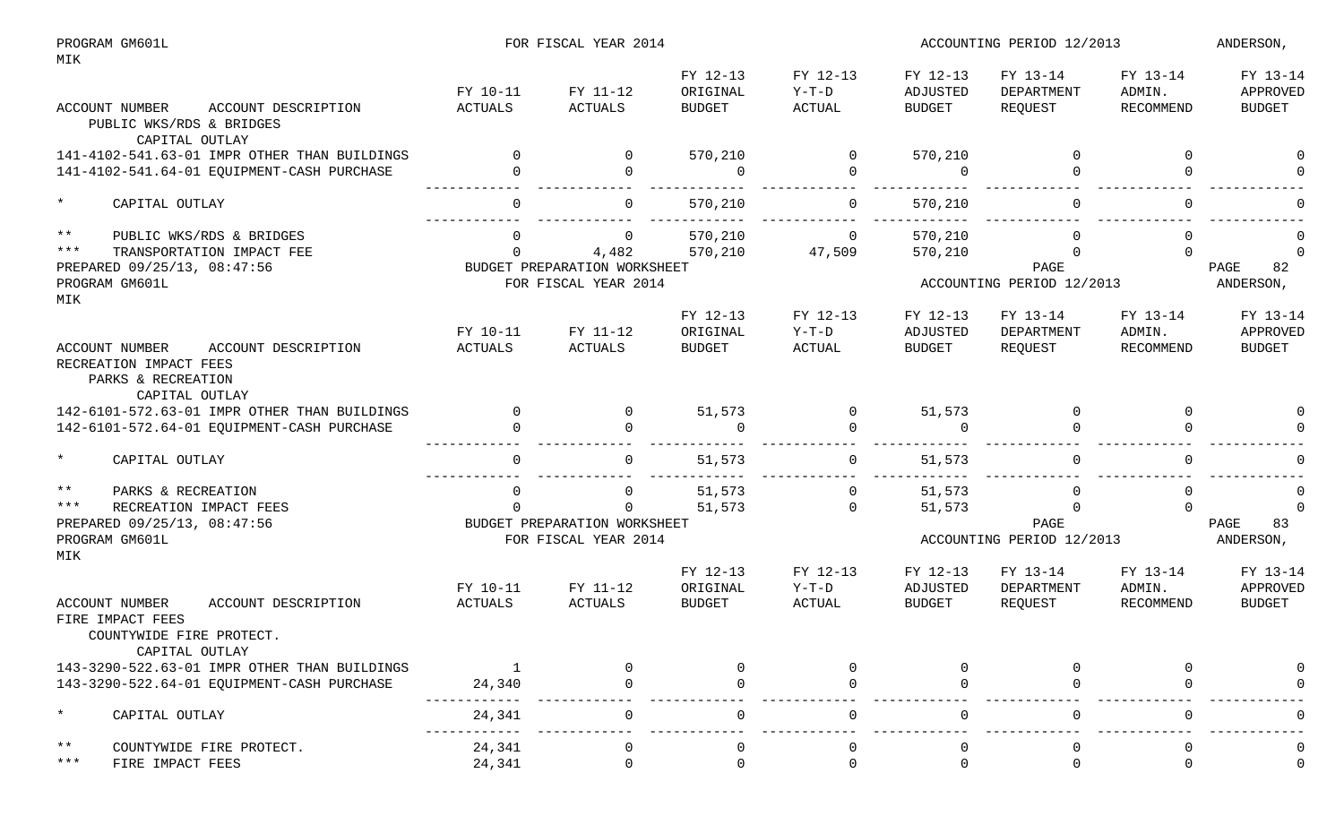| ACCOUNT NUMBER ACCOUNT DESCRIPTION | FY 10-11 ACTUALS | FY 11-12 ACTUALS | FY 12-13 ORIGINAL BUDGET | FY 12-13 Y-T-D ACTUAL | FY 12-13 ADJUSTED BUDGET | FY 13-14 DEPARTMENT REQUEST | FY 13-14 ADMIN. RECOMMEND | FY 13-14 APPROVED BUDGET |
|---|---|---|---|---|---|---|---|---|
| PUBLIC WKS/RDS & BRIDGES | | | | | | | | |
| CAPITAL OUTLAY | | | | | | | | |
| 141-4102-541.63-01 IMPR OTHER THAN BUILDINGS | 0 | 0 | 570,210 | 0 | 570,210 | 0 | 0 | 0 |
| 141-4102-541.64-01 EQUIPMENT-CASH PURCHASE | 0 | 0 | 0 | 0 | 0 | 0 | 0 | 0 |
| * CAPITAL OUTLAY | 0 | 0 | 570,210 | 0 | 570,210 | 0 | 0 | 0 |
| ** PUBLIC WKS/RDS & BRIDGES | 0 | 0 | 570,210 | 0 | 570,210 | 0 | 0 | 0 |
| *** TRANSPORTATION IMPACT FEE | 0 | 4,482 | 570,210 | 47,509 | 570,210 | 0 | 0 | 0 |

PREPARED 09/25/13, 08:47:56 BUDGET PREPARATION WORKSHEET PAGE 82
PROGRAM GM601L FOR FISCAL YEAR 2014 ACCOUNTING PERIOD 12/2013 ANDERSON, MIK

| ACCOUNT NUMBER ACCOUNT DESCRIPTION | FY 10-11 ACTUALS | FY 11-12 ACTUALS | FY 12-13 ORIGINAL BUDGET | FY 12-13 Y-T-D ACTUAL | FY 12-13 ADJUSTED BUDGET | FY 13-14 DEPARTMENT REQUEST | FY 13-14 ADMIN. RECOMMEND | FY 13-14 APPROVED BUDGET |
|---|---|---|---|---|---|---|---|---|
| RECREATION IMPACT FEES | | | | | | | | |
| PARKS & RECREATION | | | | | | | | |
| CAPITAL OUTLAY | | | | | | | | |
| 142-6101-572.63-01 IMPR OTHER THAN BUILDINGS | 0 | 0 | 51,573 | 0 | 51,573 | 0 | 0 | 0 |
| 142-6101-572.64-01 EQUIPMENT-CASH PURCHASE | 0 | 0 | 0 | 0 | 0 | 0 | 0 | 0 |
| * CAPITAL OUTLAY | 0 | 0 | 51,573 | 0 | 51,573 | 0 | 0 | 0 |
| ** PARKS & RECREATION | 0 | 0 | 51,573 | 0 | 51,573 | 0 | 0 | 0 |
| *** RECREATION IMPACT FEES | 0 | 0 | 51,573 | 0 | 51,573 | 0 | 0 | 0 |

PREPARED 09/25/13, 08:47:56 BUDGET PREPARATION WORKSHEET PAGE 83
PROGRAM GM601L FOR FISCAL YEAR 2014 ACCOUNTING PERIOD 12/2013 ANDERSON, MIK

| ACCOUNT NUMBER ACCOUNT DESCRIPTION | FY 10-11 ACTUALS | FY 11-12 ACTUALS | FY 12-13 ORIGINAL BUDGET | FY 12-13 Y-T-D ACTUAL | FY 12-13 ADJUSTED BUDGET | FY 13-14 DEPARTMENT REQUEST | FY 13-14 ADMIN. RECOMMEND | FY 13-14 APPROVED BUDGET |
|---|---|---|---|---|---|---|---|---|
| FIRE IMPACT FEES | | | | | | | | |
| COUNTYWIDE FIRE PROTECT. | | | | | | | | |
| CAPITAL OUTLAY | | | | | | | | |
| 143-3290-522.63-01 IMPR OTHER THAN BUILDINGS | 1 | 0 | 0 | 0 | 0 | 0 | 0 | 0 |
| 143-3290-522.64-01 EQUIPMENT-CASH PURCHASE | 24,340 | 0 | 0 | 0 | 0 | 0 | 0 | 0 |
| * CAPITAL OUTLAY | 24,341 | 0 | 0 | 0 | 0 | 0 | 0 | 0 |
| ** COUNTYWIDE FIRE PROTECT. | 24,341 | 0 | 0 | 0 | 0 | 0 | 0 | 0 |
| *** FIRE IMPACT FEES | 24,341 | 0 | 0 | 0 | 0 | 0 | 0 | 0 |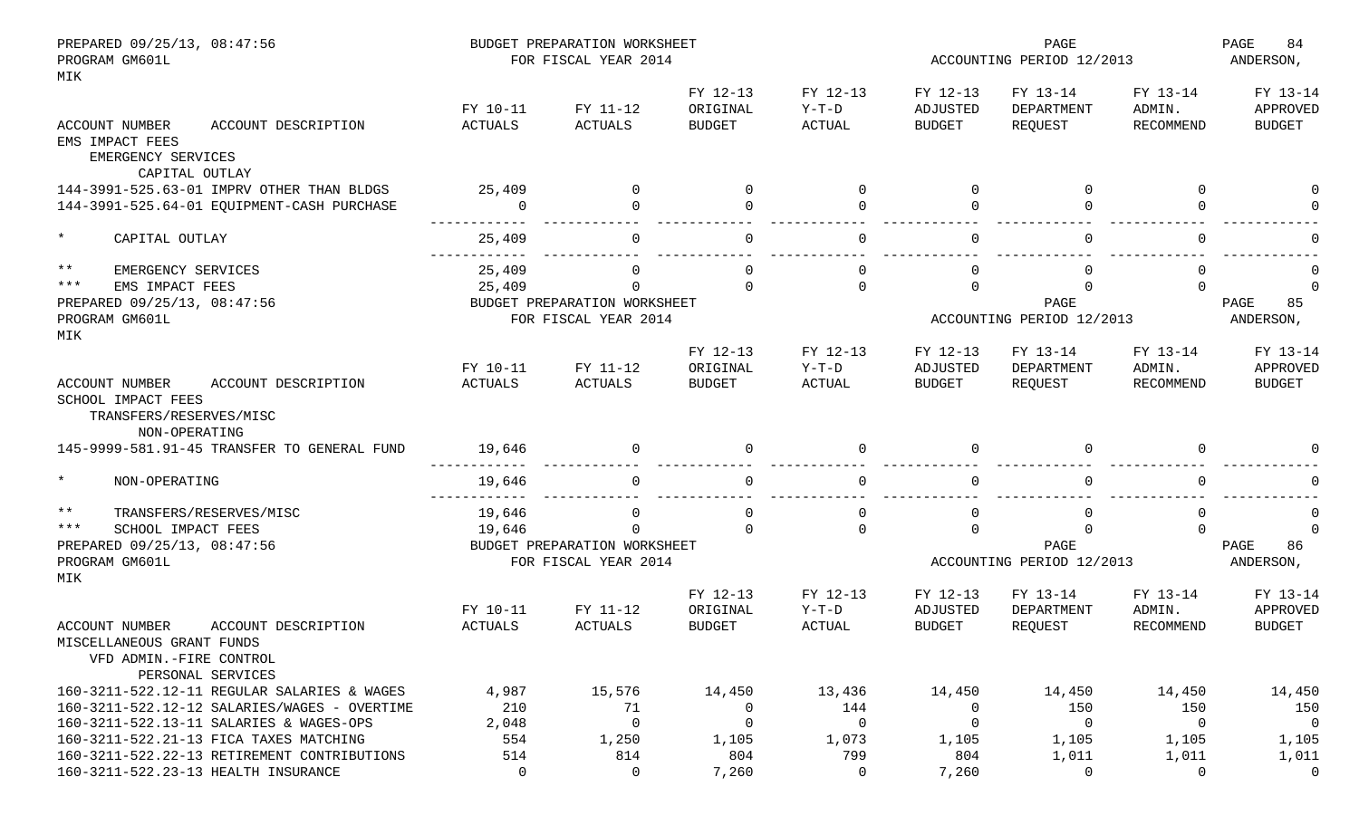| ACCOUNT NUMBER ACCOUNT DESCRIPTION | FY 10-11 ACTUALS | FY 11-12 ACTUALS | FY 12-13 ORIGINAL BUDGET | FY 12-13 Y-T-D ACTUAL | FY 12-13 ADJUSTED BUDGET | FY 13-14 DEPARTMENT REQUEST | FY 13-14 ADMIN. RECOMMEND | FY 13-14 APPROVED BUDGET |
|---|---|---|---|---|---|---|---|---|
| EMS IMPACT FEES | | | | | | | | |
| EMERGENCY SERVICES | | | | | | | | |
| CAPITAL OUTLAY | | | | | | | | |
| 144-3991-525.63-01 IMPRV OTHER THAN BLDGS | 25,409 | 0 | 0 | 0 | 0 | 0 | 0 | 0 |
| 144-3991-525.64-01 EQUIPMENT-CASH PURCHASE | 0 | 0 | 0 | 0 | 0 | 0 | 0 | 0 |
| * CAPITAL OUTLAY | 25,409 | 0 | 0 | 0 | 0 | 0 | 0 | 0 |
| ** EMERGENCY SERVICES | 25,409 | 0 | 0 | 0 | 0 | 0 | 0 | 0 |
| *** EMS IMPACT FEES | 25,409 | 0 | 0 | 0 | 0 | 0 | 0 | 0 |

| ACCOUNT NUMBER ACCOUNT DESCRIPTION | FY 10-11 ACTUALS | FY 11-12 ACTUALS | FY 12-13 ORIGINAL BUDGET | FY 12-13 Y-T-D ACTUAL | FY 12-13 ADJUSTED BUDGET | FY 13-14 DEPARTMENT REQUEST | FY 13-14 ADMIN. RECOMMEND | FY 13-14 APPROVED BUDGET |
|---|---|---|---|---|---|---|---|---|
| SCHOOL IMPACT FEES | | | | | | | | |
| TRANSFERS/RESERVES/MISC | | | | | | | | |
| NON-OPERATING | | | | | | | | |
| 145-9999-581.91-45 TRANSFER TO GENERAL FUND | 19,646 | 0 | 0 | 0 | 0 | 0 | 0 | 0 |
| * NON-OPERATING | 19,646 | 0 | 0 | 0 | 0 | 0 | 0 | 0 |
| ** TRANSFERS/RESERVES/MISC | 19,646 | 0 | 0 | 0 | 0 | 0 | 0 | 0 |
| *** SCHOOL IMPACT FEES | 19,646 | 0 | 0 | 0 | 0 | 0 | 0 | 0 |

| ACCOUNT NUMBER ACCOUNT DESCRIPTION | FY 10-11 ACTUALS | FY 11-12 ACTUALS | FY 12-13 ORIGINAL BUDGET | FY 12-13 Y-T-D ACTUAL | FY 12-13 ADJUSTED BUDGET | FY 13-14 DEPARTMENT REQUEST | FY 13-14 ADMIN. RECOMMEND | FY 13-14 APPROVED BUDGET |
|---|---|---|---|---|---|---|---|---|
| MISCELLANEOUS GRANT FUNDS | | | | | | | | |
| VFD ADMIN.-FIRE CONTROL | | | | | | | | |
| PERSONAL SERVICES | | | | | | | | |
| 160-3211-522.12-11 REGULAR SALARIES & WAGES | 4,987 | 15,576 | 14,450 | 13,436 | 14,450 | 14,450 | 14,450 | 14,450 |
| 160-3211-522.12-12 SALARIES/WAGES - OVERTIME | 210 | 71 | 0 | 144 | 0 | 150 | 150 | 150 |
| 160-3211-522.13-11 SALARIES & WAGES-OPS | 2,048 | 0 | 0 | 0 | 0 | 0 | 0 | 0 |
| 160-3211-522.21-13 FICA TAXES MATCHING | 554 | 1,250 | 1,105 | 1,073 | 1,105 | 1,105 | 1,105 | 1,105 |
| 160-3211-522.22-13 RETIREMENT CONTRIBUTIONS | 514 | 814 | 804 | 799 | 804 | 1,011 | 1,011 | 1,011 |
| 160-3211-522.23-13 HEALTH INSURANCE | 0 | 0 | 7,260 | 0 | 7,260 | 0 | 0 | 0 |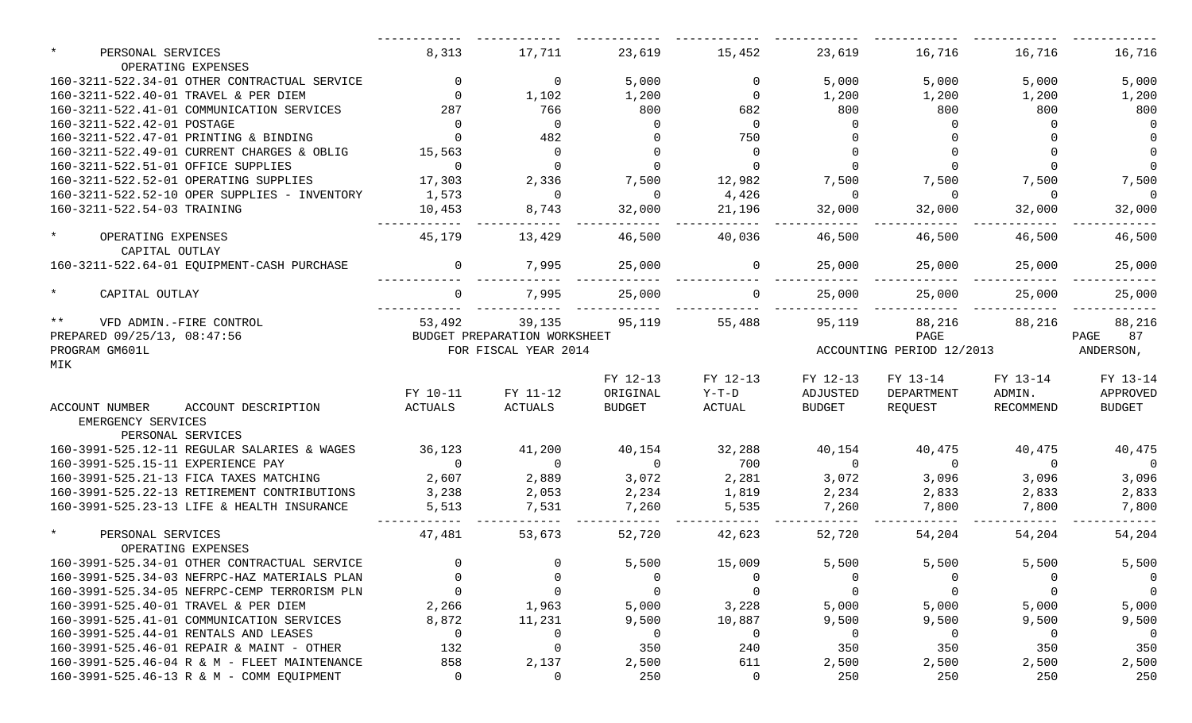| | | | | | | | | |
|---|---|---|---|---|---|---|---|---|
| * PERSONAL SERVICES | 8,313 | 17,711 | 23,619 | 15,452 | 23,619 | 16,716 | 16,716 | 16,716 |
| OPERATING EXPENSES | | | | | | | | |
| 160-3211-522.34-01 OTHER CONTRACTUAL SERVICE | 0 | 0 | 5,000 | 0 | 5,000 | 5,000 | 5,000 | 5,000 |
| 160-3211-522.40-01 TRAVEL & PER DIEM | 0 | 1,102 | 1,200 | 0 | 1,200 | 1,200 | 1,200 | 1,200 |
| 160-3211-522.41-01 COMMUNICATION SERVICES | 287 | 766 | 800 | 682 | 800 | 800 | 800 | 800 |
| 160-3211-522.42-01 POSTAGE | 0 | 0 | 0 | 0 | 0 | 0 | 0 | 0 |
| 160-3211-522.47-01 PRINTING & BINDING | 0 | 482 | 0 | 750 | 0 | 0 | 0 | 0 |
| 160-3211-522.49-01 CURRENT CHARGES & OBLIG | 15,563 | 0 | 0 | 0 | 0 | 0 | 0 | 0 |
| 160-3211-522.51-01 OFFICE SUPPLIES | 0 | 0 | 0 | 0 | 0 | 0 | 0 | 0 |
| 160-3211-522.52-01 OPERATING SUPPLIES | 17,303 | 2,336 | 7,500 | 12,982 | 7,500 | 7,500 | 7,500 | 7,500 |
| 160-3211-522.52-10 OPER SUPPLIES - INVENTORY | 1,573 | 0 | 0 | 4,426 | 0 | 0 | 0 | 0 |
| 160-3211-522.54-03 TRAINING | 10,453 | 8,743 | 32,000 | 21,196 | 32,000 | 32,000 | 32,000 | 32,000 |
| * OPERATING EXPENSES | 45,179 | 13,429 | 46,500 | 40,036 | 46,500 | 46,500 | 46,500 | 46,500 |
| CAPITAL OUTLAY | | | | | | | | |
| 160-3211-522.64-01 EQUIPMENT-CASH PURCHASE | 0 | 7,995 | 25,000 | 0 | 25,000 | 25,000 | 25,000 | 25,000 |
| * CAPITAL OUTLAY | 0 | 7,995 | 25,000 | 0 | 25,000 | 25,000 | 25,000 | 25,000 |
| ** VFD ADMIN.-FIRE CONTROL | 53,492 | 39,135 | 95,119 | 55,488 | 95,119 | 88,216 | 88,216 | 88,216 |

PREPARED 09/25/13, 08:47:56 — BUDGET PREPARATION WORKSHEET — PAGE 87
PROGRAM GM601L — FOR FISCAL YEAR 2014 — ACCOUNTING PERIOD 12/2013 — ANDERSON, MIK

| ACCOUNT NUMBER ACCOUNT DESCRIPTION | FY 10-11 ACTUALS | FY 11-12 ACTUALS | FY 12-13 ORIGINAL BUDGET | FY 12-13 Y-T-D ACTUAL | FY 12-13 ADJUSTED BUDGET | FY 13-14 DEPARTMENT REQUEST | FY 13-14 ADMIN. RECOMMEND | FY 13-14 APPROVED BUDGET |
|---|---|---|---|---|---|---|---|---|
| EMERGENCY SERVICES | | | | | | | | |
| PERSONAL SERVICES | | | | | | | | |
| 160-3991-525.12-11 REGULAR SALARIES & WAGES | 36,123 | 41,200 | 40,154 | 32,288 | 40,154 | 40,475 | 40,475 | 40,475 |
| 160-3991-525.15-11 EXPERIENCE PAY | 0 | 0 | 0 | 700 | 0 | 0 | 0 | 0 |
| 160-3991-525.21-13 FICA TAXES MATCHING | 2,607 | 2,889 | 3,072 | 2,281 | 3,072 | 3,096 | 3,096 | 3,096 |
| 160-3991-525.22-13 RETIREMENT CONTRIBUTIONS | 3,238 | 2,053 | 2,234 | 1,819 | 2,234 | 2,833 | 2,833 | 2,833 |
| 160-3991-525.23-13 LIFE & HEALTH INSURANCE | 5,513 | 7,531 | 7,260 | 5,535 | 7,260 | 7,800 | 7,800 | 7,800 |
| * PERSONAL SERVICES | 47,481 | 53,673 | 52,720 | 42,623 | 52,720 | 54,204 | 54,204 | 54,204 |
| OPERATING EXPENSES | | | | | | | | |
| 160-3991-525.34-01 OTHER CONTRACTUAL SERVICE | 0 | 0 | 5,500 | 15,009 | 5,500 | 5,500 | 5,500 | 5,500 |
| 160-3991-525.34-03 NEFRPC-HAZ MATERIALS PLAN | 0 | 0 | 0 | 0 | 0 | 0 | 0 | 0 |
| 160-3991-525.34-05 NEFRPC-CEMP TERRORISM PLN | 0 | 0 | 0 | 0 | 0 | 0 | 0 | 0 |
| 160-3991-525.40-01 TRAVEL & PER DIEM | 2,266 | 1,963 | 5,000 | 3,228 | 5,000 | 5,000 | 5,000 | 5,000 |
| 160-3991-525.41-01 COMMUNICATION SERVICES | 8,872 | 11,231 | 9,500 | 10,887 | 9,500 | 9,500 | 9,500 | 9,500 |
| 160-3991-525.44-01 RENTALS AND LEASES | 0 | 0 | 0 | 0 | 0 | 0 | 0 | 0 |
| 160-3991-525.46-01 REPAIR & MAINT - OTHER | 132 | 0 | 350 | 240 | 350 | 350 | 350 | 350 |
| 160-3991-525.46-04 R & M - FLEET MAINTENANCE | 858 | 2,137 | 2,500 | 611 | 2,500 | 2,500 | 2,500 | 2,500 |
| 160-3991-525.46-13 R & M - COMM EQUIPMENT | 0 | 0 | 250 | 0 | 250 | 250 | 250 | 250 |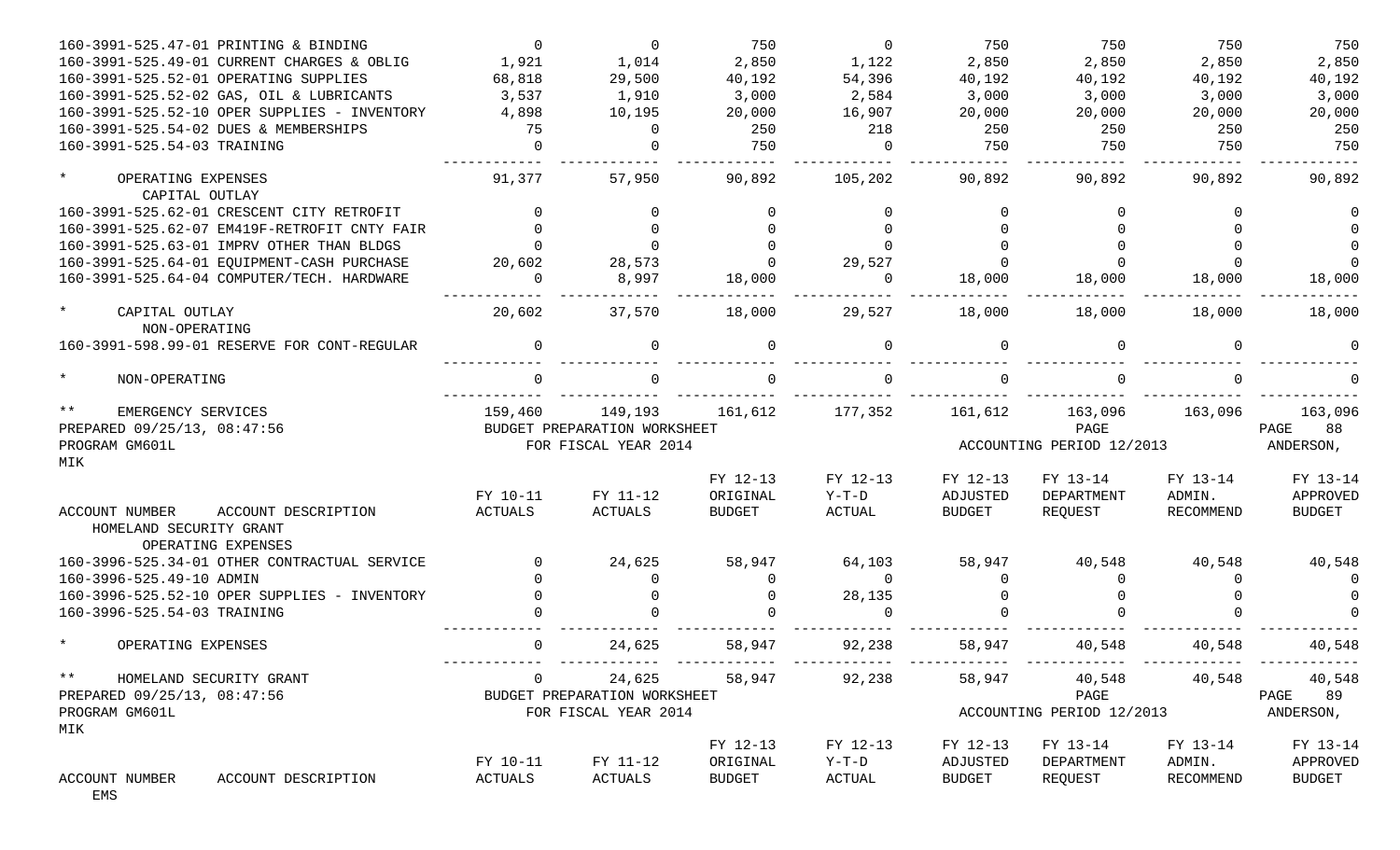| ACCOUNT NUMBER ACCOUNT DESCRIPTION | FY 10-11 ACTUALS | FY 11-12 ACTUALS | FY 12-13 ORIGINAL BUDGET | FY 12-13 Y-T-D ACTUAL | FY 12-13 ADJUSTED BUDGET | FY 13-14 DEPARTMENT REQUEST | FY 13-14 ADMIN. RECOMMEND | FY 13-14 APPROVED BUDGET |
|---|---|---|---|---|---|---|---|---|
| 160-3991-525.47-01 PRINTING & BINDING | 0 | 0 | 750 | 0 | 750 | 750 | 750 | 750 |
| 160-3991-525.49-01 CURRENT CHARGES & OBLIG | 1,921 | 1,014 | 2,850 | 1,122 | 2,850 | 2,850 | 2,850 | 2,850 |
| 160-3991-525.52-01 OPERATING SUPPLIES | 68,818 | 29,500 | 40,192 | 54,396 | 40,192 | 40,192 | 40,192 | 40,192 |
| 160-3991-525.52-02 GAS, OIL & LUBRICANTS | 3,537 | 1,910 | 3,000 | 2,584 | 3,000 | 3,000 | 3,000 | 3,000 |
| 160-3991-525.52-10 OPER SUPPLIES - INVENTORY | 4,898 | 10,195 | 20,000 | 16,907 | 20,000 | 20,000 | 20,000 | 20,000 |
| 160-3991-525.54-02 DUES & MEMBERSHIPS | 75 | 0 | 250 | 218 | 250 | 250 | 250 | 250 |
| 160-3991-525.54-03 TRAINING | 0 | 0 | 750 | 0 | 750 | 750 | 750 | 750 |
| * OPERATING EXPENSES | 91,377 | 57,950 | 90,892 | 105,202 | 90,892 | 90,892 | 90,892 | 90,892 |
| CAPITAL OUTLAY | | | | | | | | |
| 160-3991-525.62-01 CRESCENT CITY RETROFIT | 0 | 0 | 0 | 0 | 0 | 0 | 0 | 0 |
| 160-3991-525.62-07 EM419F-RETROFIT CNTY FAIR | 0 | 0 | 0 | 0 | 0 | 0 | 0 | 0 |
| 160-3991-525.63-01 IMPRV OTHER THAN BLDGS | 0 | 0 | 0 | 0 | 0 | 0 | 0 | 0 |
| 160-3991-525.64-01 EQUIPMENT-CASH PURCHASE | 20,602 | 28,573 | 0 | 29,527 | 0 | 0 | 0 | 0 |
| 160-3991-525.64-04 COMPUTER/TECH. HARDWARE | 0 | 8,997 | 18,000 | 0 | 18,000 | 18,000 | 18,000 | 18,000 |
| * CAPITAL OUTLAY | 20,602 | 37,570 | 18,000 | 29,527 | 18,000 | 18,000 | 18,000 | 18,000 |
| NON-OPERATING | | | | | | | | |
| 160-3991-598.99-01 RESERVE FOR CONT-REGULAR | 0 | 0 | 0 | 0 | 0 | 0 | 0 | 0 |
| * NON-OPERATING | 0 | 0 | 0 | 0 | 0 | 0 | 0 | 0 |
| ** EMERGENCY SERVICES | 159,460 | 149,193 | 161,612 | 177,352 | 161,612 | 163,096 | 163,096 | 163,096 |

PREPARED 09/25/13, 08:47:56 BUDGET PREPARATION WORKSHEET PAGE 88
PROGRAM GM601L FOR FISCAL YEAR 2014 ACCOUNTING PERIOD 12/2013 ANDERSON, MIK

| ACCOUNT NUMBER ACCOUNT DESCRIPTION | FY 10-11 ACTUALS | FY 11-12 ACTUALS | FY 12-13 ORIGINAL BUDGET | FY 12-13 Y-T-D ACTUAL | FY 12-13 ADJUSTED BUDGET | FY 13-14 DEPARTMENT REQUEST | FY 13-14 ADMIN. RECOMMEND | FY 13-14 APPROVED BUDGET |
|---|---|---|---|---|---|---|---|---|
| HOMELAND SECURITY GRANT | | | | | | | | |
| OPERATING EXPENSES | | | | | | | | |
| 160-3996-525.34-01 OTHER CONTRACTUAL SERVICE | 0 | 24,625 | 58,947 | 64,103 | 58,947 | 40,548 | 40,548 | 40,548 |
| 160-3996-525.49-10 ADMIN | 0 | 0 | 0 | 0 | 0 | 0 | 0 | 0 |
| 160-3996-525.52-10 OPER SUPPLIES - INVENTORY | 0 | 0 | 0 | 28,135 | 0 | 0 | 0 | 0 |
| 160-3996-525.54-03 TRAINING | 0 | 0 | 0 | 0 | 0 | 0 | 0 | 0 |
| * OPERATING EXPENSES | 0 | 24,625 | 58,947 | 92,238 | 58,947 | 40,548 | 40,548 | 40,548 |
| ** HOMELAND SECURITY GRANT | 0 | 24,625 | 58,947 | 92,238 | 58,947 | 40,548 | 40,548 | 40,548 |

PREPARED 09/25/13, 08:47:56 BUDGET PREPARATION WORKSHEET PAGE 89
PROGRAM GM601L FOR FISCAL YEAR 2014 ACCOUNTING PERIOD 12/2013 ANDERSON, MIK

| ACCOUNT NUMBER ACCOUNT DESCRIPTION | FY 10-11 ACTUALS | FY 11-12 ACTUALS | FY 12-13 ORIGINAL BUDGET | FY 12-13 Y-T-D ACTUAL | FY 12-13 ADJUSTED BUDGET | FY 13-14 DEPARTMENT REQUEST | FY 13-14 ADMIN. RECOMMEND | FY 13-14 APPROVED BUDGET |
|---|---|---|---|---|---|---|---|---|
| EMS | | | | | | | | |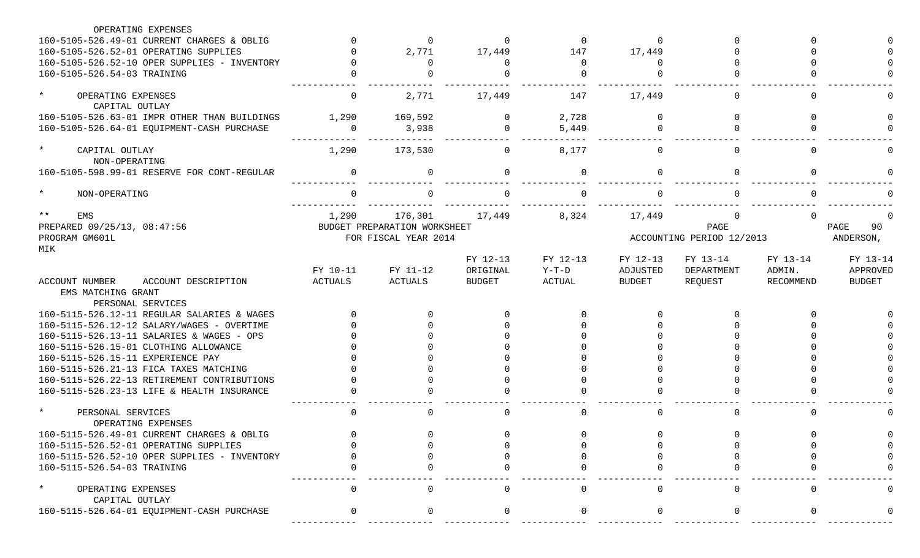| ACCOUNT NUMBER ACCOUNT DESCRIPTION | FY 10-11 ACTUALS | FY 11-12 ACTUALS | FY 12-13 ORIGINAL BUDGET | FY 12-13 Y-T-D ACTUAL | FY 12-13 ADJUSTED BUDGET | FY 13-14 DEPARTMENT REQUEST | FY 13-14 ADMIN. RECOMMEND | FY 13-14 APPROVED BUDGET |
|---|---|---|---|---|---|---|---|---|
| OPERATING EXPENSES | | | | | | | | |
| 160-5105-526.49-01 CURRENT CHARGES & OBLIG | 0 | 0 | 0 | 0 | 0 | 0 | 0 | 0 |
| 160-5105-526.52-01 OPERATING SUPPLIES | 0 | 2,771 | 17,449 | 147 | 17,449 | 0 | 0 | 0 |
| 160-5105-526.52-10 OPER SUPPLIES - INVENTORY | 0 | 0 | 0 | 0 | 0 | 0 | 0 | 0 |
| 160-5105-526.54-03 TRAINING | 0 | 0 | 0 | 0 | 0 | 0 | 0 | 0 |
| * OPERATING EXPENSES | 0 | 2,771 | 17,449 | 147 | 17,449 | 0 | 0 | 0 |
| CAPITAL OUTLAY | | | | | | | | |
| 160-5105-526.63-01 IMPR OTHER THAN BUILDINGS | 1,290 | 169,592 | 0 | 2,728 | 0 | 0 | 0 | 0 |
| 160-5105-526.64-01 EQUIPMENT-CASH PURCHASE | 0 | 3,938 | 0 | 5,449 | 0 | 0 | 0 | 0 |
| * CAPITAL OUTLAY | 1,290 | 173,530 | 0 | 8,177 | 0 | 0 | 0 | 0 |
| NON-OPERATING | | | | | | | | |
| 160-5105-598.99-01 RESERVE FOR CONT-REGULAR | 0 | 0 | 0 | 0 | 0 | 0 | 0 | 0 |
| * NON-OPERATING | 0 | 0 | 0 | 0 | 0 | 0 | 0 | 0 |
| ** EMS | 1,290 | 176,301 | 17,449 | 8,324 | 17,449 | 0 | 0 | 0 |

PREPARED 09/25/13, 08:47:56 BUDGET PREPARATION WORKSHEET PAGE 90
PROGRAM GM601L FOR FISCAL YEAR 2014 ACCOUNTING PERIOD 12/2013 ANDERSON, MIK

| ACCOUNT NUMBER ACCOUNT DESCRIPTION | FY 10-11 ACTUALS | FY 11-12 ACTUALS | FY 12-13 ORIGINAL BUDGET | FY 12-13 Y-T-D ACTUAL | FY 12-13 ADJUSTED BUDGET | FY 13-14 DEPARTMENT REQUEST | FY 13-14 ADMIN. RECOMMEND | FY 13-14 APPROVED BUDGET |
|---|---|---|---|---|---|---|---|---|
| EMS MATCHING GRANT | | | | | | | | |
| PERSONAL SERVICES | | | | | | | | |
| 160-5115-526.12-11 REGULAR SALARIES & WAGES | 0 | 0 | 0 | 0 | 0 | 0 | 0 | 0 |
| 160-5115-526.12-12 SALARY/WAGES - OVERTIME | 0 | 0 | 0 | 0 | 0 | 0 | 0 | 0 |
| 160-5115-526.13-11 SALARIES & WAGES - OPS | 0 | 0 | 0 | 0 | 0 | 0 | 0 | 0 |
| 160-5115-526.15-01 CLOTHING ALLOWANCE | 0 | 0 | 0 | 0 | 0 | 0 | 0 | 0 |
| 160-5115-526.15-11 EXPERIENCE PAY | 0 | 0 | 0 | 0 | 0 | 0 | 0 | 0 |
| 160-5115-526.21-13 FICA TAXES MATCHING | 0 | 0 | 0 | 0 | 0 | 0 | 0 | 0 |
| 160-5115-526.22-13 RETIREMENT CONTRIBUTIONS | 0 | 0 | 0 | 0 | 0 | 0 | 0 | 0 |
| 160-5115-526.23-13 LIFE & HEALTH INSURANCE | 0 | 0 | 0 | 0 | 0 | 0 | 0 | 0 |
| * PERSONAL SERVICES | 0 | 0 | 0 | 0 | 0 | 0 | 0 | 0 |
| OPERATING EXPENSES | | | | | | | | |
| 160-5115-526.49-01 CURRENT CHARGES & OBLIG | 0 | 0 | 0 | 0 | 0 | 0 | 0 | 0 |
| 160-5115-526.52-01 OPERATING SUPPLIES | 0 | 0 | 0 | 0 | 0 | 0 | 0 | 0 |
| 160-5115-526.52-10 OPER SUPPLIES - INVENTORY | 0 | 0 | 0 | 0 | 0 | 0 | 0 | 0 |
| 160-5115-526.54-03 TRAINING | 0 | 0 | 0 | 0 | 0 | 0 | 0 | 0 |
| * OPERATING EXPENSES | 0 | 0 | 0 | 0 | 0 | 0 | 0 | 0 |
| CAPITAL OUTLAY | | | | | | | | |
| 160-5115-526.64-01 EQUIPMENT-CASH PURCHASE | 0 | 0 | 0 | 0 | 0 | 0 | 0 | 0 |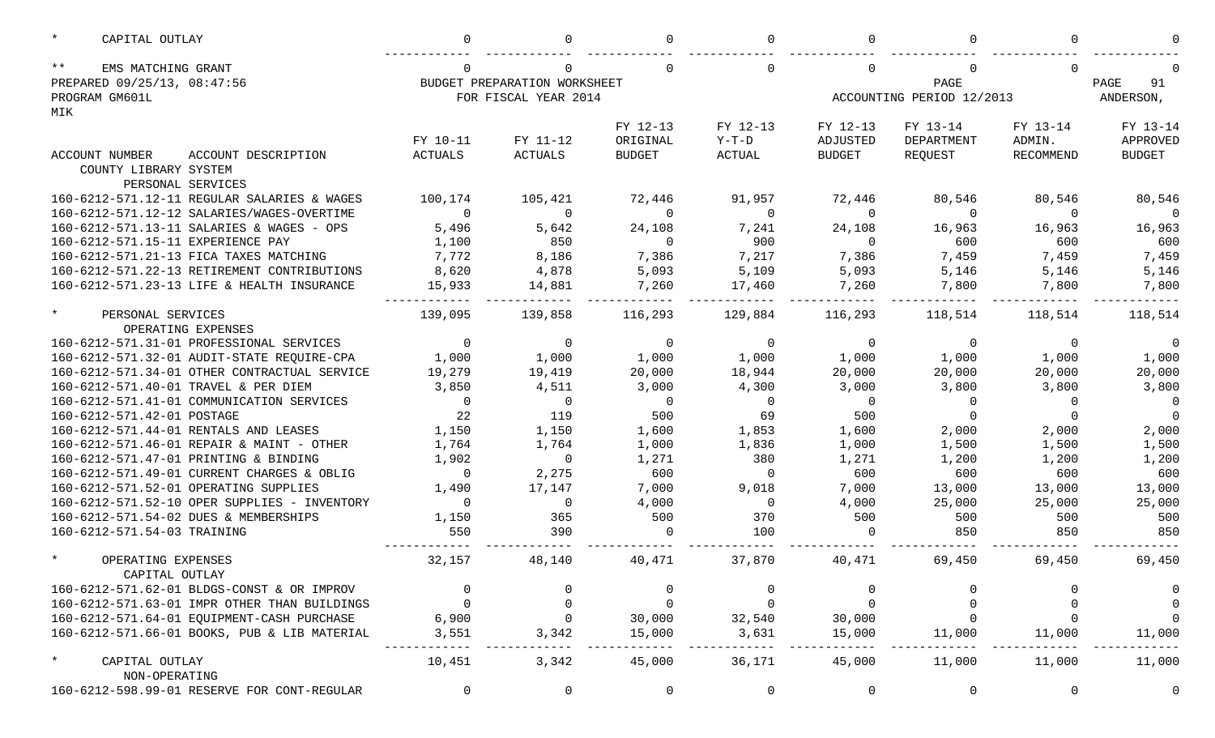| | FY 10-11 | FY 11-12 | FY 12-13 | FY 12-13 | FY 12-13 | FY 13-14 | FY 13-14 | FY 13-14 |
|---|---|---|---|---|---|---|---|---|
| * CAPITAL OUTLAY | 0 | 0 | 0 | 0 | 0 | 0 | 0 | 0 |
| ** EMS MATCHING GRANT | 0 | 0 | 0 | 0 | 0 | 0 | 0 | 0 |

PREPARED 09/25/13, 08:47:56 BUDGET PREPARATION WORKSHEET PAGE 91
PROGRAM GM601L FOR FISCAL YEAR 2014 ACCOUNTING PERIOD 12/2013 ANDERSON, MIK

| ACCOUNT NUMBER ACCOUNT DESCRIPTION | FY 10-11 ACTUALS | FY 11-12 ACTUALS | FY 12-13 ORIGINAL BUDGET | FY 12-13 Y-T-D ACTUAL | FY 12-13 ADJUSTED BUDGET | FY 13-14 DEPARTMENT REQUEST | FY 13-14 ADMIN. RECOMMEND | FY 13-14 APPROVED BUDGET |
|---|---|---|---|---|---|---|---|---|
| COUNTY LIBRARY SYSTEM | | | | | | | | |
| PERSONAL SERVICES | | | | | | | | |
| 160-6212-571.12-11 REGULAR SALARIES & WAGES | 100,174 | 105,421 | 72,446 | 91,957 | 72,446 | 80,546 | 80,546 | 80,546 |
| 160-6212-571.12-12 SALARIES/WAGES-OVERTIME | 0 | 0 | 0 | 0 | 0 | 0 | 0 | 0 |
| 160-6212-571.13-11 SALARIES & WAGES - OPS | 5,496 | 5,642 | 24,108 | 7,241 | 24,108 | 16,963 | 16,963 | 16,963 |
| 160-6212-571.15-11 EXPERIENCE PAY | 1,100 | 850 | 0 | 900 | 0 | 600 | 600 | 600 |
| 160-6212-571.21-13 FICA TAXES MATCHING | 7,772 | 8,186 | 7,386 | 7,217 | 7,386 | 7,459 | 7,459 | 7,459 |
| 160-6212-571.22-13 RETIREMENT CONTRIBUTIONS | 8,620 | 4,878 | 5,093 | 5,109 | 5,093 | 5,146 | 5,146 | 5,146 |
| 160-6212-571.23-13 LIFE & HEALTH INSURANCE | 15,933 | 14,881 | 7,260 | 17,460 | 7,260 | 7,800 | 7,800 | 7,800 |
| * PERSONAL SERVICES | 139,095 | 139,858 | 116,293 | 129,884 | 116,293 | 118,514 | 118,514 | 118,514 |
| OPERATING EXPENSES | | | | | | | | |
| 160-6212-571.31-01 PROFESSIONAL SERVICES | 0 | 0 | 0 | 0 | 0 | 0 | 0 | 0 |
| 160-6212-571.32-01 AUDIT-STATE REQUIRE-CPA | 1,000 | 1,000 | 1,000 | 1,000 | 1,000 | 1,000 | 1,000 | 1,000 |
| 160-6212-571.34-01 OTHER CONTRACTUAL SERVICE | 19,279 | 19,419 | 20,000 | 18,944 | 20,000 | 20,000 | 20,000 | 20,000 |
| 160-6212-571.40-01 TRAVEL & PER DIEM | 3,850 | 4,511 | 3,000 | 4,300 | 3,000 | 3,800 | 3,800 | 3,800 |
| 160-6212-571.41-01 COMMUNICATION SERVICES | 0 | 0 | 0 | 0 | 0 | 0 | 0 | 0 |
| 160-6212-571.42-01 POSTAGE | 22 | 119 | 500 | 69 | 500 | 0 | 0 | 0 |
| 160-6212-571.44-01 RENTALS AND LEASES | 1,150 | 1,150 | 1,600 | 1,853 | 1,600 | 2,000 | 2,000 | 2,000 |
| 160-6212-571.46-01 REPAIR & MAINT - OTHER | 1,764 | 1,764 | 1,000 | 1,836 | 1,000 | 1,500 | 1,500 | 1,500 |
| 160-6212-571.47-01 PRINTING & BINDING | 1,902 | 0 | 1,271 | 380 | 1,271 | 1,200 | 1,200 | 1,200 |
| 160-6212-571.49-01 CURRENT CHARGES & OBLIG | 0 | 2,275 | 600 | 0 | 600 | 600 | 600 | 600 |
| 160-6212-571.52-01 OPERATING SUPPLIES | 1,490 | 17,147 | 7,000 | 9,018 | 7,000 | 13,000 | 13,000 | 13,000 |
| 160-6212-571.52-10 OPER SUPPLIES - INVENTORY | 0 | 0 | 4,000 | 0 | 4,000 | 25,000 | 25,000 | 25,000 |
| 160-6212-571.54-02 DUES & MEMBERSHIPS | 1,150 | 365 | 500 | 370 | 500 | 500 | 500 | 500 |
| 160-6212-571.54-03 TRAINING | 550 | 390 | 0 | 100 | 0 | 850 | 850 | 850 |
| * OPERATING EXPENSES | 32,157 | 48,140 | 40,471 | 37,870 | 40,471 | 69,450 | 69,450 | 69,450 |
| CAPITAL OUTLAY | | | | | | | | |
| 160-6212-571.62-01 BLDGS-CONST & OR IMPROV | 0 | 0 | 0 | 0 | 0 | 0 | 0 | 0 |
| 160-6212-571.63-01 IMPR OTHER THAN BUILDINGS | 0 | 0 | 0 | 0 | 0 | 0 | 0 | 0 |
| 160-6212-571.64-01 EQUIPMENT-CASH PURCHASE | 6,900 | 0 | 30,000 | 32,540 | 30,000 | 0 | 0 | 0 |
| 160-6212-571.66-01 BOOKS, PUB & LIB MATERIAL | 3,551 | 3,342 | 15,000 | 3,631 | 15,000 | 11,000 | 11,000 | 11,000 |
| * CAPITAL OUTLAY | 10,451 | 3,342 | 45,000 | 36,171 | 45,000 | 11,000 | 11,000 | 11,000 |
| NON-OPERATING | | | | | | | | |
| 160-6212-598.99-01 RESERVE FOR CONT-REGULAR | 0 | 0 | 0 | 0 | 0 | 0 | 0 | 0 |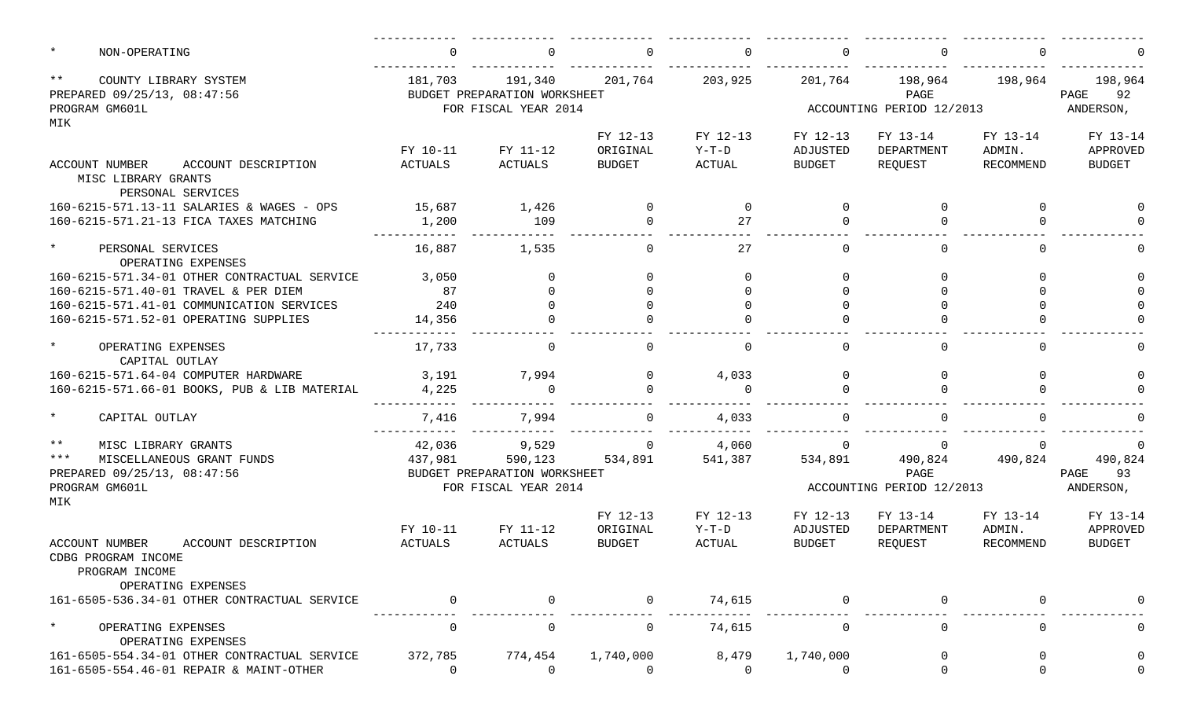| | | | | | | | | |
|---|---|---|---|---|---|---|---|---|
| * NON-OPERATING | 0 | 0 | 0 | 0 | 0 | 0 | 0 | 0 |
| ** COUNTY LIBRARY SYSTEM | 181,703 | 191,340 | 201,764 | 203,925 | 201,764 | 198,964 | 198,964 | 198,964 |

PREPARED 09/25/13, 08:47:56 BUDGET PREPARATION WORKSHEET PAGE 92
PROGRAM GM601L FOR FISCAL YEAR 2014 ACCOUNTING PERIOD 12/2013 ANDERSON, MIK

| ACCOUNT NUMBER ACCOUNT DESCRIPTION | FY 10-11 ACTUALS | FY 11-12 ACTUALS | FY 12-13 ORIGINAL BUDGET | FY 12-13 Y-T-D ACTUAL | FY 12-13 ADJUSTED BUDGET | FY 13-14 DEPARTMENT REQUEST | FY 13-14 ADMIN. RECOMMEND | FY 13-14 APPROVED BUDGET |
|---|---|---|---|---|---|---|---|---|
| MISC LIBRARY GRANTS | | | | | | | | |
| PERSONAL SERVICES | | | | | | | | |
| 160-6215-571.13-11 SALARIES & WAGES - OPS | 15,687 | 1,426 | 0 | 0 | 0 | 0 | 0 | 0 |
| 160-6215-571.21-13 FICA TAXES MATCHING | 1,200 | 109 | 0 | 27 | 0 | 0 | 0 | 0 |
| * PERSONAL SERVICES | 16,887 | 1,535 | 0 | 27 | 0 | 0 | 0 | 0 |
| OPERATING EXPENSES | | | | | | | | |
| 160-6215-571.34-01 OTHER CONTRACTUAL SERVICE | 3,050 | 0 | 0 | 0 | 0 | 0 | 0 | 0 |
| 160-6215-571.40-01 TRAVEL & PER DIEM | 87 | 0 | 0 | 0 | 0 | 0 | 0 | 0 |
| 160-6215-571.41-01 COMMUNICATION SERVICES | 240 | 0 | 0 | 0 | 0 | 0 | 0 | 0 |
| 160-6215-571.52-01 OPERATING SUPPLIES | 14,356 | 0 | 0 | 0 | 0 | 0 | 0 | 0 |
| * OPERATING EXPENSES | 17,733 | 0 | 0 | 0 | 0 | 0 | 0 | 0 |
| CAPITAL OUTLAY | | | | | | | | |
| 160-6215-571.64-04 COMPUTER HARDWARE | 3,191 | 7,994 | 0 | 4,033 | 0 | 0 | 0 | 0 |
| 160-6215-571.66-01 BOOKS, PUB & LIB MATERIAL | 4,225 | 0 | 0 | 0 | 0 | 0 | 0 | 0 |
| * CAPITAL OUTLAY | 7,416 | 7,994 | 0 | 4,033 | 0 | 0 | 0 | 0 |
| ** MISC LIBRARY GRANTS | 42,036 | 9,529 | 0 | 4,060 | 0 | 0 | 0 | 0 |
| *** MISCELLANEOUS GRANT FUNDS | 437,981 | 590,123 | 534,891 | 541,387 | 534,891 | 490,824 | 490,824 | 490,824 |

PREPARED 09/25/13, 08:47:56 BUDGET PREPARATION WORKSHEET PAGE 93
PROGRAM GM601L FOR FISCAL YEAR 2014 ACCOUNTING PERIOD 12/2013 ANDERSON, MIK

| ACCOUNT NUMBER ACCOUNT DESCRIPTION | FY 10-11 ACTUALS | FY 11-12 ACTUALS | FY 12-13 ORIGINAL BUDGET | FY 12-13 Y-T-D ACTUAL | FY 12-13 ADJUSTED BUDGET | FY 13-14 DEPARTMENT REQUEST | FY 13-14 ADMIN. RECOMMEND | FY 13-14 APPROVED BUDGET |
|---|---|---|---|---|---|---|---|---|
| CDBG PROGRAM INCOME | | | | | | | | |
| PROGRAM INCOME | | | | | | | | |
| OPERATING EXPENSES | | | | | | | | |
| 161-6505-536.34-01 OTHER CONTRACTUAL SERVICE | 0 | 0 | 0 | 74,615 | 0 | 0 | 0 | 0 |
| * OPERATING EXPENSES | 0 | 0 | 0 | 74,615 | 0 | 0 | 0 | 0 |
| OPERATING EXPENSES | | | | | | | | |
| 161-6505-554.34-01 OTHER CONTRACTUAL SERVICE | 372,785 | 774,454 | 1,740,000 | 8,479 | 1,740,000 | 0 | 0 | 0 |
| 161-6505-554.46-01 REPAIR & MAINT-OTHER | 0 | 0 | 0 | 0 | 0 | 0 | 0 | 0 |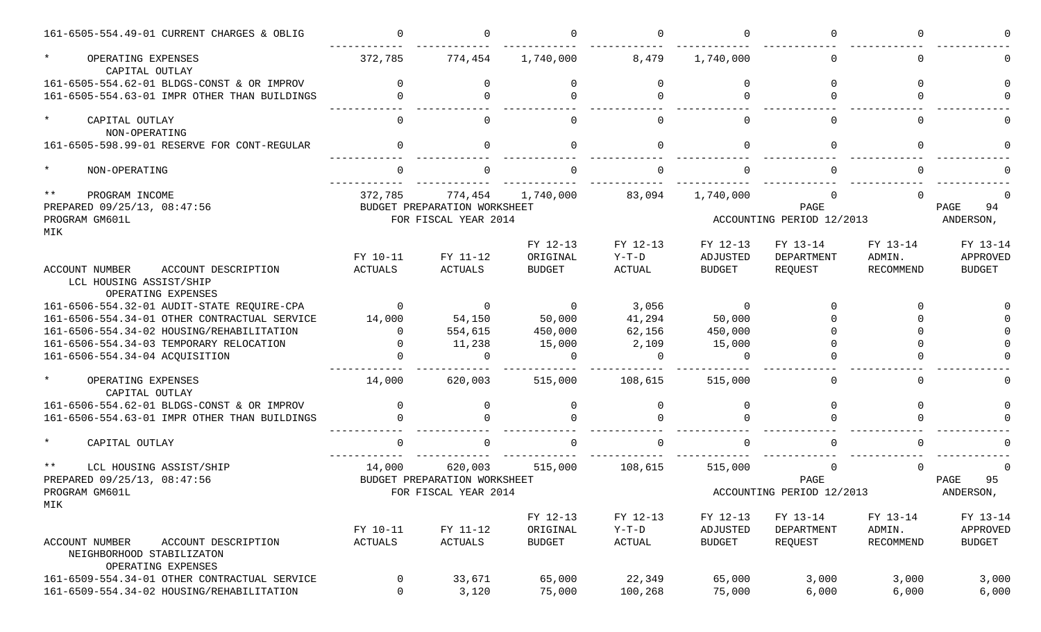| ACCOUNT NUMBER / ACCOUNT DESCRIPTION | FY 10-11 ACTUALS | FY 11-12 ACTUALS | FY 12-13 ORIGINAL BUDGET | FY 12-13 Y-T-D ACTUAL | FY 12-13 ADJUSTED BUDGET | FY 13-14 DEPARTMENT REQUEST | FY 13-14 ADMIN. RECOMMEND | FY 13-14 APPROVED BUDGET |
|---|---|---|---|---|---|---|---|---|
| 161-6505-554.49-01 CURRENT CHARGES & OBLIG | 0 | 0 | 0 | 0 | 0 | 0 | 0 | 0 |
| * OPERATING EXPENSES | 372,785 | 774,454 | 1,740,000 | 8,479 | 1,740,000 | 0 | 0 | 0 |
| CAPITAL OUTLAY | | | | | | | | |
| 161-6505-554.62-01 BLDGS-CONST & OR IMPROV | 0 | 0 | 0 | 0 | 0 | 0 | 0 | 0 |
| 161-6505-554.63-01 IMPR OTHER THAN BUILDINGS | 0 | 0 | 0 | 0 | 0 | 0 | 0 | 0 |
| * CAPITAL OUTLAY | 0 | 0 | 0 | 0 | 0 | 0 | 0 | 0 |
| NON-OPERATING | | | | | | | | |
| 161-6505-598.99-01 RESERVE FOR CONT-REGULAR | 0 | 0 | 0 | 0 | 0 | 0 | 0 | 0 |
| * NON-OPERATING | 0 | 0 | 0 | 0 | 0 | 0 | 0 | 0 |
| ** PROGRAM INCOME | 372,785 | 774,454 | 1,740,000 | 83,094 | 1,740,000 | 0 | 0 | 0 |

PREPARED 09/25/13, 08:47:56
BUDGET PREPARATION WORKSHEET
PROGRAM GM601L
FOR FISCAL YEAR 2014
ACCOUNTING PERIOD 12/2013
PAGE 94
ANDERSON, MIK

| ACCOUNT NUMBER / ACCOUNT DESCRIPTION | FY 10-11 ACTUALS | FY 11-12 ACTUALS | FY 12-13 ORIGINAL BUDGET | FY 12-13 Y-T-D ACTUAL | FY 12-13 ADJUSTED BUDGET | FY 13-14 DEPARTMENT REQUEST | FY 13-14 ADMIN. RECOMMEND | FY 13-14 APPROVED BUDGET |
|---|---|---|---|---|---|---|---|---|
| LCL HOUSING ASSIST/SHIP | | | | | | | | |
| OPERATING EXPENSES | | | | | | | | |
| 161-6506-554.32-01 AUDIT-STATE REQUIRE-CPA | 0 | 0 | 0 | 3,056 | 0 | 0 | 0 | 0 |
| 161-6506-554.34-01 OTHER CONTRACTUAL SERVICE | 14,000 | 54,150 | 50,000 | 41,294 | 50,000 | 0 | 0 | 0 |
| 161-6506-554.34-02 HOUSING/REHABILITATION | 0 | 554,615 | 450,000 | 62,156 | 450,000 | 0 | 0 | 0 |
| 161-6506-554.34-03 TEMPORARY RELOCATION | 0 | 11,238 | 15,000 | 2,109 | 15,000 | 0 | 0 | 0 |
| 161-6506-554.34-04 ACQUISITION | 0 | 0 | 0 | 0 | 0 | 0 | 0 | 0 |
| * OPERATING EXPENSES | 14,000 | 620,003 | 515,000 | 108,615 | 515,000 | 0 | 0 | 0 |
| CAPITAL OUTLAY | | | | | | | | |
| 161-6506-554.62-01 BLDGS-CONST & OR IMPROV | 0 | 0 | 0 | 0 | 0 | 0 | 0 | 0 |
| 161-6506-554.63-01 IMPR OTHER THAN BUILDINGS | 0 | 0 | 0 | 0 | 0 | 0 | 0 | 0 |
| * CAPITAL OUTLAY | 0 | 0 | 0 | 0 | 0 | 0 | 0 | 0 |
| ** LCL HOUSING ASSIST/SHIP | 14,000 | 620,003 | 515,000 | 108,615 | 515,000 | 0 | 0 | 0 |

PREPARED 09/25/13, 08:47:56
BUDGET PREPARATION WORKSHEET
PROGRAM GM601L
FOR FISCAL YEAR 2014
ACCOUNTING PERIOD 12/2013
PAGE 95
ANDERSON, MIK

| ACCOUNT NUMBER / ACCOUNT DESCRIPTION | FY 10-11 ACTUALS | FY 11-12 ACTUALS | FY 12-13 ORIGINAL BUDGET | FY 12-13 Y-T-D ACTUAL | FY 12-13 ADJUSTED BUDGET | FY 13-14 DEPARTMENT REQUEST | FY 13-14 ADMIN. RECOMMEND | FY 13-14 APPROVED BUDGET |
|---|---|---|---|---|---|---|---|---|
| NEIGHBORHOOD STABILIZATON | | | | | | | | |
| OPERATING EXPENSES | | | | | | | | |
| 161-6509-554.34-01 OTHER CONTRACTUAL SERVICE | 0 | 33,671 | 65,000 | 22,349 | 65,000 | 3,000 | 3,000 | 3,000 |
| 161-6509-554.34-02 HOUSING/REHABILITATION | 0 | 3,120 | 75,000 | 100,268 | 75,000 | 6,000 | 6,000 | 6,000 |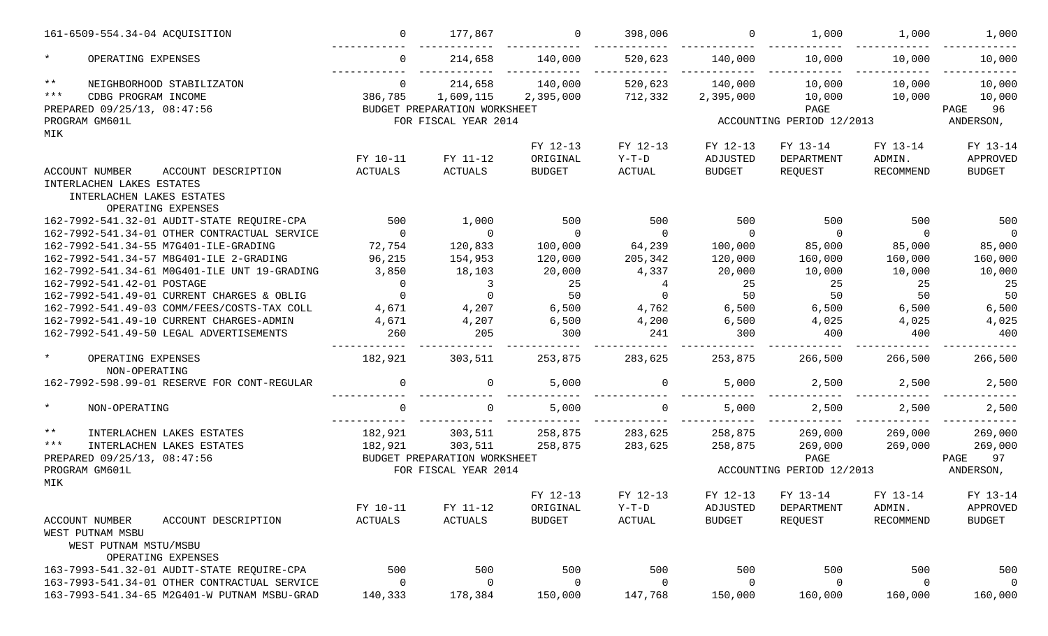| ACCOUNT NUMBER ACCOUNT DESCRIPTION | FY 10-11 ACTUALS | FY 11-12 ACTUALS | FY 12-13 ORIGINAL BUDGET | FY 12-13 Y-T-D ACTUAL | FY 12-13 ADJUSTED BUDGET | FY 13-14 DEPARTMENT REQUEST | FY 13-14 ADMIN. RECOMMEND | FY 13-14 APPROVED BUDGET |
|---|---|---|---|---|---|---|---|---|
| 161-6509-554.34-04 ACQUISITION | 0 | 177,867 | 0 | 398,006 | 0 | 1,000 | 1,000 | 1,000 |
| * OPERATING EXPENSES | 0 | 214,658 | 140,000 | 520,623 | 140,000 | 10,000 | 10,000 | 10,000 |
| ** NEIGHBORHOOD STABILIZATON | 0 | 214,658 | 140,000 | 520,623 | 140,000 | 10,000 | 10,000 | 10,000 |
| *** CDBG PROGRAM INCOME | 386,785 | 1,609,115 | 2,395,000 | 712,332 | 2,395,000 | 10,000 | 10,000 | 10,000 |

PREPARED 09/25/13, 08:47:56 — BUDGET PREPARATION WORKSHEET — PAGE 96
PROGRAM GM601L — FOR FISCAL YEAR 2014 — ACCOUNTING PERIOD 12/2013 — ANDERSON, MIK

INTERLACHEN LAKES ESTATES
INTERLACHEN LAKES ESTATES
OPERATING EXPENSES

| ACCOUNT NUMBER ACCOUNT DESCRIPTION | FY 10-11 ACTUALS | FY 11-12 ACTUALS | FY 12-13 ORIGINAL BUDGET | FY 12-13 Y-T-D ACTUAL | FY 12-13 ADJUSTED BUDGET | FY 13-14 DEPARTMENT REQUEST | FY 13-14 ADMIN. RECOMMEND | FY 13-14 APPROVED BUDGET |
|---|---|---|---|---|---|---|---|---|
| 162-7992-541.32-01 AUDIT-STATE REQUIRE-CPA | 500 | 1,000 | 500 | 500 | 500 | 500 | 500 | 500 |
| 162-7992-541.34-01 OTHER CONTRACTUAL SERVICE | 0 | 0 | 0 | 0 | 0 | 0 | 0 | 0 |
| 162-7992-541.34-55 M7G401-ILE-GRADING | 72,754 | 120,833 | 100,000 | 64,239 | 100,000 | 85,000 | 85,000 | 85,000 |
| 162-7992-541.34-57 M8G401-ILE 2-GRADING | 96,215 | 154,953 | 120,000 | 205,342 | 120,000 | 160,000 | 160,000 | 160,000 |
| 162-7992-541.34-61 M0G401-ILE UNT 19-GRADING | 3,850 | 18,103 | 20,000 | 4,337 | 20,000 | 10,000 | 10,000 | 10,000 |
| 162-7992-541.42-01 POSTAGE | 0 | 3 | 25 | 4 | 25 | 25 | 25 | 25 |
| 162-7992-541.49-01 CURRENT CHARGES & OBLIG | 0 | 0 | 50 | 0 | 50 | 50 | 50 | 50 |
| 162-7992-541.49-03 COMM/FEES/COSTS-TAX COLL | 4,671 | 4,207 | 6,500 | 4,762 | 6,500 | 6,500 | 6,500 | 6,500 |
| 162-7992-541.49-10 CURRENT CHARGES-ADMIN | 4,671 | 4,207 | 6,500 | 4,200 | 6,500 | 4,025 | 4,025 | 4,025 |
| 162-7992-541.49-50 LEGAL ADVERTISEMENTS | 260 | 205 | 300 | 241 | 300 | 400 | 400 | 400 |
| * OPERATING EXPENSES | 182,921 | 303,511 | 253,875 | 283,625 | 253,875 | 266,500 | 266,500 | 266,500 |
| NON-OPERATING | | | | | | | | |
| 162-7992-598.99-01 RESERVE FOR CONT-REGULAR | 0 | 0 | 5,000 | 0 | 5,000 | 2,500 | 2,500 | 2,500 |
| * NON-OPERATING | 0 | 0 | 5,000 | 0 | 5,000 | 2,500 | 2,500 | 2,500 |
| ** INTERLACHEN LAKES ESTATES | 182,921 | 303,511 | 258,875 | 283,625 | 258,875 | 269,000 | 269,000 | 269,000 |
| *** INTERLACHEN LAKES ESTATES | 182,921 | 303,511 | 258,875 | 283,625 | 258,875 | 269,000 | 269,000 | 269,000 |

PREPARED 09/25/13, 08:47:56 — BUDGET PREPARATION WORKSHEET — PAGE 97
PROGRAM GM601L — FOR FISCAL YEAR 2014 — ACCOUNTING PERIOD 12/2013 — ANDERSON, MIK

WEST PUTNAM MSBU
WEST PUTNAM MSTU/MSBU
OPERATING EXPENSES

| ACCOUNT NUMBER ACCOUNT DESCRIPTION | FY 10-11 ACTUALS | FY 11-12 ACTUALS | FY 12-13 ORIGINAL BUDGET | FY 12-13 Y-T-D ACTUAL | FY 12-13 ADJUSTED BUDGET | FY 13-14 DEPARTMENT REQUEST | FY 13-14 ADMIN. RECOMMEND | FY 13-14 APPROVED BUDGET |
|---|---|---|---|---|---|---|---|---|
| 163-7993-541.32-01 AUDIT-STATE REQUIRE-CPA | 500 | 500 | 500 | 500 | 500 | 500 | 500 | 500 |
| 163-7993-541.34-01 OTHER CONTRACTUAL SERVICE | 0 | 0 | 0 | 0 | 0 | 0 | 0 | 0 |
| 163-7993-541.34-65 M2G401-W PUTNAM MSBU-GRAD | 140,333 | 178,384 | 150,000 | 147,768 | 150,000 | 160,000 | 160,000 | 160,000 |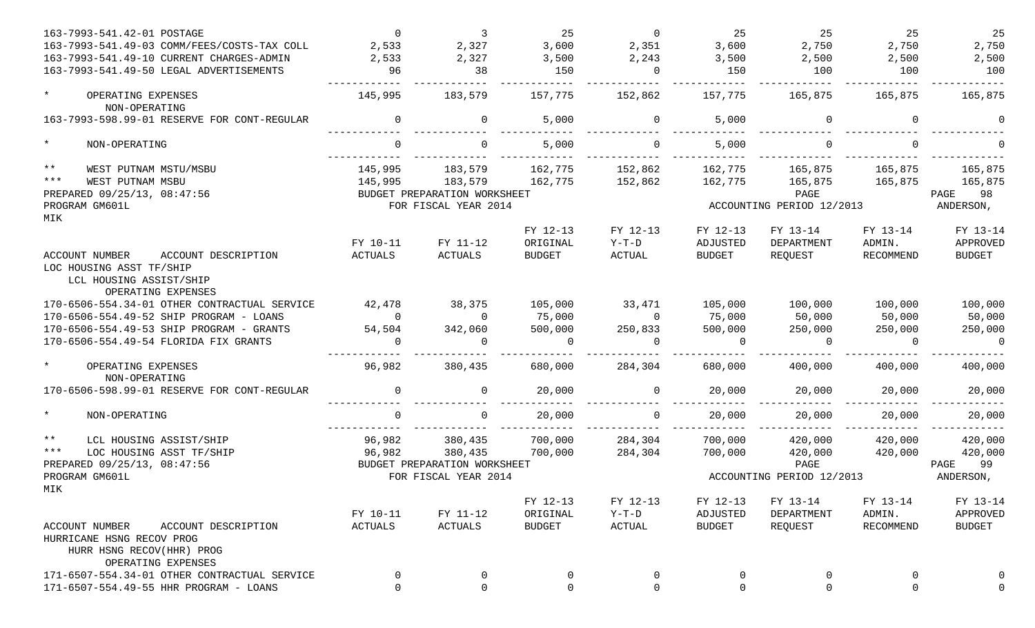| ACCOUNT NUMBER ACCOUNT DESCRIPTION | FY 10-11 ACTUALS | FY 11-12 ACTUALS | FY 12-13 ORIGINAL BUDGET | FY 12-13 Y-T-D ACTUAL | FY 12-13 ADJUSTED BUDGET | FY 13-14 DEPARTMENT REQUEST | FY 13-14 ADMIN. RECOMMEND | FY 13-14 APPROVED BUDGET |
|---|---|---|---|---|---|---|---|---|
| 163-7993-541.42-01 POSTAGE | 0 | 3 | 25 | 0 | 25 | 25 | 25 | 25 |
| 163-7993-541.49-03 COMM/FEES/COSTS-TAX COLL | 2,533 | 2,327 | 3,600 | 2,351 | 3,600 | 2,750 | 2,750 | 2,750 |
| 163-7993-541.49-10 CURRENT CHARGES-ADMIN | 2,533 | 2,327 | 3,500 | 2,243 | 3,500 | 2,500 | 2,500 | 2,500 |
| 163-7993-541.49-50 LEGAL ADVERTISEMENTS | 96 | 38 | 150 | 0 | 150 | 100 | 100 | 100 |
| * OPERATING EXPENSES | 145,995 | 183,579 | 157,775 | 152,862 | 157,775 | 165,875 | 165,875 | 165,875 |
| NON-OPERATING | | | | | | | | |
| 163-7993-598.99-01 RESERVE FOR CONT-REGULAR | 0 | 0 | 5,000 | 0 | 5,000 | 0 | 0 | 0 |
| * NON-OPERATING | 0 | 0 | 5,000 | 0 | 5,000 | 0 | 0 | 0 |
| ** WEST PUTNAM MSTU/MSBU | 145,995 | 183,579 | 162,775 | 152,862 | 162,775 | 165,875 | 165,875 | 165,875 |
| *** WEST PUTNAM MSBU | 145,995 | 183,579 | 162,775 | 152,862 | 162,775 | 165,875 | 165,875 | 165,875 |

PREPARED 09/25/13, 08:47:56 BUDGET PREPARATION WORKSHEET PAGE 98
PROGRAM GM601L FOR FISCAL YEAR 2014 ACCOUNTING PERIOD 12/2013 ANDERSON, MIK

| ACCOUNT NUMBER ACCOUNT DESCRIPTION | FY 10-11 ACTUALS | FY 11-12 ACTUALS | FY 12-13 ORIGINAL BUDGET | FY 12-13 Y-T-D ACTUAL | FY 12-13 ADJUSTED BUDGET | FY 13-14 DEPARTMENT REQUEST | FY 13-14 ADMIN. RECOMMEND | FY 13-14 APPROVED BUDGET |
|---|---|---|---|---|---|---|---|---|
| LOC HOUSING ASST TF/SHIP | | | | | | | | |
| LCL HOUSING ASSIST/SHIP | | | | | | | | |
| OPERATING EXPENSES | | | | | | | | |
| 170-6506-554.34-01 OTHER CONTRACTUAL SERVICE | 42,478 | 38,375 | 105,000 | 33,471 | 105,000 | 100,000 | 100,000 | 100,000 |
| 170-6506-554.49-52 SHIP PROGRAM - LOANS | 0 | 0 | 75,000 | 0 | 75,000 | 50,000 | 50,000 | 50,000 |
| 170-6506-554.49-53 SHIP PROGRAM - GRANTS | 54,504 | 342,060 | 500,000 | 250,833 | 500,000 | 250,000 | 250,000 | 250,000 |
| 170-6506-554.49-54 FLORIDA FIX GRANTS | 0 | 0 | 0 | 0 | 0 | 0 | 0 | 0 |
| * OPERATING EXPENSES | 96,982 | 380,435 | 680,000 | 284,304 | 680,000 | 400,000 | 400,000 | 400,000 |
| NON-OPERATING | | | | | | | | |
| 170-6506-598.99-01 RESERVE FOR CONT-REGULAR | 0 | 0 | 20,000 | 0 | 20,000 | 20,000 | 20,000 | 20,000 |
| * NON-OPERATING | 0 | 0 | 20,000 | 0 | 20,000 | 20,000 | 20,000 | 20,000 |
| ** LCL HOUSING ASSIST/SHIP | 96,982 | 380,435 | 700,000 | 284,304 | 700,000 | 420,000 | 420,000 | 420,000 |
| *** LOC HOUSING ASST TF/SHIP | 96,982 | 380,435 | 700,000 | 284,304 | 700,000 | 420,000 | 420,000 | 420,000 |

PREPARED 09/25/13, 08:47:56 BUDGET PREPARATION WORKSHEET PAGE 99
PROGRAM GM601L FOR FISCAL YEAR 2014 ACCOUNTING PERIOD 12/2013 ANDERSON, MIK

| ACCOUNT NUMBER ACCOUNT DESCRIPTION | FY 10-11 ACTUALS | FY 11-12 ACTUALS | FY 12-13 ORIGINAL BUDGET | FY 12-13 Y-T-D ACTUAL | FY 12-13 ADJUSTED BUDGET | FY 13-14 DEPARTMENT REQUEST | FY 13-14 ADMIN. RECOMMEND | FY 13-14 APPROVED BUDGET |
|---|---|---|---|---|---|---|---|---|
| HURRICANE HSNG RECOV PROG | | | | | | | | |
| HURR HSNG RECOV(HHR) PROG | | | | | | | | |
| OPERATING EXPENSES | | | | | | | | |
| 171-6507-554.34-01 OTHER CONTRACTUAL SERVICE | 0 | 0 | 0 | 0 | 0 | 0 | 0 | 0 |
| 171-6507-554.49-55 HHR PROGRAM - LOANS | 0 | 0 | 0 | 0 | 0 | 0 | 0 | 0 |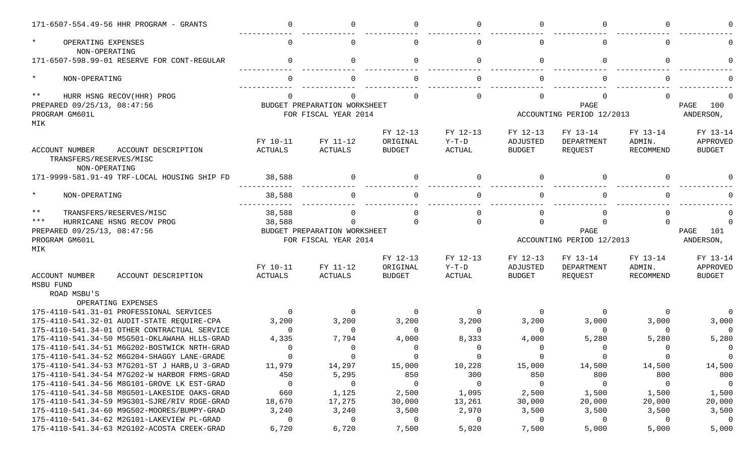| ACCOUNT NUMBER ACCOUNT DESCRIPTION | FY 10-11 ACTUALS | FY 11-12 ACTUALS | FY 12-13 ORIGINAL BUDGET | FY 12-13 Y-T-D ACTUAL | FY 12-13 ADJUSTED BUDGET | FY 13-14 DEPARTMENT REQUEST | FY 13-14 ADMIN. RECOMMEND | FY 13-14 APPROVED BUDGET |
|---|---|---|---|---|---|---|---|---|
| 171-6507-554.49-56 HHR PROGRAM - GRANTS | 0 | 0 | 0 | 0 | 0 | 0 | 0 | 0 |
| * OPERATING EXPENSES | 0 | 0 | 0 | 0 | 0 | 0 | 0 | 0 |
| NON-OPERATING | | | | | | | | |
| 171-6507-598.99-01 RESERVE FOR CONT-REGULAR | 0 | 0 | 0 | 0 | 0 | 0 | 0 | 0 |
| * NON-OPERATING | 0 | 0 | 0 | 0 | 0 | 0 | 0 | 0 |
| ** HURR HSNG RECOV(HHR) PROG | 0 | 0 | 0 | 0 | 0 | 0 | 0 | 0 |

PREPARED 09/25/13, 08:47:56 BUDGET PREPARATION WORKSHEET PAGE 100
PROGRAM GM601L FOR FISCAL YEAR 2014 ACCOUNTING PERIOD 12/2013 ANDERSON, MIK

| ACCOUNT NUMBER ACCOUNT DESCRIPTION | FY 10-11 ACTUALS | FY 11-12 ACTUALS | FY 12-13 ORIGINAL BUDGET | FY 12-13 Y-T-D ACTUAL | FY 12-13 ADJUSTED BUDGET | FY 13-14 DEPARTMENT REQUEST | FY 13-14 ADMIN. RECOMMEND | FY 13-14 APPROVED BUDGET |
|---|---|---|---|---|---|---|---|---|
| TRANSFERS/RESERVES/MISC | | | | | | | | |
| NON-OPERATING | | | | | | | | |
| 171-9999-581.91-49 TRF-LOCAL HOUSING SHIP FD | 38,588 | 0 | 0 | 0 | 0 | 0 | 0 | 0 |
| * NON-OPERATING | 38,588 | 0 | 0 | 0 | 0 | 0 | 0 | 0 |
| ** TRANSFERS/RESERVES/MISC | 38,588 | 0 | 0 | 0 | 0 | 0 | 0 | 0 |
| *** HURRICANE HSNG RECOV PROG | 38,588 | 0 | 0 | 0 | 0 | 0 | 0 | 0 |

PREPARED 09/25/13, 08:47:56 BUDGET PREPARATION WORKSHEET PAGE 101
PROGRAM GM601L FOR FISCAL YEAR 2014 ACCOUNTING PERIOD 12/2013 ANDERSON, MIK

| ACCOUNT NUMBER ACCOUNT DESCRIPTION | FY 10-11 ACTUALS | FY 11-12 ACTUALS | FY 12-13 ORIGINAL BUDGET | FY 12-13 Y-T-D ACTUAL | FY 12-13 ADJUSTED BUDGET | FY 13-14 DEPARTMENT REQUEST | FY 13-14 ADMIN. RECOMMEND | FY 13-14 APPROVED BUDGET |
|---|---|---|---|---|---|---|---|---|
| MSBU FUND | | | | | | | | |
| ROAD MSBU'S | | | | | | | | |
| OPERATING EXPENSES | | | | | | | | |
| 175-4110-541.31-01 PROFESSIONAL SERVICES | 0 | 0 | 0 | 0 | 0 | 0 | 0 | 0 |
| 175-4110-541.32-01 AUDIT-STATE REQUIRE-CPA | 3,200 | 3,200 | 3,200 | 3,200 | 3,200 | 3,000 | 3,000 | 3,000 |
| 175-4110-541.34-01 OTHER CONTRACTUAL SERVICE | 0 | 0 | 0 | 0 | 0 | 0 | 0 | 0 |
| 175-4110-541.34-50 M5G501-OKLAWAHA HLLS-GRAD | 4,335 | 7,794 | 4,000 | 8,333 | 4,000 | 5,280 | 5,280 | 5,280 |
| 175-4110-541.34-51 M6G202-BOSTWICK NRTH-GRAD | 0 | 0 | 0 | 0 | 0 | 0 | 0 | 0 |
| 175-4110-541.34-52 M6G204-SHAGGY LANE-GRADE | 0 | 0 | 0 | 0 | 0 | 0 | 0 | 0 |
| 175-4110-541.34-53 M7G201-ST J HARB,U 3-GRAD | 11,979 | 14,297 | 15,000 | 10,228 | 15,000 | 14,500 | 14,500 | 14,500 |
| 175-4110-541.34-54 M7G202-W HARBOR FRMS-GRAD | 450 | 5,295 | 850 | 300 | 850 | 800 | 800 | 800 |
| 175-4110-541.34-56 M8G101-GROVE LK EST-GRAD | 0 | 0 | 0 | 0 | 0 | 0 | 0 | 0 |
| 175-4110-541.34-58 M8G501-LAKESIDE OAKS-GRAD | 660 | 1,125 | 2,500 | 1,095 | 2,500 | 1,500 | 1,500 | 1,500 |
| 175-4110-541.34-59 M9G301-SJRE/RIV RDGE-GRAD | 18,670 | 17,275 | 30,000 | 13,261 | 30,000 | 20,000 | 20,000 | 20,000 |
| 175-4110-541.34-60 M9G502-MOORES/BUMPY-GRAD | 3,240 | 3,240 | 3,500 | 2,970 | 3,500 | 3,500 | 3,500 | 3,500 |
| 175-4110-541.34-62 M2G101-LAKEVIEW PL-GRAD | 0 | 0 | 0 | 0 | 0 | 0 | 0 | 0 |
| 175-4110-541.34-63 M2G102-ACOSTA CREEK-GRAD | 6,720 | 6,720 | 7,500 | 5,020 | 7,500 | 5,000 | 5,000 | 5,000 |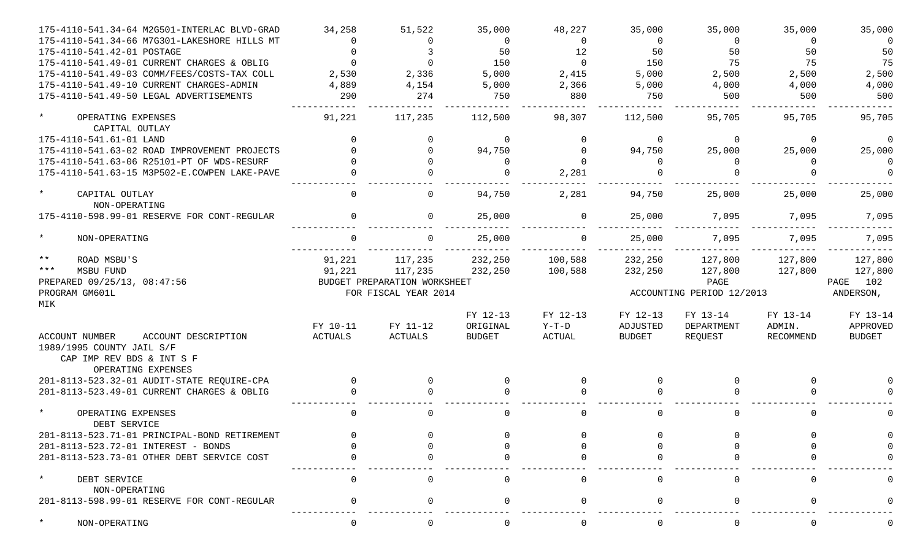| ACCOUNT NUMBER ACCOUNT DESCRIPTION | FY 10-11 ACTUALS | FY 11-12 ACTUALS | FY 12-13 ORIGINAL BUDGET | FY 12-13 Y-T-D ACTUAL | FY 12-13 ADJUSTED BUDGET | FY 13-14 DEPARTMENT REQUEST | FY 13-14 ADMIN. RECOMMEND | FY 13-14 APPROVED BUDGET |
|---|---|---|---|---|---|---|---|---|
| 175-4110-541.34-64 M2G501-INTERLAC BLVD-GRAD | 34,258 | 51,522 | 35,000 | 48,227 | 35,000 | 35,000 | 35,000 | 35,000 |
| 175-4110-541.34-66 M7G301-LAKESHORE HILLS MT | 0 | 0 | 0 | 0 | 0 | 0 | 0 | 0 |
| 175-4110-541.42-01 POSTAGE | 0 | 3 | 50 | 12 | 50 | 50 | 50 | 50 |
| 175-4110-541.49-01 CURRENT CHARGES & OBLIG | 0 | 0 | 150 | 0 | 150 | 75 | 75 | 75 |
| 175-4110-541.49-03 COMM/FEES/COSTS-TAX COLL | 2,530 | 2,336 | 5,000 | 2,415 | 5,000 | 2,500 | 2,500 | 2,500 |
| 175-4110-541.49-10 CURRENT CHARGES-ADMIN | 4,889 | 4,154 | 5,000 | 2,366 | 5,000 | 4,000 | 4,000 | 4,000 |
| 175-4110-541.49-50 LEGAL ADVERTISEMENTS | 290 | 274 | 750 | 880 | 750 | 500 | 500 | 500 |
| * OPERATING EXPENSES | 91,221 | 117,235 | 112,500 | 98,307 | 112,500 | 95,705 | 95,705 | 95,705 |
| CAPITAL OUTLAY | | | | | | | | |
| 175-4110-541.61-01 LAND | 0 | 0 | 0 | 0 | 0 | 0 | 0 | 0 |
| 175-4110-541.63-02 ROAD IMPROVEMENT PROJECTS | 0 | 0 | 94,750 | 0 | 94,750 | 25,000 | 25,000 | 25,000 |
| 175-4110-541.63-06 R25101-PT OF WDS-RESURF | 0 | 0 | 0 | 0 | 0 | 0 | 0 | 0 |
| 175-4110-541.63-15 M3P502-E.COWPEN LAKE-PAVE | 0 | 0 | 0 | 2,281 | 0 | 0 | 0 | 0 |
| * CAPITAL OUTLAY | 0 | 0 | 94,750 | 2,281 | 94,750 | 25,000 | 25,000 | 25,000 |
| NON-OPERATING | | | | | | | | |
| 175-4110-598.99-01 RESERVE FOR CONT-REGULAR | 0 | 0 | 25,000 | 0 | 25,000 | 7,095 | 7,095 | 7,095 |
| * NON-OPERATING | 0 | 0 | 25,000 | 0 | 25,000 | 7,095 | 7,095 | 7,095 |
| ** ROAD MSBU'S | 91,221 | 117,235 | 232,250 | 100,588 | 232,250 | 127,800 | 127,800 | 127,800 |
| *** MSBU FUND | 91,221 | 117,235 | 232,250 | 100,588 | 232,250 | 127,800 | 127,800 | 127,800 |

PREPARED 09/25/13, 08:47:56 BUDGET PREPARATION WORKSHEET PAGE PAGE 102

PROGRAM GM601L FOR FISCAL YEAR 2014 ACCOUNTING PERIOD 12/2013 ANDERSON, MIK

| ACCOUNT NUMBER ACCOUNT DESCRIPTION | FY 10-11 ACTUALS | FY 11-12 ACTUALS | FY 12-13 ORIGINAL BUDGET | FY 12-13 Y-T-D ACTUAL | FY 12-13 ADJUSTED BUDGET | FY 13-14 DEPARTMENT REQUEST | FY 13-14 ADMIN. RECOMMEND | FY 13-14 APPROVED BUDGET |
|---|---|---|---|---|---|---|---|---|
| 1989/1995 COUNTY JAIL S/F | | | | | | | | |
| CAP IMP REV BDS & INT S F | | | | | | | | |
| OPERATING EXPENSES | | | | | | | | |
| 201-8113-523.32-01 AUDIT-STATE REQUIRE-CPA | 0 | 0 | 0 | 0 | 0 | 0 | 0 | 0 |
| 201-8113-523.49-01 CURRENT CHARGES & OBLIG | 0 | 0 | 0 | 0 | 0 | 0 | 0 | 0 |
| * OPERATING EXPENSES | 0 | 0 | 0 | 0 | 0 | 0 | 0 | 0 |
| DEBT SERVICE | | | | | | | | |
| 201-8113-523.71-01 PRINCIPAL-BOND RETIREMENT | 0 | 0 | 0 | 0 | 0 | 0 | 0 | 0 |
| 201-8113-523.72-01 INTEREST - BONDS | 0 | 0 | 0 | 0 | 0 | 0 | 0 | 0 |
| 201-8113-523.73-01 OTHER DEBT SERVICE COST | 0 | 0 | 0 | 0 | 0 | 0 | 0 | 0 |
| * DEBT SERVICE | 0 | 0 | 0 | 0 | 0 | 0 | 0 | 0 |
| NON-OPERATING | | | | | | | | |
| 201-8113-598.99-01 RESERVE FOR CONT-REGULAR | 0 | 0 | 0 | 0 | 0 | 0 | 0 | 0 |
| * NON-OPERATING | 0 | 0 | 0 | 0 | 0 | 0 | 0 | 0 |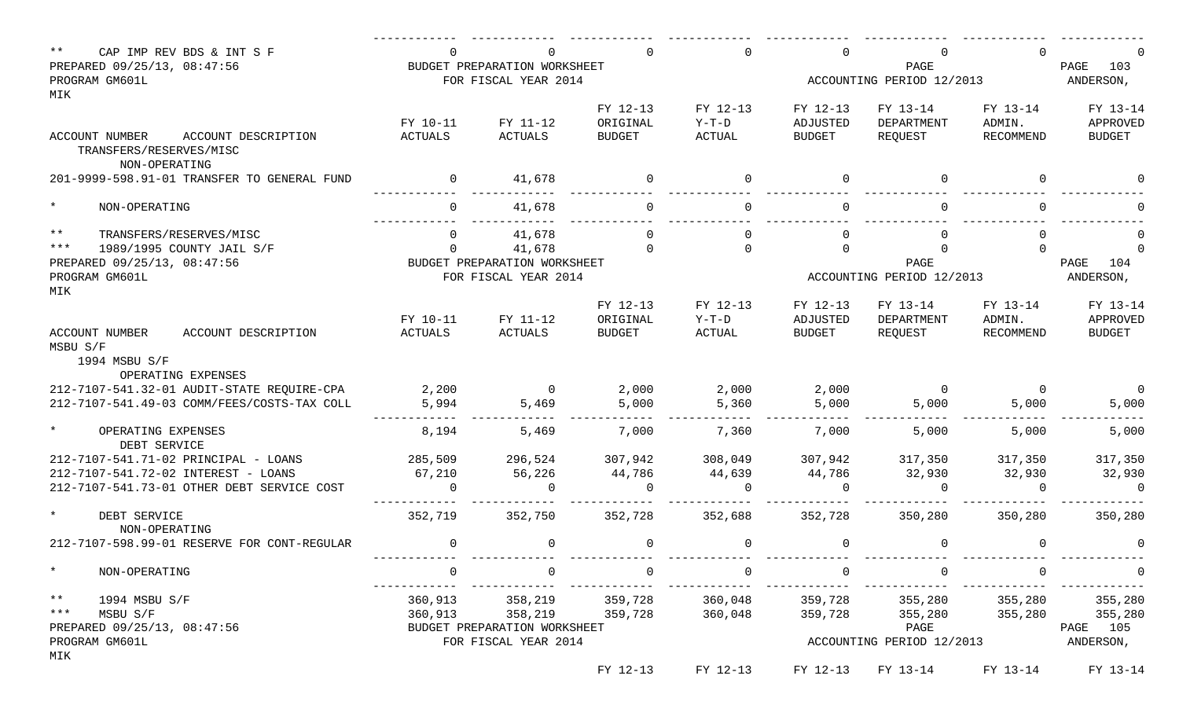| ** CAP IMP REV BDS & INT S F | 0 | 0 | 0 | 0 | 0 | 0 | 0 | 0 |
|---|---|---|---|---|---|---|---|---|

PREPARED 09/25/13, 08:47:56 BUDGET PREPARATION WORKSHEET PAGE 103
PROGRAM GM601L FOR FISCAL YEAR 2014 ACCOUNTING PERIOD 12/2013 ANDERSON, MIK

| ACCOUNT NUMBER ACCOUNT DESCRIPTION | FY 10-11 ACTUALS | FY 11-12 ACTUALS | FY 12-13 ORIGINAL BUDGET | FY 12-13 Y-T-D ACTUAL | FY 12-13 ADJUSTED BUDGET | FY 13-14 DEPARTMENT REQUEST | FY 13-14 ADMIN. RECOMMEND | FY 13-14 APPROVED BUDGET |
|---|---|---|---|---|---|---|---|---|
| TRANSFERS/RESERVES/MISC | | | | | | | | |
| NON-OPERATING | | | | | | | | |
| 201-9999-598.91-01 TRANSFER TO GENERAL FUND | 0 | 41,678 | 0 | 0 | 0 | 0 | 0 | 0 |
| * NON-OPERATING | 0 | 41,678 | 0 | 0 | 0 | 0 | 0 | 0 |
| ** TRANSFERS/RESERVES/MISC | 0 | 41,678 | 0 | 0 | 0 | 0 | 0 | 0 |
| *** 1989/1995 COUNTY JAIL S/F | 0 | 41,678 | 0 | 0 | 0 | 0 | 0 | 0 |

PREPARED 09/25/13, 08:47:56 BUDGET PREPARATION WORKSHEET PAGE 104
PROGRAM GM601L FOR FISCAL YEAR 2014 ACCOUNTING PERIOD 12/2013 ANDERSON, MIK

| ACCOUNT NUMBER ACCOUNT DESCRIPTION | FY 10-11 ACTUALS | FY 11-12 ACTUALS | FY 12-13 ORIGINAL BUDGET | FY 12-13 Y-T-D ACTUAL | FY 12-13 ADJUSTED BUDGET | FY 13-14 DEPARTMENT REQUEST | FY 13-14 ADMIN. RECOMMEND | FY 13-14 APPROVED BUDGET |
|---|---|---|---|---|---|---|---|---|
| MSBU S/F | | | | | | | | |
| 1994 MSBU S/F | | | | | | | | |
| OPERATING EXPENSES | | | | | | | | |
| 212-7107-541.32-01 AUDIT-STATE REQUIRE-CPA | 2,200 | 0 | 2,000 | 2,000 | 2,000 | 0 | 0 | 0 |
| 212-7107-541.49-03 COMM/FEES/COSTS-TAX COLL | 5,994 | 5,469 | 5,000 | 5,360 | 5,000 | 5,000 | 5,000 | 5,000 |
| * OPERATING EXPENSES | 8,194 | 5,469 | 7,000 | 7,360 | 7,000 | 5,000 | 5,000 | 5,000 |
| DEBT SERVICE | | | | | | | | |
| 212-7107-541.71-02 PRINCIPAL - LOANS | 285,509 | 296,524 | 307,942 | 308,049 | 307,942 | 317,350 | 317,350 | 317,350 |
| 212-7107-541.72-02 INTEREST - LOANS | 67,210 | 56,226 | 44,786 | 44,639 | 44,786 | 32,930 | 32,930 | 32,930 |
| 212-7107-541.73-01 OTHER DEBT SERVICE COST | 0 | 0 | 0 | 0 | 0 | 0 | 0 | 0 |
| * DEBT SERVICE | 352,719 | 352,750 | 352,728 | 352,688 | 352,728 | 350,280 | 350,280 | 350,280 |
| NON-OPERATING | | | | | | | | |
| 212-7107-598.99-01 RESERVE FOR CONT-REGULAR | 0 | 0 | 0 | 0 | 0 | 0 | 0 | 0 |
| * NON-OPERATING | 0 | 0 | 0 | 0 | 0 | 0 | 0 | 0 |
| ** 1994 MSBU S/F | 360,913 | 358,219 | 359,728 | 360,048 | 359,728 | 355,280 | 355,280 | 355,280 |
| *** MSBU S/F | 360,913 | 358,219 | 359,728 | 360,048 | 359,728 | 355,280 | 355,280 | 355,280 |

PREPARED 09/25/13, 08:47:56 BUDGET PREPARATION WORKSHEET PAGE 105
PROGRAM GM601L FOR FISCAL YEAR 2014 ACCOUNTING PERIOD 12/2013 ANDERSON, MIK

FY 12-13 FY 12-13 FY 12-13 FY 13-14 FY 13-14 FY 13-14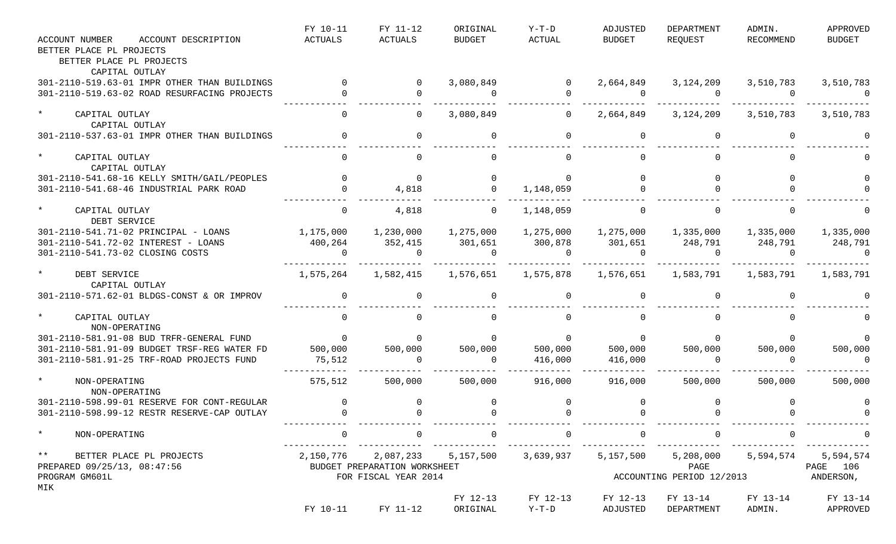| ACCOUNT NUMBER ACCOUNT DESCRIPTION | FY 10-11 ACTUALS | FY 11-12 ACTUALS | ORIGINAL BUDGET | Y-T-D ACTUAL | ADJUSTED BUDGET | DEPARTMENT REQUEST | ADMIN. RECOMMEND | APPROVED BUDGET |
|---|---|---|---|---|---|---|---|---|
| BETTER PLACE PL PROJECTS | | | | | | | | |
| BETTER PLACE PL PROJECTS | | | | | | | | |
| CAPITAL OUTLAY | | | | | | | | |
| 301-2110-519.63-01 IMPR OTHER THAN BUILDINGS | 0 | 0 | 3,080,849 | 0 | 2,664,849 | 3,124,209 | 3,510,783 | 3,510,783 |
| 301-2110-519.63-02 ROAD RESURFACING PROJECTS | 0 | 0 | 0 | 0 | 0 | 0 | 0 | 0 |
| * CAPITAL OUTLAY | 0 | 0 | 3,080,849 | 0 | 2,664,849 | 3,124,209 | 3,510,783 | 3,510,783 |
| CAPITAL OUTLAY | | | | | | | | |
| 301-2110-537.63-01 IMPR OTHER THAN BUILDINGS | 0 | 0 | 0 | 0 | 0 | 0 | 0 | 0 |
| * CAPITAL OUTLAY | 0 | 0 | 0 | 0 | 0 | 0 | 0 | 0 |
| CAPITAL OUTLAY | | | | | | | | |
| 301-2110-541.68-16 KELLY SMITH/GAIL/PEOPLES | 0 | 0 | 0 | 0 | 0 | 0 | 0 | 0 |
| 301-2110-541.68-46 INDUSTRIAL PARK ROAD | 0 | 4,818 | 0 | 1,148,059 | 0 | 0 | 0 | 0 |
| * CAPITAL OUTLAY | 0 | 4,818 | 0 | 1,148,059 | 0 | 0 | 0 | 0 |
| DEBT SERVICE | | | | | | | | |
| 301-2110-541.71-02 PRINCIPAL - LOANS | 1,175,000 | 1,230,000 | 1,275,000 | 1,275,000 | 1,275,000 | 1,335,000 | 1,335,000 | 1,335,000 |
| 301-2110-541.72-02 INTEREST - LOANS | 400,264 | 352,415 | 301,651 | 300,878 | 301,651 | 248,791 | 248,791 | 248,791 |
| 301-2110-541.73-02 CLOSING COSTS | 0 | 0 | 0 | 0 | 0 | 0 | 0 | 0 |
| * DEBT SERVICE | 1,575,264 | 1,582,415 | 1,576,651 | 1,575,878 | 1,576,651 | 1,583,791 | 1,583,791 | 1,583,791 |
| CAPITAL OUTLAY | | | | | | | | |
| 301-2110-571.62-01 BLDGS-CONST & OR IMPROV | 0 | 0 | 0 | 0 | 0 | 0 | 0 | 0 |
| * CAPITAL OUTLAY | 0 | 0 | 0 | 0 | 0 | 0 | 0 | 0 |
| NON-OPERATING | | | | | | | | |
| 301-2110-581.91-08 BUD TRFR-GENERAL FUND | 0 | 0 | 0 | 0 | 0 | 0 | 0 | 0 |
| 301-2110-581.91-09 BUDGET TRSF-REG WATER FD | 500,000 | 500,000 | 500,000 | 500,000 | 500,000 | 500,000 | 500,000 | 500,000 |
| 301-2110-581.91-25 TRF-ROAD PROJECTS FUND | 75,512 | 0 | 0 | 416,000 | 416,000 | 0 | 0 | 0 |
| * NON-OPERATING | 575,512 | 500,000 | 500,000 | 916,000 | 916,000 | 500,000 | 500,000 | 500,000 |
| NON-OPERATING | | | | | | | | |
| 301-2110-598.99-01 RESERVE FOR CONT-REGULAR | 0 | 0 | 0 | 0 | 0 | 0 | 0 | 0 |
| 301-2110-598.99-12 RESTR RESERVE-CAP OUTLAY | 0 | 0 | 0 | 0 | 0 | 0 | 0 | 0 |
| * NON-OPERATING | 0 | 0 | 0 | 0 | 0 | 0 | 0 | 0 |
| ** BETTER PLACE PL PROJECTS | 2,150,776 | 2,087,233 | 5,157,500 | 3,639,937 | 5,157,500 | 5,208,000 | 5,594,574 | 5,594,574 |

PREPARED 09/25/13, 08:47:56 BUDGET PREPARATION WORKSHEET PAGE 106
PROGRAM GM601L FOR FISCAL YEAR 2014 ACCOUNTING PERIOD 12/2013 ANDERSON, MIK

| | FY 10-11 | FY 11-12 | FY 12-13 ORIGINAL | FY 12-13 Y-T-D | FY 12-13 ADJUSTED | FY 13-14 DEPARTMENT | FY 13-14 ADMIN. | FY 13-14 APPROVED |
|---|---|---|---|---|---|---|---|---|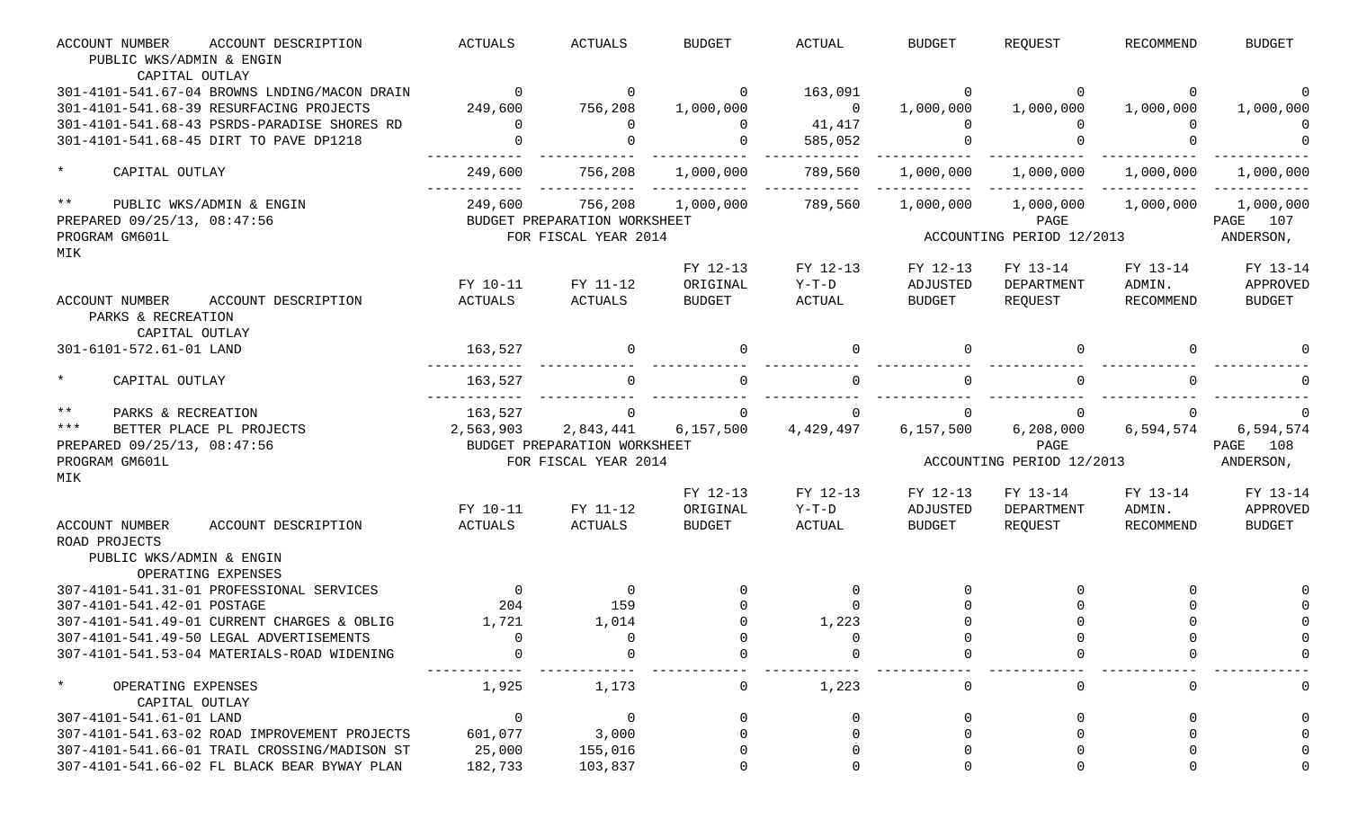| ACCOUNT NUMBER ACCOUNT DESCRIPTION | ACTUALS | ACTUALS | BUDGET | ACTUAL | BUDGET | REQUEST | RECOMMEND | BUDGET |
|---|---|---|---|---|---|---|---|---|
| PUBLIC WKS/ADMIN & ENGIN | | | | | | | | |
| CAPITAL OUTLAY | | | | | | | | |
| 301-4101-541.67-04 BROWNS LNDING/MACON DRAIN | 0 | 0 | 0 | 163,091 | 0 | 0 | 0 | 0 |
| 301-4101-541.68-39 RESURFACING PROJECTS | 249,600 | 756,208 | 1,000,000 | 0 | 1,000,000 | 1,000,000 | 1,000,000 | 1,000,000 |
| 301-4101-541.68-43 PSRDS-PARADISE SHORES RD | 0 | 0 | 0 | 41,417 | 0 | 0 | 0 | 0 |
| 301-4101-541.68-45 DIRT TO PAVE DP1218 | 0 | 0 | 0 | 585,052 | 0 | 0 | 0 | 0 |
| * CAPITAL OUTLAY | 249,600 | 756,208 | 1,000,000 | 789,560 | 1,000,000 | 1,000,000 | 1,000,000 | 1,000,000 |
| ** PUBLIC WKS/ADMIN & ENGIN | 249,600 | 756,208 | 1,000,000 | 789,560 | 1,000,000 | 1,000,000 | 1,000,000 | 1,000,000 |

PREPARED 09/25/13, 08:47:56 BUDGET PREPARATION WORKSHEET PAGE 107
PROGRAM GM601L FOR FISCAL YEAR 2014 ACCOUNTING PERIOD 12/2013 ANDERSON, MIK

| ACCOUNT NUMBER ACCOUNT DESCRIPTION | FY 10-11 ACTUALS | FY 11-12 ACTUALS | FY 12-13 ORIGINAL BUDGET | FY 12-13 Y-T-D ACTUAL | FY 12-13 ADJUSTED BUDGET | FY 13-14 DEPARTMENT REQUEST | FY 13-14 ADMIN. RECOMMEND | FY 13-14 APPROVED BUDGET |
|---|---|---|---|---|---|---|---|---|
| PARKS & RECREATION | | | | | | | | |
| CAPITAL OUTLAY | | | | | | | | |
| 301-6101-572.61-01 LAND | 163,527 | 0 | 0 | 0 | 0 | 0 | 0 | 0 |
| * CAPITAL OUTLAY | 163,527 | 0 | 0 | 0 | 0 | 0 | 0 | 0 |
| ** PARKS & RECREATION | 163,527 | 0 | 0 | 0 | 0 | 0 | 0 | 0 |
| *** BETTER PLACE PL PROJECTS | 2,563,903 | 2,843,441 | 6,157,500 | 4,429,497 | 6,157,500 | 6,208,000 | 6,594,574 | 6,594,574 |

PREPARED 09/25/13, 08:47:56 BUDGET PREPARATION WORKSHEET PAGE 108
PROGRAM GM601L FOR FISCAL YEAR 2014 ACCOUNTING PERIOD 12/2013 ANDERSON, MIK

| ACCOUNT NUMBER ACCOUNT DESCRIPTION | FY 10-11 ACTUALS | FY 11-12 ACTUALS | FY 12-13 ORIGINAL BUDGET | FY 12-13 Y-T-D ACTUAL | FY 12-13 ADJUSTED BUDGET | FY 13-14 DEPARTMENT REQUEST | FY 13-14 ADMIN. RECOMMEND | FY 13-14 APPROVED BUDGET |
|---|---|---|---|---|---|---|---|---|
| ROAD PROJECTS | | | | | | | | |
| PUBLIC WKS/ADMIN & ENGIN | | | | | | | | |
| OPERATING EXPENSES | | | | | | | | |
| 307-4101-541.31-01 PROFESSIONAL SERVICES | 0 | 0 | 0 | 0 | 0 | 0 | 0 | 0 |
| 307-4101-541.42-01 POSTAGE | 204 | 159 | 0 | 0 | 0 | 0 | 0 | 0 |
| 307-4101-541.49-01 CURRENT CHARGES & OBLIG | 1,721 | 1,014 | 0 | 1,223 | 0 | 0 | 0 | 0 |
| 307-4101-541.49-50 LEGAL ADVERTISEMENTS | 0 | 0 | 0 | 0 | 0 | 0 | 0 | 0 |
| 307-4101-541.53-04 MATERIALS-ROAD WIDENING | 0 | 0 | 0 | 0 | 0 | 0 | 0 | 0 |
| * OPERATING EXPENSES | 1,925 | 1,173 | 0 | 1,223 | 0 | 0 | 0 | 0 |
| CAPITAL OUTLAY | | | | | | | | |
| 307-4101-541.61-01 LAND | 0 | 0 | 0 | 0 | 0 | 0 | 0 | 0 |
| 307-4101-541.63-02 ROAD IMPROVEMENT PROJECTS | 601,077 | 3,000 | 0 | 0 | 0 | 0 | 0 | 0 |
| 307-4101-541.66-01 TRAIL CROSSING/MADISON ST | 25,000 | 155,016 | 0 | 0 | 0 | 0 | 0 | 0 |
| 307-4101-541.66-02 FL BLACK BEAR BYWAY PLAN | 182,733 | 103,837 | 0 | 0 | 0 | 0 | 0 | 0 |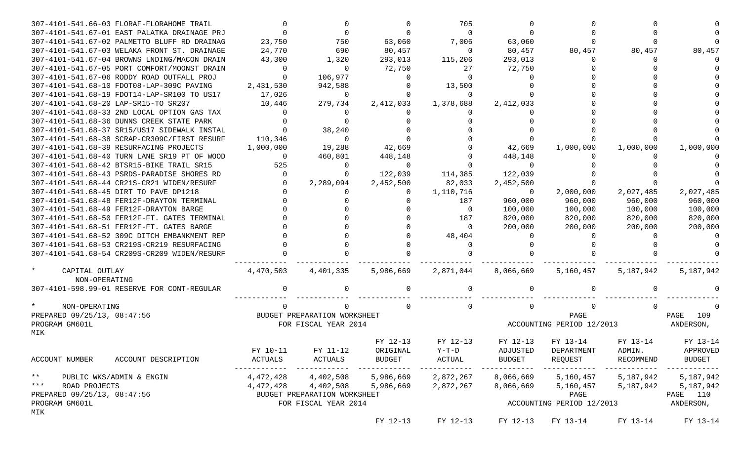| ACCOUNT NUMBER ACCOUNT DESCRIPTION | FY 10-11 ACTUALS | FY 11-12 ACTUALS | FY 12-13 ORIGINAL BUDGET | FY 12-13 Y-T-D ACTUAL | FY 12-13 ADJUSTED BUDGET | FY 13-14 DEPARTMENT REQUEST | FY 13-14 ADMIN. RECOMMEND | FY 13-14 APPROVED BUDGET |
|---|---|---|---|---|---|---|---|---|
| 307-4101-541.66-03 FLORAF-FLORAHOME TRAIL | 0 | 0 | 0 | 705 | 0 | 0 | 0 | 0 |
| 307-4101-541.67-01 EAST PALATKA DRAINAGE PRJ | 0 | 0 | 0 | 0 | 0 | 0 | 0 | 0 |
| 307-4101-541.67-02 PALMETTO BLUFF RD DRAINAG | 23,750 | 750 | 63,060 | 7,006 | 63,060 | 0 | 0 | 0 |
| 307-4101-541.67-03 WELAKA FRONT ST. DRAINAGE | 24,770 | 690 | 80,457 | 0 | 80,457 | 80,457 | 80,457 | 80,457 |
| 307-4101-541.67-04 BROWNS LNDING/MACON DRAIN | 43,300 | 1,320 | 293,013 | 115,206 | 293,013 | 0 | 0 | 0 |
| 307-4101-541.67-05 PORT COMFORT/MOONST DRAIN | 0 | 0 | 72,750 | 27 | 72,750 | 0 | 0 | 0 |
| 307-4101-541.67-06 RODDY ROAD OUTFALL PROJ | 0 | 106,977 | 0 | 0 | 0 | 0 | 0 | 0 |
| 307-4101-541.68-10 FDOT08-LAP-309C PAVING | 2,431,530 | 942,588 | 0 | 13,500 | 0 | 0 | 0 | 0 |
| 307-4101-541.68-19 FDOT14-LAP-SR100 TO US17 | 17,026 | 0 | 0 | 0 | 0 | 0 | 0 | 0 |
| 307-4101-541.68-20 LAP-SR15-TO SR207 | 10,446 | 279,734 | 2,412,033 | 1,378,688 | 2,412,033 | 0 | 0 | 0 |
| 307-4101-541.68-33 2ND LOCAL OPTION GAS TAX | 0 | 0 | 0 | 0 | 0 | 0 | 0 | 0 |
| 307-4101-541.68-36 DUNNS CREEK STATE PARK | 0 | 0 | 0 | 0 | 0 | 0 | 0 | 0 |
| 307-4101-541.68-37 SR15/US17 SIDEWALK INSTAL | 0 | 38,240 | 0 | 0 | 0 | 0 | 0 | 0 |
| 307-4101-541.68-38 SCRAP-CR309C/FIRST RESURF | 110,346 | 0 | 0 | 0 | 0 | 0 | 0 | 0 |
| 307-4101-541.68-39 RESURFACING PROJECTS | 1,000,000 | 19,288 | 42,669 | 0 | 42,669 | 1,000,000 | 1,000,000 | 1,000,000 |
| 307-4101-541.68-40 TURN LANE SR19 PT OF WOOD | 0 | 460,801 | 448,148 | 0 | 448,148 | 0 | 0 | 0 |
| 307-4101-541.68-42 BTSR15-BIKE TRAIL SR15 | 525 | 0 | 0 | 0 | 0 | 0 | 0 | 0 |
| 307-4101-541.68-43 PSRDS-PARADISE SHORES RD | 0 | 0 | 122,039 | 114,385 | 122,039 | 0 | 0 | 0 |
| 307-4101-541.68-44 CR21S-CR21 WIDEN/RESURF | 0 | 2,289,094 | 2,452,500 | 82,033 | 2,452,500 | 0 | 0 | 0 |
| 307-4101-541.68-45 DIRT TO PAVE DP1218 | 0 | 0 | 0 | 1,110,716 | 0 | 2,000,000 | 2,027,485 | 2,027,485 |
| 307-4101-541.68-48 FER12F-DRAYTON TERMINAL | 0 | 0 | 0 | 187 | 960,000 | 960,000 | 960,000 | 960,000 |
| 307-4101-541.68-49 FER12F-DRAYTON BARGE | 0 | 0 | 0 | 0 | 100,000 | 100,000 | 100,000 | 100,000 |
| 307-4101-541.68-50 FER12F-FT. GATES TERMINAL | 0 | 0 | 0 | 187 | 820,000 | 820,000 | 820,000 | 820,000 |
| 307-4101-541.68-51 FER12F-FT. GATES BARGE | 0 | 0 | 0 | 0 | 200,000 | 200,000 | 200,000 | 200,000 |
| 307-4101-541.68-52 309C DITCH EMBANKMENT REP | 0 | 0 | 0 | 48,404 | 0 | 0 | 0 | 0 |
| 307-4101-541.68-53 CR219S-CR219 RESURFACING | 0 | 0 | 0 | 0 | 0 | 0 | 0 | 0 |
| 307-4101-541.68-54 CR209S-CR209 WIDEN/RESURF | 0 | 0 | 0 | 0 | 0 | 0 | 0 | 0 |
| * CAPITAL OUTLAY | 4,470,503 | 4,401,335 | 5,986,669 | 2,871,044 | 8,066,669 | 5,160,457 | 5,187,942 | 5,187,942 |
| NON-OPERATING | | | | | | | | |
| 307-4101-598.99-01 RESERVE FOR CONT-REGULAR | 0 | 0 | 0 | 0 | 0 | 0 | 0 | 0 |
| * NON-OPERATING | 0 | 0 | 0 | 0 | 0 | 0 | 0 | 0 |

PREPARED 09/25/13, 08:47:56 BUDGET PREPARATION WORKSHEET PAGE 109
PROGRAM GM601L FOR FISCAL YEAR 2014 ACCOUNTING PERIOD 12/2013 ANDERSON, MIK

| ACCOUNT NUMBER ACCOUNT DESCRIPTION | FY 10-11 ACTUALS | FY 11-12 ACTUALS | FY 12-13 ORIGINAL BUDGET | FY 12-13 Y-T-D ACTUAL | FY 12-13 ADJUSTED BUDGET | FY 13-14 DEPARTMENT REQUEST | FY 13-14 ADMIN. RECOMMEND | FY 13-14 APPROVED BUDGET |
|---|---|---|---|---|---|---|---|---|
| ** PUBLIC WKS/ADMIN & ENGIN | 4,472,428 | 4,402,508 | 5,986,669 | 2,872,267 | 8,066,669 | 5,160,457 | 5,187,942 | 5,187,942 |
| *** ROAD PROJECTS | 4,472,428 | 4,402,508 | 5,986,669 | 2,872,267 | 8,066,669 | 5,160,457 | 5,187,942 | 5,187,942 |

PREPARED 09/25/13, 08:47:56 BUDGET PREPARATION WORKSHEET PAGE 110
PROGRAM GM601L FOR FISCAL YEAR 2014 ACCOUNTING PERIOD 12/2013 ANDERSON, MIK

| | | | FY 12-13 | FY 12-13 | FY 12-13 | FY 13-14 | FY 13-14 | FY 13-14 |
|---|---|---|---|---|---|---|---|---|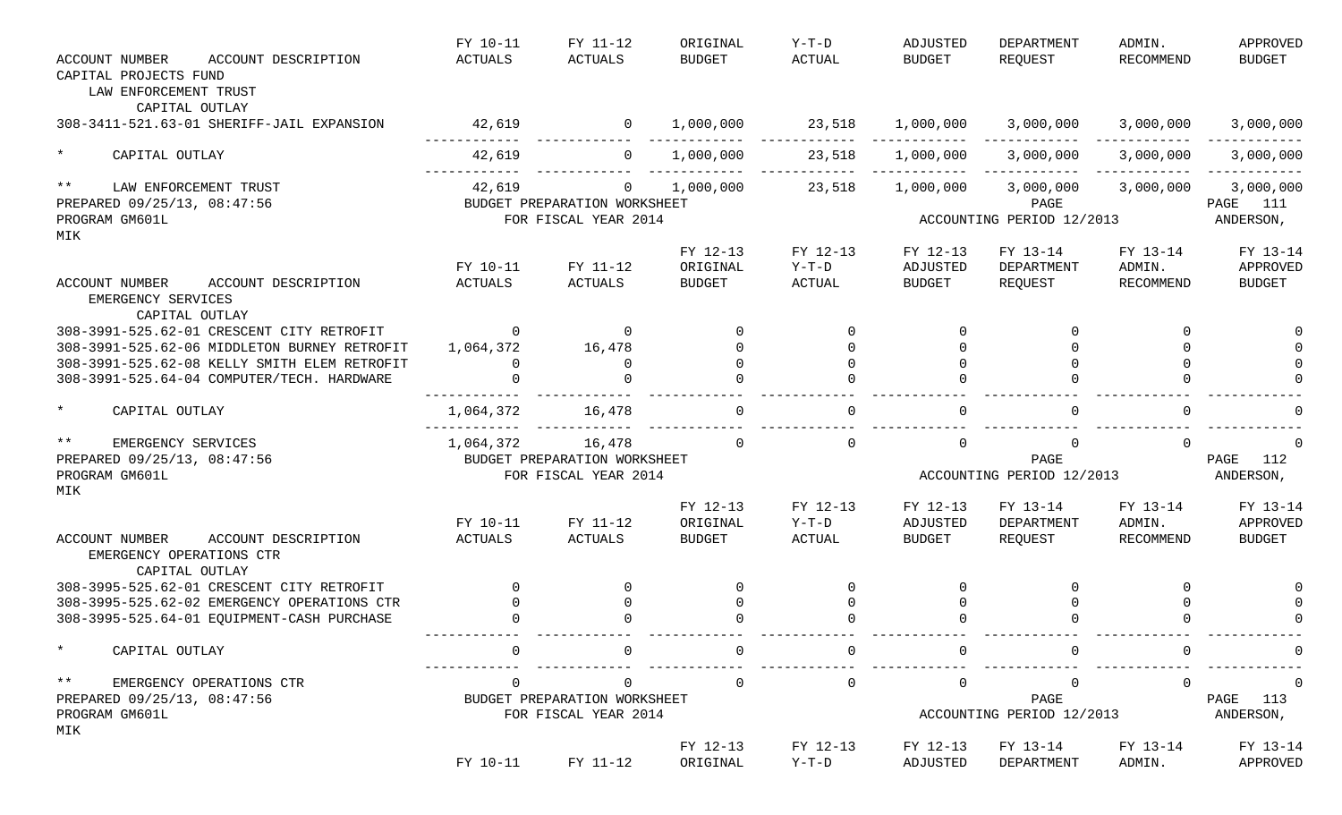| ACCOUNT NUMBER ACCOUNT DESCRIPTION | FY 10-11 ACTUALS | FY 11-12 ACTUALS | ORIGINAL BUDGET | Y-T-D ACTUAL | ADJUSTED BUDGET | DEPARTMENT REQUEST | ADMIN. RECOMMEND | APPROVED BUDGET |
|---|---|---|---|---|---|---|---|---|
| CAPITAL PROJECTS FUND | | | | | | | | |
| LAW ENFORCEMENT TRUST | | | | | | | | |
| CAPITAL OUTLAY | | | | | | | | |
| 308-3411-521.63-01 SHERIFF-JAIL EXPANSION | 42,619 | 0 | 1,000,000 | 23,518 | 1,000,000 | 3,000,000 | 3,000,000 | 3,000,000 |
| * CAPITAL OUTLAY | 42,619 | 0 | 1,000,000 | 23,518 | 1,000,000 | 3,000,000 | 3,000,000 | 3,000,000 |
| ** LAW ENFORCEMENT TRUST | 42,619 | 0 | 1,000,000 | 23,518 | 1,000,000 | 3,000,000 | 3,000,000 | 3,000,000 |

PREPARED 09/25/13, 08:47:56 BUDGET PREPARATION WORKSHEET PAGE 111
PROGRAM GM601L FOR FISCAL YEAR 2014 ACCOUNTING PERIOD 12/2013 ANDERSON, MIK

| ACCOUNT NUMBER ACCOUNT DESCRIPTION | FY 10-11 ACTUALS | FY 11-12 ACTUALS | FY 12-13 ORIGINAL BUDGET | FY 12-13 Y-T-D ACTUAL | FY 12-13 ADJUSTED BUDGET | FY 13-14 DEPARTMENT REQUEST | FY 13-14 ADMIN. RECOMMEND | FY 13-14 APPROVED BUDGET |
|---|---|---|---|---|---|---|---|---|
| EMERGENCY SERVICES | | | | | | | | |
| CAPITAL OUTLAY | | | | | | | | |
| 308-3991-525.62-01 CRESCENT CITY RETROFIT | 0 | 0 | 0 | 0 | 0 | 0 | 0 | 0 |
| 308-3991-525.62-06 MIDDLETON BURNEY RETROFIT | 1,064,372 | 16,478 | 0 | 0 | 0 | 0 | 0 | 0 |
| 308-3991-525.62-08 KELLY SMITH ELEM RETROFIT | 0 | 0 | 0 | 0 | 0 | 0 | 0 | 0 |
| 308-3991-525.64-04 COMPUTER/TECH. HARDWARE | 0 | 0 | 0 | 0 | 0 | 0 | 0 | 0 |
| * CAPITAL OUTLAY | 1,064,372 | 16,478 | 0 | 0 | 0 | 0 | 0 | 0 |
| ** EMERGENCY SERVICES | 1,064,372 | 16,478 | 0 | 0 | 0 | 0 | 0 | 0 |

PREPARED 09/25/13, 08:47:56 BUDGET PREPARATION WORKSHEET PAGE 112
PROGRAM GM601L FOR FISCAL YEAR 2014 ACCOUNTING PERIOD 12/2013 ANDERSON, MIK

| ACCOUNT NUMBER ACCOUNT DESCRIPTION | FY 10-11 ACTUALS | FY 11-12 ACTUALS | FY 12-13 ORIGINAL BUDGET | FY 12-13 Y-T-D ACTUAL | FY 12-13 ADJUSTED BUDGET | FY 13-14 DEPARTMENT REQUEST | FY 13-14 ADMIN. RECOMMEND | FY 13-14 APPROVED BUDGET |
|---|---|---|---|---|---|---|---|---|
| EMERGENCY OPERATIONS CTR | | | | | | | | |
| CAPITAL OUTLAY | | | | | | | | |
| 308-3995-525.62-01 CRESCENT CITY RETROFIT | 0 | 0 | 0 | 0 | 0 | 0 | 0 | 0 |
| 308-3995-525.62-02 EMERGENCY OPERATIONS CTR | 0 | 0 | 0 | 0 | 0 | 0 | 0 | 0 |
| 308-3995-525.64-01 EQUIPMENT-CASH PURCHASE | 0 | 0 | 0 | 0 | 0 | 0 | 0 | 0 |
| * CAPITAL OUTLAY | 0 | 0 | 0 | 0 | 0 | 0 | 0 | 0 |
| ** EMERGENCY OPERATIONS CTR | 0 | 0 | 0 | 0 | 0 | 0 | 0 | 0 |

PREPARED 09/25/13, 08:47:56 BUDGET PREPARATION WORKSHEET PAGE 113
PROGRAM GM601L FOR FISCAL YEAR 2014 ACCOUNTING PERIOD 12/2013 ANDERSON, MIK

| | FY 10-11 | FY 11-12 | FY 12-13 ORIGINAL | FY 12-13 Y-T-D | FY 12-13 ADJUSTED | FY 13-14 DEPARTMENT | FY 13-14 ADMIN. | FY 13-14 APPROVED |
|---|---|---|---|---|---|---|---|---|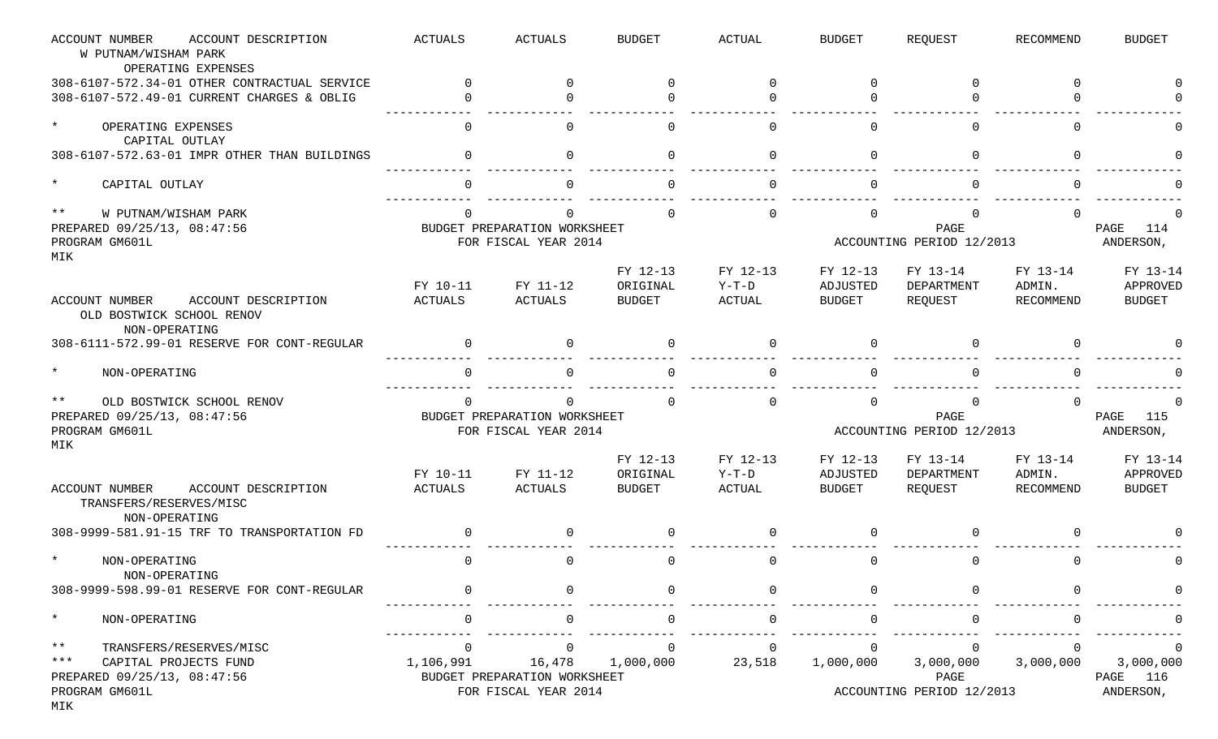| ACCOUNT NUMBER ACCOUNT DESCRIPTION | ACTUALS | ACTUALS | BUDGET | ACTUAL | BUDGET | REQUEST | RECOMMEND | BUDGET |
|---|---|---|---|---|---|---|---|---|
| W PUTNAM/WISHAM PARK | | | | | | | | |
| OPERATING EXPENSES | | | | | | | | |
| 308-6107-572.34-01 OTHER CONTRACTUAL SERVICE | 0 | 0 | 0 | 0 | 0 | 0 | 0 | 0 |
| 308-6107-572.49-01 CURRENT CHARGES & OBLIG | 0 | 0 | 0 | 0 | 0 | 0 | 0 | 0 |
| * OPERATING EXPENSES | 0 | 0 | 0 | 0 | 0 | 0 | 0 | 0 |
| CAPITAL OUTLAY | | | | | | | | |
| 308-6107-572.63-01 IMPR OTHER THAN BUILDINGS | 0 | 0 | 0 | 0 | 0 | 0 | 0 | 0 |
| * CAPITAL OUTLAY | 0 | 0 | 0 | 0 | 0 | 0 | 0 | 0 |
| ** W PUTNAM/WISHAM PARK | 0 | 0 | 0 | 0 | 0 | 0 | 0 | 0 |

PREPARED 09/25/13, 08:47:56 BUDGET PREPARATION WORKSHEET PAGE 114
PROGRAM GM601L FOR FISCAL YEAR 2014 ACCOUNTING PERIOD 12/2013 ANDERSON, MIK

| ACCOUNT NUMBER ACCOUNT DESCRIPTION | FY 10-11 ACTUALS | FY 11-12 ACTUALS | FY 12-13 ORIGINAL BUDGET | FY 12-13 Y-T-D ACTUAL | FY 12-13 ADJUSTED BUDGET | FY 13-14 DEPARTMENT REQUEST | FY 13-14 ADMIN. RECOMMEND | FY 13-14 APPROVED BUDGET |
|---|---|---|---|---|---|---|---|---|
| OLD BOSTWICK SCHOOL RENOV | | | | | | | | |
| NON-OPERATING | | | | | | | | |
| 308-6111-572.99-01 RESERVE FOR CONT-REGULAR | 0 | 0 | 0 | 0 | 0 | 0 | 0 | 0 |
| * NON-OPERATING | 0 | 0 | 0 | 0 | 0 | 0 | 0 | 0 |
| ** OLD BOSTWICK SCHOOL RENOV | 0 | 0 | 0 | 0 | 0 | 0 | 0 | 0 |

PREPARED 09/25/13, 08:47:56 BUDGET PREPARATION WORKSHEET PAGE 115
PROGRAM GM601L FOR FISCAL YEAR 2014 ACCOUNTING PERIOD 12/2013 ANDERSON, MIK

| ACCOUNT NUMBER ACCOUNT DESCRIPTION | FY 10-11 ACTUALS | FY 11-12 ACTUALS | FY 12-13 ORIGINAL BUDGET | FY 12-13 Y-T-D ACTUAL | FY 12-13 ADJUSTED BUDGET | FY 13-14 DEPARTMENT REQUEST | FY 13-14 ADMIN. RECOMMEND | FY 13-14 APPROVED BUDGET |
|---|---|---|---|---|---|---|---|---|
| TRANSFERS/RESERVES/MISC | | | | | | | | |
| NON-OPERATING | | | | | | | | |
| 308-9999-581.91-15 TRF TO TRANSPORTATION FD | 0 | 0 | 0 | 0 | 0 | 0 | 0 | 0 |
| * NON-OPERATING | 0 | 0 | 0 | 0 | 0 | 0 | 0 | 0 |
| NON-OPERATING | | | | | | | | |
| 308-9999-598.99-01 RESERVE FOR CONT-REGULAR | 0 | 0 | 0 | 0 | 0 | 0 | 0 | 0 |
| * NON-OPERATING | 0 | 0 | 0 | 0 | 0 | 0 | 0 | 0 |
| ** TRANSFERS/RESERVES/MISC | 0 | 0 | 0 | 0 | 0 | 0 | 0 | 0 |
| *** CAPITAL PROJECTS FUND | 1,106,991 | 16,478 | 1,000,000 | 23,518 | 1,000,000 | 3,000,000 | 3,000,000 | 3,000,000 |

PREPARED 09/25/13, 08:47:56 BUDGET PREPARATION WORKSHEET PAGE 116
PROGRAM GM601L FOR FISCAL YEAR 2014 ACCOUNTING PERIOD 12/2013 ANDERSON, MIK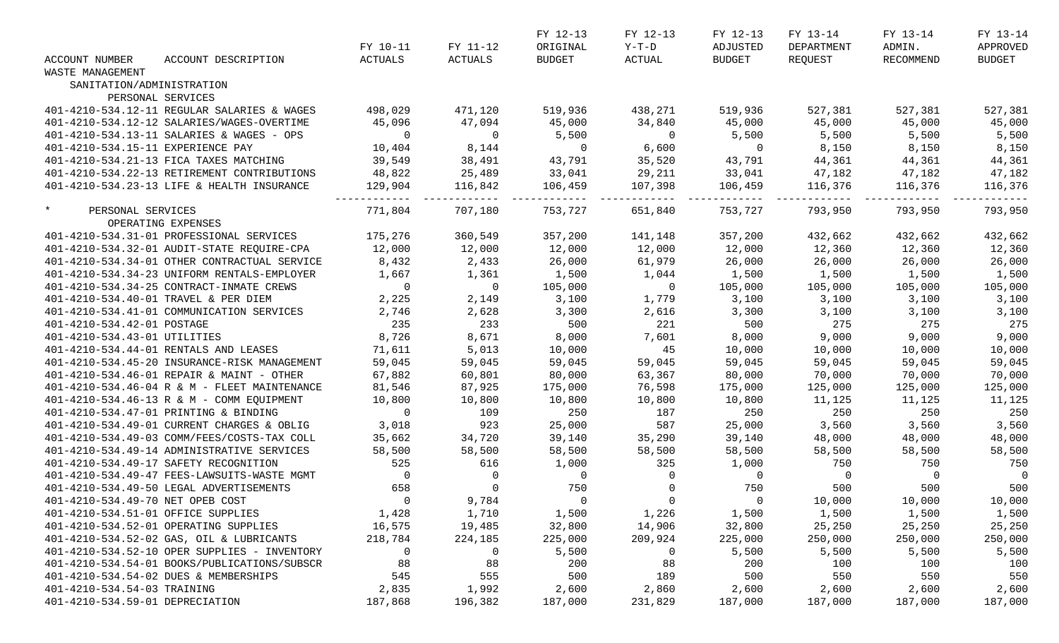| ACCOUNT NUMBER | ACCOUNT DESCRIPTION | FY 10-11 ACTUALS | FY 11-12 ACTUALS | FY 12-13 ORIGINAL BUDGET | FY 12-13 Y-T-D ACTUAL | FY 12-13 ADJUSTED BUDGET | FY 13-14 DEPARTMENT REQUEST | FY 13-14 ADMIN. RECOMMEND | FY 13-14 APPROVED BUDGET |
|---|---|---|---|---|---|---|---|---|---|
| WASTE MANAGEMENT | | | | | | | | | |
| SANITATION/ADMINISTRATION | | | | | | | | | |
| PERSONAL SERVICES | | | | | | | | | |
| 401-4210-534.12-11 | REGULAR SALARIES & WAGES | 498,029 | 471,120 | 519,936 | 438,271 | 519,936 | 527,381 | 527,381 | 527,381 |
| 401-4210-534.12-12 | SALARIES/WAGES-OVERTIME | 45,096 | 47,094 | 45,000 | 34,840 | 45,000 | 45,000 | 45,000 | 45,000 |
| 401-4210-534.13-11 | SALARIES & WAGES - OPS | 0 | 0 | 5,500 | 0 | 5,500 | 5,500 | 5,500 | 5,500 |
| 401-4210-534.15-11 | EXPERIENCE PAY | 10,404 | 8,144 | 0 | 6,600 | 0 | 8,150 | 8,150 | 8,150 |
| 401-4210-534.21-13 | FICA TAXES MATCHING | 39,549 | 38,491 | 43,791 | 35,520 | 43,791 | 44,361 | 44,361 | 44,361 |
| 401-4210-534.22-13 | RETIREMENT CONTRIBUTIONS | 48,822 | 25,489 | 33,041 | 29,211 | 33,041 | 47,182 | 47,182 | 47,182 |
| 401-4210-534.23-13 | LIFE & HEALTH INSURANCE | 129,904 | 116,842 | 106,459 | 107,398 | 106,459 | 116,376 | 116,376 | 116,376 |
| * | PERSONAL SERVICES | 771,804 | 707,180 | 753,727 | 651,840 | 753,727 | 793,950 | 793,950 | 793,950 |
| OPERATING EXPENSES | | | | | | | | | |
| 401-4210-534.31-01 | PROFESSIONAL SERVICES | 175,276 | 360,549 | 357,200 | 141,148 | 357,200 | 432,662 | 432,662 | 432,662 |
| 401-4210-534.32-01 | AUDIT-STATE REQUIRE-CPA | 12,000 | 12,000 | 12,000 | 12,000 | 12,000 | 12,360 | 12,360 | 12,360 |
| 401-4210-534.34-01 | OTHER CONTRACTUAL SERVICE | 8,432 | 2,433 | 26,000 | 61,979 | 26,000 | 26,000 | 26,000 | 26,000 |
| 401-4210-534.34-23 | UNIFORM RENTALS-EMPLOYER | 1,667 | 1,361 | 1,500 | 1,044 | 1,500 | 1,500 | 1,500 | 1,500 |
| 401-4210-534.34-25 | CONTRACT-INMATE CREWS | 0 | 0 | 105,000 | 0 | 105,000 | 105,000 | 105,000 | 105,000 |
| 401-4210-534.40-01 | TRAVEL & PER DIEM | 2,225 | 2,149 | 3,100 | 1,779 | 3,100 | 3,100 | 3,100 | 3,100 |
| 401-4210-534.41-01 | COMMUNICATION SERVICES | 2,746 | 2,628 | 3,300 | 2,616 | 3,300 | 3,100 | 3,100 | 3,100 |
| 401-4210-534.42-01 | POSTAGE | 235 | 233 | 500 | 221 | 500 | 275 | 275 | 275 |
| 401-4210-534.43-01 | UTILITIES | 8,726 | 8,671 | 8,000 | 7,601 | 8,000 | 9,000 | 9,000 | 9,000 |
| 401-4210-534.44-01 | RENTALS AND LEASES | 71,611 | 5,013 | 10,000 | 45 | 10,000 | 10,000 | 10,000 | 10,000 |
| 401-4210-534.45-20 | INSURANCE-RISK MANAGEMENT | 59,045 | 59,045 | 59,045 | 59,045 | 59,045 | 59,045 | 59,045 | 59,045 |
| 401-4210-534.46-01 | REPAIR & MAINT - OTHER | 67,882 | 60,801 | 80,000 | 63,367 | 80,000 | 70,000 | 70,000 | 70,000 |
| 401-4210-534.46-04 | R & M - FLEET MAINTENANCE | 81,546 | 87,925 | 175,000 | 76,598 | 175,000 | 125,000 | 125,000 | 125,000 |
| 401-4210-534.46-13 | R & M - COMM EQUIPMENT | 10,800 | 10,800 | 10,800 | 10,800 | 10,800 | 11,125 | 11,125 | 11,125 |
| 401-4210-534.47-01 | PRINTING & BINDING | 0 | 109 | 250 | 187 | 250 | 250 | 250 | 250 |
| 401-4210-534.49-01 | CURRENT CHARGES & OBLIG | 3,018 | 923 | 25,000 | 587 | 25,000 | 3,560 | 3,560 | 3,560 |
| 401-4210-534.49-03 | COMM/FEES/COSTS-TAX COLL | 35,662 | 34,720 | 39,140 | 35,290 | 39,140 | 48,000 | 48,000 | 48,000 |
| 401-4210-534.49-14 | ADMINISTRATIVE SERVICES | 58,500 | 58,500 | 58,500 | 58,500 | 58,500 | 58,500 | 58,500 | 58,500 |
| 401-4210-534.49-17 | SAFETY RECOGNITION | 525 | 616 | 1,000 | 325 | 1,000 | 750 | 750 | 750 |
| 401-4210-534.49-47 | FEES-LAWSUITS-WASTE MGMT | 0 | 0 | 0 | 0 | 0 | 0 | 0 | 0 |
| 401-4210-534.49-50 | LEGAL ADVERTISEMENTS | 658 | 0 | 750 | 0 | 750 | 500 | 500 | 500 |
| 401-4210-534.49-70 | NET OPEB COST | 0 | 9,784 | 0 | 0 | 0 | 10,000 | 10,000 | 10,000 |
| 401-4210-534.51-01 | OFFICE SUPPLIES | 1,428 | 1,710 | 1,500 | 1,226 | 1,500 | 1,500 | 1,500 | 1,500 |
| 401-4210-534.52-01 | OPERATING SUPPLIES | 16,575 | 19,485 | 32,800 | 14,906 | 32,800 | 25,250 | 25,250 | 25,250 |
| 401-4210-534.52-02 | GAS, OIL & LUBRICANTS | 218,784 | 224,185 | 225,000 | 209,924 | 225,000 | 250,000 | 250,000 | 250,000 |
| 401-4210-534.52-10 | OPER SUPPLIES - INVENTORY | 0 | 0 | 5,500 | 0 | 5,500 | 5,500 | 5,500 | 5,500 |
| 401-4210-534.54-01 | BOOKS/PUBLICATIONS/SUBSCR | 88 | 88 | 200 | 88 | 200 | 100 | 100 | 100 |
| 401-4210-534.54-02 | DUES & MEMBERSHIPS | 545 | 555 | 500 | 189 | 500 | 550 | 550 | 550 |
| 401-4210-534.54-03 | TRAINING | 2,835 | 1,992 | 2,600 | 2,860 | 2,600 | 2,600 | 2,600 | 2,600 |
| 401-4210-534.59-01 | DEPRECIATION | 187,868 | 196,382 | 187,000 | 231,829 | 187,000 | 187,000 | 187,000 | 187,000 |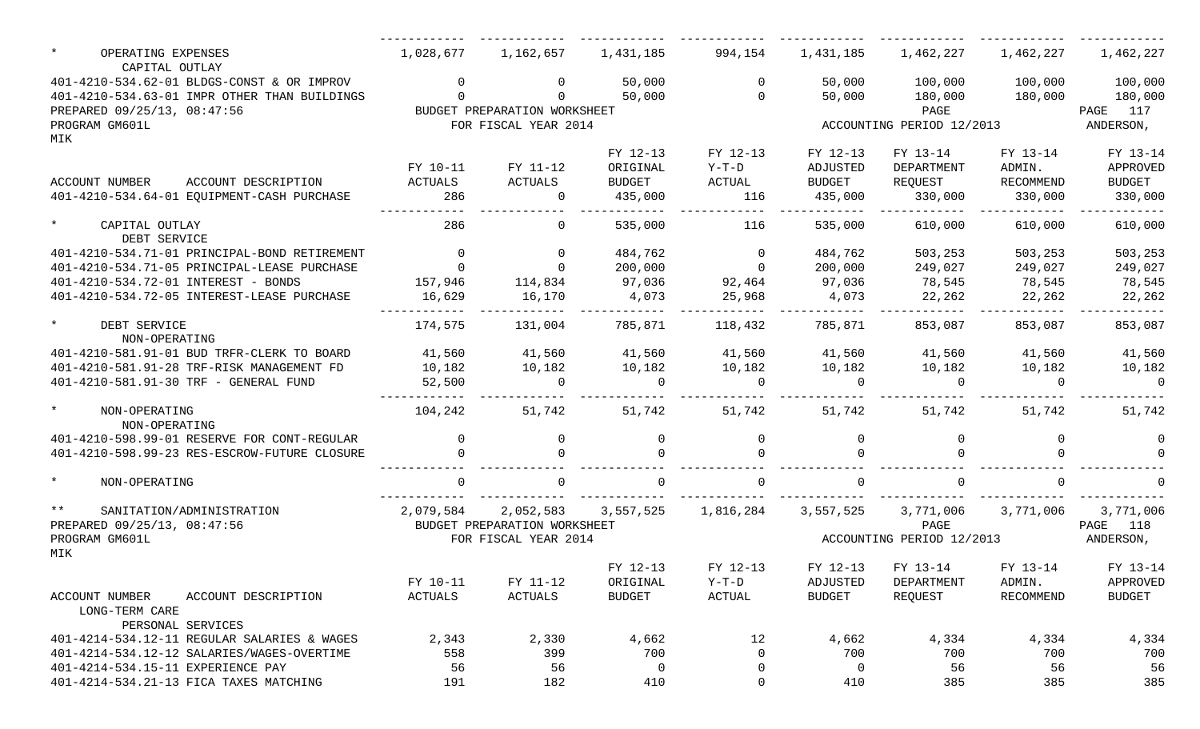| ACCOUNT NUMBER ACCOUNT DESCRIPTION | FY 10-11 ACTUALS | FY 11-12 ACTUALS | FY 12-13 ORIGINAL BUDGET | FY 12-13 Y-T-D ACTUAL | FY 12-13 ADJUSTED BUDGET | FY 13-14 DEPARTMENT REQUEST | FY 13-14 ADMIN. RECOMMEND | FY 13-14 APPROVED BUDGET |
|---|---|---|---|---|---|---|---|---|
| * OPERATING EXPENSES | 1,028,677 | 1,162,657 | 1,431,185 | 994,154 | 1,431,185 | 1,462,227 | 1,462,227 | 1,462,227 |
| CAPITAL OUTLAY | | | | | | | | |
| 401-4210-534.62-01 BLDGS-CONST & OR IMPROV | 0 | 0 | 50,000 | 0 | 50,000 | 100,000 | 100,000 | 100,000 |
| 401-4210-534.63-01 IMPR OTHER THAN BUILDINGS | 0 | 0 | 50,000 | 0 | 50,000 | 180,000 | 180,000 | 180,000 |
| 401-4210-534.64-01 EQUIPMENT-CASH PURCHASE | 286 | 0 | 435,000 | 116 | 435,000 | 330,000 | 330,000 | 330,000 |
| * CAPITAL OUTLAY | 286 | 0 | 535,000 | 116 | 535,000 | 610,000 | 610,000 | 610,000 |
| DEBT SERVICE | | | | | | | | |
| 401-4210-534.71-01 PRINCIPAL-BOND RETIREMENT | 0 | 0 | 484,762 | 0 | 484,762 | 503,253 | 503,253 | 503,253 |
| 401-4210-534.71-05 PRINCIPAL-LEASE PURCHASE | 0 | 0 | 200,000 | 0 | 200,000 | 249,027 | 249,027 | 249,027 |
| 401-4210-534.72-01 INTEREST - BONDS | 157,946 | 114,834 | 97,036 | 92,464 | 97,036 | 78,545 | 78,545 | 78,545 |
| 401-4210-534.72-05 INTEREST-LEASE PURCHASE | 16,629 | 16,170 | 4,073 | 25,968 | 4,073 | 22,262 | 22,262 | 22,262 |
| * DEBT SERVICE | 174,575 | 131,004 | 785,871 | 118,432 | 785,871 | 853,087 | 853,087 | 853,087 |
| NON-OPERATING | | | | | | | | |
| 401-4210-581.91-01 BUD TRFR-CLERK TO BOARD | 41,560 | 41,560 | 41,560 | 41,560 | 41,560 | 41,560 | 41,560 | 41,560 |
| 401-4210-581.91-28 TRF-RISK MANAGEMENT FD | 10,182 | 10,182 | 10,182 | 10,182 | 10,182 | 10,182 | 10,182 | 10,182 |
| 401-4210-581.91-30 TRF - GENERAL FUND | 52,500 | 0 | 0 | 0 | 0 | 0 | 0 | 0 |
| * NON-OPERATING | 104,242 | 51,742 | 51,742 | 51,742 | 51,742 | 51,742 | 51,742 | 51,742 |
| NON-OPERATING | | | | | | | | |
| 401-4210-598.99-01 RESERVE FOR CONT-REGULAR | 0 | 0 | 0 | 0 | 0 | 0 | 0 | 0 |
| 401-4210-598.99-23 RES-ESCROW-FUTURE CLOSURE | 0 | 0 | 0 | 0 | 0 | 0 | 0 | 0 |
| * NON-OPERATING | 0 | 0 | 0 | 0 | 0 | 0 | 0 | 0 |
| ** SANITATION/ADMINISTRATION | 2,079,584 | 2,052,583 | 3,557,525 | 1,816,284 | 3,557,525 | 3,771,006 | 3,771,006 | 3,771,006 |

| ACCOUNT NUMBER ACCOUNT DESCRIPTION | FY 10-11 ACTUALS | FY 11-12 ACTUALS | FY 12-13 ORIGINAL BUDGET | FY 12-13 Y-T-D ACTUAL | FY 12-13 ADJUSTED BUDGET | FY 13-14 DEPARTMENT REQUEST | FY 13-14 ADMIN. RECOMMEND | FY 13-14 APPROVED BUDGET |
|---|---|---|---|---|---|---|---|---|
| LONG-TERM CARE | | | | | | | | |
| PERSONAL SERVICES | | | | | | | | |
| 401-4214-534.12-11 REGULAR SALARIES & WAGES | 2,343 | 2,330 | 4,662 | 12 | 4,662 | 4,334 | 4,334 | 4,334 |
| 401-4214-534.12-12 SALARIES/WAGES-OVERTIME | 558 | 399 | 700 | 0 | 700 | 700 | 700 | 700 |
| 401-4214-534.15-11 EXPERIENCE PAY | 56 | 56 | 0 | 0 | 0 | 56 | 56 | 56 |
| 401-4214-534.21-13 FICA TAXES MATCHING | 191 | 182 | 410 | 0 | 410 | 385 | 385 | 385 |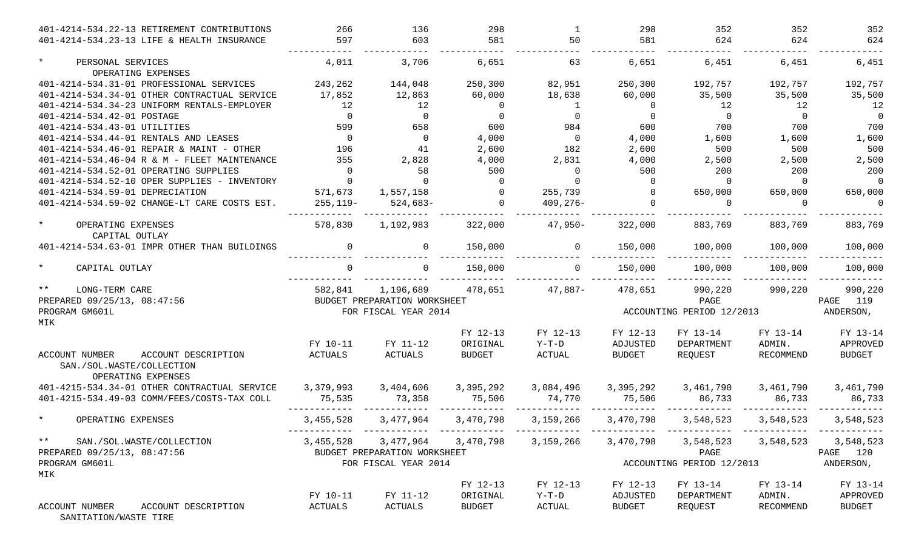| ACCOUNT NUMBER / ACCOUNT DESCRIPTION | FY 10-11 ACTUALS | FY 11-12 ACTUALS | FY 12-13 ORIGINAL BUDGET | FY 12-13 Y-T-D ACTUAL | FY 12-13 ADJUSTED BUDGET | FY 13-14 DEPARTMENT REQUEST | FY 13-14 ADMIN. RECOMMEND | FY 13-14 APPROVED BUDGET |
|---|---|---|---|---|---|---|---|---|
| 401-4214-534.22-13 RETIREMENT CONTRIBUTIONS | 266 | 136 | 298 | 1 | 298 | 352 | 352 | 352 |
| 401-4214-534.23-13 LIFE & HEALTH INSURANCE | 597 | 603 | 581 | 50 | 581 | 624 | 624 | 624 |
| * PERSONAL SERVICES | 4,011 | 3,706 | 6,651 | 63 | 6,651 | 6,451 | 6,451 | 6,451 |
| OPERATING EXPENSES | | | | | | | | |
| 401-4214-534.31-01 PROFESSIONAL SERVICES | 243,262 | 144,048 | 250,300 | 82,951 | 250,300 | 192,757 | 192,757 | 192,757 |
| 401-4214-534.34-01 OTHER CONTRACTUAL SERVICE | 17,852 | 12,863 | 60,000 | 18,638 | 60,000 | 35,500 | 35,500 | 35,500 |
| 401-4214-534.34-23 UNIFORM RENTALS-EMPLOYER | 12 | 12 | 0 | 1 | 0 | 12 | 12 | 12 |
| 401-4214-534.42-01 POSTAGE | 0 | 0 | 0 | 0 | 0 | 0 | 0 | 0 |
| 401-4214-534.43-01 UTILITIES | 599 | 658 | 600 | 984 | 600 | 700 | 700 | 700 |
| 401-4214-534.44-01 RENTALS AND LEASES | 0 | 0 | 4,000 | 0 | 4,000 | 1,600 | 1,600 | 1,600 |
| 401-4214-534.46-01 REPAIR & MAINT - OTHER | 196 | 41 | 2,600 | 182 | 2,600 | 500 | 500 | 500 |
| 401-4214-534.46-04 R & M - FLEET MAINTENANCE | 355 | 2,828 | 4,000 | 2,831 | 4,000 | 2,500 | 2,500 | 2,500 |
| 401-4214-534.52-01 OPERATING SUPPLIES | 0 | 58 | 500 | 0 | 500 | 200 | 200 | 200 |
| 401-4214-534.52-10 OPER SUPPLIES - INVENTORY | 0 | 0 | 0 | 0 | 0 | 0 | 0 | 0 |
| 401-4214-534.59-01 DEPRECIATION | 571,673 | 1,557,158 | 0 | 255,739 | 0 | 650,000 | 650,000 | 650,000 |
| 401-4214-534.59-02 CHANGE-LT CARE COSTS EST. | 255,119- | 524,683- | 0 | 409,276- | 0 | 0 | 0 | 0 |
| * OPERATING EXPENSES | 578,830 | 1,192,983 | 322,000 | 47,950- | 322,000 | 883,769 | 883,769 | 883,769 |
| CAPITAL OUTLAY | | | | | | | | |
| 401-4214-534.63-01 IMPR OTHER THAN BUILDINGS | 0 | 0 | 150,000 | 0 | 150,000 | 100,000 | 100,000 | 100,000 |
| * CAPITAL OUTLAY | 0 | 0 | 150,000 | 0 | 150,000 | 100,000 | 100,000 | 100,000 |
| ** LONG-TERM CARE | 582,841 | 1,196,689 | 478,651 | 47,887- | 478,651 | 990,220 | 990,220 | 990,220 |

PREPARED 09/25/13, 08:47:56 BUDGET PREPARATION WORKSHEET PAGE 120
PROGRAM GM601L FOR FISCAL YEAR 2014 ACCOUNTING PERIOD 12/2013 ANDERSON, MIK

| ACCOUNT NUMBER / ACCOUNT DESCRIPTION | FY 10-11 ACTUALS | FY 11-12 ACTUALS | FY 12-13 ORIGINAL BUDGET | FY 12-13 Y-T-D ACTUAL | FY 12-13 ADJUSTED BUDGET | FY 13-14 DEPARTMENT REQUEST | FY 13-14 ADMIN. RECOMMEND | FY 13-14 APPROVED BUDGET |
|---|---|---|---|---|---|---|---|---|
| SAN./SOL.WASTE/COLLECTION | | | | | | | | |
| OPERATING EXPENSES | | | | | | | | |
| 401-4215-534.34-01 OTHER CONTRACTUAL SERVICE | 3,379,993 | 3,404,606 | 3,395,292 | 3,084,496 | 3,395,292 | 3,461,790 | 3,461,790 | 3,461,790 |
| 401-4215-534.49-03 COMM/FEES/COSTS-TAX COLL | 75,535 | 73,358 | 75,506 | 74,770 | 75,506 | 86,733 | 86,733 | 86,733 |
| * OPERATING EXPENSES | 3,455,528 | 3,477,964 | 3,470,798 | 3,159,266 | 3,470,798 | 3,548,523 | 3,548,523 | 3,548,523 |
| ** SAN./SOL.WASTE/COLLECTION | 3,455,528 | 3,477,964 | 3,470,798 | 3,159,266 | 3,470,798 | 3,548,523 | 3,548,523 | 3,548,523 |

PREPARED 09/25/13, 08:47:56 BUDGET PREPARATION WORKSHEET PAGE 120
PROGRAM GM601L FOR FISCAL YEAR 2014 ACCOUNTING PERIOD 12/2013 ANDERSON, MIK

| ACCOUNT NUMBER / ACCOUNT DESCRIPTION | FY 10-11 ACTUALS | FY 11-12 ACTUALS | FY 12-13 ORIGINAL BUDGET | FY 12-13 Y-T-D ACTUAL | FY 12-13 ADJUSTED BUDGET | FY 13-14 DEPARTMENT REQUEST | FY 13-14 ADMIN. RECOMMEND | FY 13-14 APPROVED BUDGET |
|---|---|---|---|---|---|---|---|---|
| SANITATION/WASTE TIRE | | | | | | | | |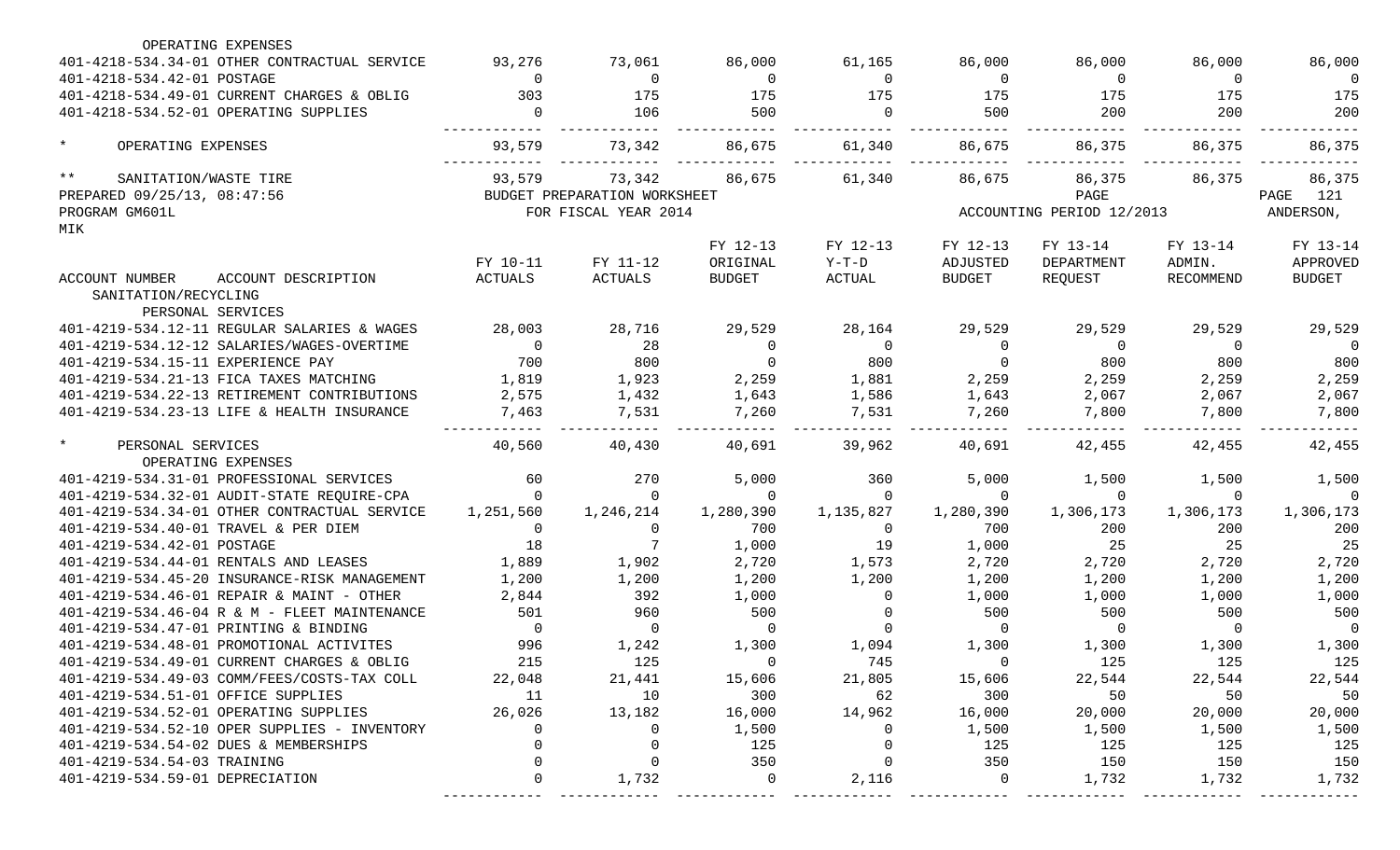| | | | | | | | | |
|---|---|---|---|---|---|---|---|---|
| OPERATING EXPENSES | | | | | | | | |
| 401-4218-534.34-01 OTHER CONTRACTUAL SERVICE | 93,276 | 73,061 | 86,000 | 61,165 | 86,000 | 86,000 | 86,000 | 86,000 |
| 401-4218-534.42-01 POSTAGE | 0 | 0 | 0 | 0 | 0 | 0 | 0 | 0 |
| 401-4218-534.49-01 CURRENT CHARGES & OBLIG | 303 | 175 | 175 | 175 | 175 | 175 | 175 | 175 |
| 401-4218-534.52-01 OPERATING SUPPLIES | 0 | 106 | 500 | 0 | 500 | 200 | 200 | 200 |
| * OPERATING EXPENSES | 93,579 | 73,342 | 86,675 | 61,340 | 86,675 | 86,375 | 86,375 | 86,375 |
| ** SANITATION/WASTE TIRE | 93,579 | 73,342 | 86,675 | 61,340 | 86,675 | 86,375 | 86,375 | 86,375 |

PREPARED 09/25/13, 08:47:56 BUDGET PREPARATION WORKSHEET PAGE 121
PROGRAM GM601L FOR FISCAL YEAR 2014 ACCOUNTING PERIOD 12/2013 ANDERSON, MIK

| ACCOUNT NUMBER ACCOUNT DESCRIPTION | FY 10-11 ACTUALS | FY 11-12 ACTUALS | FY 12-13 ORIGINAL BUDGET | FY 12-13 Y-T-D ACTUAL | FY 12-13 ADJUSTED BUDGET | FY 13-14 DEPARTMENT REQUEST | FY 13-14 ADMIN. RECOMMEND | FY 13-14 APPROVED BUDGET |
|---|---|---|---|---|---|---|---|---|
| SANITATION/RECYCLING | | | | | | | | |
| PERSONAL SERVICES | | | | | | | | |
| 401-4219-534.12-11 REGULAR SALARIES & WAGES | 28,003 | 28,716 | 29,529 | 28,164 | 29,529 | 29,529 | 29,529 | 29,529 |
| 401-4219-534.12-12 SALARIES/WAGES-OVERTIME | 0 | 28 | 0 | 0 | 0 | 0 | 0 | 0 |
| 401-4219-534.15-11 EXPERIENCE PAY | 700 | 800 | 0 | 800 | 0 | 800 | 800 | 800 |
| 401-4219-534.21-13 FICA TAXES MATCHING | 1,819 | 1,923 | 2,259 | 1,881 | 2,259 | 2,259 | 2,259 | 2,259 |
| 401-4219-534.22-13 RETIREMENT CONTRIBUTIONS | 2,575 | 1,432 | 1,643 | 1,586 | 1,643 | 2,067 | 2,067 | 2,067 |
| 401-4219-534.23-13 LIFE & HEALTH INSURANCE | 7,463 | 7,531 | 7,260 | 7,531 | 7,260 | 7,800 | 7,800 | 7,800 |
| * PERSONAL SERVICES | 40,560 | 40,430 | 40,691 | 39,962 | 40,691 | 42,455 | 42,455 | 42,455 |
| OPERATING EXPENSES | | | | | | | | |
| 401-4219-534.31-01 PROFESSIONAL SERVICES | 60 | 270 | 5,000 | 360 | 5,000 | 1,500 | 1,500 | 1,500 |
| 401-4219-534.32-01 AUDIT-STATE REQUIRE-CPA | 0 | 0 | 0 | 0 | 0 | 0 | 0 | 0 |
| 401-4219-534.34-01 OTHER CONTRACTUAL SERVICE | 1,251,560 | 1,246,214 | 1,280,390 | 1,135,827 | 1,280,390 | 1,306,173 | 1,306,173 | 1,306,173 |
| 401-4219-534.40-01 TRAVEL & PER DIEM | 0 | 0 | 700 | 0 | 700 | 200 | 200 | 200 |
| 401-4219-534.42-01 POSTAGE | 18 | 7 | 1,000 | 19 | 1,000 | 25 | 25 | 25 |
| 401-4219-534.44-01 RENTALS AND LEASES | 1,889 | 1,902 | 2,720 | 1,573 | 2,720 | 2,720 | 2,720 | 2,720 |
| 401-4219-534.45-20 INSURANCE-RISK MANAGEMENT | 1,200 | 1,200 | 1,200 | 1,200 | 1,200 | 1,200 | 1,200 | 1,200 |
| 401-4219-534.46-01 REPAIR & MAINT - OTHER | 2,844 | 392 | 1,000 | 0 | 1,000 | 1,000 | 1,000 | 1,000 |
| 401-4219-534.46-04 R & M - FLEET MAINTENANCE | 501 | 960 | 500 | 0 | 500 | 500 | 500 | 500 |
| 401-4219-534.47-01 PRINTING & BINDING | 0 | 0 | 0 | 0 | 0 | 0 | 0 | 0 |
| 401-4219-534.48-01 PROMOTIONAL ACTIVITES | 996 | 1,242 | 1,300 | 1,094 | 1,300 | 1,300 | 1,300 | 1,300 |
| 401-4219-534.49-01 CURRENT CHARGES & OBLIG | 215 | 125 | 0 | 745 | 0 | 125 | 125 | 125 |
| 401-4219-534.49-03 COMM/FEES/COSTS-TAX COLL | 22,048 | 21,441 | 15,606 | 21,805 | 15,606 | 22,544 | 22,544 | 22,544 |
| 401-4219-534.51-01 OFFICE SUPPLIES | 11 | 10 | 300 | 62 | 300 | 50 | 50 | 50 |
| 401-4219-534.52-01 OPERATING SUPPLIES | 26,026 | 13,182 | 16,000 | 14,962 | 16,000 | 20,000 | 20,000 | 20,000 |
| 401-4219-534.52-10 OPER SUPPLIES - INVENTORY | 0 | 0 | 1,500 | 0 | 1,500 | 1,500 | 1,500 | 1,500 |
| 401-4219-534.54-02 DUES & MEMBERSHIPS | 0 | 0 | 125 | 0 | 125 | 125 | 125 | 125 |
| 401-4219-534.54-03 TRAINING | 0 | 0 | 350 | 0 | 350 | 150 | 150 | 150 |
| 401-4219-534.59-01 DEPRECIATION | 0 | 1,732 | 0 | 2,116 | 0 | 1,732 | 1,732 | 1,732 |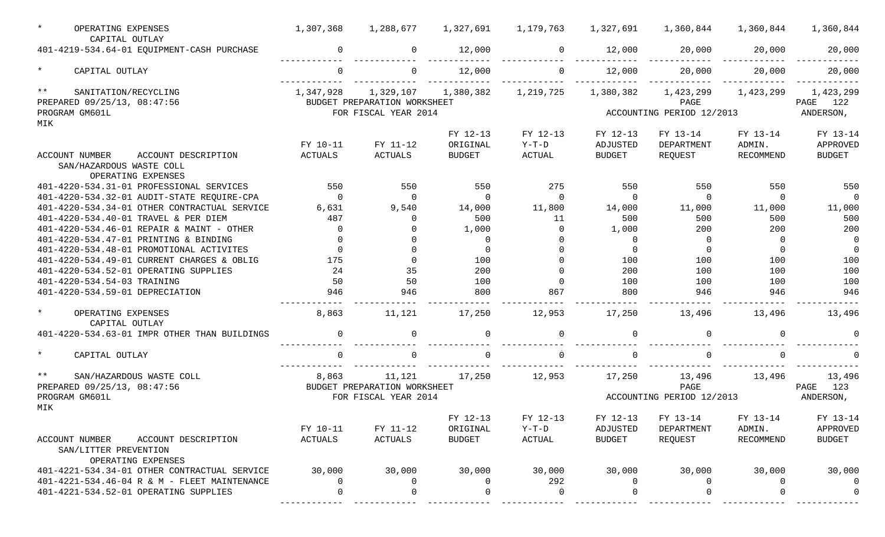| ACCOUNT NUMBER ACCOUNT DESCRIPTION | FY 10-11 ACTUALS | FY 11-12 ACTUALS | FY 12-13 ORIGINAL BUDGET | FY 12-13 Y-T-D ACTUAL | FY 12-13 ADJUSTED BUDGET | FY 13-14 DEPARTMENT REQUEST | FY 13-14 ADMIN. RECOMMEND | FY 13-14 APPROVED BUDGET |
|---|---|---|---|---|---|---|---|---|
| * OPERATING EXPENSES | 1,307,368 | 1,288,677 | 1,327,691 | 1,179,763 | 1,327,691 | 1,360,844 | 1,360,844 | 1,360,844 |
| CAPITAL OUTLAY | | | | | | | | |
| 401-4219-534.64-01 EQUIPMENT-CASH PURCHASE | 0 | 0 | 12,000 | 0 | 12,000 | 20,000 | 20,000 | 20,000 |
| * CAPITAL OUTLAY | 0 | 0 | 12,000 | 0 | 12,000 | 20,000 | 20,000 | 20,000 |
| ** SANITATION/RECYCLING | 1,347,928 | 1,329,107 | 1,380,382 | 1,219,725 | 1,380,382 | 1,423,299 | 1,423,299 | 1,423,299 |

PREPARED 09/25/13, 08:47:56 BUDGET PREPARATION WORKSHEET PAGE 122
PROGRAM GM601L FOR FISCAL YEAR 2014 ACCOUNTING PERIOD 12/2013 ANDERSON, MIK

| ACCOUNT NUMBER ACCOUNT DESCRIPTION | FY 10-11 ACTUALS | FY 11-12 ACTUALS | FY 12-13 ORIGINAL BUDGET | FY 12-13 Y-T-D ACTUAL | FY 12-13 ADJUSTED BUDGET | FY 13-14 DEPARTMENT REQUEST | FY 13-14 ADMIN. RECOMMEND | FY 13-14 APPROVED BUDGET |
|---|---|---|---|---|---|---|---|---|
| SAN/HAZARDOUS WASTE COLL | | | | | | | | |
| OPERATING EXPENSES | | | | | | | | |
| 401-4220-534.31-01 PROFESSIONAL SERVICES | 550 | 550 | 550 | 275 | 550 | 550 | 550 | 550 |
| 401-4220-534.32-01 AUDIT-STATE REQUIRE-CPA | 0 | 0 | 0 | 0 | 0 | 0 | 0 | 0 |
| 401-4220-534.34-01 OTHER CONTRACTUAL SERVICE | 6,631 | 9,540 | 14,000 | 11,800 | 14,000 | 11,000 | 11,000 | 11,000 |
| 401-4220-534.40-01 TRAVEL & PER DIEM | 487 | 0 | 500 | 11 | 500 | 500 | 500 | 500 |
| 401-4220-534.46-01 REPAIR & MAINT - OTHER | 0 | 0 | 1,000 | 0 | 1,000 | 200 | 200 | 200 |
| 401-4220-534.47-01 PRINTING & BINDING | 0 | 0 | 0 | 0 | 0 | 0 | 0 | 0 |
| 401-4220-534.48-01 PROMOTIONAL ACTIVITES | 0 | 0 | 0 | 0 | 0 | 0 | 0 | 0 |
| 401-4220-534.49-01 CURRENT CHARGES & OBLIG | 175 | 0 | 100 | 0 | 100 | 100 | 100 | 100 |
| 401-4220-534.52-01 OPERATING SUPPLIES | 24 | 35 | 200 | 0 | 200 | 100 | 100 | 100 |
| 401-4220-534.54-03 TRAINING | 50 | 50 | 100 | 0 | 100 | 100 | 100 | 100 |
| 401-4220-534.59-01 DEPRECIATION | 946 | 946 | 800 | 867 | 800 | 946 | 946 | 946 |
| * OPERATING EXPENSES | 8,863 | 11,121 | 17,250 | 12,953 | 17,250 | 13,496 | 13,496 | 13,496 |
| CAPITAL OUTLAY | | | | | | | | |
| 401-4220-534.63-01 IMPR OTHER THAN BUILDINGS | 0 | 0 | 0 | 0 | 0 | 0 | 0 | 0 |
| * CAPITAL OUTLAY | 0 | 0 | 0 | 0 | 0 | 0 | 0 | 0 |
| ** SAN/HAZARDOUS WASTE COLL | 8,863 | 11,121 | 17,250 | 12,953 | 17,250 | 13,496 | 13,496 | 13,496 |

PREPARED 09/25/13, 08:47:56 BUDGET PREPARATION WORKSHEET PAGE 123
PROGRAM GM601L FOR FISCAL YEAR 2014 ACCOUNTING PERIOD 12/2013 ANDERSON, MIK

| ACCOUNT NUMBER ACCOUNT DESCRIPTION | FY 10-11 ACTUALS | FY 11-12 ACTUALS | FY 12-13 ORIGINAL BUDGET | FY 12-13 Y-T-D ACTUAL | FY 12-13 ADJUSTED BUDGET | FY 13-14 DEPARTMENT REQUEST | FY 13-14 ADMIN. RECOMMEND | FY 13-14 APPROVED BUDGET |
|---|---|---|---|---|---|---|---|---|
| SAN/LITTER PREVENTION | | | | | | | | |
| OPERATING EXPENSES | | | | | | | | |
| 401-4221-534.34-01 OTHER CONTRACTUAL SERVICE | 30,000 | 30,000 | 30,000 | 30,000 | 30,000 | 30,000 | 30,000 | 30,000 |
| 401-4221-534.46-04 R & M - FLEET MAINTENANCE | 0 | 0 | 0 | 292 | 0 | 0 | 0 | 0 |
| 401-4221-534.52-01 OPERATING SUPPLIES | 0 | 0 | 0 | 0 | 0 | 0 | 0 | 0 |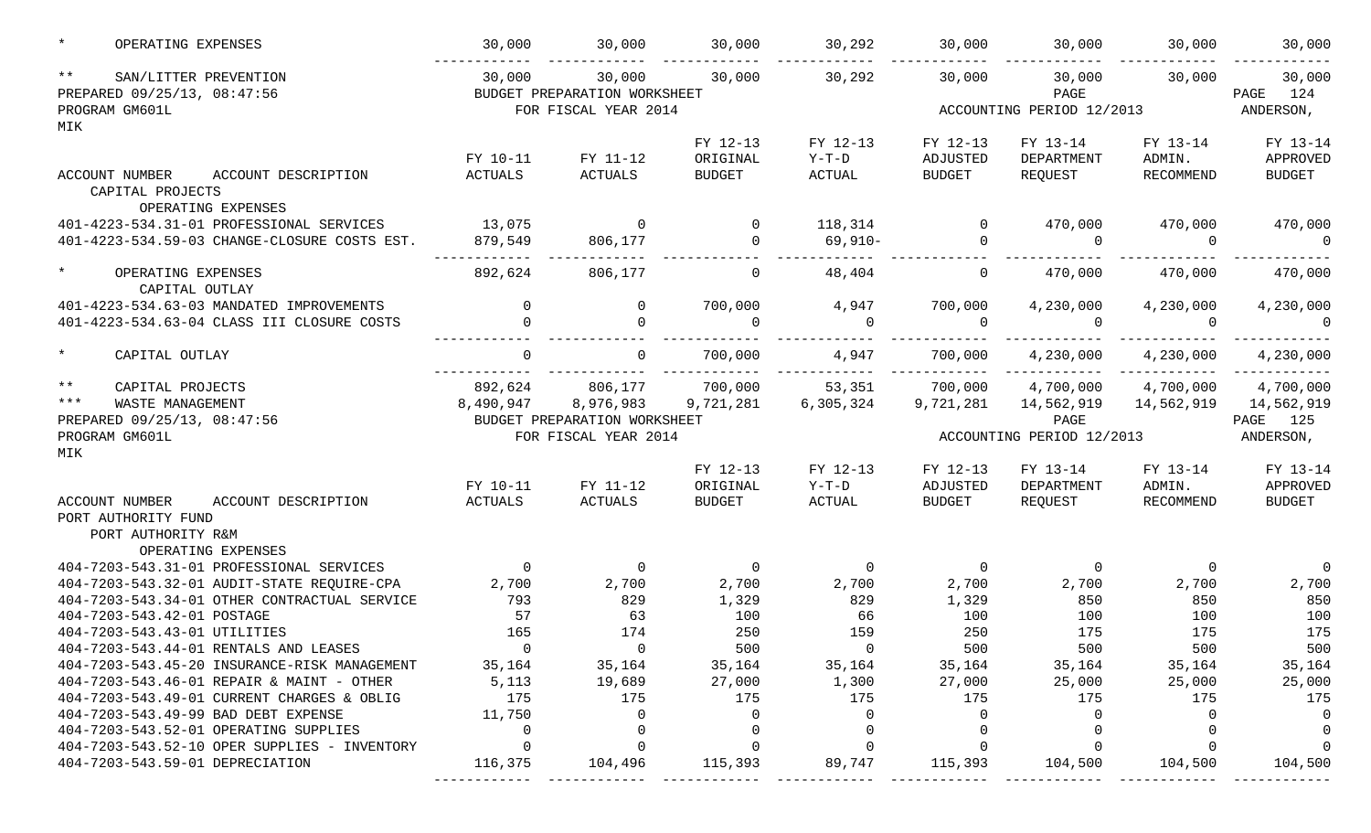| ACCOUNT NUMBER ACCOUNT DESCRIPTION | FY 10-11 ACTUALS | FY 11-12 ACTUALS | FY 12-13 ORIGINAL BUDGET | FY 12-13 Y-T-D ACTUAL | FY 12-13 ADJUSTED BUDGET | FY 13-14 DEPARTMENT REQUEST | FY 13-14 ADMIN. RECOMMEND | FY 13-14 APPROVED BUDGET |
|---|---|---|---|---|---|---|---|---|
| * OPERATING EXPENSES | 30,000 | 30,000 | 30,000 | 30,292 | 30,000 | 30,000 | 30,000 | 30,000 |
| ** SAN/LITTER PREVENTION | 30,000 | 30,000 | 30,000 | 30,292 | 30,000 | 30,000 | 30,000 | 30,000 |

PREPARED 09/25/13, 08:47:56 BUDGET PREPARATION WORKSHEET PAGE 124
PROGRAM GM601L FOR FISCAL YEAR 2014 ACCOUNTING PERIOD 12/2013 ANDERSON, MIK

| ACCOUNT NUMBER ACCOUNT DESCRIPTION | FY 10-11 ACTUALS | FY 11-12 ACTUALS | FY 12-13 ORIGINAL BUDGET | FY 12-13 Y-T-D ACTUAL | FY 12-13 ADJUSTED BUDGET | FY 13-14 DEPARTMENT REQUEST | FY 13-14 ADMIN. RECOMMEND | FY 13-14 APPROVED BUDGET |
|---|---|---|---|---|---|---|---|---|
| CAPITAL PROJECTS | | | | | | | | |
| OPERATING EXPENSES | | | | | | | | |
| 401-4223-534.31-01 PROFESSIONAL SERVICES | 13,075 | 0 | 0 | 118,314 | 0 | 470,000 | 470,000 | 470,000 |
| 401-4223-534.59-03 CHANGE-CLOSURE COSTS EST. | 879,549 | 806,177 | 0 | 69,910- | 0 | 0 | 0 | 0 |
| * OPERATING EXPENSES | 892,624 | 806,177 | 0 | 48,404 | 0 | 470,000 | 470,000 | 470,000 |
| CAPITAL OUTLAY | | | | | | | | |
| 401-4223-534.63-03 MANDATED IMPROVEMENTS | 0 | 0 | 700,000 | 4,947 | 700,000 | 4,230,000 | 4,230,000 | 4,230,000 |
| 401-4223-534.63-04 CLASS III CLOSURE COSTS | 0 | 0 | 0 | 0 | 0 | 0 | 0 | 0 |
| * CAPITAL OUTLAY | 0 | 0 | 700,000 | 4,947 | 700,000 | 4,230,000 | 4,230,000 | 4,230,000 |
| ** CAPITAL PROJECTS | 892,624 | 806,177 | 700,000 | 53,351 | 700,000 | 4,700,000 | 4,700,000 | 4,700,000 |
| *** WASTE MANAGEMENT | 8,490,947 | 8,976,983 | 9,721,281 | 6,305,324 | 9,721,281 | 14,562,919 | 14,562,919 | 14,562,919 |

PREPARED 09/25/13, 08:47:56 BUDGET PREPARATION WORKSHEET PAGE 125
PROGRAM GM601L FOR FISCAL YEAR 2014 ACCOUNTING PERIOD 12/2013 ANDERSON, MIK

| ACCOUNT NUMBER ACCOUNT DESCRIPTION | FY 10-11 ACTUALS | FY 11-12 ACTUALS | FY 12-13 ORIGINAL BUDGET | FY 12-13 Y-T-D ACTUAL | FY 12-13 ADJUSTED BUDGET | FY 13-14 DEPARTMENT REQUEST | FY 13-14 ADMIN. RECOMMEND | FY 13-14 APPROVED BUDGET |
|---|---|---|---|---|---|---|---|---|
| PORT AUTHORITY FUND | | | | | | | | |
| PORT AUTHORITY R&M | | | | | | | | |
| OPERATING EXPENSES | | | | | | | | |
| 404-7203-543.31-01 PROFESSIONAL SERVICES | 0 | 0 | 0 | 0 | 0 | 0 | 0 | 0 |
| 404-7203-543.32-01 AUDIT-STATE REQUIRE-CPA | 2,700 | 2,700 | 2,700 | 2,700 | 2,700 | 2,700 | 2,700 | 2,700 |
| 404-7203-543.34-01 OTHER CONTRACTUAL SERVICE | 793 | 829 | 1,329 | 829 | 1,329 | 850 | 850 | 850 |
| 404-7203-543.42-01 POSTAGE | 57 | 63 | 100 | 66 | 100 | 100 | 100 | 100 |
| 404-7203-543.43-01 UTILITIES | 165 | 174 | 250 | 159 | 250 | 175 | 175 | 175 |
| 404-7203-543.44-01 RENTALS AND LEASES | 0 | 0 | 500 | 0 | 500 | 500 | 500 | 500 |
| 404-7203-543.45-20 INSURANCE-RISK MANAGEMENT | 35,164 | 35,164 | 35,164 | 35,164 | 35,164 | 35,164 | 35,164 | 35,164 |
| 404-7203-543.46-01 REPAIR & MAINT - OTHER | 5,113 | 19,689 | 27,000 | 1,300 | 27,000 | 25,000 | 25,000 | 25,000 |
| 404-7203-543.49-01 CURRENT CHARGES & OBLIG | 175 | 175 | 175 | 175 | 175 | 175 | 175 | 175 |
| 404-7203-543.49-99 BAD DEBT EXPENSE | 11,750 | 0 | 0 | 0 | 0 | 0 | 0 | 0 |
| 404-7203-543.52-01 OPERATING SUPPLIES | 0 | 0 | 0 | 0 | 0 | 0 | 0 | 0 |
| 404-7203-543.52-10 OPER SUPPLIES - INVENTORY | 0 | 0 | 0 | 0 | 0 | 0 | 0 | 0 |
| 404-7203-543.59-01 DEPRECIATION | 116,375 | 104,496 | 115,393 | 89,747 | 115,393 | 104,500 | 104,500 | 104,500 |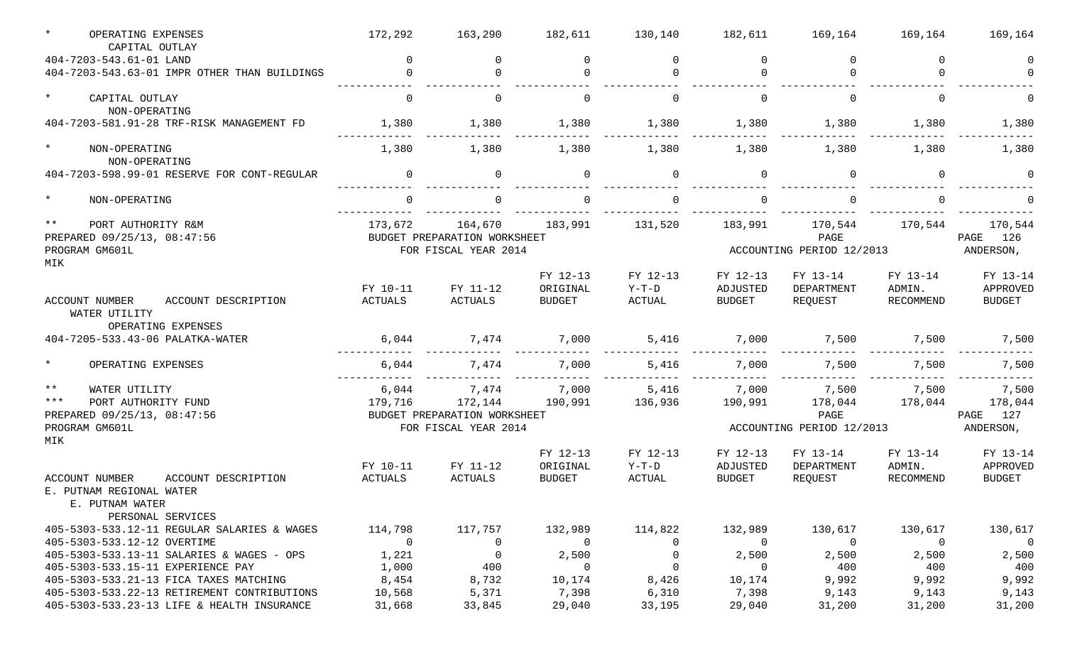| | | | | | | | |
|---|---|---|---|---|---|---|---|
| * OPERATING EXPENSES | 172,292 | 163,290 | 182,611 | 130,140 | 182,611 | 169,164 | 169,164 | 169,164 |
| CAPITAL OUTLAY | | | | | | | | |
| 404-7203-543.61-01 LAND | 0 | 0 | 0 | 0 | 0 | 0 | 0 | 0 |
| 404-7203-543.63-01 IMPR OTHER THAN BUILDINGS | 0 | 0 | 0 | 0 | 0 | 0 | 0 | 0 |
| * CAPITAL OUTLAY | 0 | 0 | 0 | 0 | 0 | 0 | 0 | 0 |
| NON-OPERATING | | | | | | | | |
| 404-7203-581.91-28 TRF-RISK MANAGEMENT FD | 1,380 | 1,380 | 1,380 | 1,380 | 1,380 | 1,380 | 1,380 | 1,380 |
| * NON-OPERATING | 1,380 | 1,380 | 1,380 | 1,380 | 1,380 | 1,380 | 1,380 | 1,380 |
| NON-OPERATING | | | | | | | | |
| 404-7203-598.99-01 RESERVE FOR CONT-REGULAR | 0 | 0 | 0 | 0 | 0 | 0 | 0 | 0 |
| * NON-OPERATING | 0 | 0 | 0 | 0 | 0 | 0 | 0 | 0 |
| ** PORT AUTHORITY R&M | 173,672 | 164,670 | 183,991 | 131,520 | 183,991 | 170,544 | 170,544 | 170,544 |

PREPARED 09/25/13, 08:47:56 BUDGET PREPARATION WORKSHEET
PROGRAM GM601L FOR FISCAL YEAR 2014 ACCOUNTING PERIOD 12/2013 ANDERSON, MIK

| ACCOUNT NUMBER ACCOUNT DESCRIPTION | FY 10-11 ACTUALS | FY 11-12 ACTUALS | FY 12-13 ORIGINAL BUDGET | FY 12-13 Y-T-D ACTUAL | FY 12-13 ADJUSTED BUDGET | FY 13-14 DEPARTMENT REQUEST | FY 13-14 ADMIN. RECOMMEND | FY 13-14 APPROVED BUDGET |
|---|---|---|---|---|---|---|---|---|
| WATER UTILITY | | | | | | | | |
| OPERATING EXPENSES | | | | | | | | |
| 404-7205-533.43-06 PALATKA-WATER | 6,044 | 7,474 | 7,000 | 5,416 | 7,000 | 7,500 | 7,500 | 7,500 |
| * OPERATING EXPENSES | 6,044 | 7,474 | 7,000 | 5,416 | 7,000 | 7,500 | 7,500 | 7,500 |
| ** WATER UTILITY | 6,044 | 7,474 | 7,000 | 5,416 | 7,000 | 7,500 | 7,500 | 7,500 |
| *** PORT AUTHORITY FUND | 179,716 | 172,144 | 190,991 | 136,936 | 190,991 | 178,044 | 178,044 | 178,044 |

PREPARED 09/25/13, 08:47:56 BUDGET PREPARATION WORKSHEET
PROGRAM GM601L FOR FISCAL YEAR 2014 ACCOUNTING PERIOD 12/2013 ANDERSON, MIK

| ACCOUNT NUMBER ACCOUNT DESCRIPTION | FY 10-11 ACTUALS | FY 11-12 ACTUALS | FY 12-13 ORIGINAL BUDGET | FY 12-13 Y-T-D ACTUAL | FY 12-13 ADJUSTED BUDGET | FY 13-14 DEPARTMENT REQUEST | FY 13-14 ADMIN. RECOMMEND | FY 13-14 APPROVED BUDGET |
|---|---|---|---|---|---|---|---|---|
| E. PUTNAM REGIONAL WATER | | | | | | | | |
| E. PUTNAM WATER | | | | | | | | |
| PERSONAL SERVICES | | | | | | | | |
| 405-5303-533.12-11 REGULAR SALARIES & WAGES | 114,798 | 117,757 | 132,989 | 114,822 | 132,989 | 130,617 | 130,617 | 130,617 |
| 405-5303-533.12-12 OVERTIME | 0 | 0 | 0 | 0 | 0 | 0 | 0 | 0 |
| 405-5303-533.13-11 SALARIES & WAGES - OPS | 1,221 | 0 | 2,500 | 0 | 2,500 | 2,500 | 2,500 | 2,500 |
| 405-5303-533.15-11 EXPERIENCE PAY | 1,000 | 400 | 0 | 0 | 0 | 400 | 400 | 400 |
| 405-5303-533.21-13 FICA TAXES MATCHING | 8,454 | 8,732 | 10,174 | 8,426 | 10,174 | 9,992 | 9,992 | 9,992 |
| 405-5303-533.22-13 RETIREMENT CONTRIBUTIONS | 10,568 | 5,371 | 7,398 | 6,310 | 7,398 | 9,143 | 9,143 | 9,143 |
| 405-5303-533.23-13 LIFE & HEALTH INSURANCE | 31,668 | 33,845 | 29,040 | 33,195 | 29,040 | 31,200 | 31,200 | 31,200 |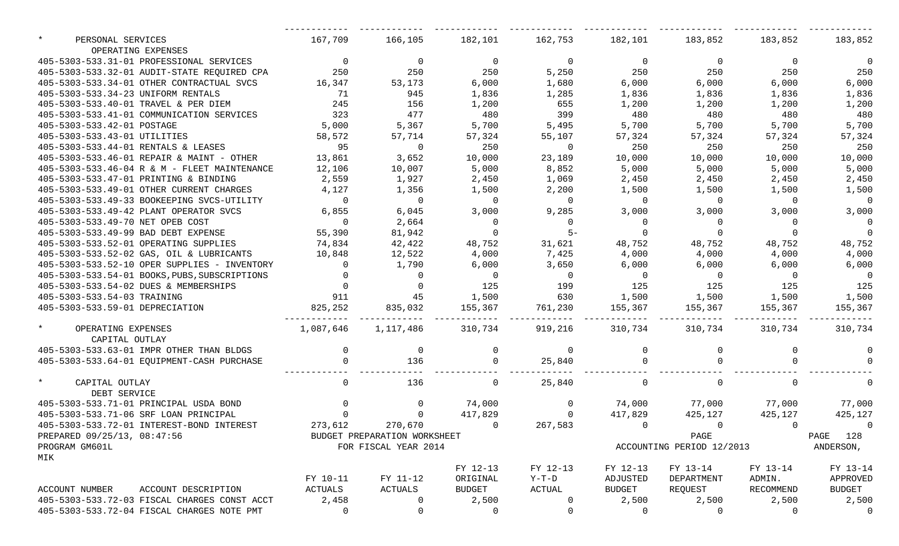| ACCOUNT NUMBER / ACCOUNT DESCRIPTION | FY 10-11 ACTUALS | FY 11-12 ACTUALS | FY 12-13 ORIGINAL BUDGET | FY 12-13 Y-T-D ACTUAL | FY 12-13 ADJUSTED BUDGET | FY 13-14 DEPARTMENT REQUEST | FY 13-14 ADMIN. RECOMMEND | FY 13-14 APPROVED BUDGET |
|---|---|---|---|---|---|---|---|---|
| * PERSONAL SERVICES | 167,709 | 166,105 | 182,101 | 162,753 | 182,101 | 183,852 | 183,852 | 183,852 |
| OPERATING EXPENSES | | | | | | | | |
| 405-5303-533.31-01 PROFESSIONAL SERVICES | 0 | 0 | 0 | 0 | 0 | 0 | 0 | 0 |
| 405-5303-533.32-01 AUDIT-STATE REQUIRED CPA | 250 | 250 | 250 | 5,250 | 250 | 250 | 250 | 250 |
| 405-5303-533.34-01 OTHER CONTRACTUAL SVCS | 16,347 | 53,173 | 6,000 | 1,680 | 6,000 | 6,000 | 6,000 | 6,000 |
| 405-5303-533.34-23 UNIFORM RENTALS | 71 | 945 | 1,836 | 1,285 | 1,836 | 1,836 | 1,836 | 1,836 |
| 405-5303-533.40-01 TRAVEL & PER DIEM | 245 | 156 | 1,200 | 655 | 1,200 | 1,200 | 1,200 | 1,200 |
| 405-5303-533.41-01 COMMUNICATION SERVICES | 323 | 477 | 480 | 399 | 480 | 480 | 480 | 480 |
| 405-5303-533.42-01 POSTAGE | 5,000 | 5,367 | 5,700 | 5,495 | 5,700 | 5,700 | 5,700 | 5,700 |
| 405-5303-533.43-01 UTILITIES | 58,572 | 57,714 | 57,324 | 55,107 | 57,324 | 57,324 | 57,324 | 57,324 |
| 405-5303-533.44-01 RENTALS & LEASES | 95 | 0 | 250 | 0 | 250 | 250 | 250 | 250 |
| 405-5303-533.46-01 REPAIR & MAINT - OTHER | 13,861 | 3,652 | 10,000 | 23,189 | 10,000 | 10,000 | 10,000 | 10,000 |
| 405-5303-533.46-04 R & M - FLEET MAINTENANCE | 12,106 | 10,007 | 5,000 | 8,852 | 5,000 | 5,000 | 5,000 | 5,000 |
| 405-5303-533.47-01 PRINTING & BINDING | 2,559 | 1,927 | 2,450 | 1,069 | 2,450 | 2,450 | 2,450 | 2,450 |
| 405-5303-533.49-01 OTHER CURRENT CHARGES | 4,127 | 1,356 | 1,500 | 2,200 | 1,500 | 1,500 | 1,500 | 1,500 |
| 405-5303-533.49-33 BOOKKEEPING SVCS-UTILITY | 0 | 0 | 0 | 0 | 0 | 0 | 0 | 0 |
| 405-5303-533.49-42 PLANT OPERATOR SVCS | 6,855 | 6,045 | 3,000 | 9,285 | 3,000 | 3,000 | 3,000 | 3,000 |
| 405-5303-533.49-70 NET OPEB COST | 0 | 2,664 | 0 | 0 | 0 | 0 | 0 | 0 |
| 405-5303-533.49-99 BAD DEBT EXPENSE | 55,390 | 81,942 | 0 | 5- | 0 | 0 | 0 | 0 |
| 405-5303-533.52-01 OPERATING SUPPLIES | 74,834 | 42,422 | 48,752 | 31,621 | 48,752 | 48,752 | 48,752 | 48,752 |
| 405-5303-533.52-02 GAS, OIL & LUBRICANTS | 10,848 | 12,522 | 4,000 | 7,425 | 4,000 | 4,000 | 4,000 | 4,000 |
| 405-5303-533.52-10 OPER SUPPLIES - INVENTORY | 0 | 1,790 | 6,000 | 3,650 | 6,000 | 6,000 | 6,000 | 6,000 |
| 405-5303-533.54-01 BOOKS,PUBS,SUBSCRIPTIONS | 0 | 0 | 0 | 0 | 0 | 0 | 0 | 0 |
| 405-5303-533.54-02 DUES & MEMBERSHIPS | 0 | 0 | 125 | 199 | 125 | 125 | 125 | 125 |
| 405-5303-533.54-03 TRAINING | 911 | 45 | 1,500 | 630 | 1,500 | 1,500 | 1,500 | 1,500 |
| 405-5303-533.59-01 DEPRECIATION | 825,252 | 835,032 | 155,367 | 761,230 | 155,367 | 155,367 | 155,367 | 155,367 |
| * OPERATING EXPENSES | 1,087,646 | 1,117,486 | 310,734 | 919,216 | 310,734 | 310,734 | 310,734 | 310,734 |
| CAPITAL OUTLAY | | | | | | | | |
| 405-5303-533.63-01 IMPR OTHER THAN BLDGS | 0 | 0 | 0 | 0 | 0 | 0 | 0 | 0 |
| 405-5303-533.64-01 EQUIPMENT-CASH PURCHASE | 0 | 136 | 0 | 25,840 | 0 | 0 | 0 | 0 |
| * CAPITAL OUTLAY | 0 | 136 | 0 | 25,840 | 0 | 0 | 0 | 0 |
| DEBT SERVICE | | | | | | | | |
| 405-5303-533.71-01 PRINCIPAL USDA BOND | 0 | 0 | 74,000 | 0 | 74,000 | 77,000 | 77,000 | 77,000 |
| 405-5303-533.71-06 SRF LOAN PRINCIPAL | 0 | 0 | 417,829 | 0 | 417,829 | 425,127 | 425,127 | 425,127 |
| 405-5303-533.72-01 INTEREST-BOND INTEREST | 273,612 | 270,670 | 0 | 267,583 | 0 | 0 | 0 | 0 |

PREPARED 09/25/13, 08:47:56 BUDGET PREPARATION WORKSHEET PAGE PAGE 128
PROGRAM GM601L FOR FISCAL YEAR 2014 ACCOUNTING PERIOD 12/2013 ANDERSON,
MIK

| ACCOUNT NUMBER / ACCOUNT DESCRIPTION | FY 10-11 ACTUALS | FY 11-12 ACTUALS | FY 12-13 ORIGINAL BUDGET | FY 12-13 Y-T-D ACTUAL | FY 12-13 ADJUSTED BUDGET | FY 13-14 DEPARTMENT REQUEST | FY 13-14 ADMIN. RECOMMEND | FY 13-14 APPROVED BUDGET |
|---|---|---|---|---|---|---|---|---|
| 405-5303-533.72-03 FISCAL CHARGES CONST ACCT | 2,458 | 0 | 2,500 | 0 | 2,500 | 2,500 | 2,500 | 2,500 |
| 405-5303-533.72-04 FISCAL CHARGES NOTE PMT | 0 | 0 | 0 | 0 | 0 | 0 | 0 | 0 |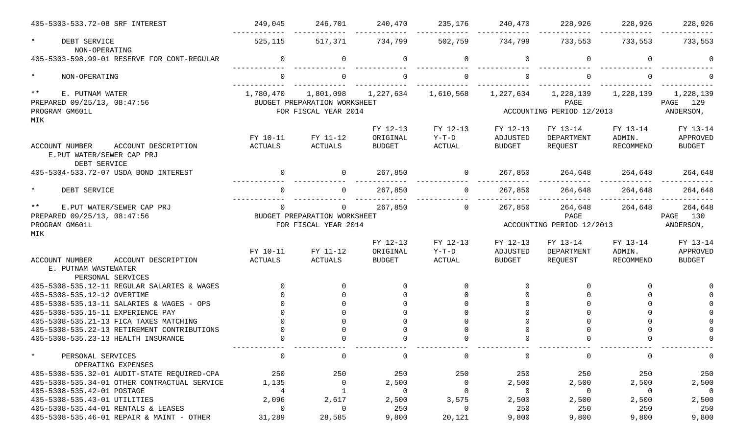| ACCOUNT NUMBER ACCOUNT DESCRIPTION | FY 10-11 ACTUALS | FY 11-12 ACTUALS | FY 12-13 ORIGINAL BUDGET | FY 12-13 Y-T-D ACTUAL | FY 12-13 ADJUSTED BUDGET | FY 13-14 DEPARTMENT REQUEST | FY 13-14 ADMIN. RECOMMEND | FY 13-14 APPROVED BUDGET |
|---|---|---|---|---|---|---|---|---|
| 405-5303-533.72-08 SRF INTEREST | 249,045 | 246,701 | 240,470 | 235,176 | 240,470 | 228,926 | 228,926 | 228,926 |
| * DEBT SERVICE | 525,115 | 517,371 | 734,799 | 502,759 | 734,799 | 733,553 | 733,553 | 733,553 |
| NON-OPERATING | | | | | | | | |
| 405-5303-598.99-01 RESERVE FOR CONT-REGULAR | 0 | 0 | 0 | 0 | 0 | 0 | 0 | 0 |
| * NON-OPERATING | 0 | 0 | 0 | 0 | 0 | 0 | 0 | 0 |
| ** E. PUTNAM WATER | 1,780,470 | 1,801,098 | 1,227,634 | 1,610,568 | 1,227,634 | 1,228,139 | 1,228,139 | 1,228,139 |

PREPARED 09/25/13, 08:47:56 BUDGET PREPARATION WORKSHEET PAGE 129
PROGRAM GM601L FOR FISCAL YEAR 2014 ACCOUNTING PERIOD 12/2013 ANDERSON, MIK

| ACCOUNT NUMBER ACCOUNT DESCRIPTION | FY 10-11 ACTUALS | FY 11-12 ACTUALS | FY 12-13 ORIGINAL BUDGET | FY 12-13 Y-T-D ACTUAL | FY 12-13 ADJUSTED BUDGET | FY 13-14 DEPARTMENT REQUEST | FY 13-14 ADMIN. RECOMMEND | FY 13-14 APPROVED BUDGET |
|---|---|---|---|---|---|---|---|---|
| E.PUT WATER/SEWER CAP PRJ | | | | | | | | |
| DEBT SERVICE | | | | | | | | |
| 405-5304-533.72-07 USDA BOND INTEREST | 0 | 0 | 267,850 | 0 | 267,850 | 264,648 | 264,648 | 264,648 |
| * DEBT SERVICE | 0 | 0 | 267,850 | 0 | 267,850 | 264,648 | 264,648 | 264,648 |
| ** E.PUT WATER/SEWER CAP PRJ | 0 | 0 | 267,850 | 0 | 267,850 | 264,648 | 264,648 | 264,648 |

PREPARED 09/25/13, 08:47:56 BUDGET PREPARATION WORKSHEET PAGE 130
PROGRAM GM601L FOR FISCAL YEAR 2014 ACCOUNTING PERIOD 12/2013 ANDERSON, MIK

| ACCOUNT NUMBER ACCOUNT DESCRIPTION | FY 10-11 ACTUALS | FY 11-12 ACTUALS | FY 12-13 ORIGINAL BUDGET | FY 12-13 Y-T-D ACTUAL | FY 12-13 ADJUSTED BUDGET | FY 13-14 DEPARTMENT REQUEST | FY 13-14 ADMIN. RECOMMEND | FY 13-14 APPROVED BUDGET |
|---|---|---|---|---|---|---|---|---|
| E. PUTNAM WASTEWATER | | | | | | | | |
| PERSONAL SERVICES | | | | | | | | |
| 405-5308-535.12-11 REGULAR SALARIES & WAGES | 0 | 0 | 0 | 0 | 0 | 0 | 0 | 0 |
| 405-5308-535.12-12 OVERTIME | 0 | 0 | 0 | 0 | 0 | 0 | 0 | 0 |
| 405-5308-535.13-11 SALARIES & WAGES - OPS | 0 | 0 | 0 | 0 | 0 | 0 | 0 | 0 |
| 405-5308-535.15-11 EXPERIENCE PAY | 0 | 0 | 0 | 0 | 0 | 0 | 0 | 0 |
| 405-5308-535.21-13 FICA TAXES MATCHING | 0 | 0 | 0 | 0 | 0 | 0 | 0 | 0 |
| 405-5308-535.22-13 RETIREMENT CONTRIBUTIONS | 0 | 0 | 0 | 0 | 0 | 0 | 0 | 0 |
| 405-5308-535.23-13 HEALTH INSURANCE | 0 | 0 | 0 | 0 | 0 | 0 | 0 | 0 |
| * PERSONAL SERVICES | 0 | 0 | 0 | 0 | 0 | 0 | 0 | 0 |
| OPERATING EXPENSES | | | | | | | | |
| 405-5308-535.32-01 AUDIT-STATE REQUIRED-CPA | 250 | 250 | 250 | 250 | 250 | 250 | 250 | 250 |
| 405-5308-535.34-01 OTHER CONTRACTUAL SERVICE | 1,135 | 0 | 2,500 | 0 | 2,500 | 2,500 | 2,500 | 2,500 |
| 405-5308-535.42-01 POSTAGE | 4 | 1 | 0 | 0 | 0 | 0 | 0 | 0 |
| 405-5308-535.43-01 UTILITIES | 2,096 | 2,617 | 2,500 | 3,575 | 2,500 | 2,500 | 2,500 | 2,500 |
| 405-5308-535.44-01 RENTALS & LEASES | 0 | 0 | 250 | 0 | 250 | 250 | 250 | 250 |
| 405-5308-535.46-01 REPAIR & MAINT - OTHER | 31,289 | 28,585 | 9,800 | 20,121 | 9,800 | 9,800 | 9,800 | 9,800 |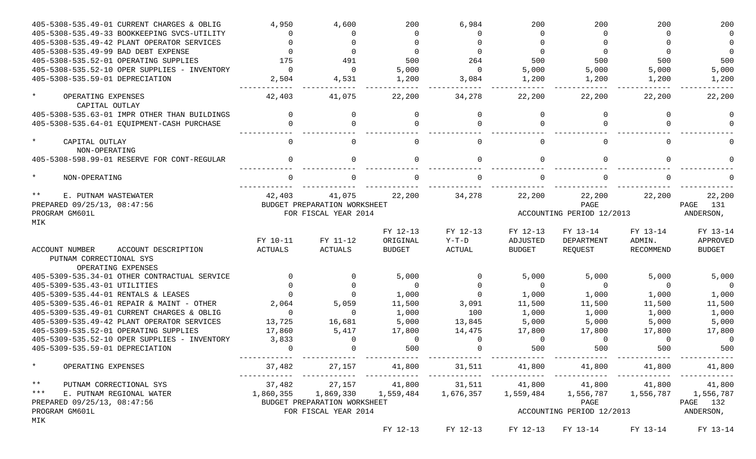| ACCOUNT NUMBER ACCOUNT DESCRIPTION | FY 10-11 ACTUALS | FY 11-12 ACTUALS | FY 12-13 ORIGINAL BUDGET | FY 12-13 Y-T-D ACTUAL | FY 12-13 ADJUSTED BUDGET | FY 13-14 DEPARTMENT REQUEST | FY 13-14 ADMIN. RECOMMEND | FY 13-14 APPROVED BUDGET |
|---|---|---|---|---|---|---|---|---|
| 405-5308-535.49-01 CURRENT CHARGES & OBLIG | 4,950 | 4,600 | 200 | 6,984 | 200 | 200 | 200 | 200 |
| 405-5308-535.49-33 BOOKKEEPING SVCS-UTILITY | 0 | 0 | 0 | 0 | 0 | 0 | 0 | 0 |
| 405-5308-535.49-42 PLANT OPERATOR SERVICES | 0 | 0 | 0 | 0 | 0 | 0 | 0 | 0 |
| 405-5308-535.49-99 BAD DEBT EXPENSE | 0 | 0 | 0 | 0 | 0 | 0 | 0 | 0 |
| 405-5308-535.52-01 OPERATING SUPPLIES | 175 | 491 | 500 | 264 | 500 | 500 | 500 | 500 |
| 405-5308-535.52-10 OPER SUPPLIES - INVENTORY | 0 | 0 | 5,000 | 0 | 5,000 | 5,000 | 5,000 | 5,000 |
| 405-5308-535.59-01 DEPRECIATION | 2,504 | 4,531 | 1,200 | 3,084 | 1,200 | 1,200 | 1,200 | 1,200 |
| * OPERATING EXPENSES | 42,403 | 41,075 | 22,200 | 34,278 | 22,200 | 22,200 | 22,200 | 22,200 |
| CAPITAL OUTLAY | | | | | | | | |
| 405-5308-535.63-01 IMPR OTHER THAN BUILDINGS | 0 | 0 | 0 | 0 | 0 | 0 | 0 | 0 |
| 405-5308-535.64-01 EQUIPMENT-CASH PURCHASE | 0 | 0 | 0 | 0 | 0 | 0 | 0 | 0 |
| * CAPITAL OUTLAY | 0 | 0 | 0 | 0 | 0 | 0 | 0 | 0 |
| NON-OPERATING | | | | | | | | |
| 405-5308-598.99-01 RESERVE FOR CONT-REGULAR | 0 | 0 | 0 | 0 | 0 | 0 | 0 | 0 |
| * NON-OPERATING | 0 | 0 | 0 | 0 | 0 | 0 | 0 | 0 |
| ** E. PUTNAM WASTEWATER | 42,403 | 41,075 | 22,200 | 34,278 | 22,200 | 22,200 | 22,200 | 22,200 |

PREPARED 09/25/13, 08:47:56 BUDGET PREPARATION WORKSHEET PAGE 131
PROGRAM GM601L FOR FISCAL YEAR 2014 ACCOUNTING PERIOD 12/2013 ANDERSON, MIK

| ACCOUNT NUMBER ACCOUNT DESCRIPTION | FY 10-11 ACTUALS | FY 11-12 ACTUALS | FY 12-13 ORIGINAL BUDGET | FY 12-13 Y-T-D ACTUAL | FY 12-13 ADJUSTED BUDGET | FY 13-14 DEPARTMENT REQUEST | FY 13-14 ADMIN. RECOMMEND | FY 13-14 APPROVED BUDGET |
|---|---|---|---|---|---|---|---|---|
| PUTNAM CORRECTIONAL SYS | | | | | | | | |
| OPERATING EXPENSES | | | | | | | | |
| 405-5309-535.34-01 OTHER CONTRACTUAL SERVICE | 0 | 0 | 5,000 | 0 | 5,000 | 5,000 | 5,000 | 5,000 |
| 405-5309-535.43-01 UTILITIES | 0 | 0 | 0 | 0 | 0 | 0 | 0 | 0 |
| 405-5309-535.44-01 RENTALS & LEASES | 0 | 0 | 1,000 | 0 | 1,000 | 1,000 | 1,000 | 1,000 |
| 405-5309-535.46-01 REPAIR & MAINT - OTHER | 2,064 | 5,059 | 11,500 | 3,091 | 11,500 | 11,500 | 11,500 | 11,500 |
| 405-5309-535.49-01 CURRENT CHARGES & OBLIG | 0 | 0 | 1,000 | 100 | 1,000 | 1,000 | 1,000 | 1,000 |
| 405-5309-535.49-42 PLANT OPERATOR SERVICES | 13,725 | 16,681 | 5,000 | 13,845 | 5,000 | 5,000 | 5,000 | 5,000 |
| 405-5309-535.52-01 OPERATING SUPPLIES | 17,860 | 5,417 | 17,800 | 14,475 | 17,800 | 17,800 | 17,800 | 17,800 |
| 405-5309-535.52-10 OPER SUPPLIES - INVENTORY | 3,833 | 0 | 0 | 0 | 0 | 0 | 0 | 0 |
| 405-5309-535.59-01 DEPRECIATION | 0 | 0 | 500 | 0 | 500 | 500 | 500 | 500 |
| * OPERATING EXPENSES | 37,482 | 27,157 | 41,800 | 31,511 | 41,800 | 41,800 | 41,800 | 41,800 |
| ** PUTNAM CORRECTIONAL SYS | 37,482 | 27,157 | 41,800 | 31,511 | 41,800 | 41,800 | 41,800 | 41,800 |
| *** E. PUTNAM REGIONAL WATER | 1,860,355 | 1,869,330 | 1,559,484 | 1,676,357 | 1,559,484 | 1,556,787 | 1,556,787 | 1,556,787 |

PREPARED 09/25/13, 08:47:56 BUDGET PREPARATION WORKSHEET PAGE 132
PROGRAM GM601L FOR FISCAL YEAR 2014 ACCOUNTING PERIOD 12/2013 ANDERSON, MIK

FY 12-13 FY 12-13 FY 12-13 FY 13-14 FY 13-14 FY 13-14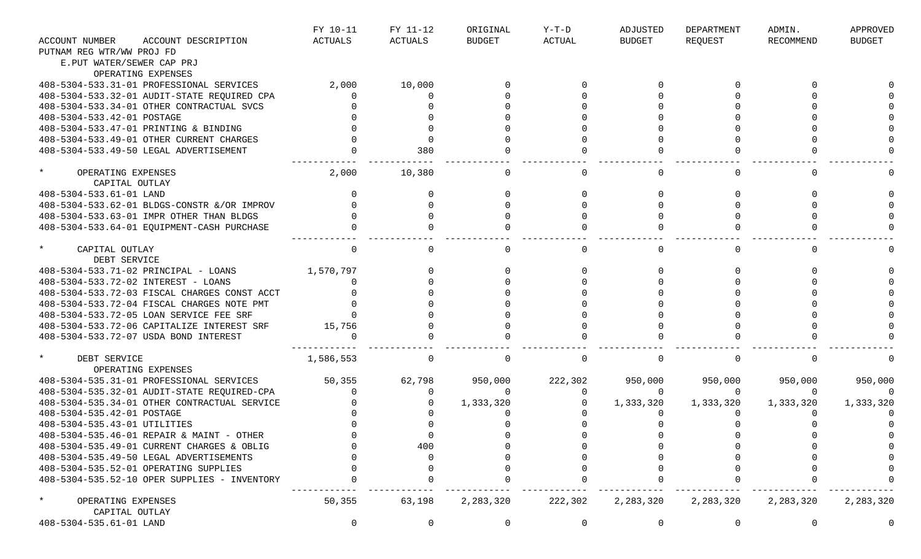| ACCOUNT NUMBER ACCOUNT DESCRIPTION | FY 10-11 ACTUALS | FY 11-12 ACTUALS | ORIGINAL BUDGET | Y-T-D ACTUAL | ADJUSTED BUDGET | DEPARTMENT REQUEST | ADMIN. RECOMMEND | APPROVED BUDGET |
|---|---|---|---|---|---|---|---|---|
| PUTNAM REG WTR/WW PROJ FD | | | | | | | | |
| E.PUT WATER/SEWER CAP PRJ | | | | | | | | |
| OPERATING EXPENSES | | | | | | | | |
| 408-5304-533.31-01 PROFESSIONAL SERVICES | 2,000 | 10,000 | 0 | 0 | 0 | 0 | 0 | 0 |
| 408-5304-533.32-01 AUDIT-STATE REQUIRED CPA | 0 | 0 | 0 | 0 | 0 | 0 | 0 | 0 |
| 408-5304-533.34-01 OTHER CONTRACTUAL SVCS | 0 | 0 | 0 | 0 | 0 | 0 | 0 | 0 |
| 408-5304-533.42-01 POSTAGE | 0 | 0 | 0 | 0 | 0 | 0 | 0 | 0 |
| 408-5304-533.47-01 PRINTING & BINDING | 0 | 0 | 0 | 0 | 0 | 0 | 0 | 0 |
| 408-5304-533.49-01 OTHER CURRENT CHARGES | 0 | 0 | 0 | 0 | 0 | 0 | 0 | 0 |
| 408-5304-533.49-50 LEGAL ADVERTISEMENT | 0 | 380 | 0 | 0 | 0 | 0 | 0 | 0 |
| * OPERATING EXPENSES | 2,000 | 10,380 | 0 | 0 | 0 | 0 | 0 | 0 |
| CAPITAL OUTLAY | | | | | | | | |
| 408-5304-533.61-01 LAND | 0 | 0 | 0 | 0 | 0 | 0 | 0 | 0 |
| 408-5304-533.62-01 BLDGS-CONSTR &/OR IMPROV | 0 | 0 | 0 | 0 | 0 | 0 | 0 | 0 |
| 408-5304-533.63-01 IMPR OTHER THAN BLDGS | 0 | 0 | 0 | 0 | 0 | 0 | 0 | 0 |
| 408-5304-533.64-01 EQUIPMENT-CASH PURCHASE | 0 | 0 | 0 | 0 | 0 | 0 | 0 | 0 |
| * CAPITAL OUTLAY | 0 | 0 | 0 | 0 | 0 | 0 | 0 | 0 |
| DEBT SERVICE | | | | | | | | |
| 408-5304-533.71-02 PRINCIPAL - LOANS | 1,570,797 | 0 | 0 | 0 | 0 | 0 | 0 | 0 |
| 408-5304-533.72-02 INTEREST - LOANS | 0 | 0 | 0 | 0 | 0 | 0 | 0 | 0 |
| 408-5304-533.72-03 FISCAL CHARGES CONST ACCT | 0 | 0 | 0 | 0 | 0 | 0 | 0 | 0 |
| 408-5304-533.72-04 FISCAL CHARGES NOTE PMT | 0 | 0 | 0 | 0 | 0 | 0 | 0 | 0 |
| 408-5304-533.72-05 LOAN SERVICE FEE SRF | 0 | 0 | 0 | 0 | 0 | 0 | 0 | 0 |
| 408-5304-533.72-06 CAPITALIZE INTEREST SRF | 15,756 | 0 | 0 | 0 | 0 | 0 | 0 | 0 |
| 408-5304-533.72-07 USDA BOND INTEREST | 0 | 0 | 0 | 0 | 0 | 0 | 0 | 0 |
| * DEBT SERVICE | 1,586,553 | 0 | 0 | 0 | 0 | 0 | 0 | 0 |
| OPERATING EXPENSES | | | | | | | | |
| 408-5304-535.31-01 PROFESSIONAL SERVICES | 50,355 | 62,798 | 950,000 | 222,302 | 950,000 | 950,000 | 950,000 | 950,000 |
| 408-5304-535.32-01 AUDIT-STATE REQUIRED-CPA | 0 | 0 | 0 | 0 | 0 | 0 | 0 | 0 |
| 408-5304-535.34-01 OTHER CONTRACTUAL SERVICE | 0 | 0 | 1,333,320 | 0 | 1,333,320 | 1,333,320 | 1,333,320 | 1,333,320 |
| 408-5304-535.42-01 POSTAGE | 0 | 0 | 0 | 0 | 0 | 0 | 0 | 0 |
| 408-5304-535.43-01 UTILITIES | 0 | 0 | 0 | 0 | 0 | 0 | 0 | 0 |
| 408-5304-535.46-01 REPAIR & MAINT - OTHER | 0 | 0 | 0 | 0 | 0 | 0 | 0 | 0 |
| 408-5304-535.49-01 CURRENT CHARGES & OBLIG | 0 | 400 | 0 | 0 | 0 | 0 | 0 | 0 |
| 408-5304-535.49-50 LEGAL ADVERTISEMENTS | 0 | 0 | 0 | 0 | 0 | 0 | 0 | 0 |
| 408-5304-535.52-01 OPERATING SUPPLIES | 0 | 0 | 0 | 0 | 0 | 0 | 0 | 0 |
| 408-5304-535.52-10 OPER SUPPLIES - INVENTORY | 0 | 0 | 0 | 0 | 0 | 0 | 0 | 0 |
| * OPERATING EXPENSES | 50,355 | 63,198 | 2,283,320 | 222,302 | 2,283,320 | 2,283,320 | 2,283,320 | 2,283,320 |
| CAPITAL OUTLAY | | | | | | | | |
| 408-5304-535.61-01 LAND | 0 | 0 | 0 | 0 | 0 | 0 | 0 | 0 |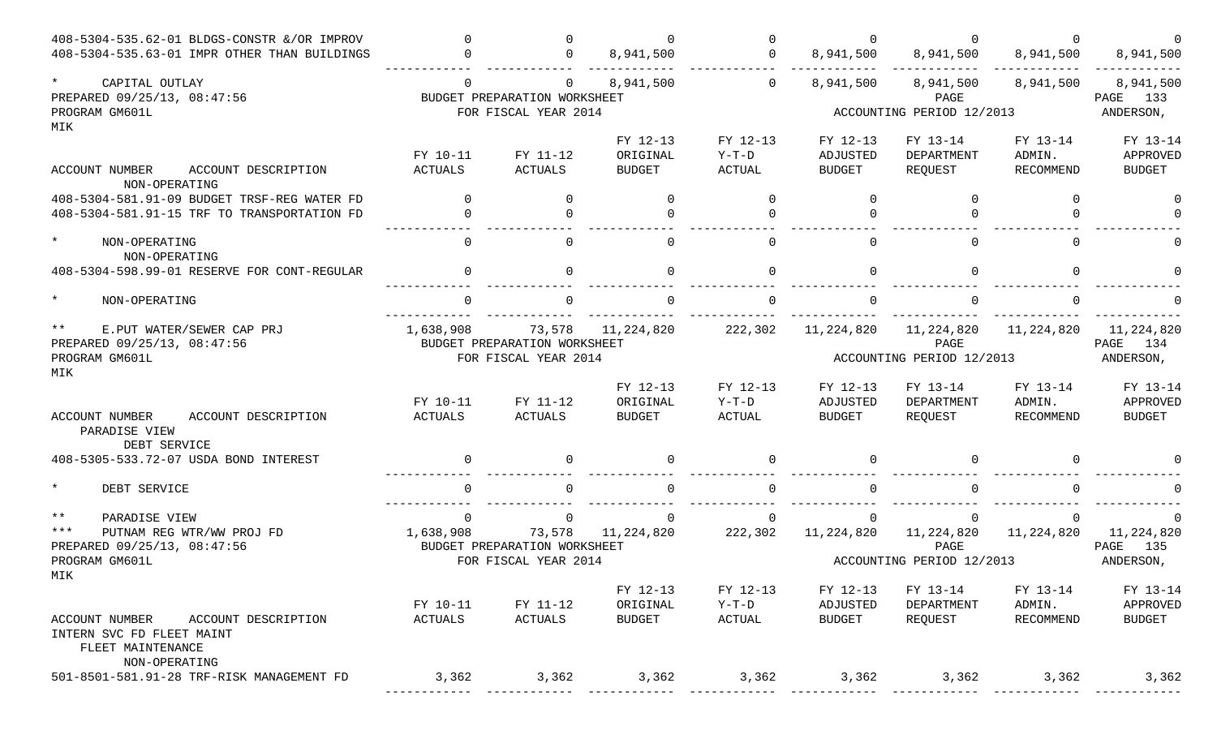| ACCOUNT NUMBER ACCOUNT DESCRIPTION | FY 10-11 ACTUALS | FY 11-12 ACTUALS | FY 12-13 ORIGINAL BUDGET | FY 12-13 Y-T-D ACTUAL | FY 12-13 ADJUSTED BUDGET | FY 13-14 DEPARTMENT REQUEST | FY 13-14 ADMIN. RECOMMEND | FY 13-14 APPROVED BUDGET |
|---|---|---|---|---|---|---|---|---|
| 408-5304-535.62-01 BLDGS-CONSTR &/OR IMPROV | 0 | 0 | 0 | 0 | 0 | 0 | 0 | 0 |
| 408-5304-535.63-01 IMPR OTHER THAN BUILDINGS | 0 | 0 | 8,941,500 | 0 | 8,941,500 | 8,941,500 | 8,941,500 | 8,941,500 |
| * CAPITAL OUTLAY | 0 | 0 | 8,941,500 | 0 | 8,941,500 | 8,941,500 | 8,941,500 | 8,941,500 |

PREPARED 09/25/13, 08:47:56 BUDGET PREPARATION WORKSHEET PAGE PAGE 133
PROGRAM GM601L FOR FISCAL YEAR 2014 ACCOUNTING PERIOD 12/2013 ANDERSON,
MIK

| ACCOUNT NUMBER ACCOUNT DESCRIPTION | FY 10-11 ACTUALS | FY 11-12 ACTUALS | FY 12-13 ORIGINAL BUDGET | FY 12-13 Y-T-D ACTUAL | FY 12-13 ADJUSTED BUDGET | FY 13-14 DEPARTMENT REQUEST | FY 13-14 ADMIN. RECOMMEND | FY 13-14 APPROVED BUDGET |
|---|---|---|---|---|---|---|---|---|
| NON-OPERATING | | | | | | | | |
| 408-5304-581.91-09 BUDGET TRSF-REG WATER FD | 0 | 0 | 0 | 0 | 0 | 0 | 0 | 0 |
| 408-5304-581.91-15 TRF TO TRANSPORTATION FD | 0 | 0 | 0 | 0 | 0 | 0 | 0 | 0 |
| * NON-OPERATING | 0 | 0 | 0 | 0 | 0 | 0 | 0 | 0 |
| NON-OPERATING | | | | | | | | |
| 408-5304-598.99-01 RESERVE FOR CONT-REGULAR | 0 | 0 | 0 | 0 | 0 | 0 | 0 | 0 |
| * NON-OPERATING | 0 | 0 | 0 | 0 | 0 | 0 | 0 | 0 |
| ** E.PUT WATER/SEWER CAP PRJ | 1,638,908 | 73,578 | 11,224,820 | 222,302 | 11,224,820 | 11,224,820 | 11,224,820 | 11,224,820 |

PREPARED 09/25/13, 08:47:56 BUDGET PREPARATION WORKSHEET PAGE PAGE 134
PROGRAM GM601L FOR FISCAL YEAR 2014 ACCOUNTING PERIOD 12/2013 ANDERSON,
MIK

| ACCOUNT NUMBER ACCOUNT DESCRIPTION | FY 10-11 ACTUALS | FY 11-12 ACTUALS | FY 12-13 ORIGINAL BUDGET | FY 12-13 Y-T-D ACTUAL | FY 12-13 ADJUSTED BUDGET | FY 13-14 DEPARTMENT REQUEST | FY 13-14 ADMIN. RECOMMEND | FY 13-14 APPROVED BUDGET |
|---|---|---|---|---|---|---|---|---|
| PARADISE VIEW | | | | | | | | |
| DEBT SERVICE | | | | | | | | |
| 408-5305-533.72-07 USDA BOND INTEREST | 0 | 0 | 0 | 0 | 0 | 0 | 0 | 0 |
| * DEBT SERVICE | 0 | 0 | 0 | 0 | 0 | 0 | 0 | 0 |
| ** PARADISE VIEW | 0 | 0 | 0 | 0 | 0 | 0 | 0 | 0 |
| *** PUTNAM REG WTR/WW PROJ FD | 1,638,908 | 73,578 | 11,224,820 | 222,302 | 11,224,820 | 11,224,820 | 11,224,820 | 11,224,820 |

PREPARED 09/25/13, 08:47:56 BUDGET PREPARATION WORKSHEET PAGE PAGE 135
PROGRAM GM601L FOR FISCAL YEAR 2014 ACCOUNTING PERIOD 12/2013 ANDERSON,
MIK

| ACCOUNT NUMBER ACCOUNT DESCRIPTION | FY 10-11 ACTUALS | FY 11-12 ACTUALS | FY 12-13 ORIGINAL BUDGET | FY 12-13 Y-T-D ACTUAL | FY 12-13 ADJUSTED BUDGET | FY 13-14 DEPARTMENT REQUEST | FY 13-14 ADMIN. RECOMMEND | FY 13-14 APPROVED BUDGET |
|---|---|---|---|---|---|---|---|---|
| INTERN SVC FD FLEET MAINT | | | | | | | | |
| FLEET MAINTENANCE | | | | | | | | |
| NON-OPERATING | | | | | | | | |
| 501-8501-581.91-28 TRF-RISK MANAGEMENT FD | 3,362 | 3,362 | 3,362 | 3,362 | 3,362 | 3,362 | 3,362 | 3,362 |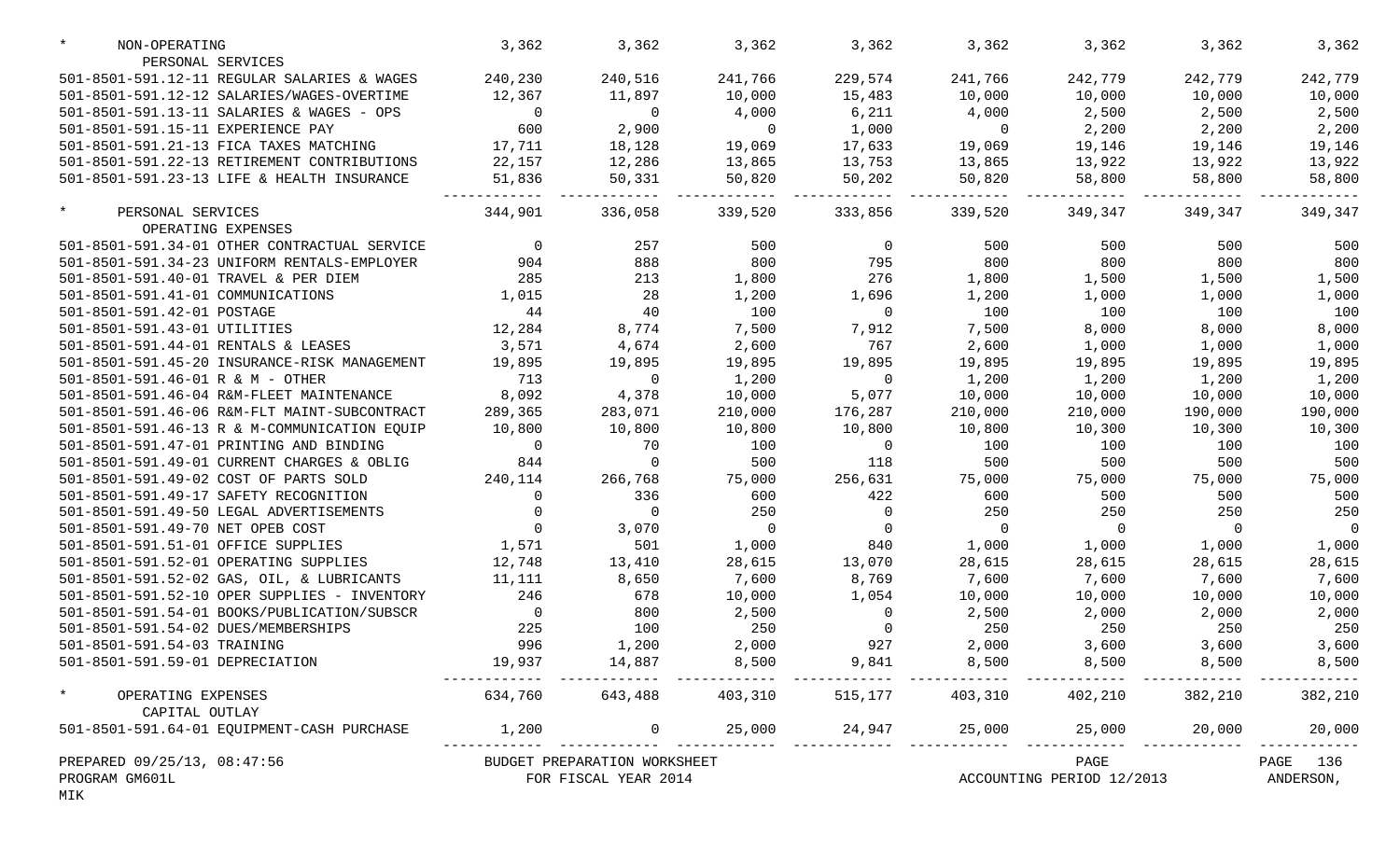| Account | | | | | | | | |
|---|---|---|---|---|---|---|---|---|
| * NON-OPERATING | 3,362 | 3,362 | 3,362 | 3,362 | 3,362 | 3,362 | 3,362 | 3,362 |
| PERSONAL SERVICES | | | | | | | | |
| 501-8501-591.12-11 REGULAR SALARIES & WAGES | 240,230 | 240,516 | 241,766 | 229,574 | 241,766 | 242,779 | 242,779 | 242,779 |
| 501-8501-591.12-12 SALARIES/WAGES-OVERTIME | 12,367 | 11,897 | 10,000 | 15,483 | 10,000 | 10,000 | 10,000 | 10,000 |
| 501-8501-591.13-11 SALARIES & WAGES - OPS | 0 | 0 | 4,000 | 6,211 | 4,000 | 2,500 | 2,500 | 2,500 |
| 501-8501-591.15-11 EXPERIENCE PAY | 600 | 2,900 | 0 | 1,000 | 0 | 2,200 | 2,200 | 2,200 |
| 501-8501-591.21-13 FICA TAXES MATCHING | 17,711 | 18,128 | 19,069 | 17,633 | 19,069 | 19,146 | 19,146 | 19,146 |
| 501-8501-591.22-13 RETIREMENT CONTRIBUTIONS | 22,157 | 12,286 | 13,865 | 13,753 | 13,865 | 13,922 | 13,922 | 13,922 |
| 501-8501-591.23-13 LIFE & HEALTH INSURANCE | 51,836 | 50,331 | 50,820 | 50,202 | 50,820 | 58,800 | 58,800 | 58,800 |
| * PERSONAL SERVICES | 344,901 | 336,058 | 339,520 | 333,856 | 339,520 | 349,347 | 349,347 | 349,347 |
| OPERATING EXPENSES | | | | | | | | |
| 501-8501-591.34-01 OTHER CONTRACTUAL SERVICE | 0 | 257 | 500 | 0 | 500 | 500 | 500 | 500 |
| 501-8501-591.34-23 UNIFORM RENTALS-EMPLOYER | 904 | 888 | 800 | 795 | 800 | 800 | 800 | 800 |
| 501-8501-591.40-01 TRAVEL & PER DIEM | 285 | 213 | 1,800 | 276 | 1,800 | 1,500 | 1,500 | 1,500 |
| 501-8501-591.41-01 COMMUNICATIONS | 1,015 | 28 | 1,200 | 1,696 | 1,200 | 1,000 | 1,000 | 1,000 |
| 501-8501-591.42-01 POSTAGE | 44 | 40 | 100 | 0 | 100 | 100 | 100 | 100 |
| 501-8501-591.43-01 UTILITIES | 12,284 | 8,774 | 7,500 | 7,912 | 7,500 | 8,000 | 8,000 | 8,000 |
| 501-8501-591.44-01 RENTALS & LEASES | 3,571 | 4,674 | 2,600 | 767 | 2,600 | 1,000 | 1,000 | 1,000 |
| 501-8501-591.45-20 INSURANCE-RISK MANAGEMENT | 19,895 | 19,895 | 19,895 | 19,895 | 19,895 | 19,895 | 19,895 | 19,895 |
| 501-8501-591.46-01 R & M - OTHER | 713 | 0 | 1,200 | 0 | 1,200 | 1,200 | 1,200 | 1,200 |
| 501-8501-591.46-04 R&M-FLEET MAINTENANCE | 8,092 | 4,378 | 10,000 | 5,077 | 10,000 | 10,000 | 10,000 | 10,000 |
| 501-8501-591.46-06 R&M-FLT MAINT-SUBCONTRACT | 289,365 | 283,071 | 210,000 | 176,287 | 210,000 | 210,000 | 190,000 | 190,000 |
| 501-8501-591.46-13 R & M-COMMUNICATION EQUIP | 10,800 | 10,800 | 10,800 | 10,800 | 10,800 | 10,300 | 10,300 | 10,300 |
| 501-8501-591.47-01 PRINTING AND BINDING | 0 | 70 | 100 | 0 | 100 | 100 | 100 | 100 |
| 501-8501-591.49-01 CURRENT CHARGES & OBLIG | 844 | 0 | 500 | 118 | 500 | 500 | 500 | 500 |
| 501-8501-591.49-02 COST OF PARTS SOLD | 240,114 | 266,768 | 75,000 | 256,631 | 75,000 | 75,000 | 75,000 | 75,000 |
| 501-8501-591.49-17 SAFETY RECOGNITION | 0 | 336 | 600 | 422 | 600 | 500 | 500 | 500 |
| 501-8501-591.49-50 LEGAL ADVERTISEMENTS | 0 | 0 | 250 | 0 | 250 | 250 | 250 | 250 |
| 501-8501-591.49-70 NET OPEB COST | 0 | 3,070 | 0 | 0 | 0 | 0 | 0 | 0 |
| 501-8501-591.51-01 OFFICE SUPPLIES | 1,571 | 501 | 1,000 | 840 | 1,000 | 1,000 | 1,000 | 1,000 |
| 501-8501-591.52-01 OPERATING SUPPLIES | 12,748 | 13,410 | 28,615 | 13,070 | 28,615 | 28,615 | 28,615 | 28,615 |
| 501-8501-591.52-02 GAS, OIL, & LUBRICANTS | 11,111 | 8,650 | 7,600 | 8,769 | 7,600 | 7,600 | 7,600 | 7,600 |
| 501-8501-591.52-10 OPER SUPPLIES - INVENTORY | 246 | 678 | 10,000 | 1,054 | 10,000 | 10,000 | 10,000 | 10,000 |
| 501-8501-591.54-01 BOOKS/PUBLICATION/SUBSCR | 0 | 800 | 2,500 | 0 | 2,500 | 2,000 | 2,000 | 2,000 |
| 501-8501-591.54-02 DUES/MEMBERSHIPS | 225 | 100 | 250 | 0 | 250 | 250 | 250 | 250 |
| 501-8501-591.54-03 TRAINING | 996 | 1,200 | 2,000 | 927 | 2,000 | 3,600 | 3,600 | 3,600 |
| 501-8501-591.59-01 DEPRECIATION | 19,937 | 14,887 | 8,500 | 9,841 | 8,500 | 8,500 | 8,500 | 8,500 |
| * OPERATING EXPENSES | 634,760 | 643,488 | 403,310 | 515,177 | 403,310 | 402,210 | 382,210 | 382,210 |
| CAPITAL OUTLAY | | | | | | | | |
| 501-8501-591.64-01 EQUIPMENT-CASH PURCHASE | 1,200 | 0 | 25,000 | 24,947 | 25,000 | 25,000 | 20,000 | 20,000 |

PREPARED 09/25/13, 08:47:56 — BUDGET PREPARATION WORKSHEET — PAGE 136
PROGRAM GM601L — FOR FISCAL YEAR 2014 — ACCOUNTING PERIOD 12/2013 — ANDERSON, MIK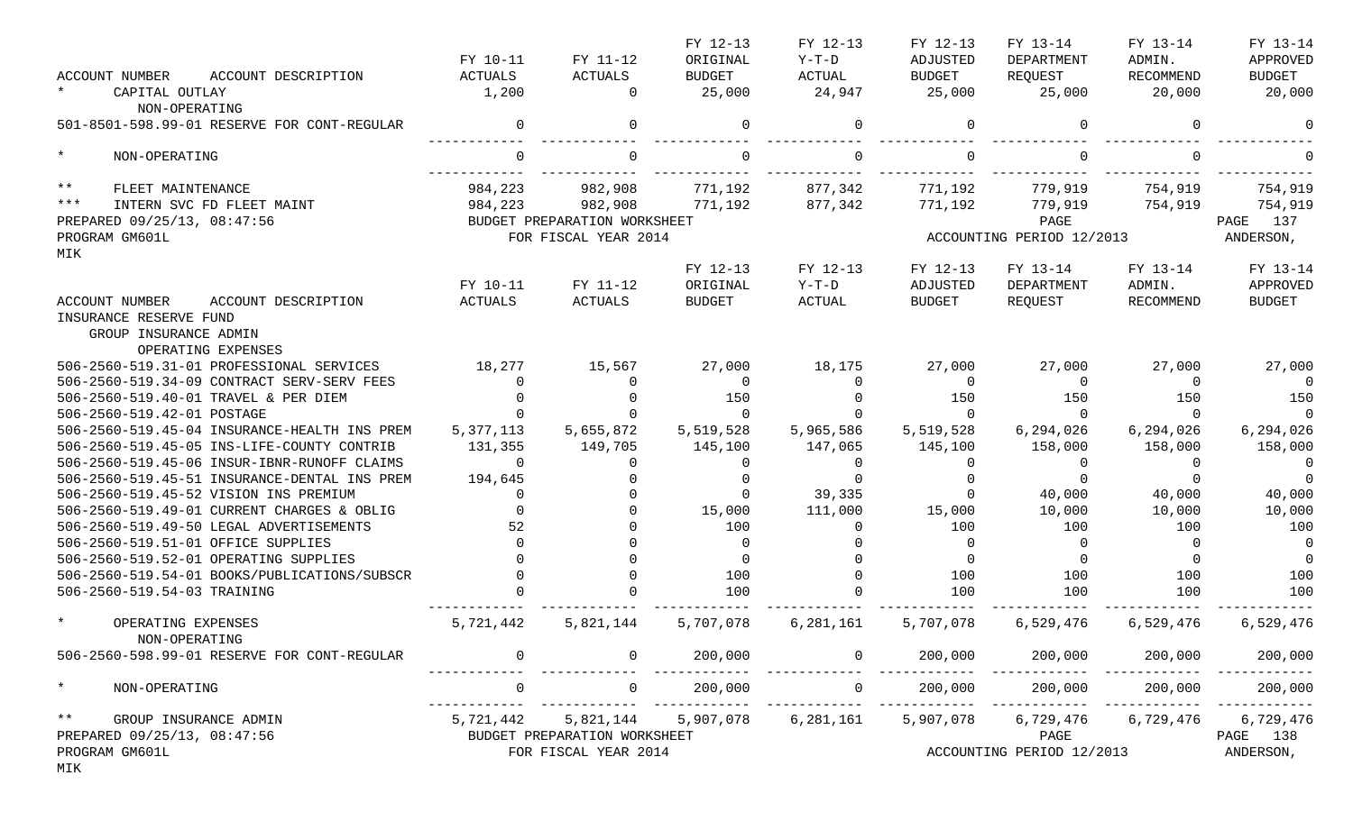| ACCOUNT NUMBER ACCOUNT DESCRIPTION | FY 10-11 ACTUALS | FY 11-12 ACTUALS | FY 12-13 ORIGINAL BUDGET | FY 12-13 Y-T-D ACTUAL | FY 12-13 ADJUSTED BUDGET | FY 13-14 DEPARTMENT REQUEST | FY 13-14 ADMIN. RECOMMEND | FY 13-14 APPROVED BUDGET |
|---|---|---|---|---|---|---|---|---|
| * CAPITAL OUTLAY | 1,200 | 0 | 25,000 | 24,947 | 25,000 | 25,000 | 20,000 | 20,000 |
| NON-OPERATING | | | | | | | | |
| 501-8501-598.99-01 RESERVE FOR CONT-REGULAR | 0 | 0 | 0 | 0 | 0 | 0 | 0 | 0 |
| * NON-OPERATING | 0 | 0 | 0 | 0 | 0 | 0 | 0 | 0 |
| ** FLEET MAINTENANCE | 984,223 | 982,908 | 771,192 | 877,342 | 771,192 | 779,919 | 754,919 | 754,919 |
| *** INTERN SVC FD FLEET MAINT | 984,223 | 982,908 | 771,192 | 877,342 | 771,192 | 779,919 | 754,919 | 754,919 |

PREPARED 09/25/13, 08:47:56 BUDGET PREPARATION WORKSHEET PAGE 137
PROGRAM GM601L FOR FISCAL YEAR 2014 ACCOUNTING PERIOD 12/2013 ANDERSON, MIK

| ACCOUNT NUMBER ACCOUNT DESCRIPTION | FY 10-11 ACTUALS | FY 11-12 ACTUALS | FY 12-13 ORIGINAL BUDGET | FY 12-13 Y-T-D ACTUAL | FY 12-13 ADJUSTED BUDGET | FY 13-14 DEPARTMENT REQUEST | FY 13-14 ADMIN. RECOMMEND | FY 13-14 APPROVED BUDGET |
|---|---|---|---|---|---|---|---|---|
| INSURANCE RESERVE FUND | | | | | | | | |
| GROUP INSURANCE ADMIN | | | | | | | | |
| OPERATING EXPENSES | | | | | | | | |
| 506-2560-519.31-01 PROFESSIONAL SERVICES | 18,277 | 15,567 | 27,000 | 18,175 | 27,000 | 27,000 | 27,000 | 27,000 |
| 506-2560-519.34-09 CONTRACT SERV-SERV FEES | 0 | 0 | 0 | 0 | 0 | 0 | 0 | 0 |
| 506-2560-519.40-01 TRAVEL & PER DIEM | 0 | 0 | 150 | 0 | 150 | 150 | 150 | 150 |
| 506-2560-519.42-01 POSTAGE | 0 | 0 | 0 | 0 | 0 | 0 | 0 | 0 |
| 506-2560-519.45-04 INSURANCE-HEALTH INS PREM | 5,377,113 | 5,655,872 | 5,519,528 | 5,965,586 | 5,519,528 | 6,294,026 | 6,294,026 | 6,294,026 |
| 506-2560-519.45-05 INS-LIFE-COUNTY CONTRIB | 131,355 | 149,705 | 145,100 | 147,065 | 145,100 | 158,000 | 158,000 | 158,000 |
| 506-2560-519.45-06 INSUR-IBNR-RUNOFF CLAIMS | 0 | 0 | 0 | 0 | 0 | 0 | 0 | 0 |
| 506-2560-519.45-51 INSURANCE-DENTAL INS PREM | 194,645 | 0 | 0 | 0 | 0 | 0 | 0 | 0 |
| 506-2560-519.45-52 VISION INS PREMIUM | 0 | 0 | 0 | 39,335 | 0 | 40,000 | 40,000 | 40,000 |
| 506-2560-519.49-01 CURRENT CHARGES & OBLIG | 0 | 0 | 15,000 | 111,000 | 15,000 | 10,000 | 10,000 | 10,000 |
| 506-2560-519.49-50 LEGAL ADVERTISEMENTS | 52 | 0 | 100 | 0 | 100 | 100 | 100 | 100 |
| 506-2560-519.51-01 OFFICE SUPPLIES | 0 | 0 | 0 | 0 | 0 | 0 | 0 | 0 |
| 506-2560-519.52-01 OPERATING SUPPLIES | 0 | 0 | 0 | 0 | 0 | 0 | 0 | 0 |
| 506-2560-519.54-01 BOOKS/PUBLICATIONS/SUBSCR | 0 | 0 | 100 | 0 | 100 | 100 | 100 | 100 |
| 506-2560-519.54-03 TRAINING | 0 | 0 | 100 | 0 | 100 | 100 | 100 | 100 |
| * OPERATING EXPENSES | 5,721,442 | 5,821,144 | 5,707,078 | 6,281,161 | 5,707,078 | 6,529,476 | 6,529,476 | 6,529,476 |
| NON-OPERATING | | | | | | | | |
| 506-2560-598.99-01 RESERVE FOR CONT-REGULAR | 0 | 0 | 200,000 | 0 | 200,000 | 200,000 | 200,000 | 200,000 |
| * NON-OPERATING | 0 | 0 | 200,000 | 0 | 200,000 | 200,000 | 200,000 | 200,000 |
| ** GROUP INSURANCE ADMIN | 5,721,442 | 5,821,144 | 5,907,078 | 6,281,161 | 5,907,078 | 6,729,476 | 6,729,476 | 6,729,476 |

PREPARED 09/25/13, 08:47:56 BUDGET PREPARATION WORKSHEET PAGE 138
PROGRAM GM601L FOR FISCAL YEAR 2014 ACCOUNTING PERIOD 12/2013 ANDERSON, MIK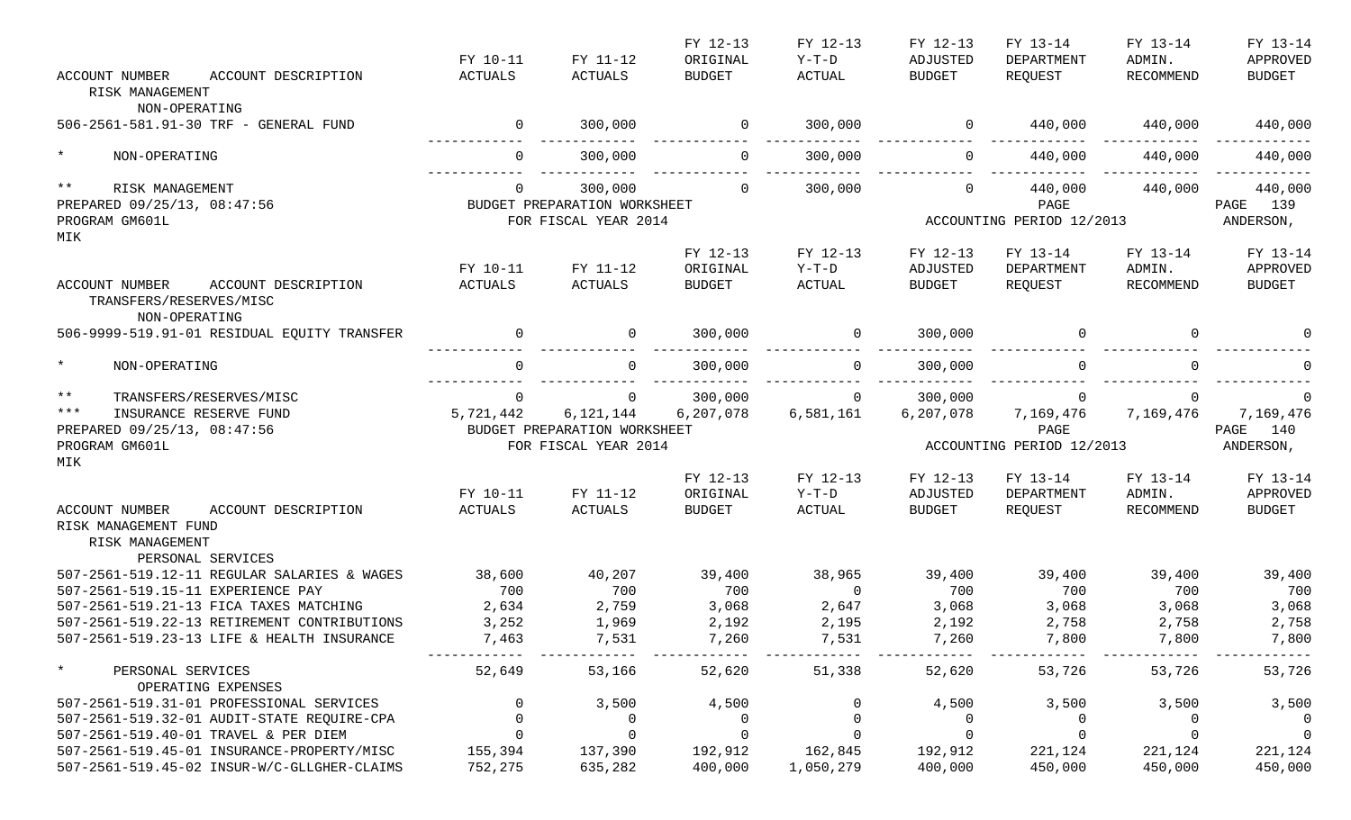| ACCOUNT NUMBER ACCOUNT DESCRIPTION | FY 10-11 ACTUALS | FY 11-12 ACTUALS | FY 12-13 ORIGINAL BUDGET | FY 12-13 Y-T-D ACTUAL | FY 12-13 ADJUSTED BUDGET | FY 13-14 DEPARTMENT REQUEST | FY 13-14 ADMIN. RECOMMEND | FY 13-14 APPROVED BUDGET |
|---|---|---|---|---|---|---|---|---|
| RISK MANAGEMENT | | | | | | | | |
| NON-OPERATING | | | | | | | | |
| 506-2561-581.91-30 TRF - GENERAL FUND | 0 | 300,000 | 0 | 300,000 | 0 | 440,000 | 440,000 | 440,000 |
| * NON-OPERATING | 0 | 300,000 | 0 | 300,000 | 0 | 440,000 | 440,000 | 440,000 |
| ** RISK MANAGEMENT | 0 | 300,000 | 0 | 300,000 | 0 | 440,000 | 440,000 | 440,000 |

PREPARED 09/25/13, 08:47:56 BUDGET PREPARATION WORKSHEET PAGE 139
PROGRAM GM601L FOR FISCAL YEAR 2014 ACCOUNTING PERIOD 12/2013 ANDERSON, MIK

| ACCOUNT NUMBER ACCOUNT DESCRIPTION | FY 10-11 ACTUALS | FY 11-12 ACTUALS | FY 12-13 ORIGINAL BUDGET | FY 12-13 Y-T-D ACTUAL | FY 12-13 ADJUSTED BUDGET | FY 13-14 DEPARTMENT REQUEST | FY 13-14 ADMIN. RECOMMEND | FY 13-14 APPROVED BUDGET |
|---|---|---|---|---|---|---|---|---|
| TRANSFERS/RESERVES/MISC | | | | | | | | |
| NON-OPERATING | | | | | | | | |
| 506-9999-519.91-01 RESIDUAL EQUITY TRANSFER | 0 | 0 | 300,000 | 0 | 300,000 | 0 | 0 | 0 |
| * NON-OPERATING | 0 | 0 | 300,000 | 0 | 300,000 | 0 | 0 | 0 |
| ** TRANSFERS/RESERVES/MISC | 0 | 0 | 300,000 | 0 | 300,000 | 0 | 0 | 0 |
| *** INSURANCE RESERVE FUND | 5,721,442 | 6,121,144 | 6,207,078 | 6,581,161 | 6,207,078 | 7,169,476 | 7,169,476 | 7,169,476 |

PREPARED 09/25/13, 08:47:56 BUDGET PREPARATION WORKSHEET PAGE 140
PROGRAM GM601L FOR FISCAL YEAR 2014 ACCOUNTING PERIOD 12/2013 ANDERSON, MIK

| ACCOUNT NUMBER ACCOUNT DESCRIPTION | FY 10-11 ACTUALS | FY 11-12 ACTUALS | FY 12-13 ORIGINAL BUDGET | FY 12-13 Y-T-D ACTUAL | FY 12-13 ADJUSTED BUDGET | FY 13-14 DEPARTMENT REQUEST | FY 13-14 ADMIN. RECOMMEND | FY 13-14 APPROVED BUDGET |
|---|---|---|---|---|---|---|---|---|
| RISK MANAGEMENT FUND | | | | | | | | |
| RISK MANAGEMENT | | | | | | | | |
| PERSONAL SERVICES | | | | | | | | |
| 507-2561-519.12-11 REGULAR SALARIES & WAGES | 38,600 | 40,207 | 39,400 | 38,965 | 39,400 | 39,400 | 39,400 | 39,400 |
| 507-2561-519.15-11 EXPERIENCE PAY | 700 | 700 | 700 | 0 | 700 | 700 | 700 | 700 |
| 507-2561-519.21-13 FICA TAXES MATCHING | 2,634 | 2,759 | 3,068 | 2,647 | 3,068 | 3,068 | 3,068 | 3,068 |
| 507-2561-519.22-13 RETIREMENT CONTRIBUTIONS | 3,252 | 1,969 | 2,192 | 2,195 | 2,192 | 2,758 | 2,758 | 2,758 |
| 507-2561-519.23-13 LIFE & HEALTH INSURANCE | 7,463 | 7,531 | 7,260 | 7,531 | 7,260 | 7,800 | 7,800 | 7,800 |
| * PERSONAL SERVICES | 52,649 | 53,166 | 52,620 | 51,338 | 52,620 | 53,726 | 53,726 | 53,726 |
| OPERATING EXPENSES | | | | | | | | |
| 507-2561-519.31-01 PROFESSIONAL SERVICES | 0 | 3,500 | 4,500 | 0 | 4,500 | 3,500 | 3,500 | 3,500 |
| 507-2561-519.32-01 AUDIT-STATE REQUIRE-CPA | 0 | 0 | 0 | 0 | 0 | 0 | 0 | 0 |
| 507-2561-519.40-01 TRAVEL & PER DIEM | 0 | 0 | 0 | 0 | 0 | 0 | 0 | 0 |
| 507-2561-519.45-01 INSURANCE-PROPERTY/MISC | 155,394 | 137,390 | 192,912 | 162,845 | 192,912 | 221,124 | 221,124 | 221,124 |
| 507-2561-519.45-02 INSUR-W/C-GLLGHER-CLAIMS | 752,275 | 635,282 | 400,000 | 1,050,279 | 400,000 | 450,000 | 450,000 | 450,000 |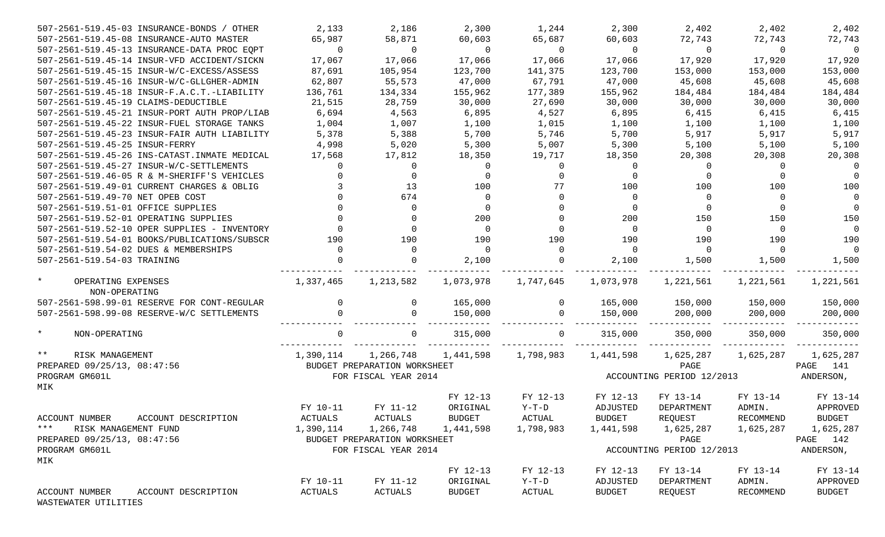| ACCOUNT NUMBER ACCOUNT DESCRIPTION | FY 10-11 ACTUALS | FY 11-12 ACTUALS | FY 12-13 ORIGINAL BUDGET | FY 12-13 Y-T-D ACTUAL | FY 12-13 ADJUSTED BUDGET | FY 13-14 DEPARTMENT REQUEST | FY 13-14 ADMIN. RECOMMEND | FY 13-14 APPROVED BUDGET |
|---|---|---|---|---|---|---|---|---|
| 507-2561-519.45-03 INSURANCE-BONDS / OTHER | 2,133 | 2,186 | 2,300 | 1,244 | 2,300 | 2,402 | 2,402 | 2,402 |
| 507-2561-519.45-08 INSURANCE-AUTO MASTER | 65,987 | 58,871 | 60,603 | 65,687 | 60,603 | 72,743 | 72,743 | 72,743 |
| 507-2561-519.45-13 INSURANCE-DATA PROC EQPT | 0 | 0 | 0 | 0 | 0 | 0 | 0 | 0 |
| 507-2561-519.45-14 INSUR-VFD ACCIDENT/SICKN | 17,067 | 17,066 | 17,066 | 17,066 | 17,066 | 17,920 | 17,920 | 17,920 |
| 507-2561-519.45-15 INSUR-W/C-EXCESS/ASSESS | 87,691 | 105,954 | 123,700 | 141,375 | 123,700 | 153,000 | 153,000 | 153,000 |
| 507-2561-519.45-16 INSUR-W/C-GLLGHER-ADMIN | 62,807 | 55,573 | 47,000 | 67,791 | 47,000 | 45,608 | 45,608 | 45,608 |
| 507-2561-519.45-18 INSUR-F.A.C.T.-LIABILITY | 136,761 | 134,334 | 155,962 | 177,389 | 155,962 | 184,484 | 184,484 | 184,484 |
| 507-2561-519.45-19 CLAIMS-DEDUCTIBLE | 21,515 | 28,759 | 30,000 | 27,690 | 30,000 | 30,000 | 30,000 | 30,000 |
| 507-2561-519.45-21 INSUR-PORT AUTH PROP/LIAB | 6,694 | 4,563 | 6,895 | 4,527 | 6,895 | 6,415 | 6,415 | 6,415 |
| 507-2561-519.45-22 INSUR-FUEL STORAGE TANKS | 1,004 | 1,007 | 1,100 | 1,015 | 1,100 | 1,100 | 1,100 | 1,100 |
| 507-2561-519.45-23 INSUR-FAIR AUTH LIABILITY | 5,378 | 5,388 | 5,700 | 5,746 | 5,700 | 5,917 | 5,917 | 5,917 |
| 507-2561-519.45-25 INSUR-FERRY | 4,998 | 5,020 | 5,300 | 5,007 | 5,300 | 5,100 | 5,100 | 5,100 |
| 507-2561-519.45-26 INS-CATAST.INMATE MEDICAL | 17,568 | 17,812 | 18,350 | 19,717 | 18,350 | 20,308 | 20,308 | 20,308 |
| 507-2561-519.45-27 INSUR-W/C-SETTLEMENTS | 0 | 0 | 0 | 0 | 0 | 0 | 0 | 0 |
| 507-2561-519.46-05 R & M-SHERIFF'S VEHICLES | 0 | 0 | 0 | 0 | 0 | 0 | 0 | 0 |
| 507-2561-519.49-01 CURRENT CHARGES & OBLIG | 3 | 13 | 100 | 77 | 100 | 100 | 100 | 100 |
| 507-2561-519.49-70 NET OPEB COST | 0 | 674 | 0 | 0 | 0 | 0 | 0 | 0 |
| 507-2561-519.51-01 OFFICE SUPPLIES | 0 | 0 | 0 | 0 | 0 | 0 | 0 | 0 |
| 507-2561-519.52-01 OPERATING SUPPLIES | 0 | 0 | 200 | 0 | 200 | 150 | 150 | 150 |
| 507-2561-519.52-10 OPER SUPPLIES - INVENTORY | 0 | 0 | 0 | 0 | 0 | 0 | 0 | 0 |
| 507-2561-519.54-01 BOOKS/PUBLICATIONS/SUBSCR | 190 | 190 | 190 | 190 | 190 | 190 | 190 | 190 |
| 507-2561-519.54-02 DUES & MEMBERSHIPS | 0 | 0 | 0 | 0 | 0 | 0 | 0 | 0 |
| 507-2561-519.54-03 TRAINING | 0 | 0 | 2,100 | 0 | 2,100 | 1,500 | 1,500 | 1,500 |
| * OPERATING EXPENSES | 1,337,465 | 1,213,582 | 1,073,978 | 1,747,645 | 1,073,978 | 1,221,561 | 1,221,561 | 1,221,561 |
| NON-OPERATING | | | | | | | | |
| 507-2561-598.99-01 RESERVE FOR CONT-REGULAR | 0 | 0 | 165,000 | 0 | 165,000 | 150,000 | 150,000 | 150,000 |
| 507-2561-598.99-08 RESERVE-W/C SETTLEMENTS | 0 | 0 | 150,000 | 0 | 150,000 | 200,000 | 200,000 | 200,000 |
| * NON-OPERATING | 0 | 0 | 315,000 | 0 | 315,000 | 350,000 | 350,000 | 350,000 |
| ** RISK MANAGEMENT | 1,390,114 | 1,266,748 | 1,441,598 | 1,798,983 | 1,441,598 | 1,625,287 | 1,625,287 | 1,625,287 |

PREPARED 09/25/13, 08:47:56 BUDGET PREPARATION WORKSHEET PAGE 141
PROGRAM GM601L FOR FISCAL YEAR 2014 ACCOUNTING PERIOD 12/2013 ANDERSON, MIK

| ACCOUNT NUMBER ACCOUNT DESCRIPTION | FY 10-11 ACTUALS | FY 11-12 ACTUALS | FY 12-13 ORIGINAL BUDGET | FY 12-13 Y-T-D ACTUAL | FY 12-13 ADJUSTED BUDGET | FY 13-14 DEPARTMENT REQUEST | FY 13-14 ADMIN. RECOMMEND | FY 13-14 APPROVED BUDGET |
|---|---|---|---|---|---|---|---|---|
| *** RISK MANAGEMENT FUND | 1,390,114 | 1,266,748 | 1,441,598 | 1,798,983 | 1,441,598 | 1,625,287 | 1,625,287 | 1,625,287 |

PREPARED 09/25/13, 08:47:56 BUDGET PREPARATION WORKSHEET PAGE 142
PROGRAM GM601L FOR FISCAL YEAR 2014 ACCOUNTING PERIOD 12/2013 ANDERSON, MIK

| ACCOUNT NUMBER ACCOUNT DESCRIPTION | FY 10-11 ACTUALS | FY 11-12 ACTUALS | FY 12-13 ORIGINAL BUDGET | FY 12-13 Y-T-D ACTUAL | FY 12-13 ADJUSTED BUDGET | FY 13-14 DEPARTMENT REQUEST | FY 13-14 ADMIN. RECOMMEND | FY 13-14 APPROVED BUDGET |
|---|---|---|---|---|---|---|---|---|
| WASTEWATER UTILITIES | | | | | | | | |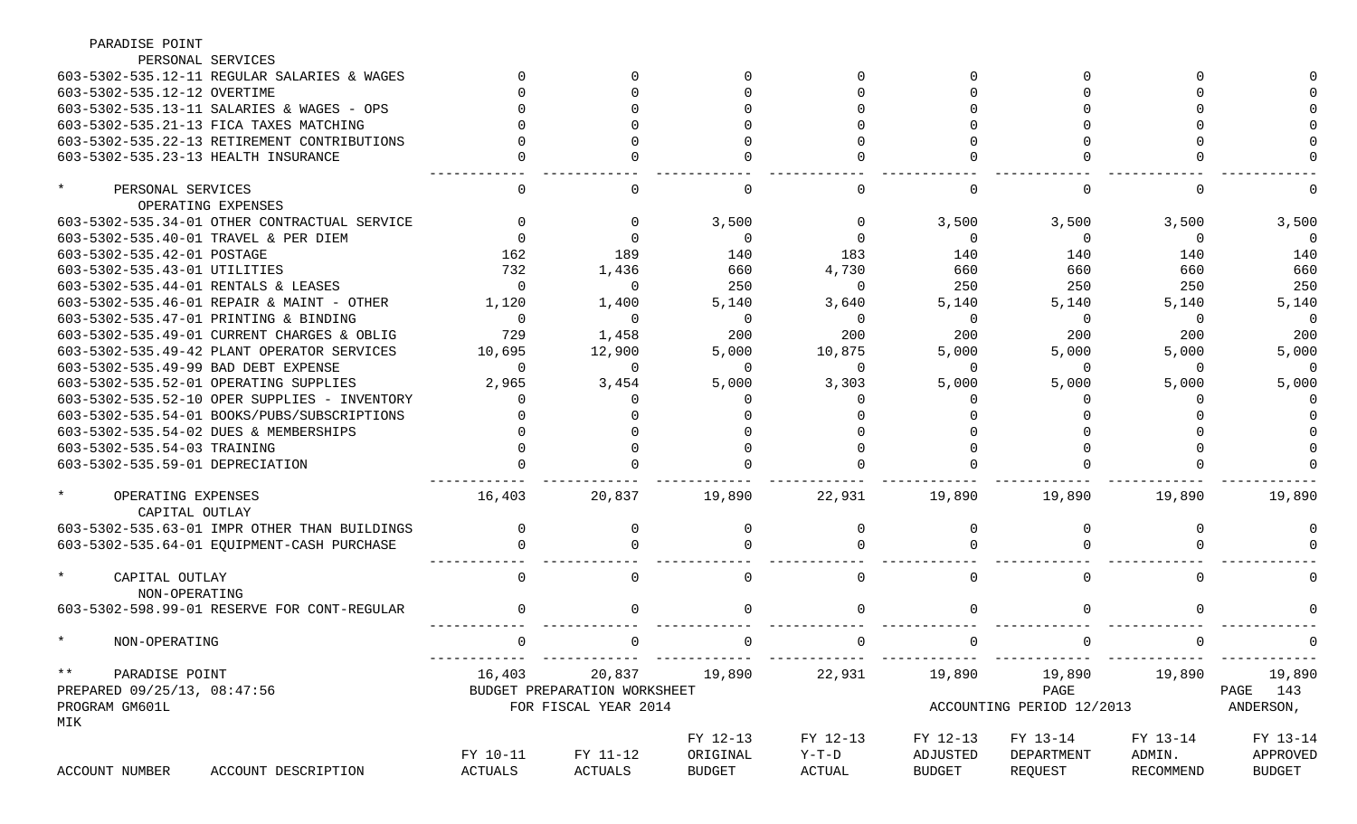PARADISE POINT

| ACCOUNT NUMBER | ACCOUNT DESCRIPTION | FY 10-11 ACTUALS | FY 11-12 ACTUALS | FY 12-13 ORIGINAL BUDGET | FY 12-13 Y-T-D ACTUAL | FY 12-13 ADJUSTED BUDGET | FY 13-14 DEPARTMENT REQUEST | FY 13-14 ADMIN. RECOMMEND | FY 13-14 APPROVED BUDGET |
|---|---|---|---|---|---|---|---|---|---|
| | PERSONAL SERVICES | | | | | | | | |
| 603-5302-535.12-11 | REGULAR SALARIES & WAGES | 0 | 0 | 0 | 0 | 0 | 0 | 0 | 0 |
| 603-5302-535.12-12 | OVERTIME | 0 | 0 | 0 | 0 | 0 | 0 | 0 | 0 |
| 603-5302-535.13-11 | SALARIES & WAGES - OPS | 0 | 0 | 0 | 0 | 0 | 0 | 0 | 0 |
| 603-5302-535.21-13 | FICA TAXES MATCHING | 0 | 0 | 0 | 0 | 0 | 0 | 0 | 0 |
| 603-5302-535.22-13 | RETIREMENT CONTRIBUTIONS | 0 | 0 | 0 | 0 | 0 | 0 | 0 | 0 |
| 603-5302-535.23-13 | HEALTH INSURANCE | 0 | 0 | 0 | 0 | 0 | 0 | 0 | 0 |
| * | PERSONAL SERVICES | 0 | 0 | 0 | 0 | 0 | 0 | 0 | 0 |
| | OPERATING EXPENSES | | | | | | | | |
| 603-5302-535.34-01 | OTHER CONTRACTUAL SERVICE | 0 | 0 | 3,500 | 0 | 3,500 | 3,500 | 3,500 | 3,500 |
| 603-5302-535.40-01 | TRAVEL & PER DIEM | 0 | 0 | 0 | 0 | 0 | 0 | 0 | 0 |
| 603-5302-535.42-01 | POSTAGE | 162 | 189 | 140 | 183 | 140 | 140 | 140 | 140 |
| 603-5302-535.43-01 | UTILITIES | 732 | 1,436 | 660 | 4,730 | 660 | 660 | 660 | 660 |
| 603-5302-535.44-01 | RENTALS & LEASES | 0 | 0 | 250 | 0 | 250 | 250 | 250 | 250 |
| 603-5302-535.46-01 | REPAIR & MAINT - OTHER | 1,120 | 1,400 | 5,140 | 3,640 | 5,140 | 5,140 | 5,140 | 5,140 |
| 603-5302-535.47-01 | PRINTING & BINDING | 0 | 0 | 0 | 0 | 0 | 0 | 0 | 0 |
| 603-5302-535.49-01 | CURRENT CHARGES & OBLIG | 729 | 1,458 | 200 | 200 | 200 | 200 | 200 | 200 |
| 603-5302-535.49-42 | PLANT OPERATOR SERVICES | 10,695 | 12,900 | 5,000 | 10,875 | 5,000 | 5,000 | 5,000 | 5,000 |
| 603-5302-535.49-99 | BAD DEBT EXPENSE | 0 | 0 | 0 | 0 | 0 | 0 | 0 | 0 |
| 603-5302-535.52-01 | OPERATING SUPPLIES | 2,965 | 3,454 | 5,000 | 3,303 | 5,000 | 5,000 | 5,000 | 5,000 |
| 603-5302-535.52-10 | OPER SUPPLIES - INVENTORY | 0 | 0 | 0 | 0 | 0 | 0 | 0 | 0 |
| 603-5302-535.54-01 | BOOKS/PUBS/SUBSCRIPTIONS | 0 | 0 | 0 | 0 | 0 | 0 | 0 | 0 |
| 603-5302-535.54-02 | DUES & MEMBERSHIPS | 0 | 0 | 0 | 0 | 0 | 0 | 0 | 0 |
| 603-5302-535.54-03 | TRAINING | 0 | 0 | 0 | 0 | 0 | 0 | 0 | 0 |
| 603-5302-535.59-01 | DEPRECIATION | 0 | 0 | 0 | 0 | 0 | 0 | 0 | 0 |
| * | OPERATING EXPENSES | 16,403 | 20,837 | 19,890 | 22,931 | 19,890 | 19,890 | 19,890 | 19,890 |
| | CAPITAL OUTLAY | | | | | | | | |
| 603-5302-535.63-01 | IMPR OTHER THAN BUILDINGS | 0 | 0 | 0 | 0 | 0 | 0 | 0 | 0 |
| 603-5302-535.64-01 | EQUIPMENT-CASH PURCHASE | 0 | 0 | 0 | 0 | 0 | 0 | 0 | 0 |
| * | CAPITAL OUTLAY | 0 | 0 | 0 | 0 | 0 | 0 | 0 | 0 |
| | NON-OPERATING | | | | | | | | |
| 603-5302-598.99-01 | RESERVE FOR CONT-REGULAR | 0 | 0 | 0 | 0 | 0 | 0 | 0 | 0 |
| * | NON-OPERATING | 0 | 0 | 0 | 0 | 0 | 0 | 0 | 0 |
| ** | PARADISE POINT | 16,403 | 20,837 | 19,890 | 22,931 | 19,890 | 19,890 | 19,890 | 19,890 |

PREPARED 09/25/13, 08:47:56 BUDGET PREPARATION WORKSHEET PAGE 143
PROGRAM GM601L FOR FISCAL YEAR 2014 ACCOUNTING PERIOD 12/2013 ANDERSON, MIK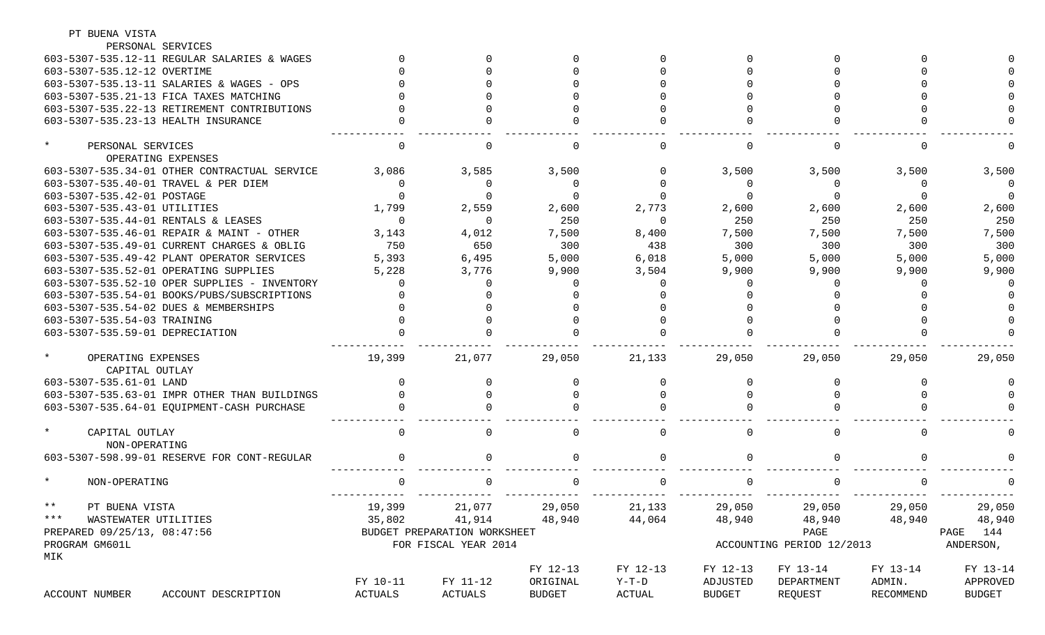PT BUENA VISTA

| ACCOUNT NUMBER | ACCOUNT DESCRIPTION | FY 10-11 ACTUALS | FY 11-12 ACTUALS | FY 12-13 ORIGINAL BUDGET | FY 12-13 Y-T-D ACTUAL | FY 12-13 ADJUSTED BUDGET | FY 13-14 DEPARTMENT REQUEST | FY 13-14 ADMIN. RECOMMEND | FY 13-14 APPROVED BUDGET |
|---|---|---|---|---|---|---|---|---|---|
| | PERSONAL SERVICES | | | | | | | | |
| 603-5307-535.12-11 | REGULAR SALARIES & WAGES | 0 | 0 | 0 | 0 | 0 | 0 | 0 | 0 |
| 603-5307-535.12-12 | OVERTIME | 0 | 0 | 0 | 0 | 0 | 0 | 0 | 0 |
| 603-5307-535.13-11 | SALARIES & WAGES - OPS | 0 | 0 | 0 | 0 | 0 | 0 | 0 | 0 |
| 603-5307-535.21-13 | FICA TAXES MATCHING | 0 | 0 | 0 | 0 | 0 | 0 | 0 | 0 |
| 603-5307-535.22-13 | RETIREMENT CONTRIBUTIONS | 0 | 0 | 0 | 0 | 0 | 0 | 0 | 0 |
| 603-5307-535.23-13 | HEALTH INSURANCE | 0 | 0 | 0 | 0 | 0 | 0 | 0 | 0 |
| * | PERSONAL SERVICES | 0 | 0 | 0 | 0 | 0 | 0 | 0 | 0 |
| | OPERATING EXPENSES | | | | | | | | |
| 603-5307-535.34-01 | OTHER CONTRACTUAL SERVICE | 3,086 | 3,585 | 3,500 | 0 | 3,500 | 3,500 | 3,500 | 3,500 |
| 603-5307-535.40-01 | TRAVEL & PER DIEM | 0 | 0 | 0 | 0 | 0 | 0 | 0 | 0 |
| 603-5307-535.42-01 | POSTAGE | 0 | 0 | 0 | 0 | 0 | 0 | 0 | 0 |
| 603-5307-535.43-01 | UTILITIES | 1,799 | 2,559 | 2,600 | 2,773 | 2,600 | 2,600 | 2,600 | 2,600 |
| 603-5307-535.44-01 | RENTALS & LEASES | 0 | 0 | 250 | 0 | 250 | 250 | 250 | 250 |
| 603-5307-535.46-01 | REPAIR & MAINT - OTHER | 3,143 | 4,012 | 7,500 | 8,400 | 7,500 | 7,500 | 7,500 | 7,500 |
| 603-5307-535.49-01 | CURRENT CHARGES & OBLIG | 750 | 650 | 300 | 438 | 300 | 300 | 300 | 300 |
| 603-5307-535.49-42 | PLANT OPERATOR SERVICES | 5,393 | 6,495 | 5,000 | 6,018 | 5,000 | 5,000 | 5,000 | 5,000 |
| 603-5307-535.52-01 | OPERATING SUPPLIES | 5,228 | 3,776 | 9,900 | 3,504 | 9,900 | 9,900 | 9,900 | 9,900 |
| 603-5307-535.52-10 | OPER SUPPLIES - INVENTORY | 0 | 0 | 0 | 0 | 0 | 0 | 0 | 0 |
| 603-5307-535.54-01 | BOOKS/PUBS/SUBSCRIPTIONS | 0 | 0 | 0 | 0 | 0 | 0 | 0 | 0 |
| 603-5307-535.54-02 | DUES & MEMBERSHIPS | 0 | 0 | 0 | 0 | 0 | 0 | 0 | 0 |
| 603-5307-535.54-03 | TRAINING | 0 | 0 | 0 | 0 | 0 | 0 | 0 | 0 |
| 603-5307-535.59-01 | DEPRECIATION | 0 | 0 | 0 | 0 | 0 | 0 | 0 | 0 |
| * | OPERATING EXPENSES | 19,399 | 21,077 | 29,050 | 21,133 | 29,050 | 29,050 | 29,050 | 29,050 |
| | CAPITAL OUTLAY | | | | | | | | |
| 603-5307-535.61-01 | LAND | 0 | 0 | 0 | 0 | 0 | 0 | 0 | 0 |
| 603-5307-535.63-01 | IMPR OTHER THAN BUILDINGS | 0 | 0 | 0 | 0 | 0 | 0 | 0 | 0 |
| 603-5307-535.64-01 | EQUIPMENT-CASH PURCHASE | 0 | 0 | 0 | 0 | 0 | 0 | 0 | 0 |
| * | CAPITAL OUTLAY | 0 | 0 | 0 | 0 | 0 | 0 | 0 | 0 |
| | NON-OPERATING | | | | | | | | |
| 603-5307-598.99-01 | RESERVE FOR CONT-REGULAR | 0 | 0 | 0 | 0 | 0 | 0 | 0 | 0 |
| * | NON-OPERATING | 0 | 0 | 0 | 0 | 0 | 0 | 0 | 0 |
| ** | PT BUENA VISTA | 19,399 | 21,077 | 29,050 | 21,133 | 29,050 | 29,050 | 29,050 | 29,050 |
| *** | WASTEWATER UTILITIES | 35,802 | 41,914 | 48,940 | 44,064 | 48,940 | 48,940 | 48,940 | 48,940 |

PREPARED 09/25/13, 08:47:56 — BUDGET PREPARATION WORKSHEET — PAGE 144

PROGRAM GM601L — FOR FISCAL YEAR 2014 — ACCOUNTING PERIOD 12/2013 — ANDERSON, MIK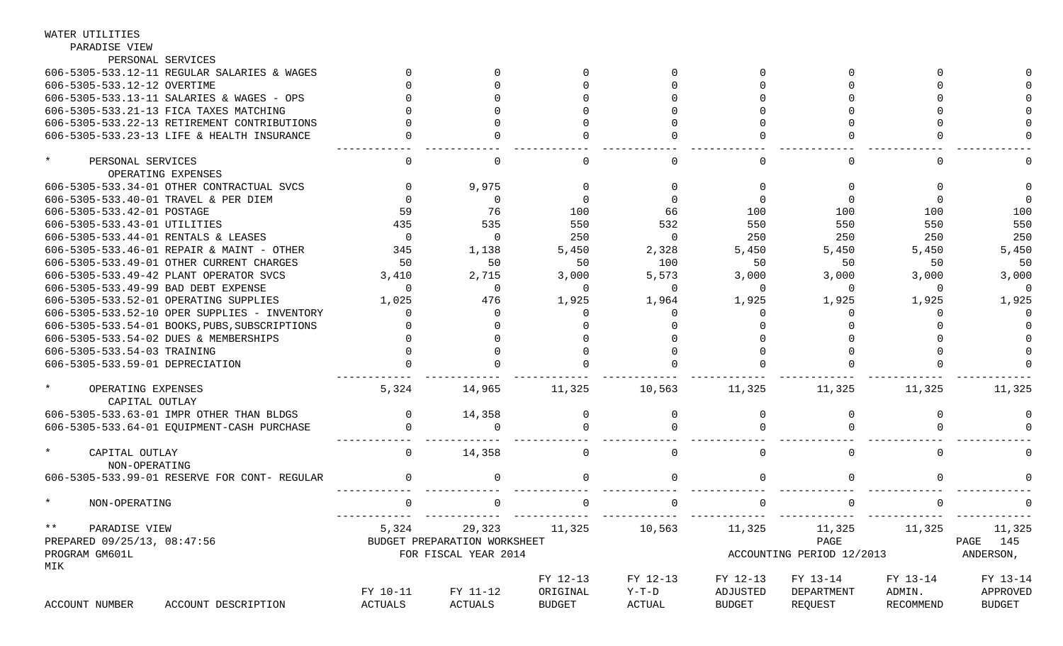WATER UTILITIES
PARADISE VIEW

| ACCOUNT NUMBER | ACCOUNT DESCRIPTION | FY 10-11 ACTUALS | FY 11-12 ACTUALS | FY 12-13 ORIGINAL BUDGET | FY 12-13 Y-T-D ACTUAL | FY 12-13 ADJUSTED BUDGET | FY 13-14 DEPARTMENT REQUEST | FY 13-14 ADMIN. RECOMMEND | FY 13-14 APPROVED BUDGET |
|---|---|---|---|---|---|---|---|---|---|
| | PERSONAL SERVICES | | | | | | | | |
| 606-5305-533.12-11 | REGULAR SALARIES & WAGES | 0 | 0 | 0 | 0 | 0 | 0 | 0 | 0 |
| 606-5305-533.12-12 | OVERTIME | 0 | 0 | 0 | 0 | 0 | 0 | 0 | 0 |
| 606-5305-533.13-11 | SALARIES & WAGES - OPS | 0 | 0 | 0 | 0 | 0 | 0 | 0 | 0 |
| 606-5305-533.21-13 | FICA TAXES MATCHING | 0 | 0 | 0 | 0 | 0 | 0 | 0 | 0 |
| 606-5305-533.22-13 | RETIREMENT CONTRIBUTIONS | 0 | 0 | 0 | 0 | 0 | 0 | 0 | 0 |
| 606-5305-533.23-13 | LIFE & HEALTH INSURANCE | 0 | 0 | 0 | 0 | 0 | 0 | 0 | 0 |
| * | PERSONAL SERVICES | 0 | 0 | 0 | 0 | 0 | 0 | 0 | 0 |
| | OPERATING EXPENSES | | | | | | | | |
| 606-5305-533.34-01 | OTHER CONTRACTUAL SVCS | 0 | 9,975 | 0 | 0 | 0 | 0 | 0 | 0 |
| 606-5305-533.40-01 | TRAVEL & PER DIEM | 0 | 0 | 0 | 0 | 0 | 0 | 0 | 0 |
| 606-5305-533.42-01 | POSTAGE | 59 | 76 | 100 | 66 | 100 | 100 | 100 | 100 |
| 606-5305-533.43-01 | UTILITIES | 435 | 535 | 550 | 532 | 550 | 550 | 550 | 550 |
| 606-5305-533.44-01 | RENTALS & LEASES | 0 | 0 | 250 | 0 | 250 | 250 | 250 | 250 |
| 606-5305-533.46-01 | REPAIR & MAINT - OTHER | 345 | 1,138 | 5,450 | 2,328 | 5,450 | 5,450 | 5,450 | 5,450 |
| 606-5305-533.49-01 | OTHER CURRENT CHARGES | 50 | 50 | 50 | 100 | 50 | 50 | 50 | 50 |
| 606-5305-533.49-42 | PLANT OPERATOR SVCS | 3,410 | 2,715 | 3,000 | 5,573 | 3,000 | 3,000 | 3,000 | 3,000 |
| 606-5305-533.49-99 | BAD DEBT EXPENSE | 0 | 0 | 0 | 0 | 0 | 0 | 0 | 0 |
| 606-5305-533.52-01 | OPERATING SUPPLIES | 1,025 | 476 | 1,925 | 1,964 | 1,925 | 1,925 | 1,925 | 1,925 |
| 606-5305-533.52-10 | OPER SUPPLIES - INVENTORY | 0 | 0 | 0 | 0 | 0 | 0 | 0 | 0 |
| 606-5305-533.54-01 | BOOKS,PUBS,SUBSCRIPTIONS | 0 | 0 | 0 | 0 | 0 | 0 | 0 | 0 |
| 606-5305-533.54-02 | DUES & MEMBERSHIPS | 0 | 0 | 0 | 0 | 0 | 0 | 0 | 0 |
| 606-5305-533.54-03 | TRAINING | 0 | 0 | 0 | 0 | 0 | 0 | 0 | 0 |
| 606-5305-533.59-01 | DEPRECIATION | 0 | 0 | 0 | 0 | 0 | 0 | 0 | 0 |
| * | OPERATING EXPENSES | 5,324 | 14,965 | 11,325 | 10,563 | 11,325 | 11,325 | 11,325 | 11,325 |
| | CAPITAL OUTLAY | | | | | | | | |
| 606-5305-533.63-01 | IMPR OTHER THAN BLDGS | 0 | 14,358 | 0 | 0 | 0 | 0 | 0 | 0 |
| 606-5305-533.64-01 | EQUIPMENT-CASH PURCHASE | 0 | 0 | 0 | 0 | 0 | 0 | 0 | 0 |
| * | CAPITAL OUTLAY | 0 | 14,358 | 0 | 0 | 0 | 0 | 0 | 0 |
| | NON-OPERATING | | | | | | | | |
| 606-5305-533.99-01 | RESERVE FOR CONT- REGULAR | 0 | 0 | 0 | 0 | 0 | 0 | 0 | 0 |
| * | NON-OPERATING | 0 | 0 | 0 | 0 | 0 | 0 | 0 | 0 |
| ** | PARADISE VIEW | 5,324 | 29,323 | 11,325 | 10,563 | 11,325 | 11,325 | 11,325 | 11,325 |

PREPARED 09/25/13, 08:47:56 — BUDGET PREPARATION WORKSHEET — PAGE 145
PROGRAM GM601L — FOR FISCAL YEAR 2014 — ACCOUNTING PERIOD 12/2013 — ANDERSON, MIK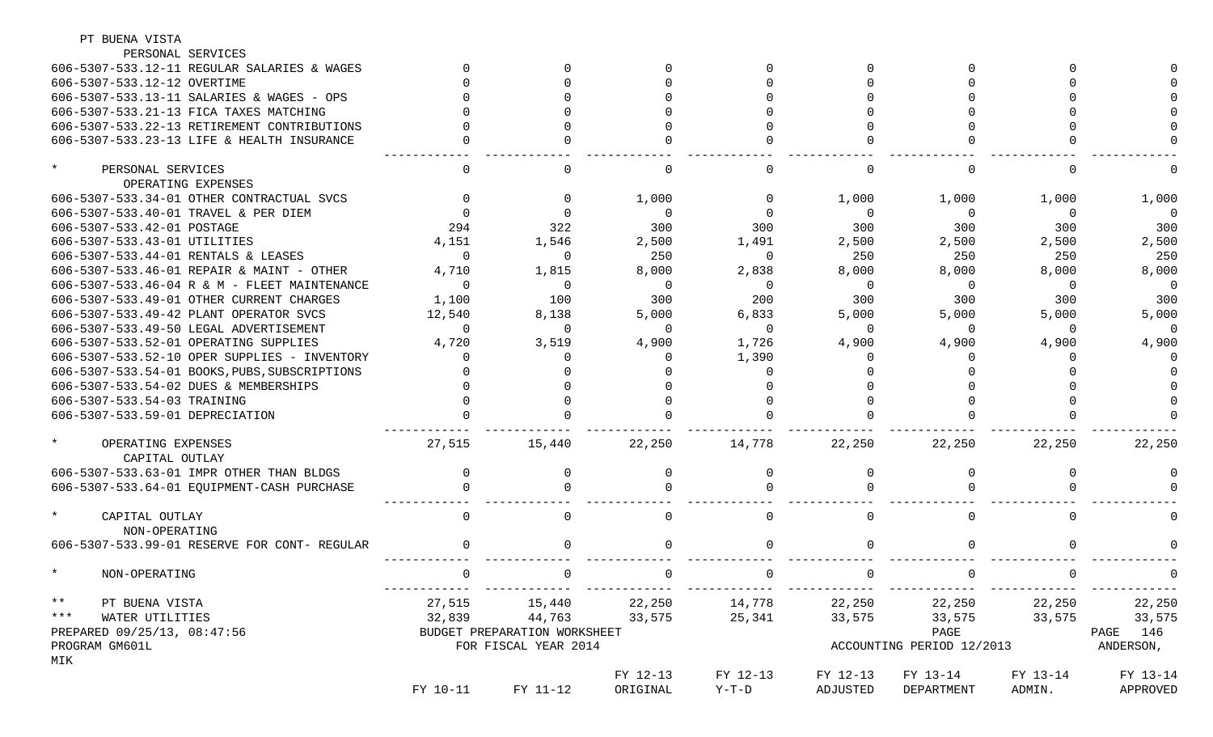PT BUENA VISTA

| Account | FY 10-11 | FY 11-12 | FY 12-13 ORIGINAL | FY 12-13 Y-T-D | FY 12-13 ADJUSTED | FY 13-14 DEPARTMENT | FY 13-14 ADMIN. | FY 13-14 APPROVED |
|---|---|---|---|---|---|---|---|---|
| PERSONAL SERVICES | | | | | | | | |
| 606-5307-533.12-11 REGULAR SALARIES & WAGES | 0 | 0 | 0 | 0 | 0 | 0 | 0 | 0 |
| 606-5307-533.12-12 OVERTIME | 0 | 0 | 0 | 0 | 0 | 0 | 0 | 0 |
| 606-5307-533.13-11 SALARIES & WAGES - OPS | 0 | 0 | 0 | 0 | 0 | 0 | 0 | 0 |
| 606-5307-533.21-13 FICA TAXES MATCHING | 0 | 0 | 0 | 0 | 0 | 0 | 0 | 0 |
| 606-5307-533.22-13 RETIREMENT CONTRIBUTIONS | 0 | 0 | 0 | 0 | 0 | 0 | 0 | 0 |
| 606-5307-533.23-13 LIFE & HEALTH INSURANCE | 0 | 0 | 0 | 0 | 0 | 0 | 0 | 0 |
| * PERSONAL SERVICES | 0 | 0 | 0 | 0 | 0 | 0 | 0 | 0 |
| OPERATING EXPENSES | | | | | | | | |
| 606-5307-533.34-01 OTHER CONTRACTUAL SVCS | 0 | 0 | 1,000 | 0 | 1,000 | 1,000 | 1,000 | 1,000 |
| 606-5307-533.40-01 TRAVEL & PER DIEM | 0 | 0 | 0 | 0 | 0 | 0 | 0 | 0 |
| 606-5307-533.42-01 POSTAGE | 294 | 322 | 300 | 300 | 300 | 300 | 300 | 300 |
| 606-5307-533.43-01 UTILITIES | 4,151 | 1,546 | 2,500 | 1,491 | 2,500 | 2,500 | 2,500 | 2,500 |
| 606-5307-533.44-01 RENTALS & LEASES | 0 | 0 | 250 | 0 | 250 | 250 | 250 | 250 |
| 606-5307-533.46-01 REPAIR & MAINT - OTHER | 4,710 | 1,815 | 8,000 | 2,838 | 8,000 | 8,000 | 8,000 | 8,000 |
| 606-5307-533.46-04 R & M - FLEET MAINTENANCE | 0 | 0 | 0 | 0 | 0 | 0 | 0 | 0 |
| 606-5307-533.49-01 OTHER CURRENT CHARGES | 1,100 | 100 | 300 | 200 | 300 | 300 | 300 | 300 |
| 606-5307-533.49-42 PLANT OPERATOR SVCS | 12,540 | 8,138 | 5,000 | 6,833 | 5,000 | 5,000 | 5,000 | 5,000 |
| 606-5307-533.49-50 LEGAL ADVERTISEMENT | 0 | 0 | 0 | 0 | 0 | 0 | 0 | 0 |
| 606-5307-533.52-01 OPERATING SUPPLIES | 4,720 | 3,519 | 4,900 | 1,726 | 4,900 | 4,900 | 4,900 | 4,900 |
| 606-5307-533.52-10 OPER SUPPLIES - INVENTORY | 0 | 0 | 0 | 1,390 | 0 | 0 | 0 | 0 |
| 606-5307-533.54-01 BOOKS,PUBS,SUBSCRIPTIONS | 0 | 0 | 0 | 0 | 0 | 0 | 0 | 0 |
| 606-5307-533.54-02 DUES & MEMBERSHIPS | 0 | 0 | 0 | 0 | 0 | 0 | 0 | 0 |
| 606-5307-533.54-03 TRAINING | 0 | 0 | 0 | 0 | 0 | 0 | 0 | 0 |
| 606-5307-533.59-01 DEPRECIATION | 0 | 0 | 0 | 0 | 0 | 0 | 0 | 0 |
| * OPERATING EXPENSES | 27,515 | 15,440 | 22,250 | 14,778 | 22,250 | 22,250 | 22,250 | 22,250 |
| CAPITAL OUTLAY | | | | | | | | |
| 606-5307-533.63-01 IMPR OTHER THAN BLDGS | 0 | 0 | 0 | 0 | 0 | 0 | 0 | 0 |
| 606-5307-533.64-01 EQUIPMENT-CASH PURCHASE | 0 | 0 | 0 | 0 | 0 | 0 | 0 | 0 |
| * CAPITAL OUTLAY | 0 | 0 | 0 | 0 | 0 | 0 | 0 | 0 |
| NON-OPERATING | | | | | | | | |
| 606-5307-533.99-01 RESERVE FOR CONT- REGULAR | 0 | 0 | 0 | 0 | 0 | 0 | 0 | 0 |
| * NON-OPERATING | 0 | 0 | 0 | 0 | 0 | 0 | 0 | 0 |
| ** PT BUENA VISTA | 27,515 | 15,440 | 22,250 | 14,778 | 22,250 | 22,250 | 22,250 | 22,250 |
| *** WATER UTILITIES | 32,839 | 44,763 | 33,575 | 25,341 | 33,575 | 33,575 | 33,575 | 33,575 |

PREPARED 09/25/13, 08:47:56 — BUDGET PREPARATION WORKSHEET — PAGE

PROGRAM GM601L — FOR FISCAL YEAR 2014 — ACCOUNTING PERIOD 12/2013 — ANDERSON, MIK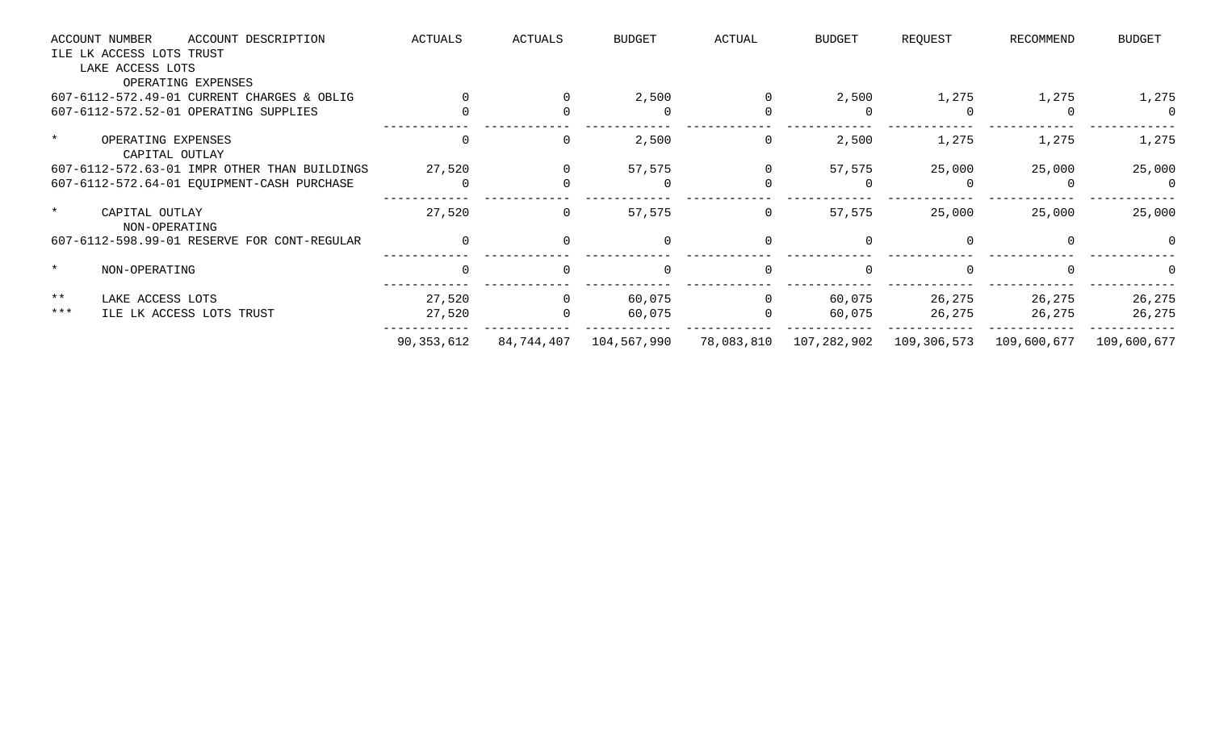| ACCOUNT NUMBER | ACCOUNT DESCRIPTION | ACTUALS | ACTUALS | BUDGET | ACTUAL | BUDGET | REQUEST | RECOMMEND | BUDGET |
|---|---|---|---|---|---|---|---|---|---|
| ILE LK ACCESS LOTS TRUST | | | | | | | | | |
| LAKE ACCESS LOTS | | | | | | | | | |
| | OPERATING EXPENSES | | | | | | | | |
| 607-6112-572.49-01 | CURRENT CHARGES & OBLIG | 0 | 0 | 2,500 | 0 | 2,500 | 1,275 | 1,275 | 1,275 |
| 607-6112-572.52-01 | OPERATING SUPPLIES | 0 | 0 | 0 | 0 | 0 | 0 | 0 | 0 |
| * | OPERATING EXPENSES | 0 | 0 | 2,500 | 0 | 2,500 | 1,275 | 1,275 | 1,275 |
| | CAPITAL OUTLAY | | | | | | | | |
| 607-6112-572.63-01 | IMPR OTHER THAN BUILDINGS | 27,520 | 0 | 57,575 | 0 | 57,575 | 25,000 | 25,000 | 25,000 |
| 607-6112-572.64-01 | EQUIPMENT-CASH PURCHASE | 0 | 0 | 0 | 0 | 0 | 0 | 0 | 0 |
| * | CAPITAL OUTLAY | 27,520 | 0 | 57,575 | 0 | 57,575 | 25,000 | 25,000 | 25,000 |
| | NON-OPERATING | | | | | | | | |
| 607-6112-598.99-01 | RESERVE FOR CONT-REGULAR | 0 | 0 | 0 | 0 | 0 | 0 | 0 | 0 |
| * | NON-OPERATING | 0 | 0 | 0 | 0 | 0 | 0 | 0 | 0 |
| ** | LAKE ACCESS LOTS | 27,520 | 0 | 60,075 | 0 | 60,075 | 26,275 | 26,275 | 26,275 |
| *** | ILE LK ACCESS LOTS TRUST | 27,520 | 0 | 60,075 | 0 | 60,075 | 26,275 | 26,275 | 26,275 |
| | | 90,353,612 | 84,744,407 | 104,567,990 | 78,083,810 | 107,282,902 | 109,306,573 | 109,600,677 | 109,600,677 |